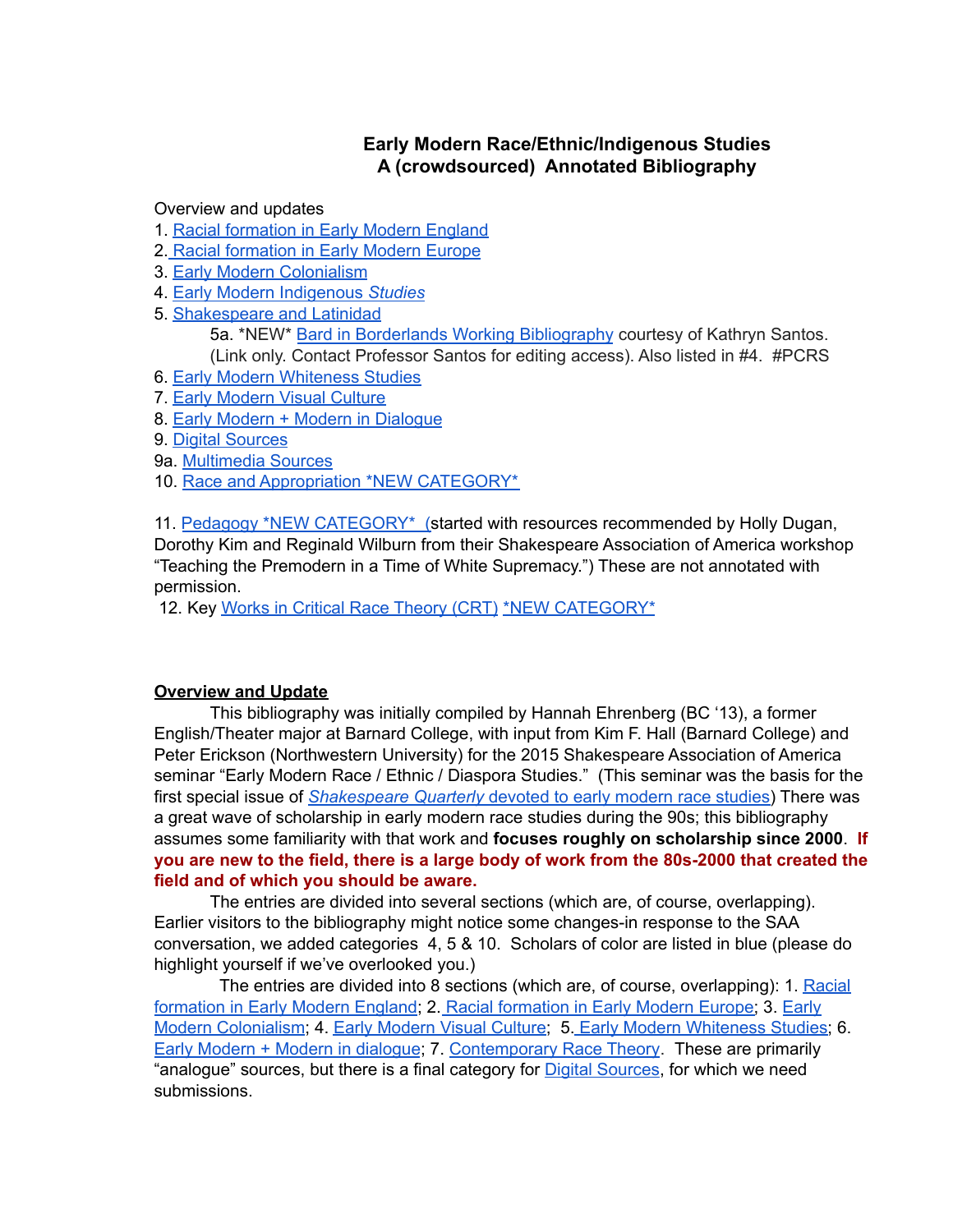# Early Modern Race/Ethnic/Indigenous Studies
## A (crowdsourced) Annotated Bibliography

Overview and updates

1. Racial formation in Early Modern England
2. Racial formation in Early Modern Europe
3. Early Modern Colonialism
4. Early Modern Indigenous *Studies*
5. Shakespeare and Latinidad
    5a. \*NEW\* Bard in Borderlands Working Bibliography courtesy of Kathryn Santos. (Link only. Contact Professor Santos for editing access). Also listed in #4. #PCRS
6. Early Modern Whiteness Studies
7. Early Modern Visual Culture
8. Early Modern + Modern in Dialogue
9. Digital Sources

9a. Multimedia Sources

10. Race and Appropriation \*NEW CATEGORY\*

11. Pedagogy \*NEW CATEGORY\* (started with resources recommended by Holly Dugan, Dorothy Kim and Reginald Wilburn from their Shakespeare Association of America workshop "Teaching the Premodern in a Time of White Supremacy.") These are not annotated with permission.

12. Key Works in Critical Race Theory (CRT) \*NEW CATEGORY\*

**Overview and Update**

This bibliography was initially compiled by Hannah Ehrenberg (BC '13), a former English/Theater major at Barnard College, with input from Kim F. Hall (Barnard College) and Peter Erickson (Northwestern University) for the 2015 Shakespeare Association of America seminar "Early Modern Race / Ethnic / Diaspora Studies." (This seminar was the basis for the first special issue of *Shakespeare Quarterly* devoted to early modern race studies) There was a great wave of scholarship in early modern race studies during the 90s; this bibliography assumes some familiarity with that work and **focuses roughly on scholarship since 2000**. **If you are new to the field, there is a large body of work from the 80s-2000 that created the field and of which you should be aware.**

The entries are divided into several sections (which are, of course, overlapping). Earlier visitors to the bibliography might notice some changes-in response to the SAA conversation, we added categories 4, 5 & 10. Scholars of color are listed in blue (please do highlight yourself if we've overlooked you.)

The entries are divided into 8 sections (which are, of course, overlapping): 1. Racial formation in Early Modern England; 2. Racial formation in Early Modern Europe; 3. Early Modern Colonialism; 4. Early Modern Visual Culture; 5. Early Modern Whiteness Studies; 6. Early Modern + Modern in dialogue; 7. Contemporary Race Theory. These are primarily "analogue" sources, but there is a final category for Digital Sources, for which we need submissions.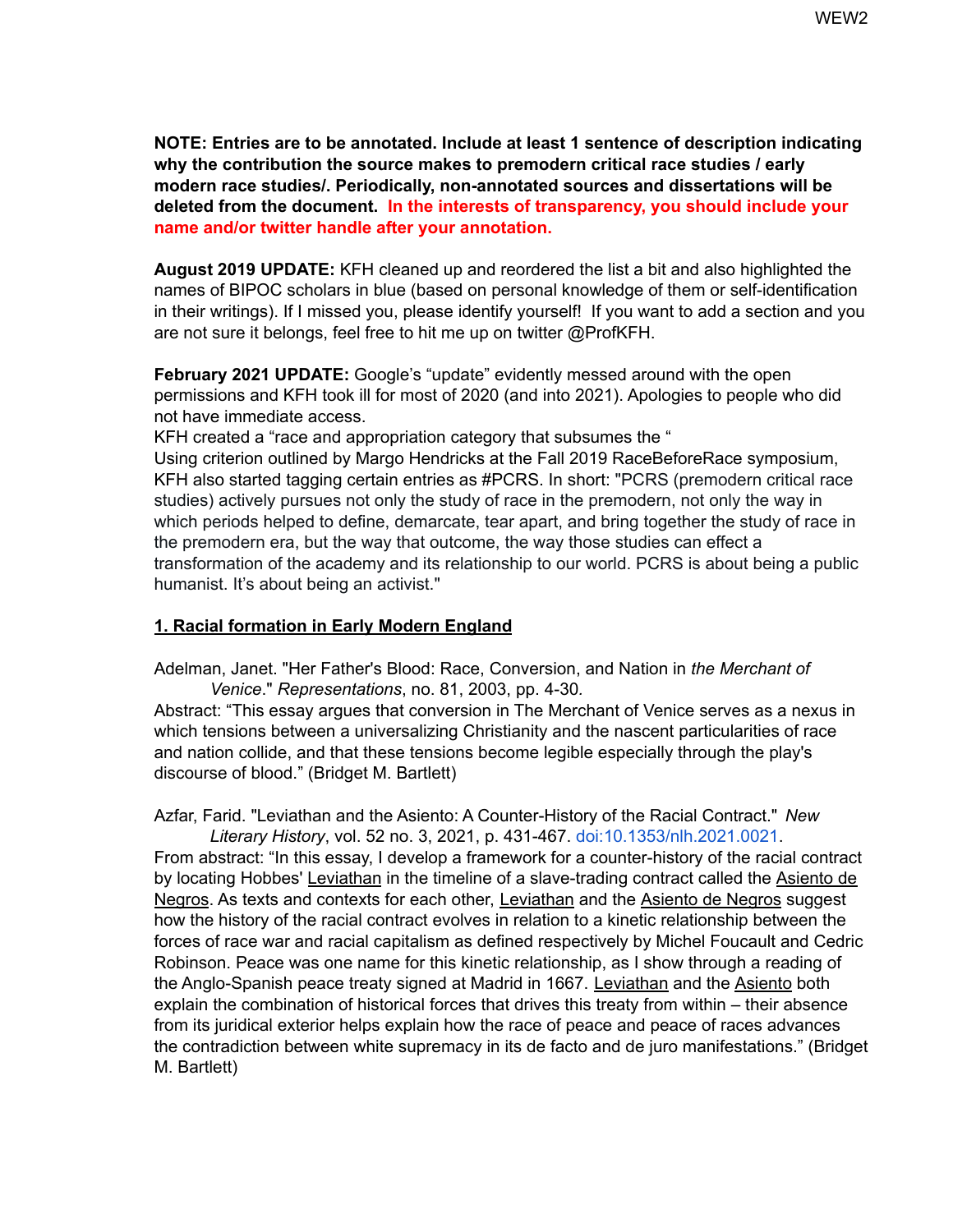**NOTE: Entries are to be annotated. Include at least 1 sentence of description indicating why the contribution the source makes to premodern critical race studies / early modern race studies/. Periodically, non-annotated sources and dissertations will be deleted from the document. In the interests of transparency, you should include your name and/or twitter handle after your annotation.**

**August 2019 UPDATE:** KFH cleaned up and reordered the list a bit and also highlighted the names of BIPOC scholars in blue (based on personal knowledge of them or self-identification in their writings). If I missed you, please identify yourself! If you want to add a section and you are not sure it belongs, feel free to hit me up on twitter @ProfKFH.

**February 2021 UPDATE:** Google's "update" evidently messed around with the open permissions and KFH took ill for most of 2020 (and into 2021). Apologies to people who did not have immediate access.

KFH created a "race and appropriation category that subsumes the "

Using criterion outlined by Margo Hendricks at the Fall 2019 RaceBeforeRace symposium, KFH also started tagging certain entries as #PCRS. In short: "PCRS (premodern critical race studies) actively pursues not only the study of race in the premodern, not only the way in which periods helped to define, demarcate, tear apart, and bring together the study of race in the premodern era, but the way that outcome, the way those studies can effect a transformation of the academy and its relationship to our world. PCRS is about being a public humanist. It's about being an activist."

## 1. Racial formation in Early Modern England

Adelman, Janet. "Her Father's Blood: Race, Conversion, and Nation in *the Merchant of Venice*." *Representations*, no. 81, 2003, pp. 4-30.
Abstract: "This essay argues that conversion in The Merchant of Venice serves as a nexus in which tensions between a universalizing Christianity and the nascent particularities of race and nation collide, and that these tensions become legible especially through the play's discourse of blood." (Bridget M. Bartlett)

Azfar, Farid. "Leviathan and the Asiento: A Counter-History of the Racial Contract." *New Literary History*, vol. 52 no. 3, 2021, p. 431-467. doi:10.1353/nlh.2021.0021.
From abstract: "In this essay, I develop a framework for a counter-history of the racial contract by locating Hobbes' Leviathan in the timeline of a slave-trading contract called the Asiento de Negros. As texts and contexts for each other, Leviathan and the Asiento de Negros suggest how the history of the racial contract evolves in relation to a kinetic relationship between the forces of race war and racial capitalism as defined respectively by Michel Foucault and Cedric Robinson. Peace was one name for this kinetic relationship, as I show through a reading of the Anglo-Spanish peace treaty signed at Madrid in 1667. Leviathan and the Asiento both explain the combination of historical forces that drives this treaty from within – their absence from its juridical exterior helps explain how the race of peace and peace of races advances the contradiction between white supremacy in its de facto and de juro manifestations." (Bridget M. Bartlett)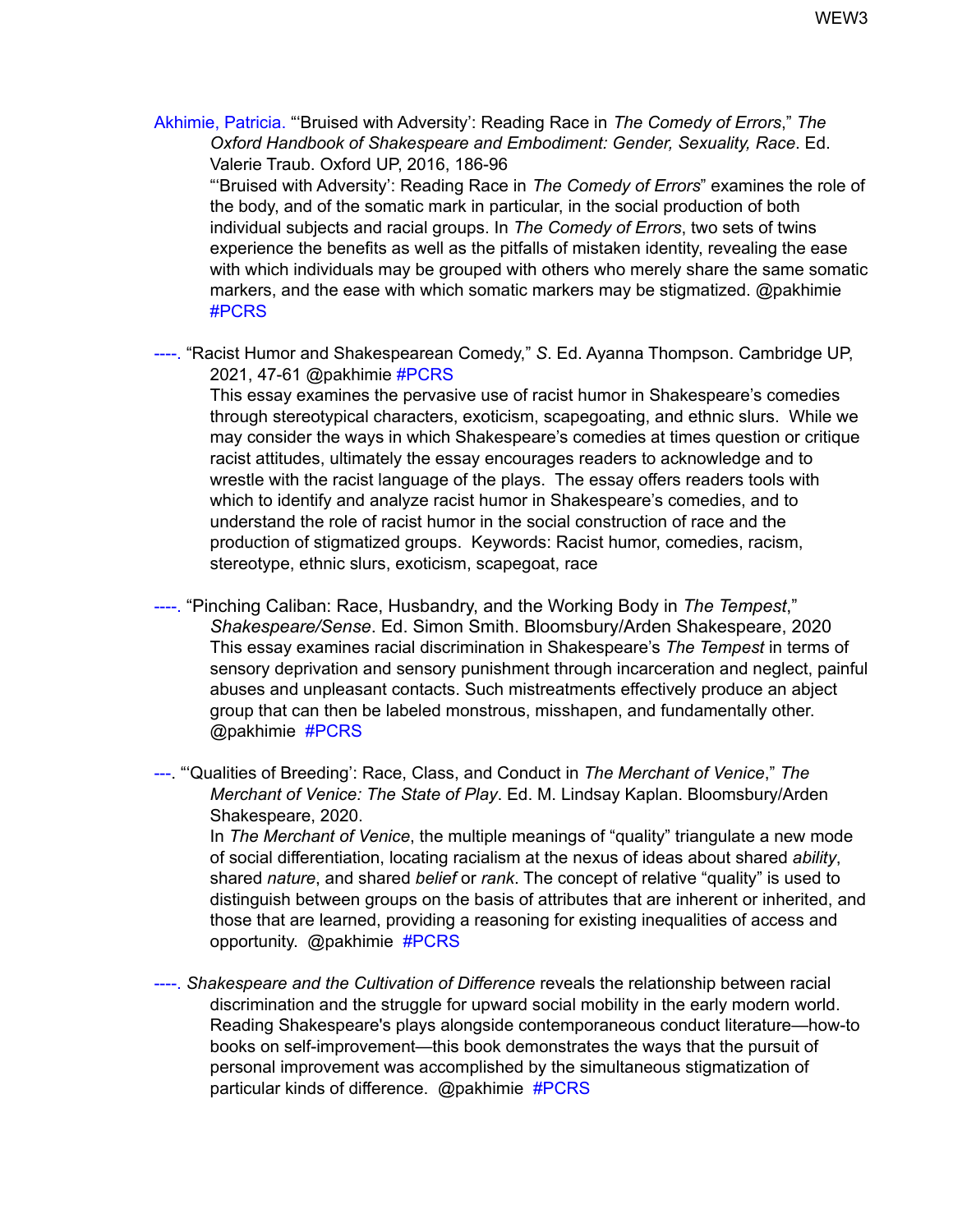Akhimie, Patricia. "'Bruised with Adversity': Reading Race in *The Comedy of Errors*," *The Oxford Handbook of Shakespeare and Embodiment: Gender, Sexuality, Race*. Ed. Valerie Traub. Oxford UP, 2016, 186-96

"'Bruised with Adversity': Reading Race in *The Comedy of Errors*" examines the role of the body, and of the somatic mark in particular, in the social production of both individual subjects and racial groups. In *The Comedy of Errors*, two sets of twins experience the benefits as well as the pitfalls of mistaken identity, revealing the ease with which individuals may be grouped with others who merely share the same somatic markers, and the ease with which somatic markers may be stigmatized. @pakhimie #PCRS

----. "Racist Humor and Shakespearean Comedy," *S*. Ed. Ayanna Thompson. Cambridge UP, 2021, 47-61 @pakhimie #PCRS

This essay examines the pervasive use of racist humor in Shakespeare's comedies through stereotypical characters, exoticism, scapegoating, and ethnic slurs. While we may consider the ways in which Shakespeare's comedies at times question or critique racist attitudes, ultimately the essay encourages readers to acknowledge and to wrestle with the racist language of the plays. The essay offers readers tools with which to identify and analyze racist humor in Shakespeare's comedies, and to understand the role of racist humor in the social construction of race and the production of stigmatized groups. Keywords: Racist humor, comedies, racism, stereotype, ethnic slurs, exoticism, scapegoat, race

----. "Pinching Caliban: Race, Husbandry, and the Working Body in *The Tempest*," *Shakespeare/Sense*. Ed. Simon Smith. Bloomsbury/Arden Shakespeare, 2020

This essay examines racial discrimination in Shakespeare's *The Tempest* in terms of sensory deprivation and sensory punishment through incarceration and neglect, painful abuses and unpleasant contacts. Such mistreatments effectively produce an abject group that can then be labeled monstrous, misshapen, and fundamentally other. @pakhimie #PCRS

---. "'Qualities of Breeding': Race, Class, and Conduct in *The Merchant of Venice*," *The Merchant of Venice: The State of Play*. Ed. M. Lindsay Kaplan. Bloomsbury/Arden Shakespeare, 2020.

In *The Merchant of Venice*, the multiple meanings of "quality" triangulate a new mode of social differentiation, locating racialism at the nexus of ideas about shared *ability*, shared *nature*, and shared *belief* or *rank*. The concept of relative "quality" is used to distinguish between groups on the basis of attributes that are inherent or inherited, and those that are learned, providing a reasoning for existing inequalities of access and opportunity. @pakhimie #PCRS

----. *Shakespeare and the Cultivation of Difference* reveals the relationship between racial discrimination and the struggle for upward social mobility in the early modern world. Reading Shakespeare's plays alongside contemporaneous conduct literature—how-to books on self-improvement—this book demonstrates the ways that the pursuit of personal improvement was accomplished by the simultaneous stigmatization of particular kinds of difference. @pakhimie #PCRS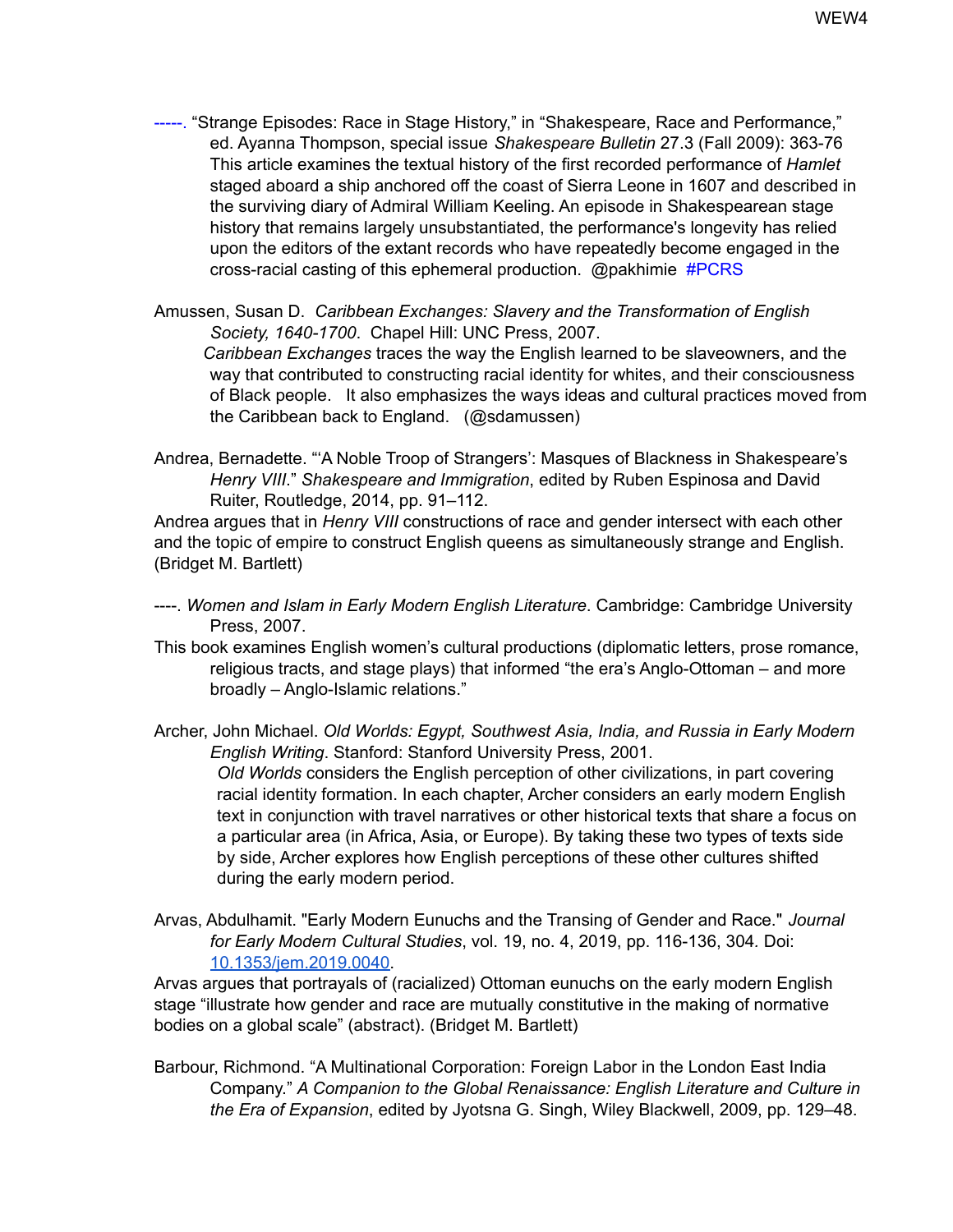-----. "Strange Episodes: Race in Stage History," in "Shakespeare, Race and Performance," ed. Ayanna Thompson, special issue *Shakespeare Bulletin* 27.3 (Fall 2009): 363-76
This article examines the textual history of the first recorded performance of *Hamlet* staged aboard a ship anchored off the coast of Sierra Leone in 1607 and described in the surviving diary of Admiral William Keeling. An episode in Shakespearean stage history that remains largely unsubstantiated, the performance's longevity has relied upon the editors of the extant records who have repeatedly become engaged in the cross-racial casting of this ephemeral production. @pakhimie #PCRS

Amussen, Susan D. *Caribbean Exchanges: Slavery and the Transformation of English Society, 1640-1700*. Chapel Hill: UNC Press, 2007.
*Caribbean Exchanges* traces the way the English learned to be slaveowners, and the way that contributed to constructing racial identity for whites, and their consciousness of Black people. It also emphasizes the ways ideas and cultural practices moved from the Caribbean back to England. (@sdamussen)

Andrea, Bernadette. "'A Noble Troop of Strangers': Masques of Blackness in Shakespeare's *Henry VIII*." *Shakespeare and Immigration*, edited by Ruben Espinosa and David Ruiter, Routledge, 2014, pp. 91–112.
Andrea argues that in *Henry VIII* constructions of race and gender intersect with each other and the topic of empire to construct English queens as simultaneously strange and English. (Bridget M. Bartlett)

----. *Women and Islam in Early Modern English Literature*. Cambridge: Cambridge University Press, 2007.
This book examines English women's cultural productions (diplomatic letters, prose romance, religious tracts, and stage plays) that informed "the era's Anglo-Ottoman – and more broadly – Anglo-Islamic relations."

Archer, John Michael. *Old Worlds: Egypt, Southwest Asia, India, and Russia in Early Modern English Writing*. Stanford: Stanford University Press, 2001.
*Old Worlds* considers the English perception of other civilizations, in part covering racial identity formation. In each chapter, Archer considers an early modern English text in conjunction with travel narratives or other historical texts that share a focus on a particular area (in Africa, Asia, or Europe). By taking these two types of texts side by side, Archer explores how English perceptions of these other cultures shifted during the early modern period.

Arvas, Abdulhamit. "Early Modern Eunuchs and the Transing of Gender and Race." *Journal for Early Modern Cultural Studies*, vol. 19, no. 4, 2019, pp. 116-136, 304. Doi: [10.1353/jem.2019.0040](https://doi.org/10.1353/jem.2019.0040).
Arvas argues that portrayals of (racialized) Ottoman eunuchs on the early modern English stage "illustrate how gender and race are mutually constitutive in the making of normative bodies on a global scale" (abstract). (Bridget M. Bartlett)

Barbour, Richmond. "A Multinational Corporation: Foreign Labor in the London East India Company." *A Companion to the Global Renaissance: English Literature and Culture in the Era of Expansion*, edited by Jyotsna G. Singh, Wiley Blackwell, 2009, pp. 129–48.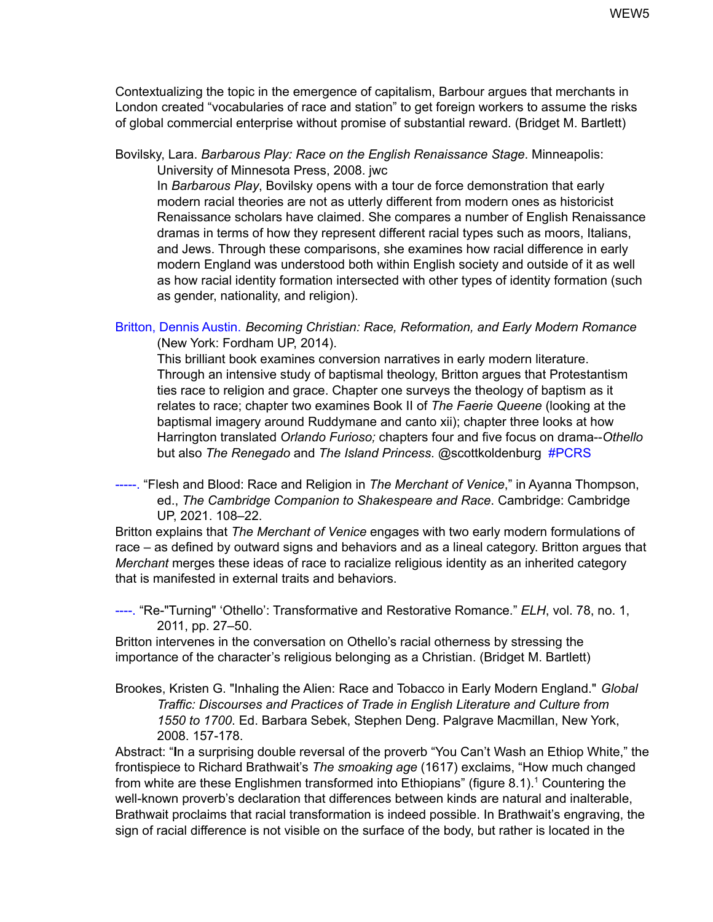Contextualizing the topic in the emergence of capitalism, Barbour argues that merchants in London created "vocabularies of race and station" to get foreign workers to assume the risks of global commercial enterprise without promise of substantial reward. (Bridget M. Bartlett)

Bovilsky, Lara. *Barbarous Play: Race on the English Renaissance Stage*. Minneapolis: University of Minnesota Press, 2008. jwc

In *Barbarous Play*, Bovilsky opens with a tour de force demonstration that early modern racial theories are not as utterly different from modern ones as historicist Renaissance scholars have claimed. She compares a number of English Renaissance dramas in terms of how they represent different racial types such as moors, Italians, and Jews. Through these comparisons, she examines how racial difference in early modern England was understood both within English society and outside of it as well as how racial identity formation intersected with other types of identity formation (such as gender, nationality, and religion).

Britton, Dennis Austin. *Becoming Christian: Race, Reformation, and Early Modern Romance* (New York: Fordham UP, 2014).

This brilliant book examines conversion narratives in early modern literature. Through an intensive study of baptismal theology, Britton argues that Protestantism ties race to religion and grace. Chapter one surveys the theology of baptism as it relates to race; chapter two examines Book II of *The Faerie Queene* (looking at the baptismal imagery around Ruddymane and canto xii); chapter three looks at how Harrington translated *Orlando Furioso;* chapters four and five focus on drama--*Othello* but also *The Renegado* and *The Island Princess*. @scottkoldenburg #PCRS

-----. "Flesh and Blood: Race and Religion in *The Merchant of Venice*," in Ayanna Thompson, ed., *The Cambridge Companion to Shakespeare and Race*. Cambridge: Cambridge UP, 2021. 108–22.

Britton explains that *The Merchant of Venice* engages with two early modern formulations of race – as defined by outward signs and behaviors and as a lineal category. Britton argues that *Merchant* merges these ideas of race to racialize religious identity as an inherited category that is manifested in external traits and behaviors.

----. "Re-"Turning" 'Othello': Transformative and Restorative Romance." *ELH*, vol. 78, no. 1, 2011, pp. 27–50.

Britton intervenes in the conversation on Othello's racial otherness by stressing the importance of the character's religious belonging as a Christian. (Bridget M. Bartlett)

Brookes, Kristen G. "Inhaling the Alien: Race and Tobacco in Early Modern England." *Global Traffic: Discourses and Practices of Trade in English Literature and Culture from 1550 to 1700*. Ed. Barbara Sebek, Stephen Deng. Palgrave Macmillan, New York, 2008. 157-178.

Abstract: "**I**n a surprising double reversal of the proverb "You Can't Wash an Ethiop White," the frontispiece to Richard Brathwait's *The smoaking age* (1617) exclaims, "How much changed from white are these Englishmen transformed into Ethiopians" (figure 8.1).[1] Countering the well-known proverb's declaration that differences between kinds are natural and inalterable, Brathwait proclaims that racial transformation is indeed possible. In Brathwait's engraving, the sign of racial difference is not visible on the surface of the body, but rather is located in the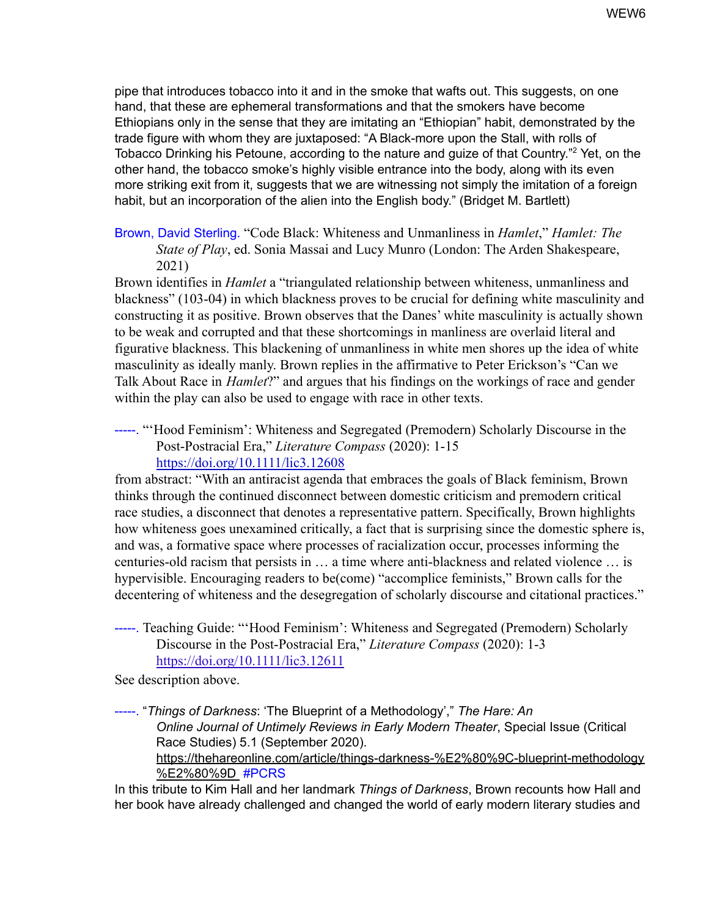pipe that introduces tobacco into it and in the smoke that wafts out. This suggests, on one hand, that these are ephemeral transformations and that the smokers have become Ethiopians only in the sense that they are imitating an "Ethiopian" habit, demonstrated by the trade figure with whom they are juxtaposed: "A Black-more upon the Stall, with rolls of Tobacco Drinking his Petoune, according to the nature and guize of that Country."[2] Yet, on the other hand, the tobacco smoke's highly visible entrance into the body, along with its even more striking exit from it, suggests that we are witnessing not simply the imitation of a foreign habit, but an incorporation of the alien into the English body." (Bridget M. Bartlett)

Brown, David Sterling. "Code Black: Whiteness and Unmanliness in *Hamlet*," *Hamlet: The State of Play*, ed. Sonia Massai and Lucy Munro (London: The Arden Shakespeare, 2021)

Brown identifies in *Hamlet* a "triangulated relationship between whiteness, unmanliness and blackness" (103-04) in which blackness proves to be crucial for defining white masculinity and constructing it as positive. Brown observes that the Danes' white masculinity is actually shown to be weak and corrupted and that these shortcomings in manliness are overlaid literal and figurative blackness. This blackening of unmanliness in white men shores up the idea of white masculinity as ideally manly. Brown replies in the affirmative to Peter Erickson's "Can we Talk About Race in *Hamlet*?" and argues that his findings on the workings of race and gender within the play can also be used to engage with race in other texts.

-----. "'Hood Feminism': Whiteness and Segregated (Premodern) Scholarly Discourse in the Post-Postracial Era," *Literature Compass* (2020): 1-15 https://doi.org/10.1111/lic3.12608

from abstract: "With an antiracist agenda that embraces the goals of Black feminism, Brown thinks through the continued disconnect between domestic criticism and premodern critical race studies, a disconnect that denotes a representative pattern. Specifically, Brown highlights how whiteness goes unexamined critically, a fact that is surprising since the domestic sphere is, and was, a formative space where processes of racialization occur, processes informing the centuries-old racism that persists in … a time where anti-blackness and related violence … is hypervisible. Encouraging readers to be(come) "accomplice feminists," Brown calls for the decentering of whiteness and the desegregation of scholarly discourse and citational practices."

-----. Teaching Guide: "'Hood Feminism': Whiteness and Segregated (Premodern) Scholarly Discourse in the Post-Postracial Era," *Literature Compass* (2020): 1-3 https://doi.org/10.1111/lic3.12611

See description above.

-----. "*Things of Darkness*: 'The Blueprint of a Methodology'," *The Hare: An Online Journal of Untimely Reviews in Early Modern Theater*, Special Issue (Critical Race Studies) 5.1 (September 2020). https://thehareonline.com/article/things-darkness-%E2%80%9C-blueprint-methodology%E2%80%9D #PCRS

In this tribute to Kim Hall and her landmark *Things of Darkness*, Brown recounts how Hall and her book have already challenged and changed the world of early modern literary studies and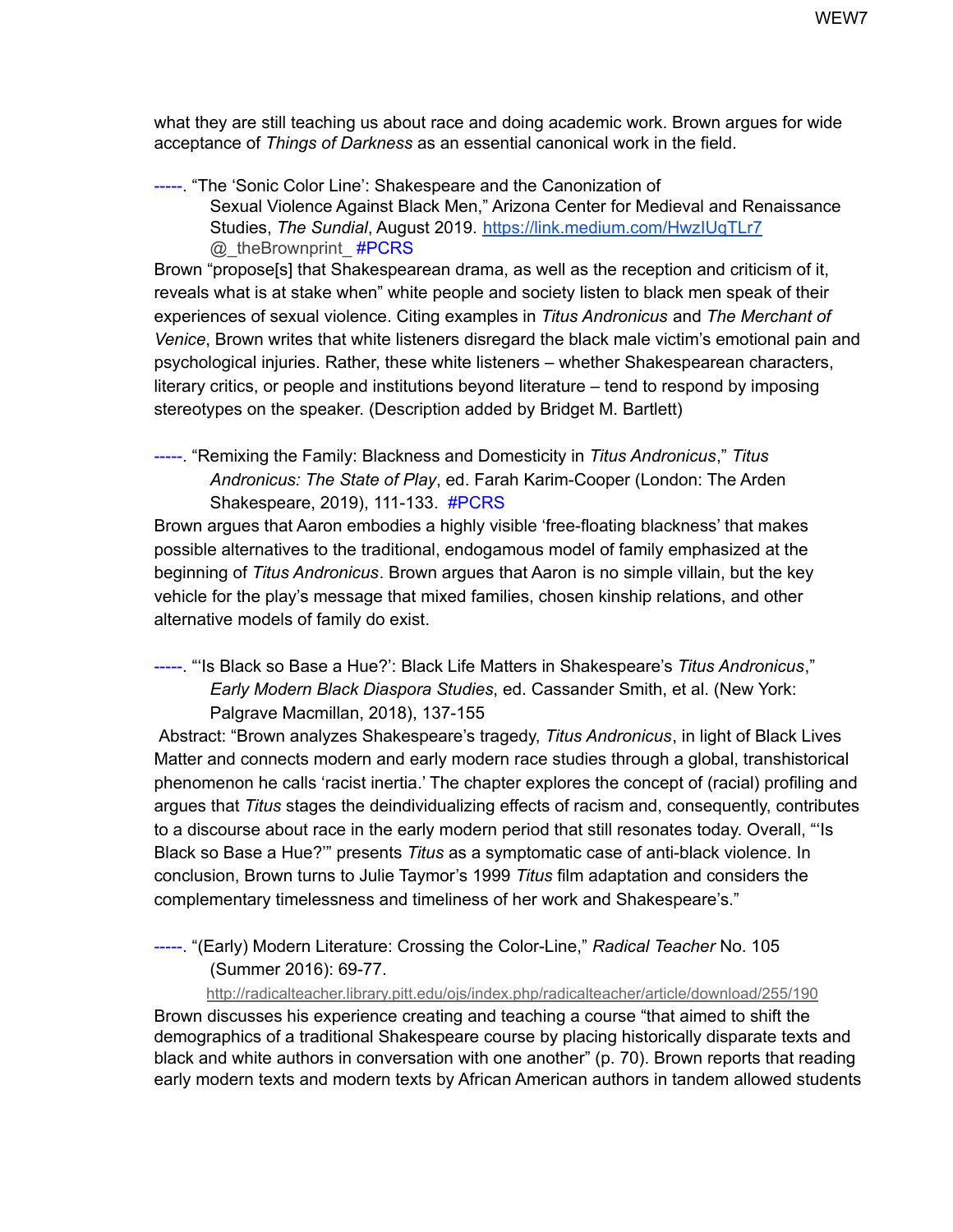what they are still teaching us about race and doing academic work. Brown argues for wide acceptance of *Things of Darkness* as an essential canonical work in the field.

-----. "The 'Sonic Color Line': Shakespeare and the Canonization of Sexual Violence Against Black Men," Arizona Center for Medieval and Renaissance Studies, *The Sundial*, August 2019. https://link.medium.com/HwzIUqTLr7 @_theBrownprint_ #PCRS

Brown "propose[s] that Shakespearean drama, as well as the reception and criticism of it, reveals what is at stake when" white people and society listen to black men speak of their experiences of sexual violence. Citing examples in *Titus Andronicus* and *The Merchant of Venice*, Brown writes that white listeners disregard the black male victim's emotional pain and psychological injuries. Rather, these white listeners – whether Shakespearean characters, literary critics, or people and institutions beyond literature – tend to respond by imposing stereotypes on the speaker. (Description added by Bridget M. Bartlett)

-----. "Remixing the Family: Blackness and Domesticity in *Titus Andronicus*," *Titus Andronicus: The State of Play*, ed. Farah Karim-Cooper (London: The Arden Shakespeare, 2019), 111-133. #PCRS

Brown argues that Aaron embodies a highly visible 'free-floating blackness' that makes possible alternatives to the traditional, endogamous model of family emphasized at the beginning of *Titus Andronicus*. Brown argues that Aaron is no simple villain, but the key vehicle for the play's message that mixed families, chosen kinship relations, and other alternative models of family do exist.

-----. "'Is Black so Base a Hue?': Black Life Matters in Shakespeare's *Titus Andronicus*," *Early Modern Black Diaspora Studies*, ed. Cassander Smith, et al. (New York: Palgrave Macmillan, 2018), 137-155

Abstract: "Brown analyzes Shakespeare's tragedy, *Titus Andronicus*, in light of Black Lives Matter and connects modern and early modern race studies through a global, transhistorical phenomenon he calls 'racist inertia.' The chapter explores the concept of (racial) profiling and argues that *Titus* stages the deindividualizing effects of racism and, consequently, contributes to a discourse about race in the early modern period that still resonates today. Overall, "'Is Black so Base a Hue?'" presents *Titus* as a symptomatic case of anti-black violence. In conclusion, Brown turns to Julie Taymor's 1999 *Titus* film adaptation and considers the complementary timelessness and timeliness of her work and Shakespeare's."

-----. "(Early) Modern Literature: Crossing the Color-Line," *Radical Teacher* No. 105 (Summer 2016): 69-77.
http://radicalteacher.library.pitt.edu/ojs/index.php/radicalteacher/article/download/255/190

Brown discusses his experience creating and teaching a course "that aimed to shift the demographics of a traditional Shakespeare course by placing historically disparate texts and black and white authors in conversation with one another" (p. 70). Brown reports that reading early modern texts and modern texts by African American authors in tandem allowed students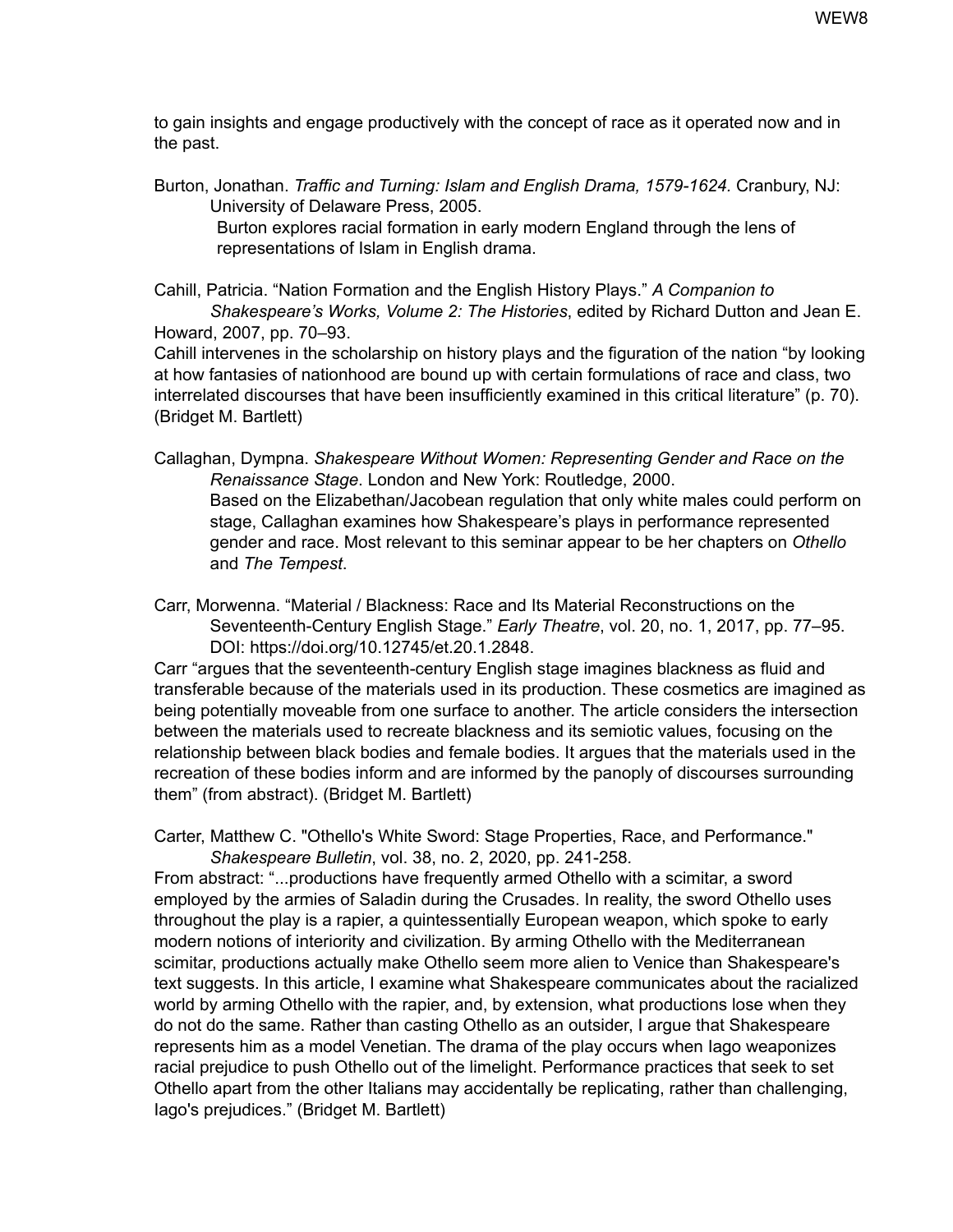to gain insights and engage productively with the concept of race as it operated now and in the past.

Burton, Jonathan. *Traffic and Turning: Islam and English Drama, 1579-1624.* Cranbury, NJ: University of Delaware Press, 2005.
Burton explores racial formation in early modern England through the lens of representations of Islam in English drama.

Cahill, Patricia. "Nation Formation and the English History Plays." *A Companion to Shakespeare's Works, Volume 2: The Histories*, edited by Richard Dutton and Jean E. Howard, 2007, pp. 70–93.
Cahill intervenes in the scholarship on history plays and the figuration of the nation "by looking at how fantasies of nationhood are bound up with certain formulations of race and class, two interrelated discourses that have been insufficiently examined in this critical literature" (p. 70). (Bridget M. Bartlett)

Callaghan, Dympna. *Shakespeare Without Women: Representing Gender and Race on the Renaissance Stage*. London and New York: Routledge, 2000.
Based on the Elizabethan/Jacobean regulation that only white males could perform on stage, Callaghan examines how Shakespeare's plays in performance represented gender and race. Most relevant to this seminar appear to be her chapters on *Othello* and *The Tempest*.

Carr, Morwenna. "Material / Blackness: Race and Its Material Reconstructions on the Seventeenth-Century English Stage." *Early Theatre*, vol. 20, no. 1, 2017, pp. 77–95. DOI: https://doi.org/10.12745/et.20.1.2848.
Carr "argues that the seventeenth-century English stage imagines blackness as fluid and transferable because of the materials used in its production. These cosmetics are imagined as being potentially moveable from one surface to another. The article considers the intersection between the materials used to recreate blackness and its semiotic values, focusing on the relationship between black bodies and female bodies. It argues that the materials used in the recreation of these bodies inform and are informed by the panoply of discourses surrounding them" (from abstract). (Bridget M. Bartlett)

Carter, Matthew C. "Othello's White Sword: Stage Properties, Race, and Performance." *Shakespeare Bulletin*, vol. 38, no. 2, 2020, pp. 241-258.
From abstract: "...productions have frequently armed Othello with a scimitar, a sword employed by the armies of Saladin during the Crusades. In reality, the sword Othello uses throughout the play is a rapier, a quintessentially European weapon, which spoke to early modern notions of interiority and civilization. By arming Othello with the Mediterranean scimitar, productions actually make Othello seem more alien to Venice than Shakespeare's text suggests. In this article, I examine what Shakespeare communicates about the racialized world by arming Othello with the rapier, and, by extension, what productions lose when they do not do the same. Rather than casting Othello as an outsider, I argue that Shakespeare represents him as a model Venetian. The drama of the play occurs when Iago weaponizes racial prejudice to push Othello out of the limelight. Performance practices that seek to set Othello apart from the other Italians may accidentally be replicating, rather than challenging, Iago's prejudices." (Bridget M. Bartlett)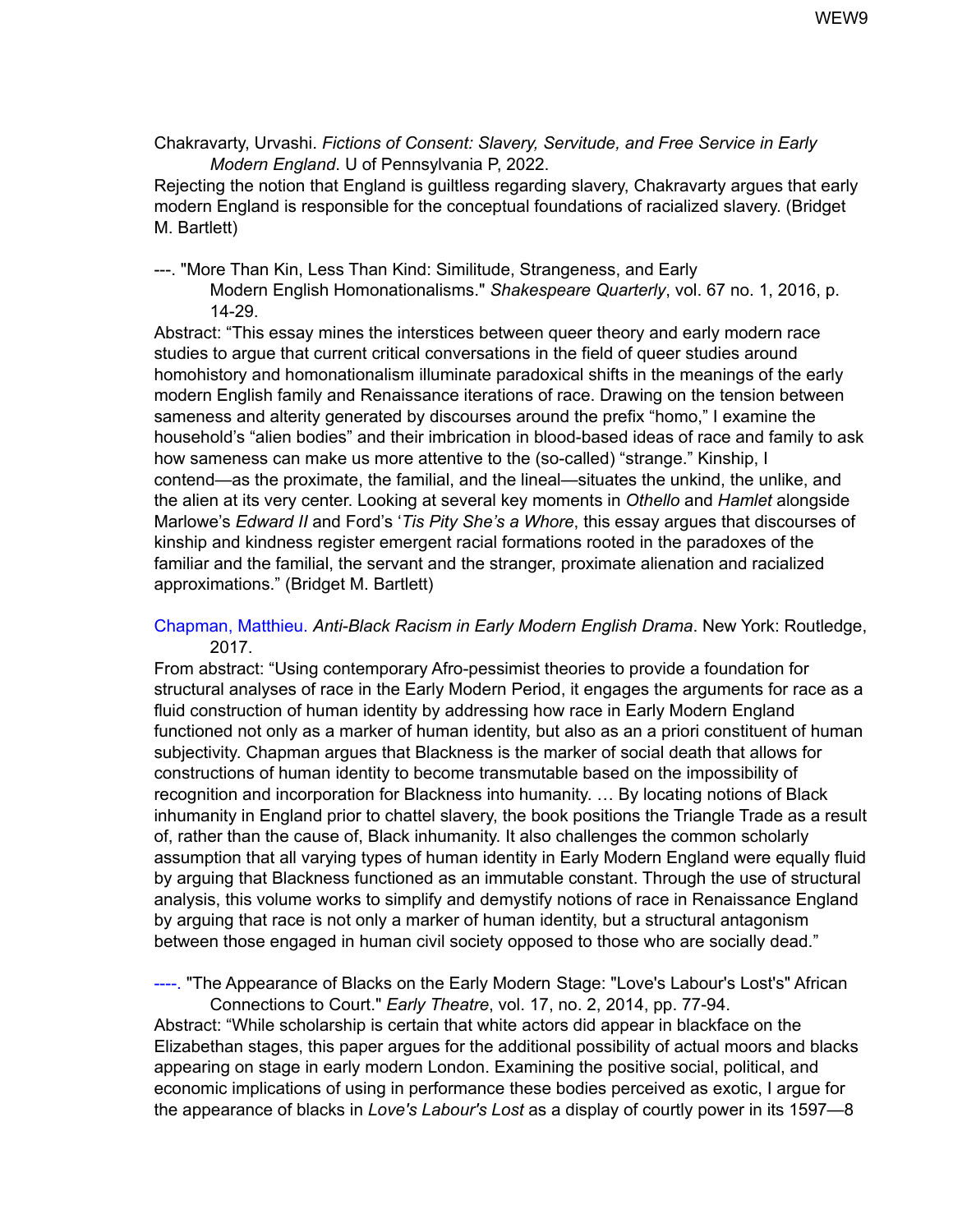Chakravarty, Urvashi. *Fictions of Consent: Slavery, Servitude, and Free Service in Early Modern England*. U of Pennsylvania P, 2022.

Rejecting the notion that England is guiltless regarding slavery, Chakravarty argues that early modern England is responsible for the conceptual foundations of racialized slavery. (Bridget M. Bartlett)

---. "More Than Kin, Less Than Kind: Similitude, Strangeness, and Early Modern English Homonationalisms." *Shakespeare Quarterly*, vol. 67 no. 1, 2016, p. 14-29.

Abstract: "This essay mines the interstices between queer theory and early modern race studies to argue that current critical conversations in the field of queer studies around homohistory and homonationalism illuminate paradoxical shifts in the meanings of the early modern English family and Renaissance iterations of race. Drawing on the tension between sameness and alterity generated by discourses around the prefix "homo," I examine the household's "alien bodies" and their imbrication in blood-based ideas of race and family to ask how sameness can make us more attentive to the (so-called) "strange." Kinship, I contend—as the proximate, the familial, and the lineal—situates the unkind, the unlike, and the alien at its very center. Looking at several key moments in *Othello* and *Hamlet* alongside Marlowe's *Edward II* and Ford's '*Tis Pity She's a Whore*, this essay argues that discourses of kinship and kindness register emergent racial formations rooted in the paradoxes of the familiar and the familial, the servant and the stranger, proximate alienation and racialized approximations." (Bridget M. Bartlett)

Chapman, Matthieu. *Anti-Black Racism in Early Modern English Drama*. New York: Routledge, 2017.

From abstract: "Using contemporary Afro-pessimist theories to provide a foundation for structural analyses of race in the Early Modern Period, it engages the arguments for race as a fluid construction of human identity by addressing how race in Early Modern England functioned not only as a marker of human identity, but also as an a priori constituent of human subjectivity. Chapman argues that Blackness is the marker of social death that allows for constructions of human identity to become transmutable based on the impossibility of recognition and incorporation for Blackness into humanity. … By locating notions of Black inhumanity in England prior to chattel slavery, the book positions the Triangle Trade as a result of, rather than the cause of, Black inhumanity. It also challenges the common scholarly assumption that all varying types of human identity in Early Modern England were equally fluid by arguing that Blackness functioned as an immutable constant. Through the use of structural analysis, this volume works to simplify and demystify notions of race in Renaissance England by arguing that race is not only a marker of human identity, but a structural antagonism between those engaged in human civil society opposed to those who are socially dead."

----. "The Appearance of Blacks on the Early Modern Stage: "Love's Labour's Lost's" African Connections to Court." *Early Theatre*, vol. 17, no. 2, 2014, pp. 77-94.

Abstract: "While scholarship is certain that white actors did appear in blackface on the Elizabethan stages, this paper argues for the additional possibility of actual moors and blacks appearing on stage in early modern London. Examining the positive social, political, and economic implications of using in performance these bodies perceived as exotic, I argue for the appearance of blacks in *Love's Labour's Lost* as a display of courtly power in its 1597—8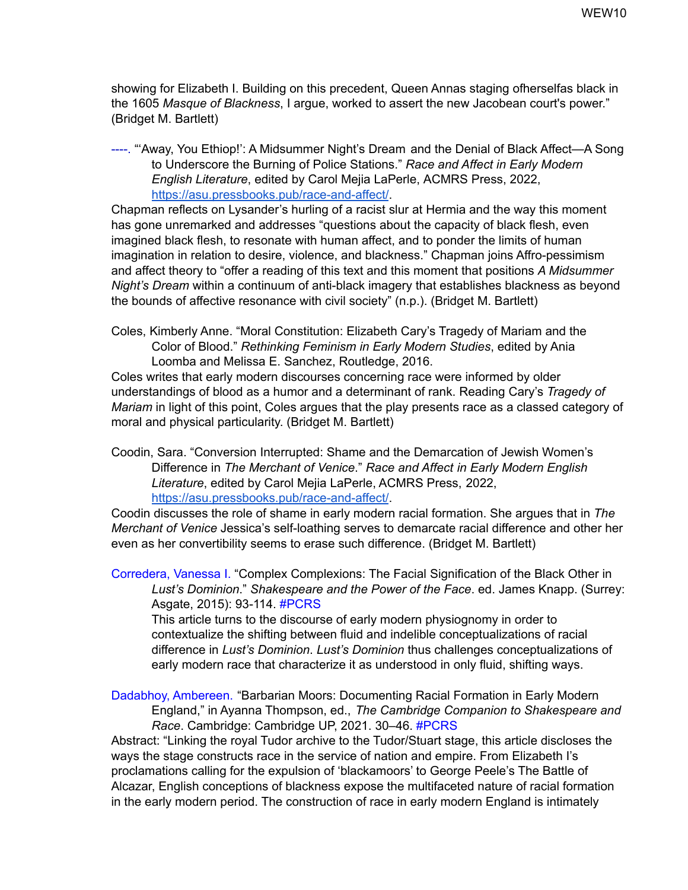showing for Elizabeth I. Building on this precedent, Queen Annas staging ofherselfas black in the 1605 *Masque of Blackness*, I argue, worked to assert the new Jacobean court's power." (Bridget M. Bartlett)

----. "'Away, You Ethiop!': A Midsummer Night's Dream and the Denial of Black Affect—A Song to Underscore the Burning of Police Stations." *Race and Affect in Early Modern English Literature*, edited by Carol Mejia LaPerle, ACMRS Press, 2022, https://asu.pressbooks.pub/race-and-affect/.

Chapman reflects on Lysander's hurling of a racist slur at Hermia and the way this moment has gone unremarked and addresses "questions about the capacity of black flesh, even imagined black flesh, to resonate with human affect, and to ponder the limits of human imagination in relation to desire, violence, and blackness." Chapman joins Affro-pessimism and affect theory to "offer a reading of this text and this moment that positions *A Midsummer Night's Dream* within a continuum of anti-black imagery that establishes blackness as beyond the bounds of affective resonance with civil society" (n.p.). (Bridget M. Bartlett)

Coles, Kimberly Anne. "Moral Constitution: Elizabeth Cary's Tragedy of Mariam and the Color of Blood." *Rethinking Feminism in Early Modern Studies*, edited by Ania Loomba and Melissa E. Sanchez, Routledge, 2016.

Coles writes that early modern discourses concerning race were informed by older understandings of blood as a humor and a determinant of rank. Reading Cary's *Tragedy of Mariam* in light of this point, Coles argues that the play presents race as a classed category of moral and physical particularity. (Bridget M. Bartlett)

Coodin, Sara. "Conversion Interrupted: Shame and the Demarcation of Jewish Women's Difference in *The Merchant of Venice*." *Race and Affect in Early Modern English Literature*, edited by Carol Mejia LaPerle, ACMRS Press, 2022, https://asu.pressbooks.pub/race-and-affect/.

Coodin discusses the role of shame in early modern racial formation. She argues that in *The Merchant of Venice* Jessica's self-loathing serves to demarcate racial difference and other her even as her convertibility seems to erase such difference. (Bridget M. Bartlett)

Corredera, Vanessa I. "Complex Complexions: The Facial Signification of the Black Other in *Lust's Dominion*." *Shakespeare and the Power of the Face*. ed. James Knapp. (Surrey: Asgate, 2015): 93-114. #PCRS

This article turns to the discourse of early modern physiognomy in order to contextualize the shifting between fluid and indelible conceptualizations of racial difference in *Lust's Dominion*. *Lust's Dominion* thus challenges conceptualizations of early modern race that characterize it as understood in only fluid, shifting ways.

Dadabhoy, Ambereen. "Barbarian Moors: Documenting Racial Formation in Early Modern England," in Ayanna Thompson, ed., *The Cambridge Companion to Shakespeare and Race*. Cambridge: Cambridge UP, 2021. 30–46. #PCRS

Abstract: "Linking the royal Tudor archive to the Tudor/Stuart stage, this article discloses the ways the stage constructs race in the service of nation and empire. From Elizabeth I's proclamations calling for the expulsion of 'blackamoors' to George Peele's The Battle of Alcazar, English conceptions of blackness expose the multifaceted nature of racial formation in the early modern period. The construction of race in early modern England is intimately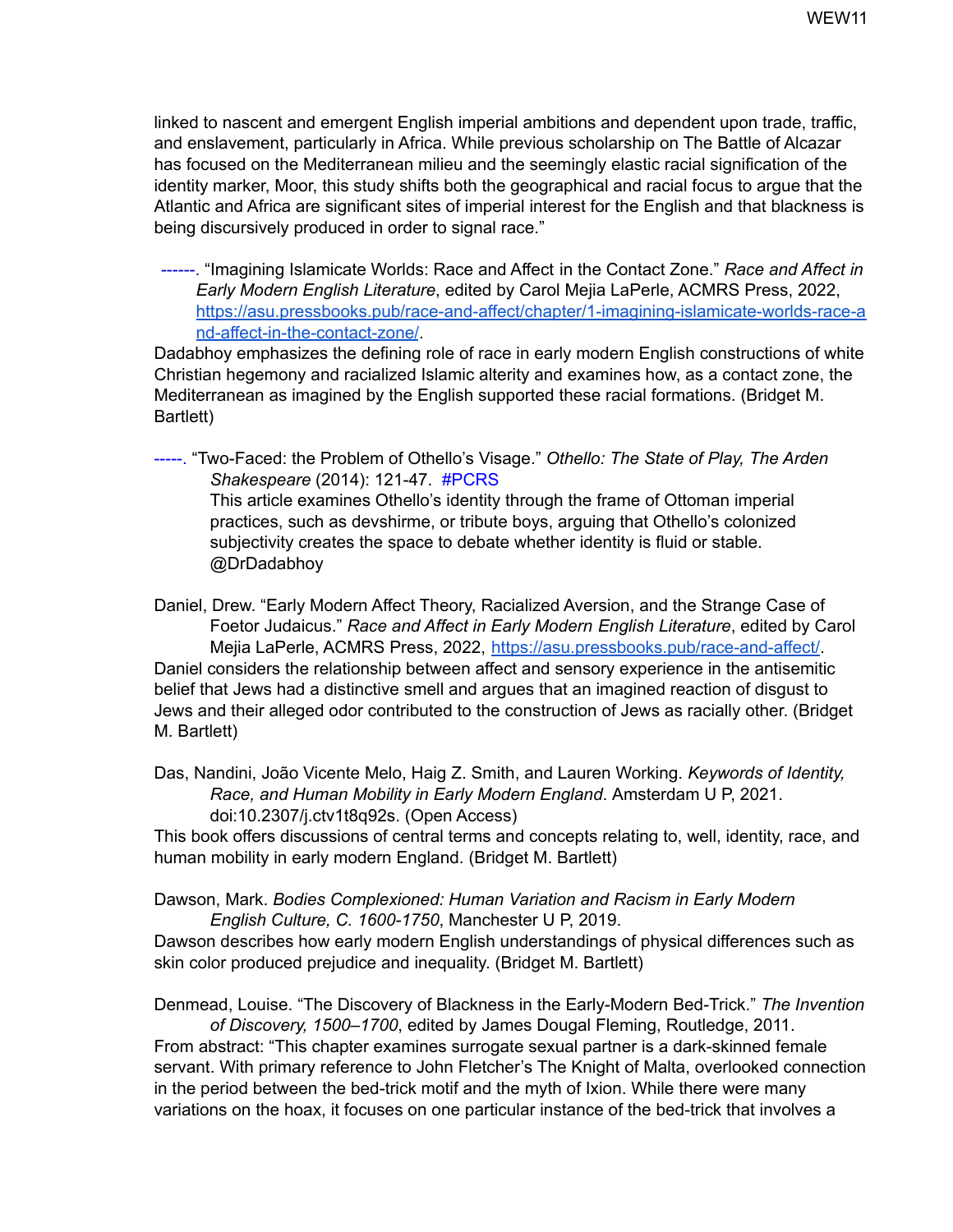linked to nascent and emergent English imperial ambitions and dependent upon trade, traffic, and enslavement, particularly in Africa. While previous scholarship on The Battle of Alcazar has focused on the Mediterranean milieu and the seemingly elastic racial signification of the identity marker, Moor, this study shifts both the geographical and racial focus to argue that the Atlantic and Africa are significant sites of imperial interest for the English and that blackness is being discursively produced in order to signal race."

------. "Imagining Islamicate Worlds: Race and Affect in the Contact Zone." *Race and Affect in Early Modern English Literature*, edited by Carol Mejia LaPerle, ACMRS Press, 2022, [https://asu.pressbooks.pub/race-and-affect/chapter/1-imagining-islamicate-worlds-race-and-affect-in-the-contact-zone/](https://asu.pressbooks.pub/race-and-affect/chapter/1-imagining-islamicate-worlds-race-and-affect-in-the-contact-zone/).
Dadabhoy emphasizes the defining role of race in early modern English constructions of white Christian hegemony and racialized Islamic alterity and examines how, as a contact zone, the Mediterranean as imagined by the English supported these racial formations. (Bridget M. Bartlett)

-----. "Two-Faced: the Problem of Othello's Visage." *Othello: The State of Play, The Arden Shakespeare* (2014): 121-47. #PCRS
This article examines Othello's identity through the frame of Ottoman imperial practices, such as devshirme, or tribute boys, arguing that Othello's colonized subjectivity creates the space to debate whether identity is fluid or stable. @DrDadabhoy

Daniel, Drew. "Early Modern Affect Theory, Racialized Aversion, and the Strange Case of Foetor Judaicus." *Race and Affect in Early Modern English Literature*, edited by Carol Mejia LaPerle, ACMRS Press, 2022, [https://asu.pressbooks.pub/race-and-affect/](https://asu.pressbooks.pub/race-and-affect/).
Daniel considers the relationship between affect and sensory experience in the antisemitic belief that Jews had a distinctive smell and argues that an imagined reaction of disgust to Jews and their alleged odor contributed to the construction of Jews as racially other. (Bridget M. Bartlett)

Das, Nandini, João Vicente Melo, Haig Z. Smith, and Lauren Working. *Keywords of Identity, Race, and Human Mobility in Early Modern England*. Amsterdam U P, 2021. doi:10.2307/j.ctv1t8q92s. (Open Access)
This book offers discussions of central terms and concepts relating to, well, identity, race, and human mobility in early modern England. (Bridget M. Bartlett)

Dawson, Mark. *Bodies Complexioned: Human Variation and Racism in Early Modern English Culture, C. 1600-1750*, Manchester U P, 2019.
Dawson describes how early modern English understandings of physical differences such as skin color produced prejudice and inequality. (Bridget M. Bartlett)

Denmead, Louise. "The Discovery of Blackness in the Early-Modern Bed-Trick." *The Invention of Discovery, 1500–1700*, edited by James Dougal Fleming, Routledge, 2011.
From abstract: "This chapter examines surrogate sexual partner is a dark-skinned female servant. With primary reference to John Fletcher's The Knight of Malta, overlooked connection in the period between the bed-trick motif and the myth of Ixion. While there were many variations on the hoax, it focuses on one particular instance of the bed-trick that involves a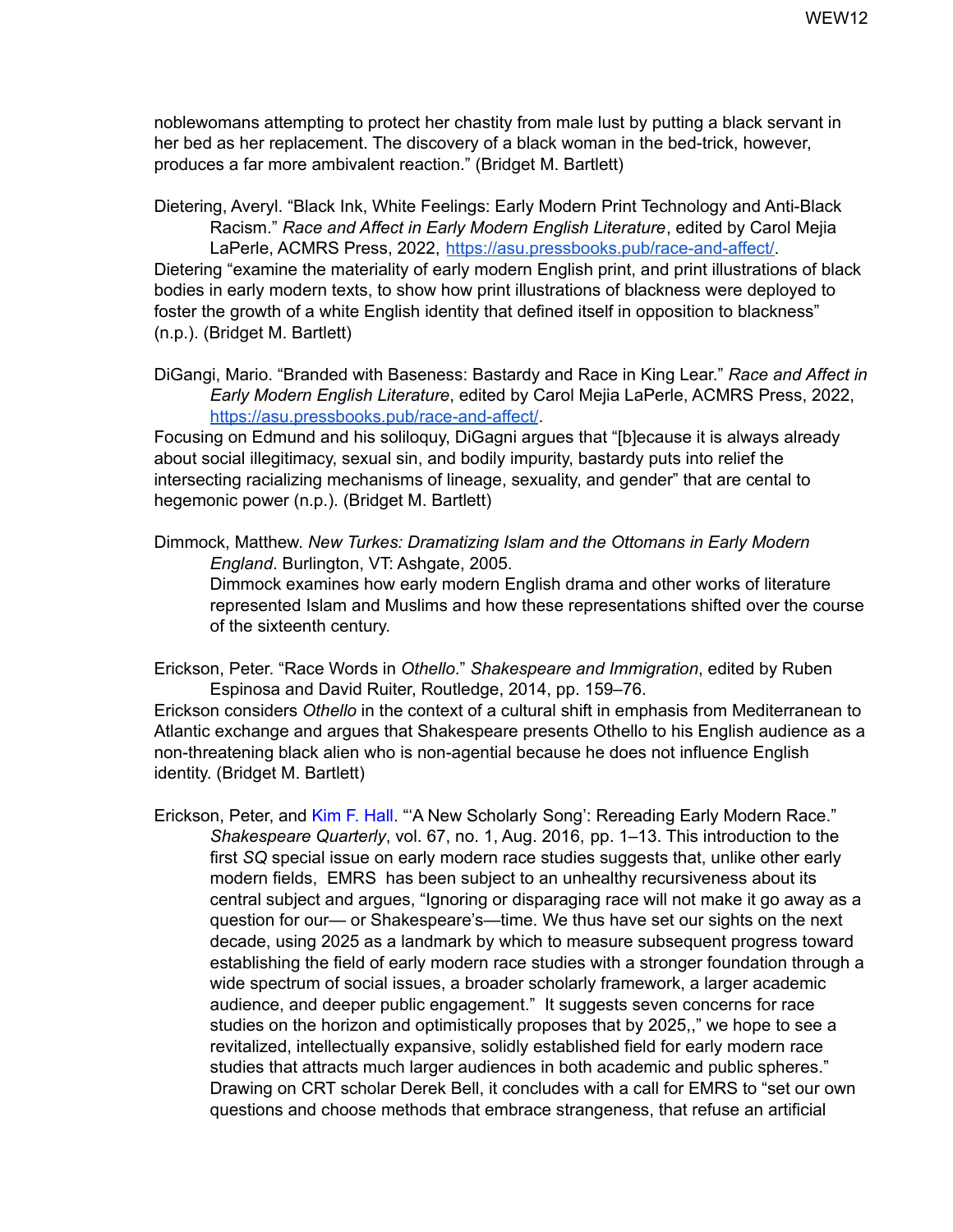noblewomans attempting to protect her chastity from male lust by putting a black servant in her bed as her replacement. The discovery of a black woman in the bed-trick, however, produces a far more ambivalent reaction." (Bridget M. Bartlett)

Dietering, Averyl. "Black Ink, White Feelings: Early Modern Print Technology and Anti-Black Racism." *Race and Affect in Early Modern English Literature*, edited by Carol Mejia LaPerle, ACMRS Press, 2022, https://asu.pressbooks.pub/race-and-affect/.
Dietering "examine the materiality of early modern English print, and print illustrations of black bodies in early modern texts, to show how print illustrations of blackness were deployed to foster the growth of a white English identity that defined itself in opposition to blackness" (n.p.). (Bridget M. Bartlett)

DiGangi, Mario. "Branded with Baseness: Bastardy and Race in King Lear." *Race and Affect in Early Modern English Literature*, edited by Carol Mejia LaPerle, ACMRS Press, 2022, https://asu.pressbooks.pub/race-and-affect/.
Focusing on Edmund and his soliloquy, DiGagni argues that "[b]ecause it is always already about social illegitimacy, sexual sin, and bodily impurity, bastardy puts into relief the intersecting racializing mechanisms of lineage, sexuality, and gender" that are cental to hegemonic power (n.p.). (Bridget M. Bartlett)

Dimmock, Matthew. *New Turkes: Dramatizing Islam and the Ottomans in Early Modern England*. Burlington, VT: Ashgate, 2005.
Dimmock examines how early modern English drama and other works of literature represented Islam and Muslims and how these representations shifted over the course of the sixteenth century.

Erickson, Peter. "Race Words in *Othello*." *Shakespeare and Immigration*, edited by Ruben Espinosa and David Ruiter, Routledge, 2014, pp. 159–76.
Erickson considers *Othello* in the context of a cultural shift in emphasis from Mediterranean to Atlantic exchange and argues that Shakespeare presents Othello to his English audience as a non-threatening black alien who is non-agential because he does not influence English identity. (Bridget M. Bartlett)

Erickson, Peter, and Kim F. Hall. "'A New Scholarly Song': Rereading Early Modern Race." *Shakespeare Quarterly*, vol. 67, no. 1, Aug. 2016, pp. 1–13. This introduction to the first *SQ* special issue on early modern race studies suggests that, unlike other early modern fields, EMRS has been subject to an unhealthy recursiveness about its central subject and argues, "Ignoring or disparaging race will not make it go away as a question for our— or Shakespeare's—time. We thus have set our sights on the next decade, using 2025 as a landmark by which to measure subsequent progress toward establishing the field of early modern race studies with a stronger foundation through a wide spectrum of social issues, a broader scholarly framework, a larger academic audience, and deeper public engagement." It suggests seven concerns for race studies on the horizon and optimistically proposes that by 2025,," we hope to see a revitalized, intellectually expansive, solidly established field for early modern race studies that attracts much larger audiences in both academic and public spheres." Drawing on CRT scholar Derek Bell, it concludes with a call for EMRS to "set our own questions and choose methods that embrace strangeness, that refuse an artificial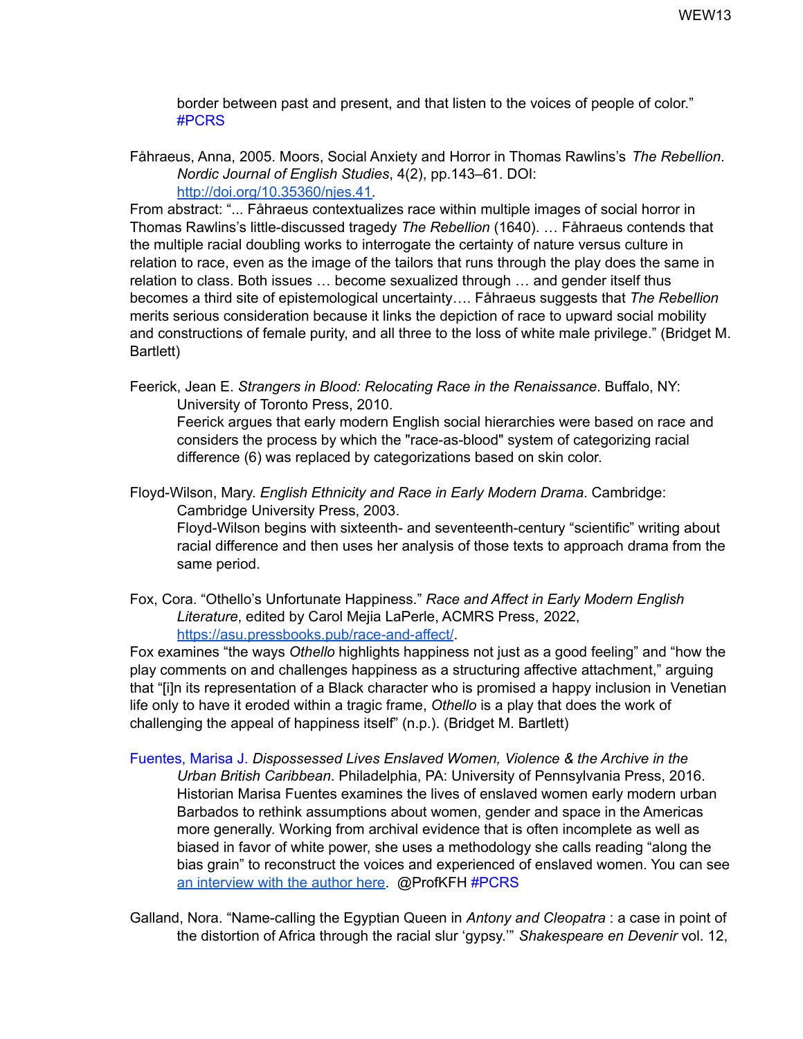border between past and present, and that listen to the voices of people of color." #PCRS

Fåhraeus, Anna, 2005. Moors, Social Anxiety and Horror in Thomas Rawlins's *The Rebellion*. *Nordic Journal of English Studies*, 4(2), pp.143–61. DOI: http://doi.org/10.35360/njes.41.

From abstract: "... Fåhraeus contextualizes race within multiple images of social horror in Thomas Rawlins's little-discussed tragedy *The Rebellion* (1640). … Fåhraeus contends that the multiple racial doubling works to interrogate the certainty of nature versus culture in relation to race, even as the image of the tailors that runs through the play does the same in relation to class. Both issues … become sexualized through … and gender itself thus becomes a third site of epistemological uncertainty…. Fåhraeus suggests that *The Rebellion* merits serious consideration because it links the depiction of race to upward social mobility and constructions of female purity, and all three to the loss of white male privilege." (Bridget M. Bartlett)

Feerick, Jean E. *Strangers in Blood: Relocating Race in the Renaissance*. Buffalo, NY: University of Toronto Press, 2010.

Feerick argues that early modern English social hierarchies were based on race and considers the process by which the "race-as-blood" system of categorizing racial difference (6) was replaced by categorizations based on skin color.

Floyd-Wilson, Mary. *English Ethnicity and Race in Early Modern Drama*. Cambridge: Cambridge University Press, 2003.

Floyd-Wilson begins with sixteenth- and seventeenth-century "scientific" writing about racial difference and then uses her analysis of those texts to approach drama from the same period.

Fox, Cora. "Othello's Unfortunate Happiness." *Race and Affect in Early Modern English Literature*, edited by Carol Mejia LaPerle, ACMRS Press, 2022, https://asu.pressbooks.pub/race-and-affect/.

Fox examines "the ways *Othello* highlights happiness not just as a good feeling" and "how the play comments on and challenges happiness as a structuring affective attachment," arguing that "[i]n its representation of a Black character who is promised a happy inclusion in Venetian life only to have it eroded within a tragic frame, *Othello* is a play that does the work of challenging the appeal of happiness itself" (n.p.). (Bridget M. Bartlett)

Fuentes, Marisa J. *Dispossessed Lives Enslaved Women, Violence & the Archive in the Urban British Caribbean*. Philadelphia, PA: University of Pennsylvania Press, 2016.

Historian Marisa Fuentes examines the lives of enslaved women early modern urban Barbados to rethink assumptions about women, gender and space in the Americas more generally. Working from archival evidence that is often incomplete as well as biased in favor of white power, she uses a methodology she calls reading "along the bias grain" to reconstruct the voices and experienced of enslaved women. You can see an interview with the author here. @ProfKFH #PCRS

Galland, Nora. "Name-calling the Egyptian Queen in *Antony and Cleopatra* : a case in point of the distortion of Africa through the racial slur 'gypsy.'" *Shakespeare en Devenir* vol. 12,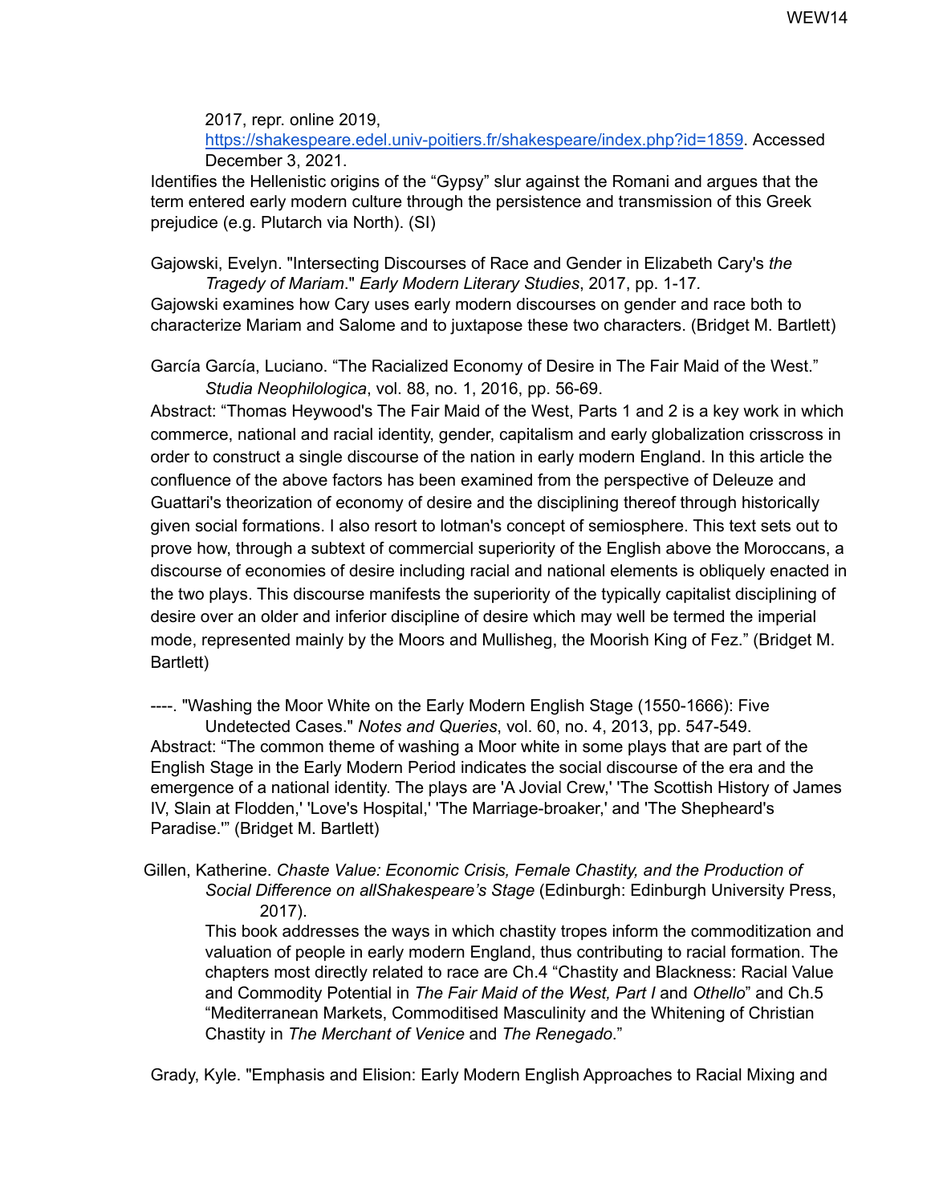2017, repr. online 2019, https://shakespeare.edel.univ-poitiers.fr/shakespeare/index.php?id=1859. Accessed December 3, 2021.

Identifies the Hellenistic origins of the "Gypsy" slur against the Romani and argues that the term entered early modern culture through the persistence and transmission of this Greek prejudice (e.g. Plutarch via North). (SI)

Gajowski, Evelyn. "Intersecting Discourses of Race and Gender in Elizabeth Cary's *the Tragedy of Mariam*." *Early Modern Literary Studies*, 2017, pp. 1-17.

Gajowski examines how Cary uses early modern discourses on gender and race both to characterize Mariam and Salome and to juxtapose these two characters. (Bridget M. Bartlett)

García García, Luciano. "The Racialized Economy of Desire in The Fair Maid of the West." *Studia Neophilologica*, vol. 88, no. 1, 2016, pp. 56-69.

Abstract: "Thomas Heywood's The Fair Maid of the West, Parts 1 and 2 is a key work in which commerce, national and racial identity, gender, capitalism and early globalization crisscross in order to construct a single discourse of the nation in early modern England. In this article the confluence of the above factors has been examined from the perspective of Deleuze and Guattari's theorization of economy of desire and the disciplining thereof through historically given social formations. I also resort to lotman's concept of semiosphere. This text sets out to prove how, through a subtext of commercial superiority of the English above the Moroccans, a discourse of economies of desire including racial and national elements is obliquely enacted in the two plays. This discourse manifests the superiority of the typically capitalist disciplining of desire over an older and inferior discipline of desire which may well be termed the imperial mode, represented mainly by the Moors and Mullisheg, the Moorish King of Fez." (Bridget M. Bartlett)

----. "Washing the Moor White on the Early Modern English Stage (1550-1666): Five Undetected Cases." *Notes and Queries*, vol. 60, no. 4, 2013, pp. 547-549.

Abstract: "The common theme of washing a Moor white in some plays that are part of the English Stage in the Early Modern Period indicates the social discourse of the era and the emergence of a national identity. The plays are 'A Jovial Crew,' 'The Scottish History of James IV, Slain at Flodden,' 'Love's Hospital,' 'The Marriage-broaker,' and 'The Shepheard's Paradise.'" (Bridget M. Bartlett)

Gillen, Katherine. *Chaste Value: Economic Crisis, Female Chastity, and the Production of Social Difference on allShakespeare's Stage* (Edinburgh: Edinburgh University Press, 2017).

This book addresses the ways in which chastity tropes inform the commoditization and valuation of people in early modern England, thus contributing to racial formation. The chapters most directly related to race are Ch.4 "Chastity and Blackness: Racial Value and Commodity Potential in *The Fair Maid of the West, Part I* and *Othello*" and Ch.5 "Mediterranean Markets, Commoditised Masculinity and the Whitening of Christian Chastity in *The Merchant of Venice* and *The Renegado*."

Grady, Kyle. "Emphasis and Elision: Early Modern English Approaches to Racial Mixing and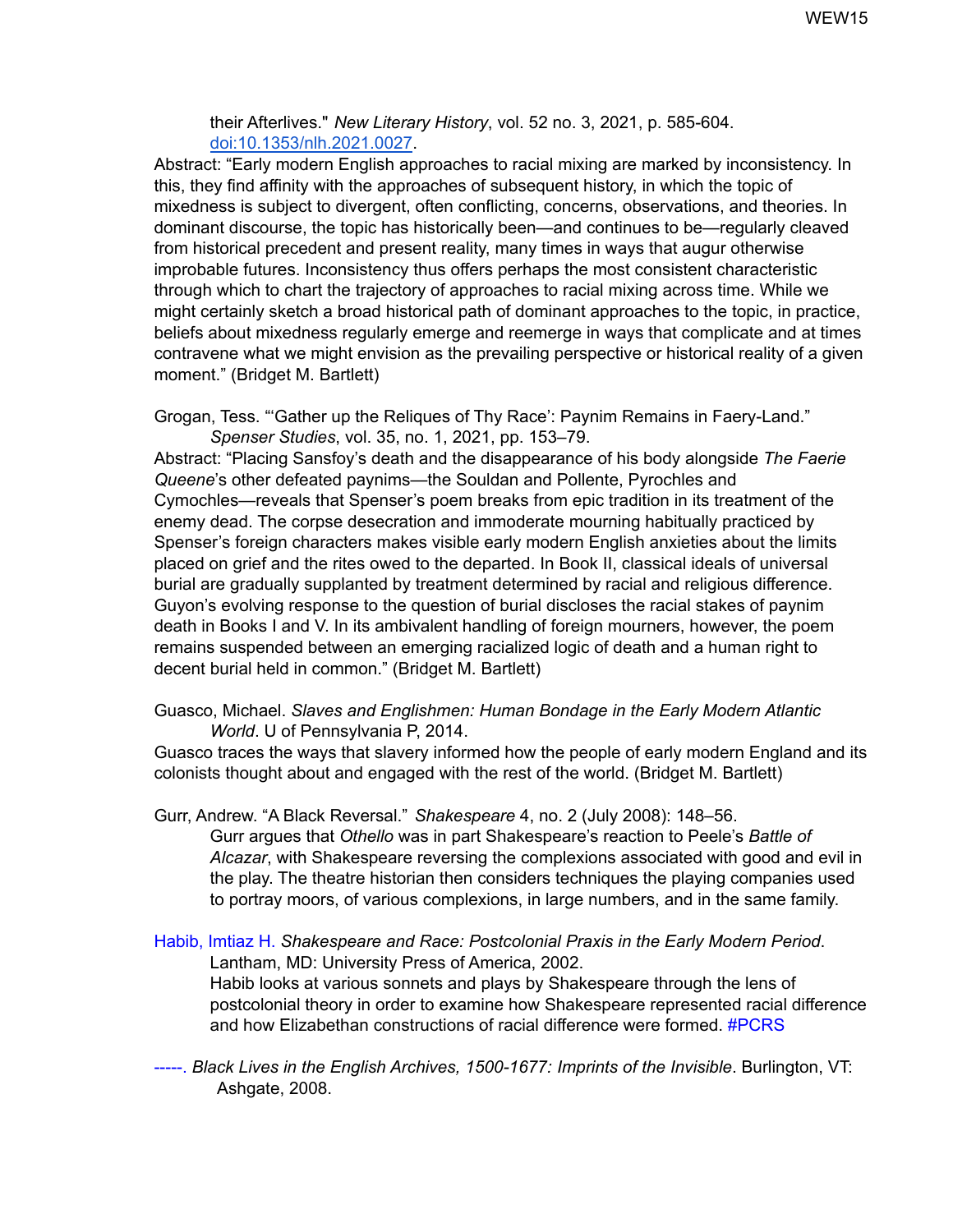their Afterlives." *New Literary History*, vol. 52 no. 3, 2021, p. 585-604. doi:10.1353/nlh.2021.0027.

Abstract: "Early modern English approaches to racial mixing are marked by inconsistency. In this, they find affinity with the approaches of subsequent history, in which the topic of mixedness is subject to divergent, often conflicting, concerns, observations, and theories. In dominant discourse, the topic has historically been—and continues to be—regularly cleaved from historical precedent and present reality, many times in ways that augur otherwise improbable futures. Inconsistency thus offers perhaps the most consistent characteristic through which to chart the trajectory of approaches to racial mixing across time. While we might certainly sketch a broad historical path of dominant approaches to the topic, in practice, beliefs about mixedness regularly emerge and reemerge in ways that complicate and at times contravene what we might envision as the prevailing perspective or historical reality of a given moment." (Bridget M. Bartlett)

Grogan, Tess. "'Gather up the Reliques of Thy Race': Paynim Remains in Faery-Land." *Spenser Studies*, vol. 35, no. 1, 2021, pp. 153–79.

Abstract: "Placing Sansfoy's death and the disappearance of his body alongside *The Faerie Queene*'s other defeated paynims—the Souldan and Pollente, Pyrochles and Cymochles—reveals that Spenser's poem breaks from epic tradition in its treatment of the enemy dead. The corpse desecration and immoderate mourning habitually practiced by Spenser's foreign characters makes visible early modern English anxieties about the limits placed on grief and the rites owed to the departed. In Book II, classical ideals of universal burial are gradually supplanted by treatment determined by racial and religious difference. Guyon's evolving response to the question of burial discloses the racial stakes of paynim death in Books I and V. In its ambivalent handling of foreign mourners, however, the poem remains suspended between an emerging racialized logic of death and a human right to decent burial held in common." (Bridget M. Bartlett)

Guasco, Michael. *Slaves and Englishmen: Human Bondage in the Early Modern Atlantic World*. U of Pennsylvania P, 2014.

Guasco traces the ways that slavery informed how the people of early modern England and its colonists thought about and engaged with the rest of the world. (Bridget M. Bartlett)

Gurr, Andrew. "A Black Reversal." *Shakespeare* 4, no. 2 (July 2008): 148–56.

Gurr argues that *Othello* was in part Shakespeare's reaction to Peele's *Battle of Alcazar*, with Shakespeare reversing the complexions associated with good and evil in the play. The theatre historian then considers techniques the playing companies used to portray moors, of various complexions, in large numbers, and in the same family.

Habib, Imtiaz H. *Shakespeare and Race: Postcolonial Praxis in the Early Modern Period*. Lantham, MD: University Press of America, 2002.

Habib looks at various sonnets and plays by Shakespeare through the lens of postcolonial theory in order to examine how Shakespeare represented racial difference and how Elizabethan constructions of racial difference were formed. #PCRS

-----. *Black Lives in the English Archives, 1500-1677: Imprints of the Invisible*. Burlington, VT: Ashgate, 2008.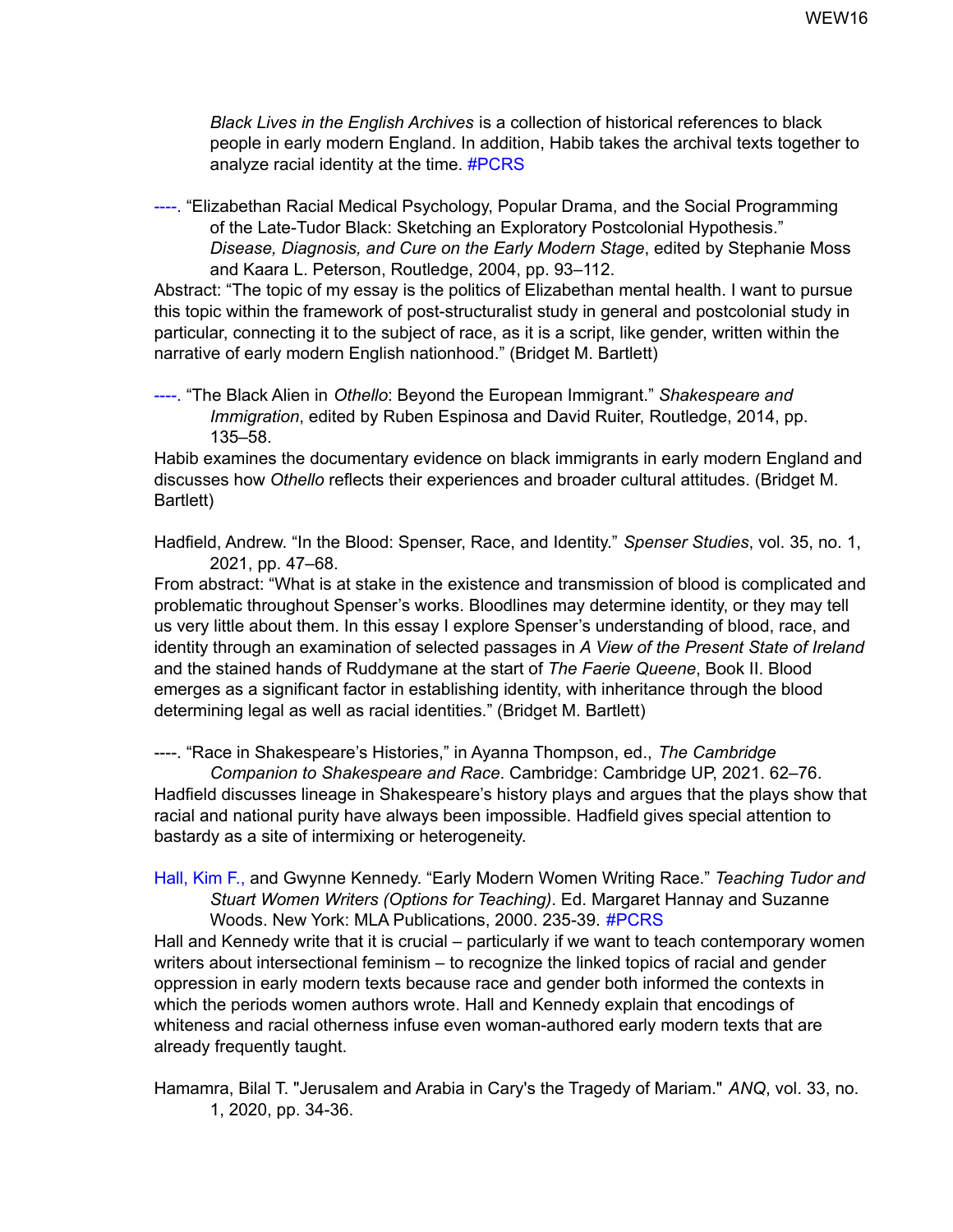*Black Lives in the English Archives* is a collection of historical references to black people in early modern England. In addition, Habib takes the archival texts together to analyze racial identity at the time. #PCRS

----. "Elizabethan Racial Medical Psychology, Popular Drama, and the Social Programming of the Late-Tudor Black: Sketching an Exploratory Postcolonial Hypothesis." *Disease, Diagnosis, and Cure on the Early Modern Stage*, edited by Stephanie Moss and Kaara L. Peterson, Routledge, 2004, pp. 93–112.

Abstract: "The topic of my essay is the politics of Elizabethan mental health. I want to pursue this topic within the framework of post-structuralist study in general and postcolonial study in particular, connecting it to the subject of race, as it is a script, like gender, written within the narrative of early modern English nationhood." (Bridget M. Bartlett)

----. "The Black Alien in *Othello*: Beyond the European Immigrant." *Shakespeare and Immigration*, edited by Ruben Espinosa and David Ruiter, Routledge, 2014, pp. 135–58.

Habib examines the documentary evidence on black immigrants in early modern England and discusses how *Othello* reflects their experiences and broader cultural attitudes. (Bridget M. Bartlett)

Hadfield, Andrew. "In the Blood: Spenser, Race, and Identity." *Spenser Studies*, vol. 35, no. 1, 2021, pp. 47–68.

From abstract: "What is at stake in the existence and transmission of blood is complicated and problematic throughout Spenser's works. Bloodlines may determine identity, or they may tell us very little about them. In this essay I explore Spenser's understanding of blood, race, and identity through an examination of selected passages in *A View of the Present State of Ireland* and the stained hands of Ruddymane at the start of *The Faerie Queene*, Book II. Blood emerges as a significant factor in establishing identity, with inheritance through the blood determining legal as well as racial identities." (Bridget M. Bartlett)

----. "Race in Shakespeare's Histories," in Ayanna Thompson, ed., *The Cambridge Companion to Shakespeare and Race*. Cambridge: Cambridge UP, 2021. 62–76.

Hadfield discusses lineage in Shakespeare's history plays and argues that the plays show that racial and national purity have always been impossible. Hadfield gives special attention to bastardy as a site of intermixing or heterogeneity.

Hall, Kim F., and Gwynne Kennedy. "Early Modern Women Writing Race." *Teaching Tudor and Stuart Women Writers (Options for Teaching)*. Ed. Margaret Hannay and Suzanne Woods. New York: MLA Publications, 2000. 235-39. #PCRS

Hall and Kennedy write that it is crucial – particularly if we want to teach contemporary women writers about intersectional feminism – to recognize the linked topics of racial and gender oppression in early modern texts because race and gender both informed the contexts in which the periods women authors wrote. Hall and Kennedy explain that encodings of whiteness and racial otherness infuse even woman-authored early modern texts that are already frequently taught.

Hamamra, Bilal T. "Jerusalem and Arabia in Cary's the Tragedy of Mariam." *ANQ*, vol. 33, no. 1, 2020, pp. 34-36.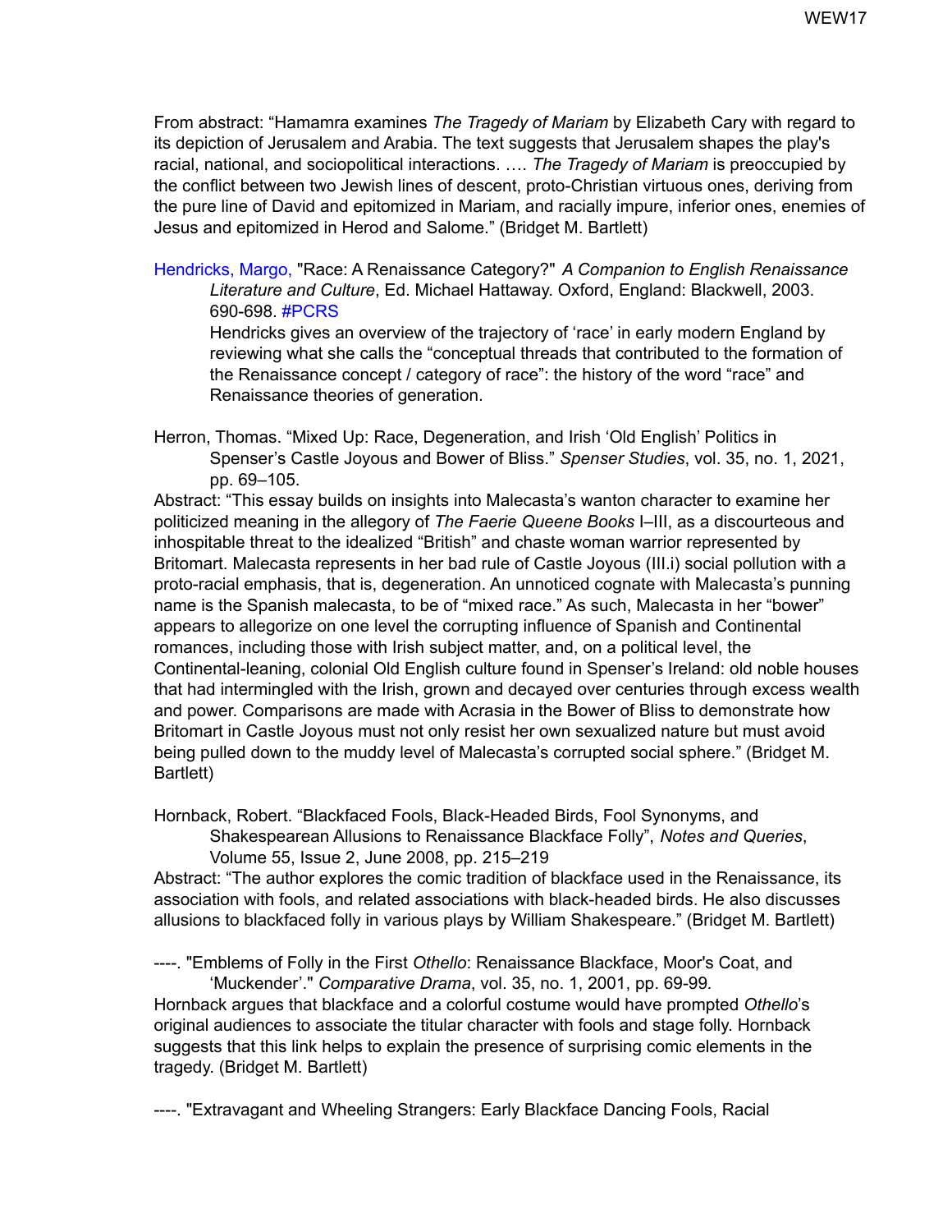From abstract: "Hamamra examines *The Tragedy of Mariam* by Elizabeth Cary with regard to its depiction of Jerusalem and Arabia. The text suggests that Jerusalem shapes the play's racial, national, and sociopolitical interactions. …. *The Tragedy of Mariam* is preoccupied by the conflict between two Jewish lines of descent, proto-Christian virtuous ones, deriving from the pure line of David and epitomized in Mariam, and racially impure, inferior ones, enemies of Jesus and epitomized in Herod and Salome." (Bridget M. Bartlett)

Hendricks, Margo, "Race: A Renaissance Category?" *A Companion to English Renaissance Literature and Culture*, Ed. Michael Hattaway. Oxford, England: Blackwell, 2003. 690-698. #PCRS

Hendricks gives an overview of the trajectory of 'race' in early modern England by reviewing what she calls the "conceptual threads that contributed to the formation of the Renaissance concept / category of race": the history of the word "race" and Renaissance theories of generation.

Herron, Thomas. "Mixed Up: Race, Degeneration, and Irish 'Old English' Politics in Spenser's Castle Joyous and Bower of Bliss." *Spenser Studies*, vol. 35, no. 1, 2021, pp. 69–105.

Abstract: "This essay builds on insights into Malecasta's wanton character to examine her politicized meaning in the allegory of *The Faerie Queene Books* I–III, as a discourteous and inhospitable threat to the idealized "British" and chaste woman warrior represented by Britomart. Malecasta represents in her bad rule of Castle Joyous (III.i) social pollution with a proto-racial emphasis, that is, degeneration. An unnoticed cognate with Malecasta's punning name is the Spanish malecasta, to be of "mixed race." As such, Malecasta in her "bower" appears to allegorize on one level the corrupting influence of Spanish and Continental romances, including those with Irish subject matter, and, on a political level, the Continental-leaning, colonial Old English culture found in Spenser's Ireland: old noble houses that had intermingled with the Irish, grown and decayed over centuries through excess wealth and power. Comparisons are made with Acrasia in the Bower of Bliss to demonstrate how Britomart in Castle Joyous must not only resist her own sexualized nature but must avoid being pulled down to the muddy level of Malecasta's corrupted social sphere." (Bridget M. Bartlett)

Hornback, Robert. "Blackfaced Fools, Black-Headed Birds, Fool Synonyms, and Shakespearean Allusions to Renaissance Blackface Folly", *Notes and Queries*, Volume 55, Issue 2, June 2008, pp. 215–219

Abstract: "The author explores the comic tradition of blackface used in the Renaissance, its association with fools, and related associations with black-headed birds. He also discusses allusions to blackfaced folly in various plays by William Shakespeare." (Bridget M. Bartlett)

----. "Emblems of Folly in the First *Othello*: Renaissance Blackface, Moor's Coat, and 'Muckender'." *Comparative Drama*, vol. 35, no. 1, 2001, pp. 69-99.

Hornback argues that blackface and a colorful costume would have prompted *Othello*'s original audiences to associate the titular character with fools and stage folly. Hornback suggests that this link helps to explain the presence of surprising comic elements in the tragedy. (Bridget M. Bartlett)

----. "Extravagant and Wheeling Strangers: Early Blackface Dancing Fools, Racial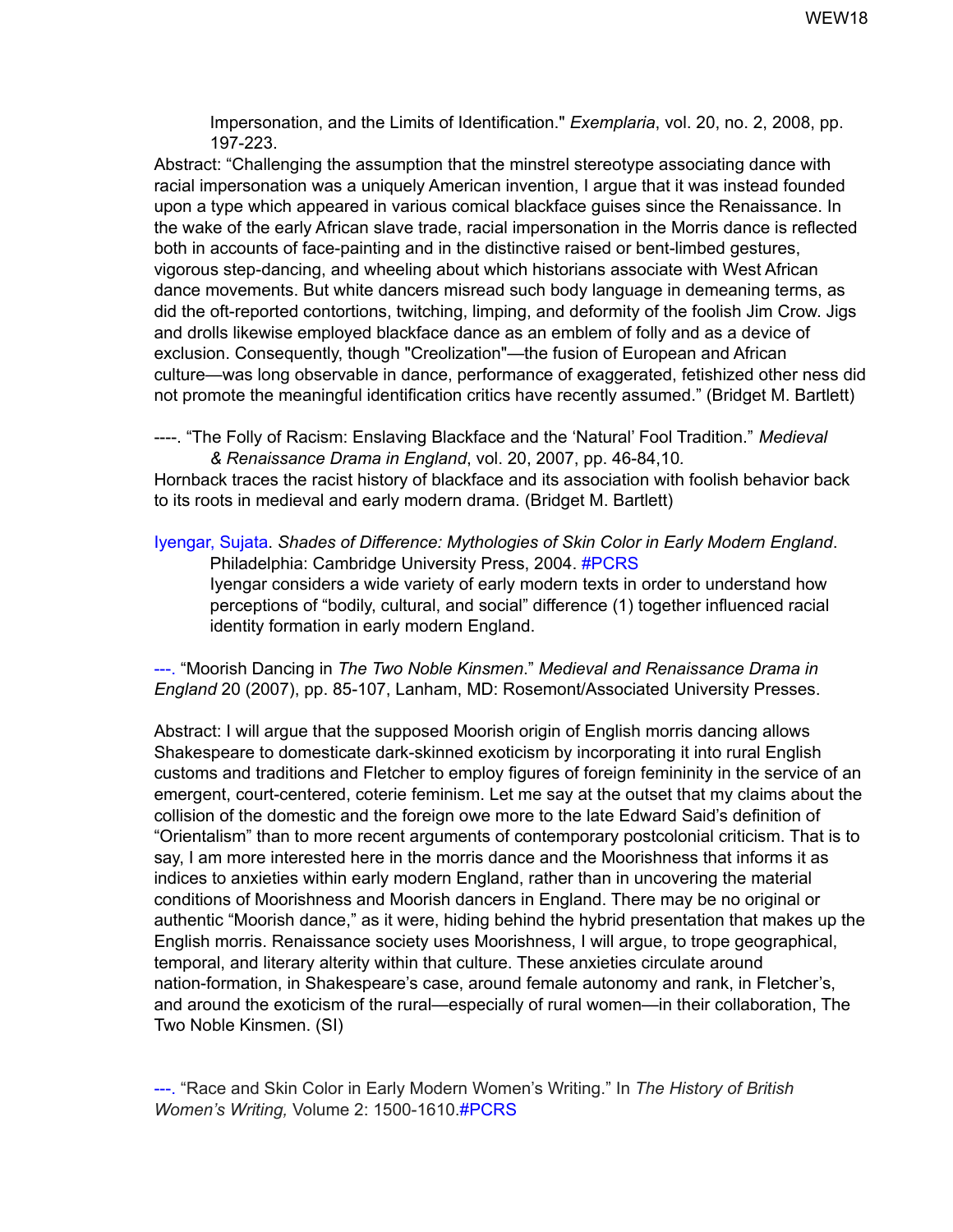Impersonation, and the Limits of Identification." *Exemplaria*, vol. 20, no. 2, 2008, pp. 197-223.

Abstract: "Challenging the assumption that the minstrel stereotype associating dance with racial impersonation was a uniquely American invention, I argue that it was instead founded upon a type which appeared in various comical blackface guises since the Renaissance. In the wake of the early African slave trade, racial impersonation in the Morris dance is reflected both in accounts of face-painting and in the distinctive raised or bent-limbed gestures, vigorous step-dancing, and wheeling about which historians associate with West African dance movements. But white dancers misread such body language in demeaning terms, as did the oft-reported contortions, twitching, limping, and deformity of the foolish Jim Crow. Jigs and drolls likewise employed blackface dance as an emblem of folly and as a device of exclusion. Consequently, though "Creolization"—the fusion of European and African culture—was long observable in dance, performance of exaggerated, fetishized other ness did not promote the meaningful identification critics have recently assumed." (Bridget M. Bartlett)

----. "The Folly of Racism: Enslaving Blackface and the 'Natural' Fool Tradition." *Medieval & Renaissance Drama in England*, vol. 20, 2007, pp. 46-84,10.

Hornback traces the racist history of blackface and its association with foolish behavior back to its roots in medieval and early modern drama. (Bridget M. Bartlett)

Iyengar, Sujata. *Shades of Difference: Mythologies of Skin Color in Early Modern England*. Philadelphia: Cambridge University Press, 2004. #PCRS

Iyengar considers a wide variety of early modern texts in order to understand how perceptions of "bodily, cultural, and social" difference (1) together influenced racial identity formation in early modern England.

---. "Moorish Dancing in *The Two Noble Kinsmen*." *Medieval and Renaissance Drama in England* 20 (2007), pp. 85-107, Lanham, MD: Rosemont/Associated University Presses.

Abstract: I will argue that the supposed Moorish origin of English morris dancing allows Shakespeare to domesticate dark-skinned exoticism by incorporating it into rural English customs and traditions and Fletcher to employ figures of foreign femininity in the service of an emergent, court-centered, coterie feminism. Let me say at the outset that my claims about the collision of the domestic and the foreign owe more to the late Edward Said's definition of "Orientalism" than to more recent arguments of contemporary postcolonial criticism. That is to say, I am more interested here in the morris dance and the Moorishness that informs it as indices to anxieties within early modern England, rather than in uncovering the material conditions of Moorishness and Moorish dancers in England. There may be no original or authentic "Moorish dance," as it were, hiding behind the hybrid presentation that makes up the English morris. Renaissance society uses Moorishness, I will argue, to trope geographical, temporal, and literary alterity within that culture. These anxieties circulate around nation-formation, in Shakespeare's case, around female autonomy and rank, in Fletcher's, and around the exoticism of the rural—especially of rural women—in their collaboration, The Two Noble Kinsmen. (SI)

---. "Race and Skin Color in Early Modern Women's Writing." In *The History of British Women's Writing,* Volume 2: 1500-1610.#PCRS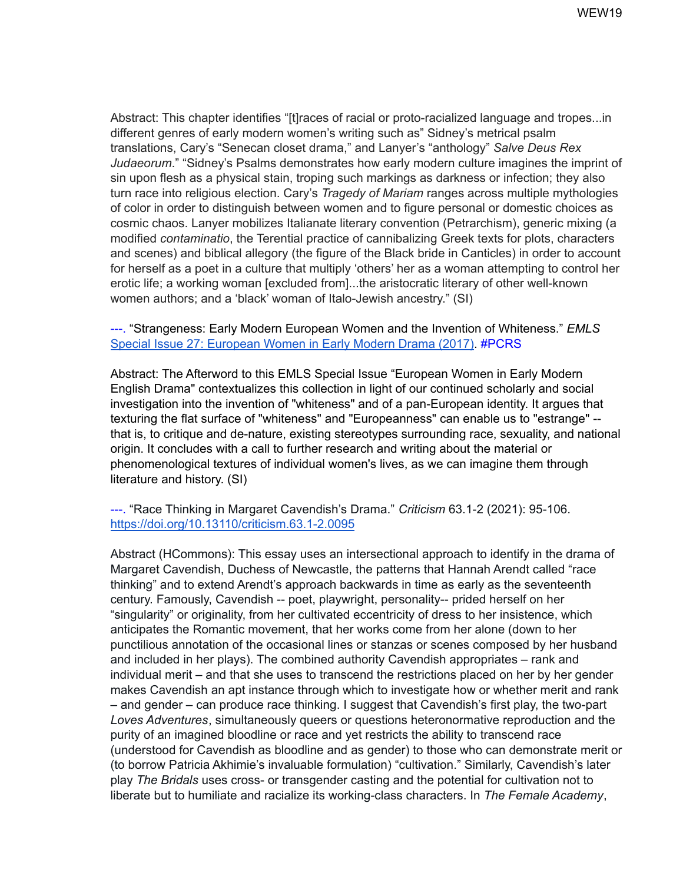Abstract: This chapter identifies "[t]races of racial or proto-racialized language and tropes...in different genres of early modern women's writing such as" Sidney's metrical psalm translations, Cary's "Senecan closet drama," and Lanyer's "anthology" *Salve Deus Rex Judaeorum*." "Sidney's Psalms demonstrates how early modern culture imagines the imprint of sin upon flesh as a physical stain, troping such markings as darkness or infection; they also turn race into religious election. Cary's *Tragedy of Mariam* ranges across multiple mythologies of color in order to distinguish between women and to figure personal or domestic choices as cosmic chaos. Lanyer mobilizes Italianate literary convention (Petrarchism), generic mixing (a modified *contaminatio*, the Terential practice of cannibalizing Greek texts for plots, characters and scenes) and biblical allegory (the figure of the Black bride in Canticles) in order to account for herself as a poet in a culture that multiply 'others' her as a woman attempting to control her erotic life; a working woman [excluded from]...the aristocratic literary of other well-known women authors; and a 'black' woman of Italo-Jewish ancestry." (SI)

---. "Strangeness: Early Modern European Women and the Invention of Whiteness." *EMLS* [Special Issue 27: European Women in Early Modern Drama (2017)](). #PCRS

Abstract: The Afterword to this EMLS Special Issue "European Women in Early Modern English Drama" contextualizes this collection in light of our continued scholarly and social investigation into the invention of "whiteness" and of a pan-European identity. It argues that texturing the flat surface of "whiteness" and "Europeanness" can enable us to "estrange" -- that is, to critique and de-nature, existing stereotypes surrounding race, sexuality, and national origin. It concludes with a call to further research and writing about the material or phenomenological textures of individual women's lives, as we can imagine them through literature and history. (SI)

---. "Race Thinking in Margaret Cavendish's Drama." *Criticism* 63.1-2 (2021): 95-106. https://doi.org/10.13110/criticism.63.1-2.0095

Abstract (HCommons): This essay uses an intersectional approach to identify in the drama of Margaret Cavendish, Duchess of Newcastle, the patterns that Hannah Arendt called "race thinking" and to extend Arendt's approach backwards in time as early as the seventeenth century. Famously, Cavendish -- poet, playwright, personality-- prided herself on her "singularity" or originality, from her cultivated eccentricity of dress to her insistence, which anticipates the Romantic movement, that her works come from her alone (down to her punctilious annotation of the occasional lines or stanzas or scenes composed by her husband and included in her plays). The combined authority Cavendish appropriates – rank and individual merit – and that she uses to transcend the restrictions placed on her by her gender makes Cavendish an apt instance through which to investigate how or whether merit and rank – and gender – can produce race thinking. I suggest that Cavendish's first play, the two-part *Loves Adventures*, simultaneously queers or questions heteronormative reproduction and the purity of an imagined bloodline or race and yet restricts the ability to transcend race (understood for Cavendish as bloodline and as gender) to those who can demonstrate merit or (to borrow Patricia Akhimie's invaluable formulation) "cultivation." Similarly, Cavendish's later play *The Bridals* uses cross- or transgender casting and the potential for cultivation not to liberate but to humiliate and racialize its working-class characters. In *The Female Academy*,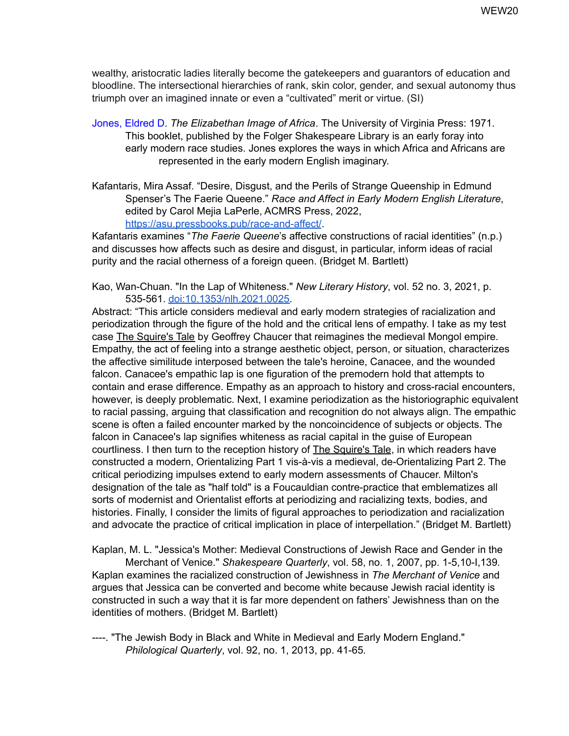wealthy, aristocratic ladies literally become the gatekeepers and guarantors of education and bloodline. The intersectional hierarchies of rank, skin color, gender, and sexual autonomy thus triumph over an imagined innate or even a "cultivated" merit or virtue. (SI)

Jones, Eldred D. *The Elizabethan Image of Africa*. The University of Virginia Press: 1971.
This booklet, published by the Folger Shakespeare Library is an early foray into early modern race studies. Jones explores the ways in which Africa and Africans are represented in the early modern English imaginary.

Kafantaris, Mira Assaf. "Desire, Disgust, and the Perils of Strange Queenship in Edmund Spenser's The Faerie Queene." *Race and Affect in Early Modern English Literature*, edited by Carol Mejia LaPerle, ACMRS Press, 2022, https://asu.pressbooks.pub/race-and-affect/.
Kafantaris examines "*The Faerie Queene*'s affective constructions of racial identities" (n.p.) and discusses how affects such as desire and disgust, in particular, inform ideas of racial purity and the racial otherness of a foreign queen. (Bridget M. Bartlett)

Kao, Wan-Chuan. "In the Lap of Whiteness." *New Literary History*, vol. 52 no. 3, 2021, p. 535-561. doi:10.1353/nlh.2021.0025.
Abstract: "This article considers medieval and early modern strategies of racialization and periodization through the figure of the hold and the critical lens of empathy. I take as my test case The Squire's Tale by Geoffrey Chaucer that reimagines the medieval Mongol empire. Empathy, the act of feeling into a strange aesthetic object, person, or situation, characterizes the affective similitude interposed between the tale's heroine, Canacee, and the wounded falcon. Canacee's empathic lap is one figuration of the premodern hold that attempts to contain and erase difference. Empathy as an approach to history and cross-racial encounters, however, is deeply problematic. Next, I examine periodization as the historiographic equivalent to racial passing, arguing that classification and recognition do not always align. The empathic scene is often a failed encounter marked by the noncoincidence of subjects or objects. The falcon in Canacee's lap signifies whiteness as racial capital in the guise of European courtliness. I then turn to the reception history of The Squire's Tale, in which readers have constructed a modern, Orientalizing Part 1 vis-à-vis a medieval, de-Orientalizing Part 2. The critical periodizing impulses extend to early modern assessments of Chaucer. Milton's designation of the tale as "half told" is a Foucauldian contre-practice that emblematizes all sorts of modernist and Orientalist efforts at periodizing and racializing texts, bodies, and histories. Finally, I consider the limits of figural approaches to periodization and racialization and advocate the practice of critical implication in place of interpellation." (Bridget M. Bartlett)

Kaplan, M. L. "Jessica's Mother: Medieval Constructions of Jewish Race and Gender in the Merchant of Venice." *Shakespeare Quarterly*, vol. 58, no. 1, 2007, pp. 1-5,10-I,139.
Kaplan examines the racialized construction of Jewishness in *The Merchant of Venice* and argues that Jessica can be converted and become white because Jewish racial identity is constructed in such a way that it is far more dependent on fathers' Jewishness than on the identities of mothers. (Bridget M. Bartlett)

----. "The Jewish Body in Black and White in Medieval and Early Modern England." *Philological Quarterly*, vol. 92, no. 1, 2013, pp. 41-65.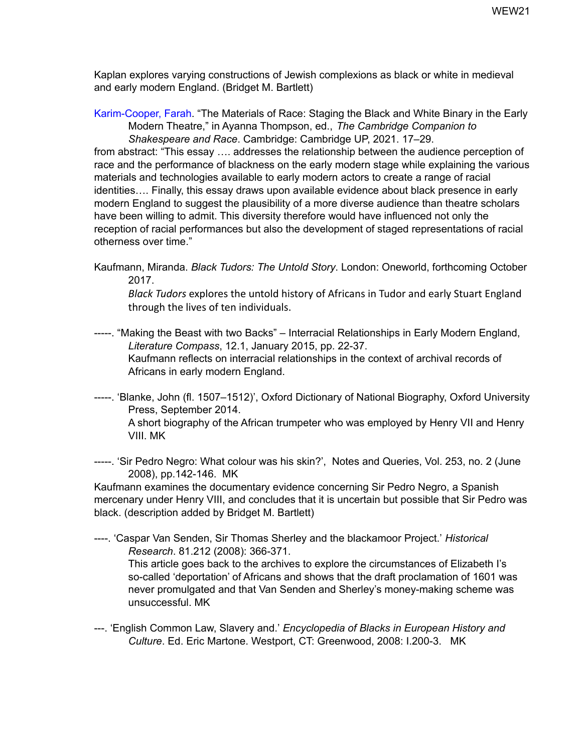Kaplan explores varying constructions of Jewish complexions as black or white in medieval and early modern England. (Bridget M. Bartlett)

Karim-Cooper, Farah. "The Materials of Race: Staging the Black and White Binary in the Early Modern Theatre," in Ayanna Thompson, ed., *The Cambridge Companion to Shakespeare and Race*. Cambridge: Cambridge UP, 2021. 17–29.
from abstract: "This essay …. addresses the relationship between the audience perception of race and the performance of blackness on the early modern stage while explaining the various materials and technologies available to early modern actors to create a range of racial identities…. Finally, this essay draws upon available evidence about black presence in early modern England to suggest the plausibility of a more diverse audience than theatre scholars have been willing to admit. This diversity therefore would have influenced not only the reception of racial performances but also the development of staged representations of racial otherness over time."

Kaufmann, Miranda. *Black Tudors: The Untold Story*. London: Oneworld, forthcoming October 2017.
*Black Tudors* explores the untold history of Africans in Tudor and early Stuart England through the lives of ten individuals.

-----. "Making the Beast with two Backs" – Interracial Relationships in Early Modern England, *Literature Compass*, 12.1, January 2015, pp. 22-37.
Kaufmann reflects on interracial relationships in the context of archival records of Africans in early modern England.

-----. 'Blanke, John (fl. 1507–1512)', Oxford Dictionary of National Biography, Oxford University Press, September 2014.
A short biography of the African trumpeter who was employed by Henry VII and Henry VIII. MK

-----. 'Sir Pedro Negro: What colour was his skin?', Notes and Queries, Vol. 253, no. 2 (June 2008), pp.142-146. MK
Kaufmann examines the documentary evidence concerning Sir Pedro Negro, a Spanish mercenary under Henry VIII, and concludes that it is uncertain but possible that Sir Pedro was black. (description added by Bridget M. Bartlett)

----. 'Caspar Van Senden, Sir Thomas Sherley and the blackamoor Project.' *Historical Research*. 81.212 (2008): 366-371.
This article goes back to the archives to explore the circumstances of Elizabeth I's so-called 'deportation' of Africans and shows that the draft proclamation of 1601 was never promulgated and that Van Senden and Sherley's money-making scheme was unsuccessful. MK

---. 'English Common Law, Slavery and.' *Encyclopedia of Blacks in European History and Culture*. Ed. Eric Martone. Westport, CT: Greenwood, 2008: I.200-3. MK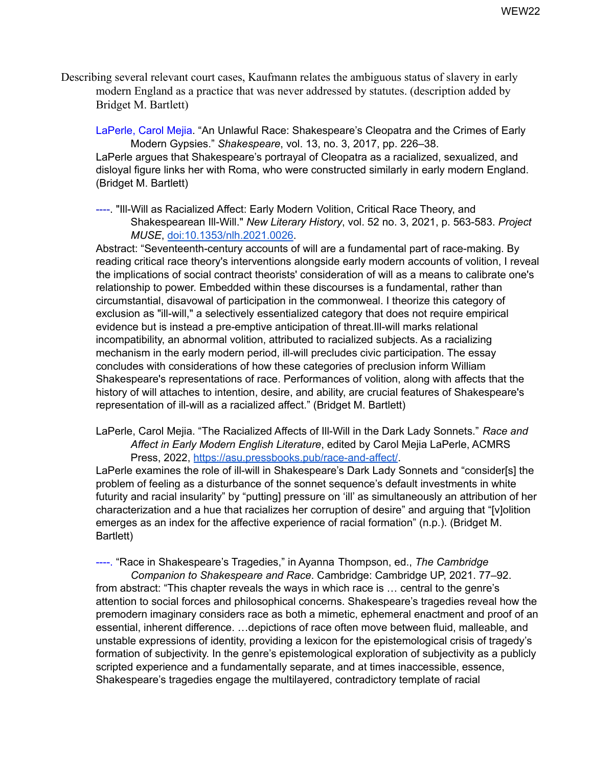Describing several relevant court cases, Kaufmann relates the ambiguous status of slavery in early modern England as a practice that was never addressed by statutes. (description added by Bridget M. Bartlett)

LaPerle, Carol Mejia. "An Unlawful Race: Shakespeare's Cleopatra and the Crimes of Early Modern Gypsies." *Shakespeare*, vol. 13, no. 3, 2017, pp. 226–38.
LaPerle argues that Shakespeare's portrayal of Cleopatra as a racialized, sexualized, and disloyal figure links her with Roma, who were constructed similarly in early modern England. (Bridget M. Bartlett)

----. "Ill-Will as Racialized Affect: Early Modern Volition, Critical Race Theory, and Shakespearean Ill-Will." *New Literary History*, vol. 52 no. 3, 2021, p. 563-583. *Project MUSE*, [doi:10.1353/nlh.2021.0026](doi:10.1353/nlh.2021.0026).
Abstract: "Seventeenth-century accounts of will are a fundamental part of race-making. By reading critical race theory's interventions alongside early modern accounts of volition, I reveal the implications of social contract theorists' consideration of will as a means to calibrate one's relationship to power. Embedded within these discourses is a fundamental, rather than circumstantial, disavowal of participation in the commonweal. I theorize this category of exclusion as "ill-will," a selectively essentialized category that does not require empirical evidence but is instead a pre-emptive anticipation of threat.Ill-will marks relational incompatibility, an abnormal volition, attributed to racialized subjects. As a racializing mechanism in the early modern period, ill-will precludes civic participation. The essay concludes with considerations of how these categories of preclusion inform William Shakespeare's representations of race. Performances of volition, along with affects that the history of will attaches to intention, desire, and ability, are crucial features of Shakespeare's representation of ill-will as a racialized affect." (Bridget M. Bartlett)

LaPerle, Carol Mejia. "The Racialized Affects of Ill-Will in the Dark Lady Sonnets." *Race and Affect in Early Modern English Literature*, edited by Carol Mejia LaPerle, ACMRS Press, 2022, [https://asu.pressbooks.pub/race-and-affect/](https://asu.pressbooks.pub/race-and-affect/).
LaPerle examines the role of ill-will in Shakespeare's Dark Lady Sonnets and "consider[s] the problem of feeling as a disturbance of the sonnet sequence's default investments in white futurity and racial insularity" by "putting] pressure on 'ill' as simultaneously an attribution of her characterization and a hue that racializes her corruption of desire" and arguing that "[v]olition emerges as an index for the affective experience of racial formation" (n.p.). (Bridget M. Bartlett)

----. "Race in Shakespeare's Tragedies," in Ayanna Thompson, ed., *The Cambridge Companion to Shakespeare and Race*. Cambridge: Cambridge UP, 2021. 77–92.
from abstract: "This chapter reveals the ways in which race is … central to the genre's attention to social forces and philosophical concerns. Shakespeare's tragedies reveal how the premodern imaginary considers race as both a mimetic, ephemeral enactment and proof of an essential, inherent difference. …depictions of race often move between fluid, malleable, and unstable expressions of identity, providing a lexicon for the epistemological crisis of tragedy's formation of subjectivity. In the genre's epistemological exploration of subjectivity as a publicly scripted experience and a fundamentally separate, and at times inaccessible, essence, Shakespeare's tragedies engage the multilayered, contradictory template of racial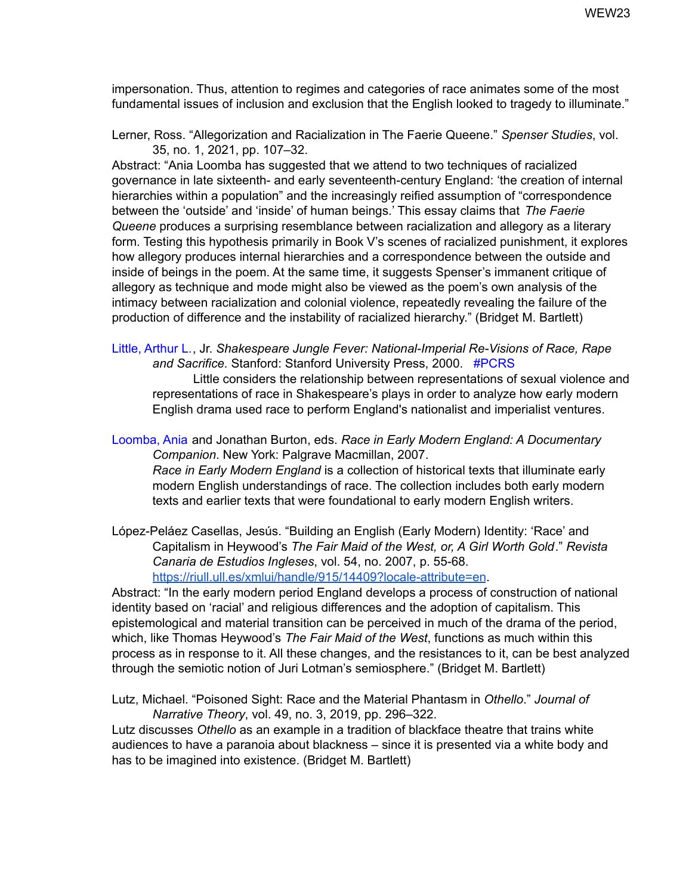impersonation. Thus, attention to regimes and categories of race animates some of the most fundamental issues of inclusion and exclusion that the English looked to tragedy to illuminate."

Lerner, Ross. "Allegorization and Racialization in The Faerie Queene." *Spenser Studies*, vol. 35, no. 1, 2021, pp. 107–32.
Abstract: "Ania Loomba has suggested that we attend to two techniques of racialized governance in late sixteenth- and early seventeenth-century England: 'the creation of internal hierarchies within a population" and the increasingly reified assumption of "correspondence between the 'outside' and 'inside' of human beings.' This essay claims that *The Faerie Queene* produces a surprising resemblance between racialization and allegory as a literary form. Testing this hypothesis primarily in Book V's scenes of racialized punishment, it explores how allegory produces internal hierarchies and a correspondence between the outside and inside of beings in the poem. At the same time, it suggests Spenser's immanent critique of allegory as technique and mode might also be viewed as the poem's own analysis of the intimacy between racialization and colonial violence, repeatedly revealing the failure of the production of difference and the instability of racialized hierarchy." (Bridget M. Bartlett)

Little, Arthur L., Jr. *Shakespeare Jungle Fever: National-Imperial Re-Visions of Race, Rape and Sacrifice.* Stanford: Stanford University Press, 2000. #PCRS
Little considers the relationship between representations of sexual violence and representations of race in Shakespeare's plays in order to analyze how early modern English drama used race to perform England's nationalist and imperialist ventures.

Loomba, Ania and Jonathan Burton, eds. *Race in Early Modern England: A Documentary Companion*. New York: Palgrave Macmillan, 2007.
*Race in Early Modern England* is a collection of historical texts that illuminate early modern English understandings of race. The collection includes both early modern texts and earlier texts that were foundational to early modern English writers.

López-Peláez Casellas, Jesús. "Building an English (Early Modern) Identity: 'Race' and Capitalism in Heywood's *The Fair Maid of the West, or, A Girl Worth Gold*." *Revista Canaria de Estudios Ingleses*, vol. 54, no. 2007, p. 55-68. https://riull.ull.es/xmlui/handle/915/14409?locale-attribute=en.
Abstract: "In the early modern period England develops a process of construction of national identity based on 'racial' and religious differences and the adoption of capitalism. This epistemological and material transition can be perceived in much of the drama of the period, which, like Thomas Heywood's *The Fair Maid of the West*, functions as much within this process as in response to it. All these changes, and the resistances to it, can be best analyzed through the semiotic notion of Juri Lotman's semiosphere." (Bridget M. Bartlett)

Lutz, Michael. "Poisoned Sight: Race and the Material Phantasm in *Othello*." *Journal of Narrative Theory*, vol. 49, no. 3, 2019, pp. 296–322.
Lutz discusses *Othello* as an example in a tradition of blackface theatre that trains white audiences to have a paranoia about blackness – since it is presented via a white body and has to be imagined into existence. (Bridget M. Bartlett)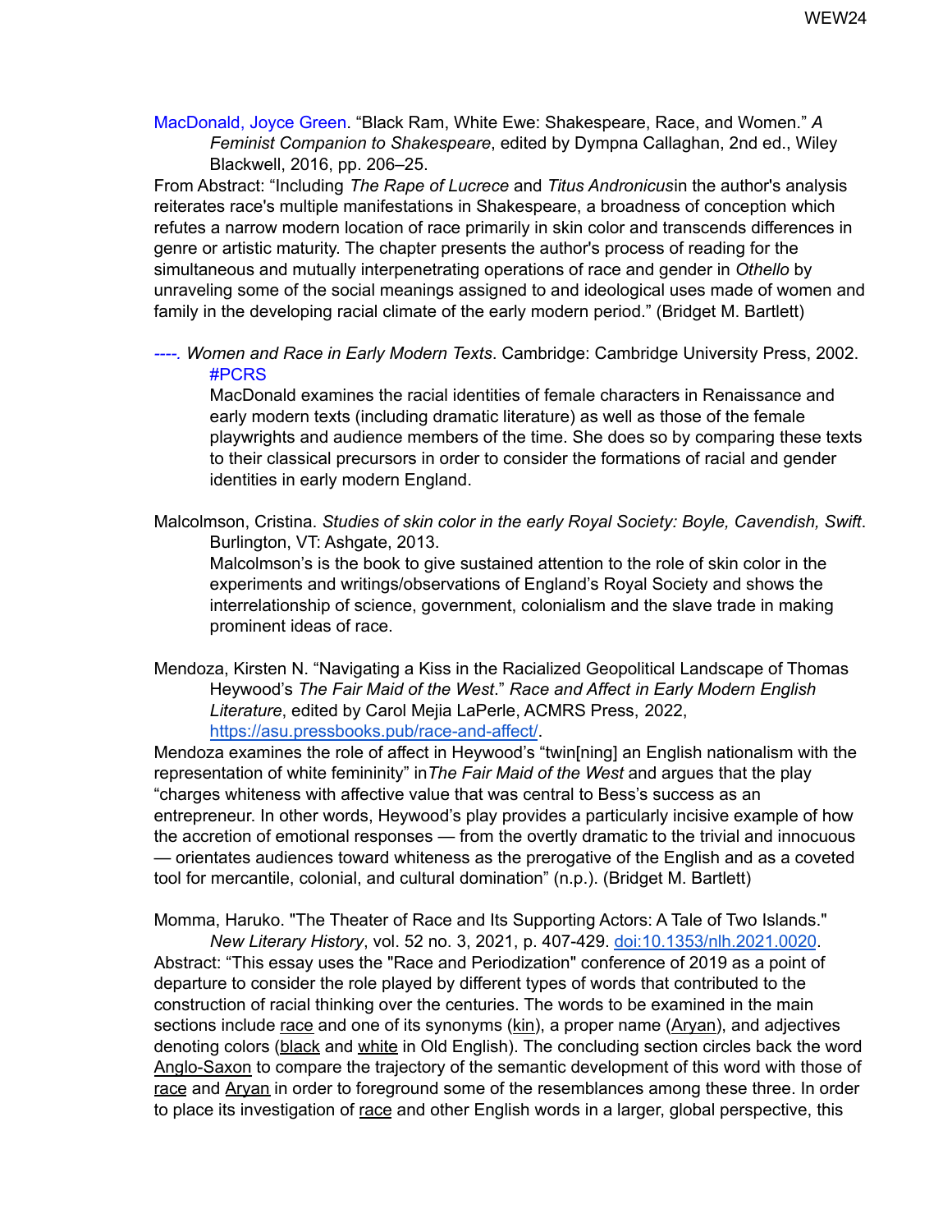MacDonald, Joyce Green. “Black Ram, White Ewe: Shakespeare, Race, and Women.” *A Feminist Companion to Shakespeare*, edited by Dympna Callaghan, 2nd ed., Wiley Blackwell, 2016, pp. 206–25.

From Abstract: “Including *The Rape of Lucrece* and *Titus Andronicus*in the author's analysis reiterates race's multiple manifestations in Shakespeare, a broadness of conception which refutes a narrow modern location of race primarily in skin color and transcends differences in genre or artistic maturity. The chapter presents the author's process of reading for the simultaneous and mutually interpenetrating operations of race and gender in *Othello* by unraveling some of the social meanings assigned to and ideological uses made of women and family in the developing racial climate of the early modern period.” (Bridget M. Bartlett)

----. *Women and Race in Early Modern Texts*. Cambridge: Cambridge University Press, 2002. #PCRS

MacDonald examines the racial identities of female characters in Renaissance and early modern texts (including dramatic literature) as well as those of the female playwrights and audience members of the time. She does so by comparing these texts to their classical precursors in order to consider the formations of racial and gender identities in early modern England.

Malcolmson, Cristina. *Studies of skin color in the early Royal Society: Boyle, Cavendish, Swift*. Burlington, VT: Ashgate, 2013.

Malcolmson’s is the book to give sustained attention to the role of skin color in the experiments and writings/observations of England’s Royal Society and shows the interrelationship of science, government, colonialism and the slave trade in making prominent ideas of race.

Mendoza, Kirsten N. “Navigating a Kiss in the Racialized Geopolitical Landscape of Thomas Heywood’s *The Fair Maid of the West*.” *Race and Affect in Early Modern English Literature*, edited by Carol Mejia LaPerle, ACMRS Press, 2022, https://asu.pressbooks.pub/race-and-affect/.

Mendoza examines the role of affect in Heywood’s “twin[ning] an English nationalism with the representation of white femininity” in*The Fair Maid of the West* and argues that the play “charges whiteness with affective value that was central to Bess’s success as an entrepreneur. In other words, Heywood’s play provides a particularly incisive example of how the accretion of emotional responses — from the overtly dramatic to the trivial and innocuous — orientates audiences toward whiteness as the prerogative of the English and as a coveted tool for mercantile, colonial, and cultural domination” (n.p.). (Bridget M. Bartlett)

Momma, Haruko. "The Theater of Race and Its Supporting Actors: A Tale of Two Islands." *New Literary History*, vol. 52 no. 3, 2021, p. 407-429. doi:10.1353/nlh.2021.0020.

Abstract: “This essay uses the "Race and Periodization" conference of 2019 as a point of departure to consider the role played by different types of words that contributed to the construction of racial thinking over the centuries. The words to be examined in the main sections include race and one of its synonyms (kin), a proper name (Aryan), and adjectives denoting colors (black and white in Old English). The concluding section circles back the word Anglo-Saxon to compare the trajectory of the semantic development of this word with those of race and Aryan in order to foreground some of the resemblances among these three. In order to place its investigation of race and other English words in a larger, global perspective, this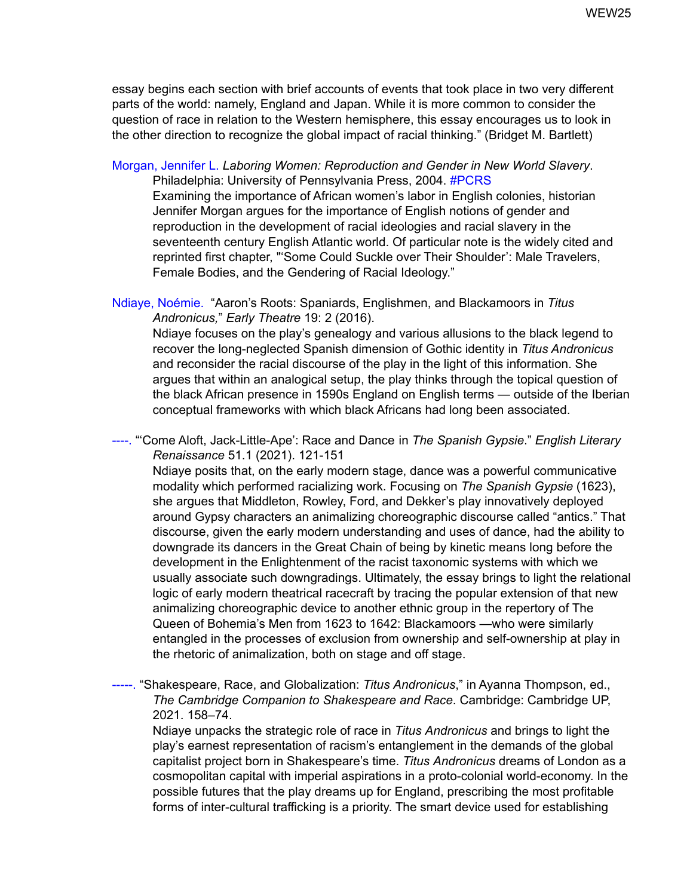essay begins each section with brief accounts of events that took place in two very different parts of the world: namely, England and Japan. While it is more common to consider the question of race in relation to the Western hemisphere, this essay encourages us to look in the other direction to recognize the global impact of racial thinking." (Bridget M. Bartlett)

Morgan, Jennifer L. *Laboring Women: Reproduction and Gender in New World Slavery*. Philadelphia: University of Pennsylvania Press, 2004. #PCRS
Examining the importance of African women's labor in English colonies, historian Jennifer Morgan argues for the importance of English notions of gender and reproduction in the development of racial ideologies and racial slavery in the seventeenth century English Atlantic world. Of particular note is the widely cited and reprinted first chapter, "'Some Could Suckle over Their Shoulder': Male Travelers, Female Bodies, and the Gendering of Racial Ideology."

Ndiaye, Noémie. "Aaron's Roots: Spaniards, Englishmen, and Blackamoors in *Titus Andronicus*," *Early Theatre* 19: 2 (2016).
Ndiaye focuses on the play's genealogy and various allusions to the black legend to recover the long-neglected Spanish dimension of Gothic identity in *Titus Andronicus* and reconsider the racial discourse of the play in the light of this information. She argues that within an analogical setup, the play thinks through the topical question of the black African presence in 1590s England on English terms — outside of the Iberian conceptual frameworks with which black Africans had long been associated.

----. "'Come Aloft, Jack-Little-Ape': Race and Dance in *The Spanish Gypsie*." *English Literary Renaissance* 51.1 (2021). 121-151
Ndiaye posits that, on the early modern stage, dance was a powerful communicative modality which performed racializing work. Focusing on *The Spanish Gypsie* (1623), she argues that Middleton, Rowley, Ford, and Dekker's play innovatively deployed around Gypsy characters an animalizing choreographic discourse called "antics." That discourse, given the early modern understanding and uses of dance, had the ability to downgrade its dancers in the Great Chain of being by kinetic means long before the development in the Enlightenment of the racist taxonomic systems with which we usually associate such downgradings. Ultimately, the essay brings to light the relational logic of early modern theatrical racecraft by tracing the popular extension of that new animalizing choreographic device to another ethnic group in the repertory of The Queen of Bohemia's Men from 1623 to 1642: Blackamoors —who were similarly entangled in the processes of exclusion from ownership and self-ownership at play in the rhetoric of animalization, both on stage and off stage.

-----. "Shakespeare, Race, and Globalization: *Titus Andronicus*," in Ayanna Thompson, ed., *The Cambridge Companion to Shakespeare and Race*. Cambridge: Cambridge UP, 2021. 158–74.
Ndiaye unpacks the strategic role of race in *Titus Andronicus* and brings to light the play's earnest representation of racism's entanglement in the demands of the global capitalist project born in Shakespeare's time. *Titus Andronicus* dreams of London as a cosmopolitan capital with imperial aspirations in a proto-colonial world-economy. In the possible futures that the play dreams up for England, prescribing the most profitable forms of inter-cultural trafficking is a priority. The smart device used for establishing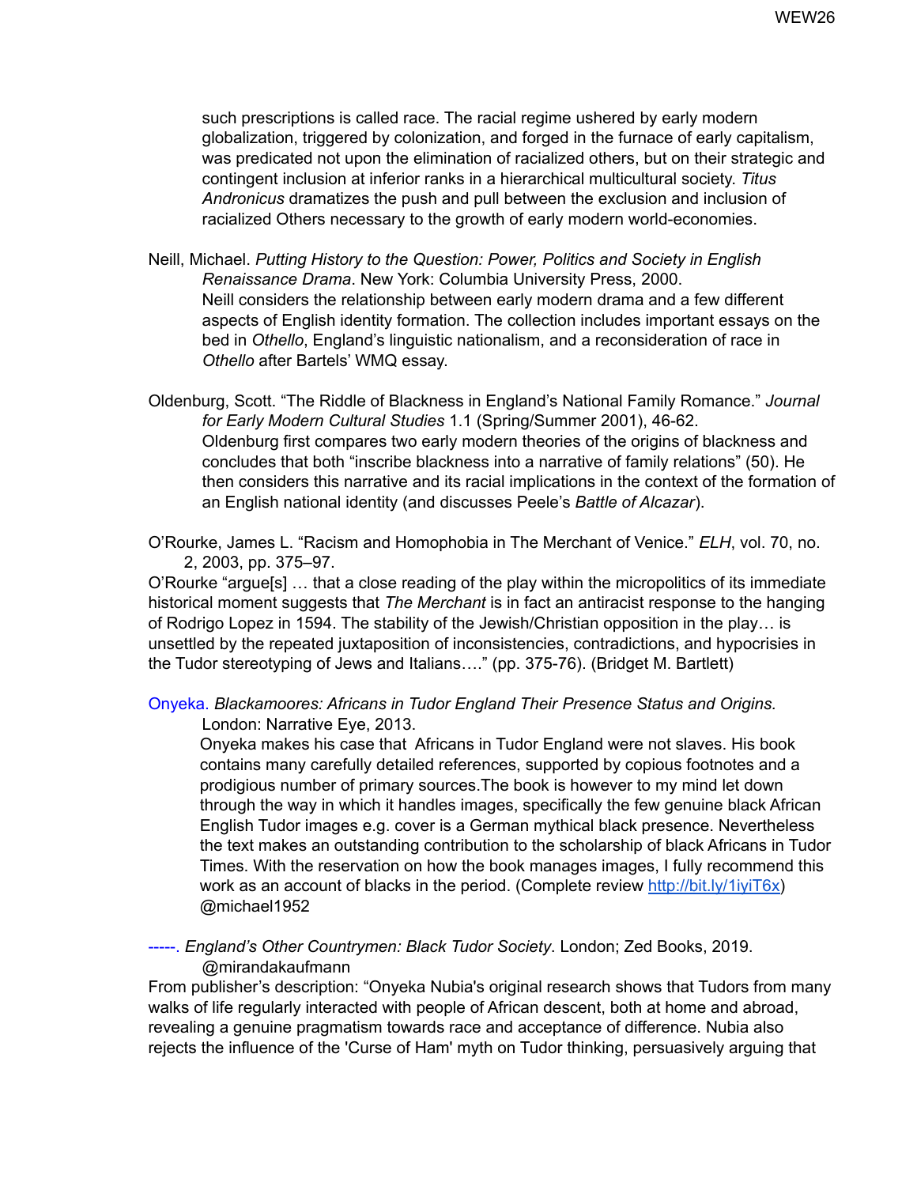such prescriptions is called race. The racial regime ushered by early modern globalization, triggered by colonization, and forged in the furnace of early capitalism, was predicated not upon the elimination of racialized others, but on their strategic and contingent inclusion at inferior ranks in a hierarchical multicultural society. *Titus Andronicus* dramatizes the push and pull between the exclusion and inclusion of racialized Others necessary to the growth of early modern world-economies.

Neill, Michael. *Putting History to the Question: Power, Politics and Society in English Renaissance Drama*. New York: Columbia University Press, 2000.
Neill considers the relationship between early modern drama and a few different aspects of English identity formation. The collection includes important essays on the bed in *Othello*, England's linguistic nationalism, and a reconsideration of race in *Othello* after Bartels' WMQ essay.

Oldenburg, Scott. "The Riddle of Blackness in England's National Family Romance." *Journal for Early Modern Cultural Studies* 1.1 (Spring/Summer 2001), 46-62.
Oldenburg first compares two early modern theories of the origins of blackness and concludes that both "inscribe blackness into a narrative of family relations" (50). He then considers this narrative and its racial implications in the context of the formation of an English national identity (and discusses Peele's *Battle of Alcazar*).

O'Rourke, James L. "Racism and Homophobia in The Merchant of Venice." *ELH*, vol. 70, no. 2, 2003, pp. 375–97.
O'Rourke "argue[s] … that a close reading of the play within the micropolitics of its immediate historical moment suggests that *The Merchant* is in fact an antiracist response to the hanging of Rodrigo Lopez in 1594. The stability of the Jewish/Christian opposition in the play… is unsettled by the repeated juxtaposition of inconsistencies, contradictions, and hypocrisies in the Tudor stereotyping of Jews and Italians…." (pp. 375-76). (Bridget M. Bartlett)

Onyeka. *Blackamoores: Africans in Tudor England Their Presence Status and Origins.* London: Narrative Eye, 2013.
Onyeka makes his case that Africans in Tudor England were not slaves. His book contains many carefully detailed references, supported by copious footnotes and a prodigious number of primary sources.The book is however to my mind let down through the way in which it handles images, specifically the few genuine black African English Tudor images e.g. cover is a German mythical black presence. Nevertheless the text makes an outstanding contribution to the scholarship of black Africans in Tudor Times. With the reservation on how the book manages images, I fully recommend this work as an account of blacks in the period. (Complete review http://bit.ly/1iyiT6x) @michael1952

-----. *England's Other Countrymen: Black Tudor Society.* London; Zed Books, 2019. @mirandakaufmann
From publisher's description: "Onyeka Nubia's original research shows that Tudors from many walks of life regularly interacted with people of African descent, both at home and abroad, revealing a genuine pragmatism towards race and acceptance of difference. Nubia also rejects the influence of the 'Curse of Ham' myth on Tudor thinking, persuasively arguing that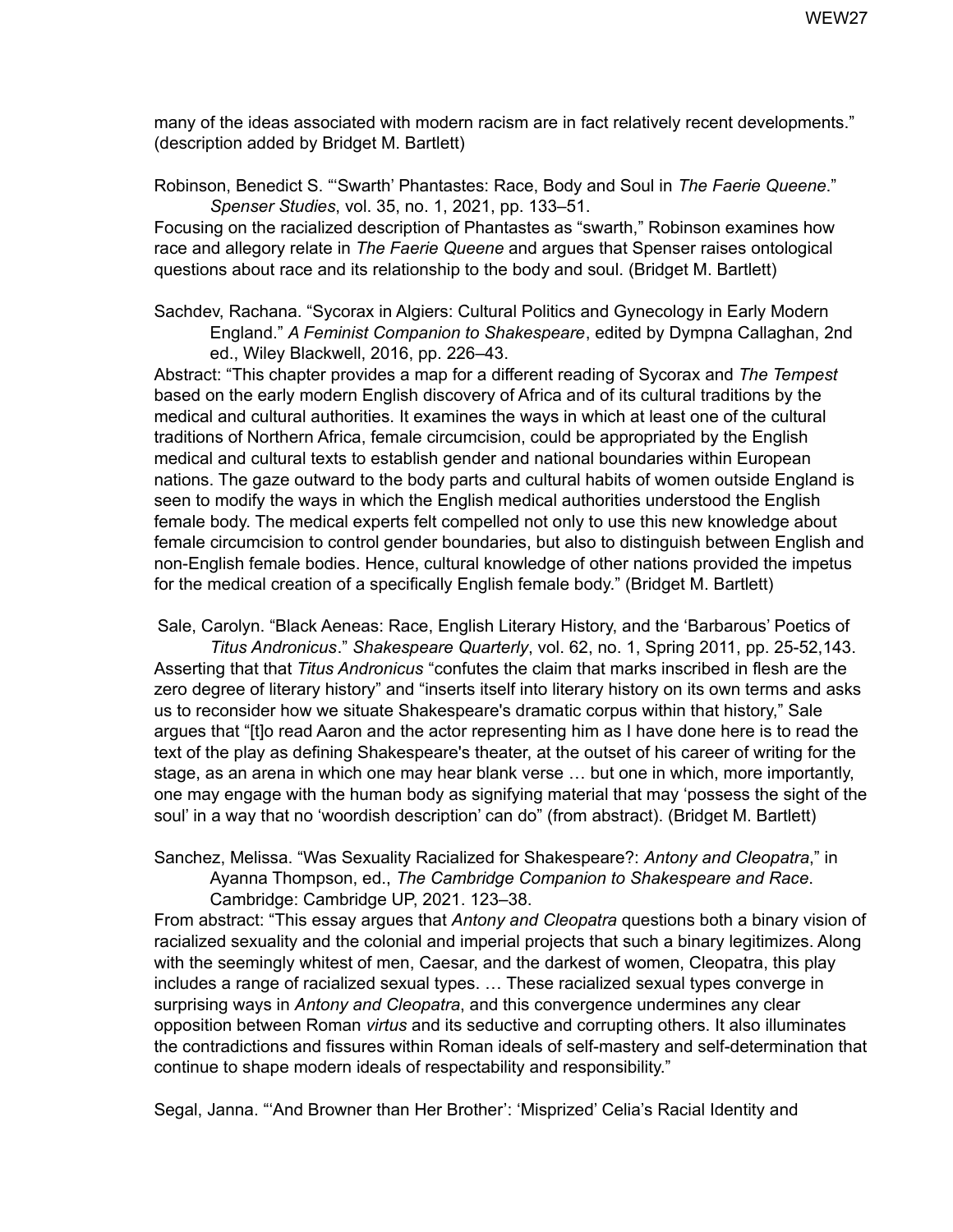many of the ideas associated with modern racism are in fact relatively recent developments." (description added by Bridget M. Bartlett)

Robinson, Benedict S. "'Swarth' Phantastes: Race, Body and Soul in *The Faerie Queene*." *Spenser Studies*, vol. 35, no. 1, 2021, pp. 133–51.
Focusing on the racialized description of Phantastes as "swarth," Robinson examines how race and allegory relate in *The Faerie Queene* and argues that Spenser raises ontological questions about race and its relationship to the body and soul. (Bridget M. Bartlett)

Sachdev, Rachana. "Sycorax in Algiers: Cultural Politics and Gynecology in Early Modern England." *A Feminist Companion to Shakespeare*, edited by Dympna Callaghan, 2nd ed., Wiley Blackwell, 2016, pp. 226–43.
Abstract: "This chapter provides a map for a different reading of Sycorax and *The Tempest* based on the early modern English discovery of Africa and of its cultural traditions by the medical and cultural authorities. It examines the ways in which at least one of the cultural traditions of Northern Africa, female circumcision, could be appropriated by the English medical and cultural texts to establish gender and national boundaries within European nations. The gaze outward to the body parts and cultural habits of women outside England is seen to modify the ways in which the English medical authorities understood the English female body. The medical experts felt compelled not only to use this new knowledge about female circumcision to control gender boundaries, but also to distinguish between English and non-English female bodies. Hence, cultural knowledge of other nations provided the impetus for the medical creation of a specifically English female body." (Bridget M. Bartlett)

Sale, Carolyn. "Black Aeneas: Race, English Literary History, and the 'Barbarous' Poetics of *Titus Andronicus*." *Shakespeare Quarterly*, vol. 62, no. 1, Spring 2011, pp. 25-52,143.
Asserting that that *Titus Andronicus* "confutes the claim that marks inscribed in flesh are the zero degree of literary history" and "inserts itself into literary history on its own terms and asks us to reconsider how we situate Shakespeare's dramatic corpus within that history," Sale argues that "[t]o read Aaron and the actor representing him as I have done here is to read the text of the play as defining Shakespeare's theater, at the outset of his career of writing for the stage, as an arena in which one may hear blank verse … but one in which, more importantly, one may engage with the human body as signifying material that may 'possess the sight of the soul' in a way that no 'woordish description' can do" (from abstract). (Bridget M. Bartlett)

Sanchez, Melissa. "Was Sexuality Racialized for Shakespeare?: *Antony and Cleopatra*," in Ayanna Thompson, ed., *The Cambridge Companion to Shakespeare and Race*. Cambridge: Cambridge UP, 2021. 123–38.
From abstract: "This essay argues that *Antony and Cleopatra* questions both a binary vision of racialized sexuality and the colonial and imperial projects that such a binary legitimizes. Along with the seemingly whitest of men, Caesar, and the darkest of women, Cleopatra, this play includes a range of racialized sexual types. … These racialized sexual types converge in surprising ways in *Antony and Cleopatra*, and this convergence undermines any clear opposition between Roman *virtus* and its seductive and corrupting others. It also illuminates the contradictions and fissures within Roman ideals of self-mastery and self-determination that continue to shape modern ideals of respectability and responsibility."

Segal, Janna. "'And Browner than Her Brother': 'Misprized' Celia's Racial Identity and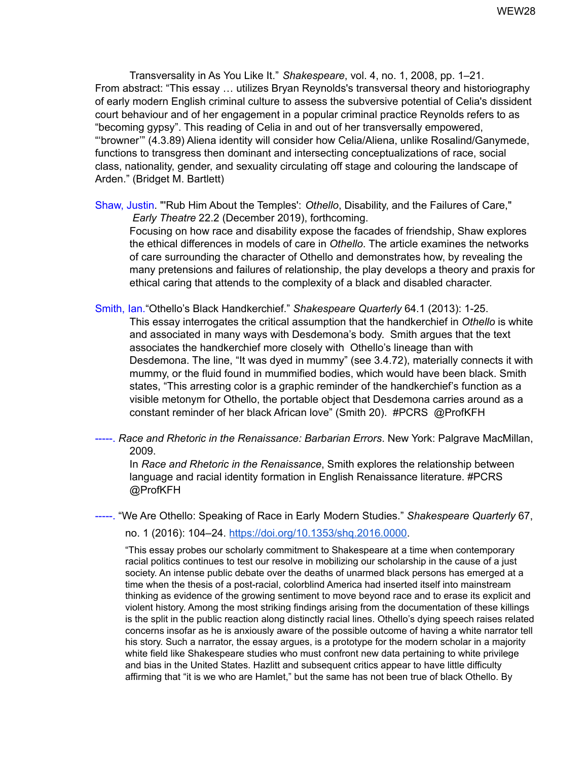Transversality in As You Like It." *Shakespeare*, vol. 4, no. 1, 2008, pp. 1–21.
From abstract: "This essay … utilizes Bryan Reynolds's transversal theory and historiography of early modern English criminal culture to assess the subversive potential of Celia's dissident court behaviour and of her engagement in a popular criminal practice Reynolds refers to as "becoming gypsy". This reading of Celia in and out of her transversally empowered, "'browner'" (4.3.89) Aliena identity will consider how Celia/Aliena, unlike Rosalind/Ganymede, functions to transgress then dominant and intersecting conceptualizations of race, social class, nationality, gender, and sexuality circulating off stage and colouring the landscape of Arden." (Bridget M. Bartlett)

Shaw, Justin. "'Rub Him About the Temples': *Othello*, Disability, and the Failures of Care," *Early Theatre* 22.2 (December 2019), forthcoming.
Focusing on how race and disability expose the facades of friendship, Shaw explores the ethical differences in models of care in *Othello*. The article examines the networks of care surrounding the character of Othello and demonstrates how, by revealing the many pretensions and failures of relationship, the play develops a theory and praxis for ethical caring that attends to the complexity of a black and disabled character.

Smith, Ian. "Othello's Black Handkerchief." *Shakespeare Quarterly* 64.1 (2013): 1-25.
This essay interrogates the critical assumption that the handkerchief in *Othello* is white and associated in many ways with Desdemona's body. Smith argues that the text associates the handkerchief more closely with Othello's lineage than with Desdemona. The line, "It was dyed in mummy" (see 3.4.72), materially connects it with mummy, or the fluid found in mummified bodies, which would have been black. Smith states, "This arresting color is a graphic reminder of the handkerchief's function as a visible metonym for Othello, the portable object that Desdemona carries around as a constant reminder of her black African love" (Smith 20). #PCRS @ProfKFH

-----. *Race and Rhetoric in the Renaissance: Barbarian Errors*. New York: Palgrave MacMillan, 2009.
In *Race and Rhetoric in the Renaissance*, Smith explores the relationship between language and racial identity formation in English Renaissance literature. #PCRS @ProfKFH

-----. "We Are Othello: Speaking of Race in Early Modern Studies." *Shakespeare Quarterly* 67, no. 1 (2016): 104–24. https://doi.org/10.1353/shq.2016.0000.

"This essay probes our scholarly commitment to Shakespeare at a time when contemporary racial politics continues to test our resolve in mobilizing our scholarship in the cause of a just society. An intense public debate over the deaths of unarmed black persons has emerged at a time when the thesis of a post-racial, colorblind America had inserted itself into mainstream thinking as evidence of the growing sentiment to move beyond race and to erase its explicit and violent history. Among the most striking findings arising from the documentation of these killings is the split in the public reaction along distinctly racial lines. Othello's dying speech raises related concerns insofar as he is anxiously aware of the possible outcome of having a white narrator tell his story. Such a narrator, the essay argues, is a prototype for the modern scholar in a majority white field like Shakespeare studies who must confront new data pertaining to white privilege and bias in the United States. Hazlitt and subsequent critics appear to have little difficulty affirming that "it is we who are Hamlet," but the same has not been true of black Othello. By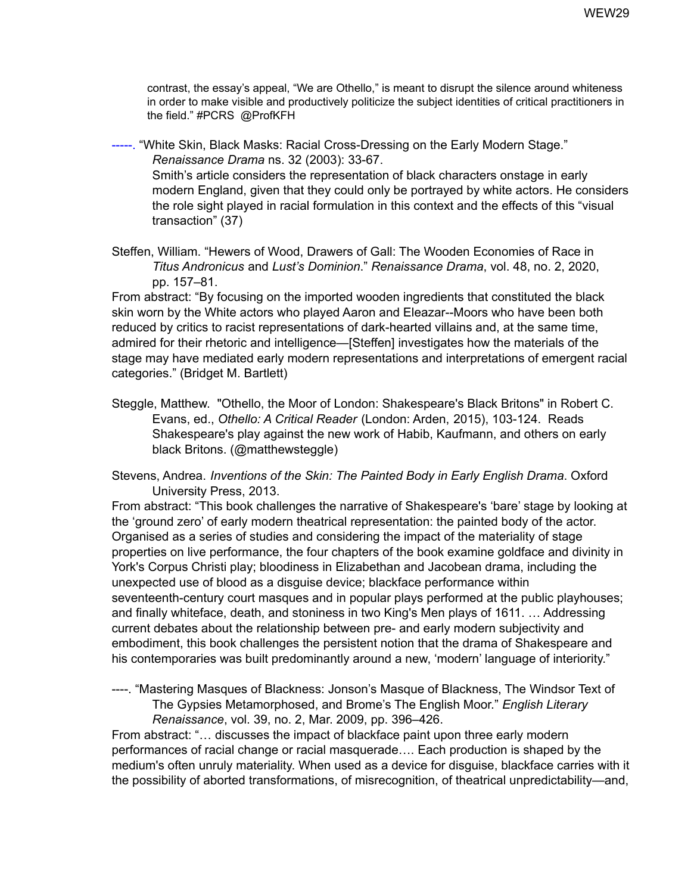contrast, the essay's appeal, "We are Othello," is meant to disrupt the silence around whiteness in order to make visible and productively politicize the subject identities of critical practitioners in the field." #PCRS @ProfKFH

-----. "White Skin, Black Masks: Racial Cross-Dressing on the Early Modern Stage." *Renaissance Drama* ns. 32 (2003): 33-67.
Smith's article considers the representation of black characters onstage in early modern England, given that they could only be portrayed by white actors. He considers the role sight played in racial formulation in this context and the effects of this "visual transaction" (37)

Steffen, William. "Hewers of Wood, Drawers of Gall: The Wooden Economies of Race in *Titus Andronicus* and *Lust's Dominion*." *Renaissance Drama*, vol. 48, no. 2, 2020, pp. 157–81.
From abstract: "By focusing on the imported wooden ingredients that constituted the black skin worn by the White actors who played Aaron and Eleazar--Moors who have been both reduced by critics to racist representations of dark-hearted villains and, at the same time, admired for their rhetoric and intelligence—[Steffen] investigates how the materials of the stage may have mediated early modern representations and interpretations of emergent racial categories." (Bridget M. Bartlett)

Steggle, Matthew. "Othello, the Moor of London: Shakespeare's Black Britons" in Robert C. Evans, ed., *Othello: A Critical Reader* (London: Arden, 2015), 103-124. Reads Shakespeare's play against the new work of Habib, Kaufmann, and others on early black Britons. (@matthewsteggle)

Stevens, Andrea. *Inventions of the Skin: The Painted Body in Early English Drama*. Oxford University Press, 2013.
From abstract: "This book challenges the narrative of Shakespeare's 'bare' stage by looking at the 'ground zero' of early modern theatrical representation: the painted body of the actor. Organised as a series of studies and considering the impact of the materiality of stage properties on live performance, the four chapters of the book examine goldface and divinity in York's Corpus Christi play; bloodiness in Elizabethan and Jacobean drama, including the unexpected use of blood as a disguise device; blackface performance within seventeenth-century court masques and in popular plays performed at the public playhouses; and finally whiteface, death, and stoniness in two King's Men plays of 1611. … Addressing current debates about the relationship between pre- and early modern subjectivity and embodiment, this book challenges the persistent notion that the drama of Shakespeare and his contemporaries was built predominantly around a new, 'modern' language of interiority."

----. "Mastering Masques of Blackness: Jonson's Masque of Blackness, The Windsor Text of The Gypsies Metamorphosed, and Brome's The English Moor." *English Literary Renaissance*, vol. 39, no. 2, Mar. 2009, pp. 396–426.
From abstract: "… discusses the impact of blackface paint upon three early modern performances of racial change or racial masquerade…. Each production is shaped by the medium's often unruly materiality. When used as a device for disguise, blackface carries with it the possibility of aborted transformations, of misrecognition, of theatrical unpredictability—and,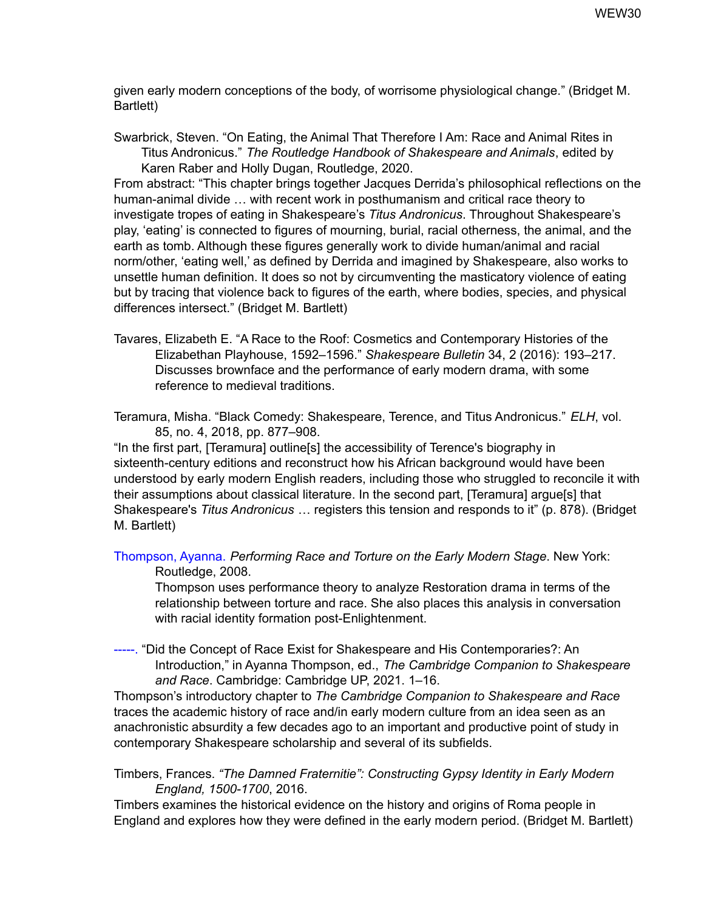given early modern conceptions of the body, of worrisome physiological change." (Bridget M. Bartlett)

Swarbrick, Steven. "On Eating, the Animal That Therefore I Am: Race and Animal Rites in Titus Andronicus." *The Routledge Handbook of Shakespeare and Animals*, edited by Karen Raber and Holly Dugan, Routledge, 2020.

From abstract: "This chapter brings together Jacques Derrida's philosophical reflections on the human-animal divide … with recent work in posthumanism and critical race theory to investigate tropes of eating in Shakespeare's *Titus Andronicus*. Throughout Shakespeare's play, 'eating' is connected to figures of mourning, burial, racial otherness, the animal, and the earth as tomb. Although these figures generally work to divide human/animal and racial norm/other, 'eating well,' as defined by Derrida and imagined by Shakespeare, also works to unsettle human definition. It does so not by circumventing the masticatory violence of eating but by tracing that violence back to figures of the earth, where bodies, species, and physical differences intersect." (Bridget M. Bartlett)

Tavares, Elizabeth E. "A Race to the Roof: Cosmetics and Contemporary Histories of the Elizabethan Playhouse, 1592–1596." *Shakespeare Bulletin* 34, 2 (2016): 193–217.
Discusses brownface and the performance of early modern drama, with some reference to medieval traditions.

Teramura, Misha. "Black Comedy: Shakespeare, Terence, and Titus Andronicus." *ELH*, vol. 85, no. 4, 2018, pp. 877–908.

"In the first part, [Teramura] outline[s] the accessibility of Terence's biography in sixteenth-century editions and reconstruct how his African background would have been understood by early modern English readers, including those who struggled to reconcile it with their assumptions about classical literature. In the second part, [Teramura] argue[s] that Shakespeare's *Titus Andronicus* … registers this tension and responds to it" (p. 878). (Bridget M. Bartlett)

Thompson, Ayanna. *Performing Race and Torture on the Early Modern Stage*. New York: Routledge, 2008.
Thompson uses performance theory to analyze Restoration drama in terms of the relationship between torture and race. She also places this analysis in conversation with racial identity formation post-Enlightenment.

-----. "Did the Concept of Race Exist for Shakespeare and His Contemporaries?: An Introduction," in Ayanna Thompson, ed., *The Cambridge Companion to Shakespeare and Race*. Cambridge: Cambridge UP, 2021. 1–16.

Thompson's introductory chapter to *The Cambridge Companion to Shakespeare and Race* traces the academic history of race and/in early modern culture from an idea seen as an anachronistic absurdity a few decades ago to an important and productive point of study in contemporary Shakespeare scholarship and several of its subfields.

Timbers, Frances. *"The Damned Fraternitie": Constructing Gypsy Identity in Early Modern England, 1500-1700*, 2016.

Timbers examines the historical evidence on the history and origins of Roma people in England and explores how they were defined in the early modern period. (Bridget M. Bartlett)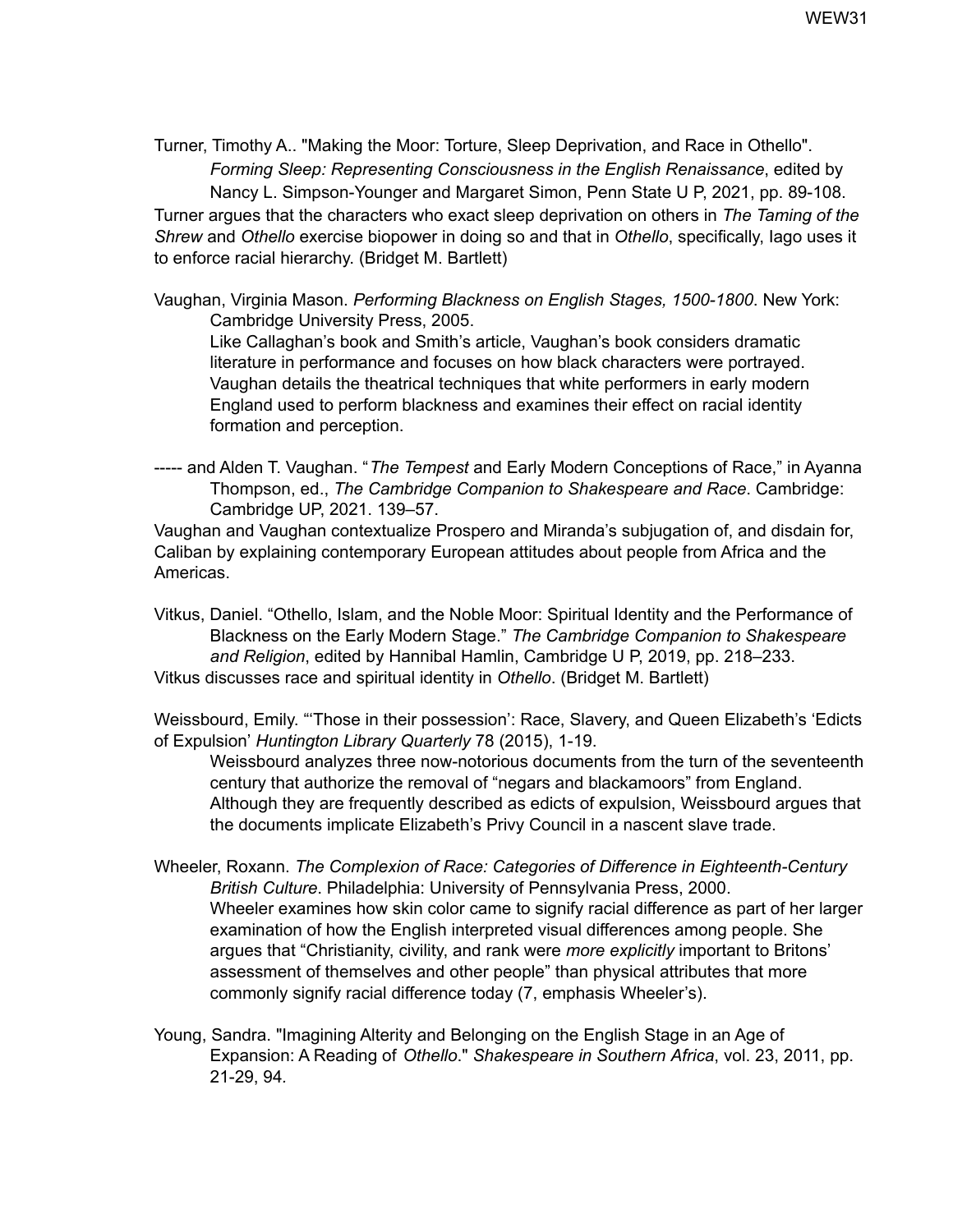Turner, Timothy A.. "Making the Moor: Torture, Sleep Deprivation, and Race in Othello". *Forming Sleep: Representing Consciousness in the English Renaissance*, edited by Nancy L. Simpson-Younger and Margaret Simon, Penn State U P, 2021, pp. 89-108.

Turner argues that the characters who exact sleep deprivation on others in *The Taming of the Shrew* and *Othello* exercise biopower in doing so and that in *Othello*, specifically, Iago uses it to enforce racial hierarchy. (Bridget M. Bartlett)

Vaughan, Virginia Mason. *Performing Blackness on English Stages, 1500-1800*. New York: Cambridge University Press, 2005.

Like Callaghan's book and Smith's article, Vaughan's book considers dramatic literature in performance and focuses on how black characters were portrayed. Vaughan details the theatrical techniques that white performers in early modern England used to perform blackness and examines their effect on racial identity formation and perception.

----- and Alden T. Vaughan. "*The Tempest* and Early Modern Conceptions of Race," in Ayanna Thompson, ed., *The Cambridge Companion to Shakespeare and Race*. Cambridge: Cambridge UP, 2021. 139–57.

Vaughan and Vaughan contextualize Prospero and Miranda's subjugation of, and disdain for, Caliban by explaining contemporary European attitudes about people from Africa and the Americas.

Vitkus, Daniel. "Othello, Islam, and the Noble Moor: Spiritual Identity and the Performance of Blackness on the Early Modern Stage." *The Cambridge Companion to Shakespeare and Religion*, edited by Hannibal Hamlin, Cambridge U P, 2019, pp. 218–233.

Vitkus discusses race and spiritual identity in *Othello*. (Bridget M. Bartlett)

Weissbourd, Emily. "'Those in their possession': Race, Slavery, and Queen Elizabeth's 'Edicts of Expulsion' *Huntington Library Quarterly* 78 (2015), 1-19.

Weissbourd analyzes three now-notorious documents from the turn of the seventeenth century that authorize the removal of "negars and blackamoors" from England. Although they are frequently described as edicts of expulsion, Weissbourd argues that the documents implicate Elizabeth's Privy Council in a nascent slave trade.

Wheeler, Roxann. *The Complexion of Race: Categories of Difference in Eighteenth-Century British Culture*. Philadelphia: University of Pennsylvania Press, 2000.

Wheeler examines how skin color came to signify racial difference as part of her larger examination of how the English interpreted visual differences among people. She argues that "Christianity, civility, and rank were *more explicitly* important to Britons' assessment of themselves and other people" than physical attributes that more commonly signify racial difference today (7, emphasis Wheeler's).

Young, Sandra. "Imagining Alterity and Belonging on the English Stage in an Age of Expansion: A Reading of *Othello*." *Shakespeare in Southern Africa*, vol. 23, 2011, pp. 21-29, 94.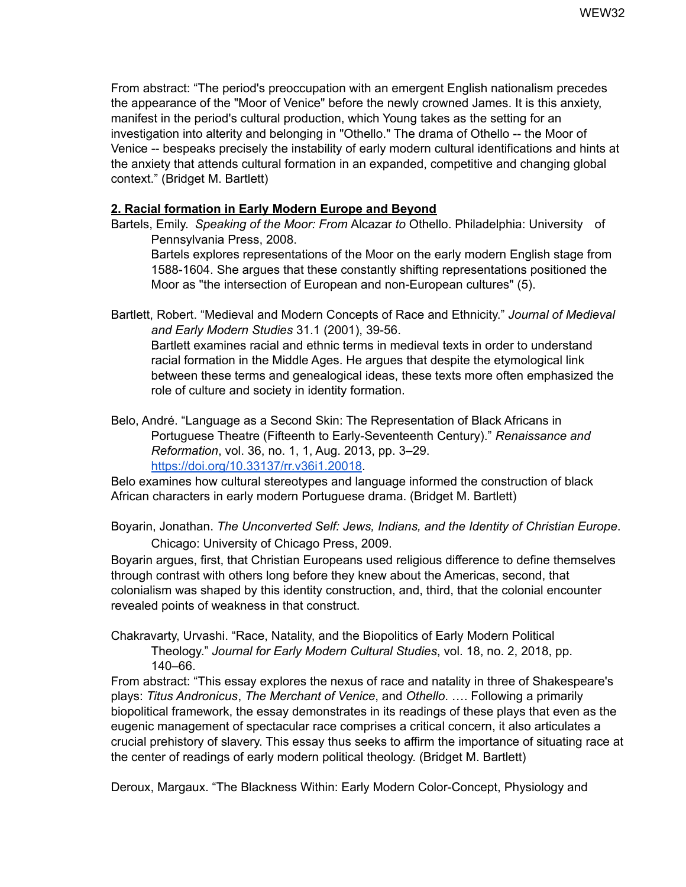From abstract: "The period's preoccupation with an emergent English nationalism precedes the appearance of the "Moor of Venice" before the newly crowned James. It is this anxiety, manifest in the period's cultural production, which Young takes as the setting for an investigation into alterity and belonging in "Othello." The drama of Othello -- the Moor of Venice -- bespeaks precisely the instability of early modern cultural identifications and hints at the anxiety that attends cultural formation in an expanded, competitive and changing global context." (Bridget M. Bartlett)

## 2. Racial formation in Early Modern Europe and Beyond

Bartels, Emily. *Speaking of the Moor: From* Alcazar *to* Othello. Philadelphia: University of Pennsylvania Press, 2008.

Bartels explores representations of the Moor on the early modern English stage from 1588-1604. She argues that these constantly shifting representations positioned the Moor as "the intersection of European and non-European cultures" (5).

Bartlett, Robert. "Medieval and Modern Concepts of Race and Ethnicity." *Journal of Medieval and Early Modern Studies* 31.1 (2001), 39-56.

Bartlett examines racial and ethnic terms in medieval texts in order to understand racial formation in the Middle Ages. He argues that despite the etymological link between these terms and genealogical ideas, these texts more often emphasized the role of culture and society in identity formation.

Belo, André. "Language as a Second Skin: The Representation of Black Africans in Portuguese Theatre (Fifteenth to Early-Seventeenth Century)." *Renaissance and Reformation*, vol. 36, no. 1, 1, Aug. 2013, pp. 3–29. https://doi.org/10.33137/rr.v36i1.20018.

Belo examines how cultural stereotypes and language informed the construction of black African characters in early modern Portuguese drama. (Bridget M. Bartlett)

Boyarin, Jonathan. *The Unconverted Self: Jews, Indians, and the Identity of Christian Europe*. Chicago: University of Chicago Press, 2009.

Boyarin argues, first, that Christian Europeans used religious difference to define themselves through contrast with others long before they knew about the Americas, second, that colonialism was shaped by this identity construction, and, third, that the colonial encounter revealed points of weakness in that construct.

Chakravarty, Urvashi. "Race, Natality, and the Biopolitics of Early Modern Political Theology." *Journal for Early Modern Cultural Studies*, vol. 18, no. 2, 2018, pp. 140–66.

From abstract: "This essay explores the nexus of race and natality in three of Shakespeare's plays: *Titus Andronicus*, *The Merchant of Venice*, and *Othello*. …. Following a primarily biopolitical framework, the essay demonstrates in its readings of these plays that even as the eugenic management of spectacular race comprises a critical concern, it also articulates a crucial prehistory of slavery. This essay thus seeks to affirm the importance of situating race at the center of readings of early modern political theology. (Bridget M. Bartlett)

Deroux, Margaux. "The Blackness Within: Early Modern Color-Concept, Physiology and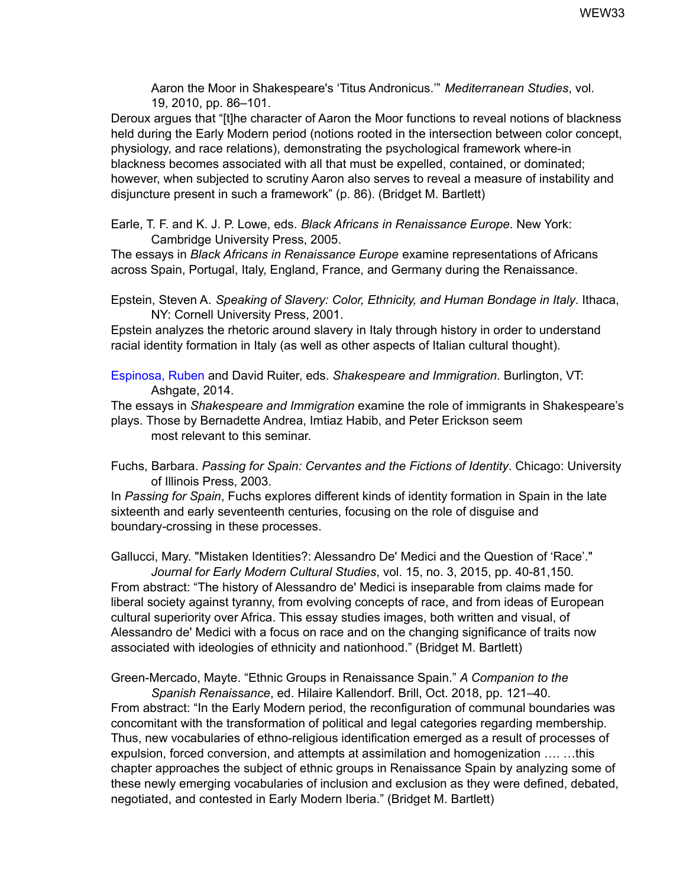Aaron the Moor in Shakespeare's 'Titus Andronicus.'" *Mediterranean Studies*, vol. 19, 2010, pp. 86–101.

Deroux argues that "[t]he character of Aaron the Moor functions to reveal notions of blackness held during the Early Modern period (notions rooted in the intersection between color concept, physiology, and race relations), demonstrating the psychological framework where-in blackness becomes associated with all that must be expelled, contained, or dominated; however, when subjected to scrutiny Aaron also serves to reveal a measure of instability and disjuncture present in such a framework" (p. 86). (Bridget M. Bartlett)

Earle, T. F. and K. J. P. Lowe, eds. *Black Africans in Renaissance Europe*. New York: Cambridge University Press, 2005.

The essays in *Black Africans in Renaissance Europe* examine representations of Africans across Spain, Portugal, Italy, England, France, and Germany during the Renaissance.

Epstein, Steven A. *Speaking of Slavery: Color, Ethnicity, and Human Bondage in Italy*. Ithaca, NY: Cornell University Press, 2001.

Epstein analyzes the rhetoric around slavery in Italy through history in order to understand racial identity formation in Italy (as well as other aspects of Italian cultural thought).

Espinosa, Ruben and David Ruiter, eds. *Shakespeare and Immigration*. Burlington, VT: Ashgate, 2014.

The essays in *Shakespeare and Immigration* examine the role of immigrants in Shakespeare's plays. Those by Bernadette Andrea, Imtiaz Habib, and Peter Erickson seem most relevant to this seminar.

Fuchs, Barbara. *Passing for Spain: Cervantes and the Fictions of Identity*. Chicago: University of Illinois Press, 2003.

In *Passing for Spain*, Fuchs explores different kinds of identity formation in Spain in the late sixteenth and early seventeenth centuries, focusing on the role of disguise and boundary-crossing in these processes.

Gallucci, Mary. "Mistaken Identities?: Alessandro De' Medici and the Question of 'Race'." *Journal for Early Modern Cultural Studies*, vol. 15, no. 3, 2015, pp. 40-81,150.

From abstract: "The history of Alessandro de' Medici is inseparable from claims made for liberal society against tyranny, from evolving concepts of race, and from ideas of European cultural superiority over Africa. This essay studies images, both written and visual, of Alessandro de' Medici with a focus on race and on the changing significance of traits now associated with ideologies of ethnicity and nationhood." (Bridget M. Bartlett)

Green-Mercado, Mayte. "Ethnic Groups in Renaissance Spain." *A Companion to the Spanish Renaissance*, ed. Hilaire Kallendorf. Brill, Oct. 2018, pp. 121–40.

From abstract: "In the Early Modern period, the reconfiguration of communal boundaries was concomitant with the transformation of political and legal categories regarding membership. Thus, new vocabularies of ethno-religious identification emerged as a result of processes of expulsion, forced conversion, and attempts at assimilation and homogenization …. …this chapter approaches the subject of ethnic groups in Renaissance Spain by analyzing some of these newly emerging vocabularies of inclusion and exclusion as they were defined, debated, negotiated, and contested in Early Modern Iberia." (Bridget M. Bartlett)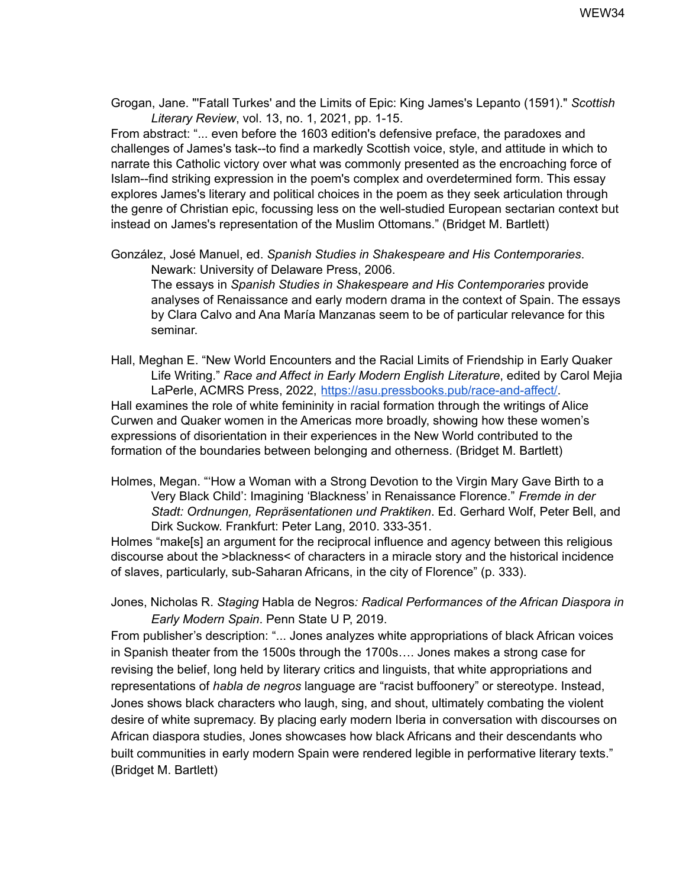Grogan, Jane. "'Fatall Turkes' and the Limits of Epic: King James's Lepanto (1591)." *Scottish Literary Review*, vol. 13, no. 1, 2021, pp. 1-15.

From abstract: "... even before the 1603 edition's defensive preface, the paradoxes and challenges of James's task--to find a markedly Scottish voice, style, and attitude in which to narrate this Catholic victory over what was commonly presented as the encroaching force of Islam--find striking expression in the poem's complex and overdetermined form. This essay explores James's literary and political choices in the poem as they seek articulation through the genre of Christian epic, focussing less on the well-studied European sectarian context but instead on James's representation of the Muslim Ottomans." (Bridget M. Bartlett)

González, José Manuel, ed. *Spanish Studies in Shakespeare and His Contemporaries*. Newark: University of Delaware Press, 2006.

The essays in *Spanish Studies in Shakespeare and His Contemporaries* provide analyses of Renaissance and early modern drama in the context of Spain. The essays by Clara Calvo and Ana María Manzanas seem to be of particular relevance for this seminar.

Hall, Meghan E. "New World Encounters and the Racial Limits of Friendship in Early Quaker Life Writing." *Race and Affect in Early Modern English Literature*, edited by Carol Mejia LaPerle, ACMRS Press, 2022, [https://asu.pressbooks.pub/race-and-affect/](https://asu.pressbooks.pub/race-and-affect/).

Hall examines the role of white femininity in racial formation through the writings of Alice Curwen and Quaker women in the Americas more broadly, showing how these women's expressions of disorientation in their experiences in the New World contributed to the formation of the boundaries between belonging and otherness. (Bridget M. Bartlett)

Holmes, Megan. "'How a Woman with a Strong Devotion to the Virgin Mary Gave Birth to a Very Black Child': Imagining 'Blackness' in Renaissance Florence." *Fremde in der Stadt: Ordnungen, Repräsentationen und Praktiken*. Ed. Gerhard Wolf, Peter Bell, and Dirk Suckow. Frankfurt: Peter Lang, 2010. 333-351.

Holmes "make[s] an argument for the reciprocal influence and agency between this religious discourse about the >blackness< of characters in a miracle story and the historical incidence of slaves, particularly, sub-Saharan Africans, in the city of Florence" (p. 333).

Jones, Nicholas R. *Staging* Habla de Negros*: Radical Performances of the African Diaspora in Early Modern Spain*. Penn State U P, 2019.

From publisher's description: "... Jones analyzes white appropriations of black African voices in Spanish theater from the 1500s through the 1700s…. Jones makes a strong case for revising the belief, long held by literary critics and linguists, that white appropriations and representations of *habla de negros* language are "racist buffoonery" or stereotype. Instead, Jones shows black characters who laugh, sing, and shout, ultimately combating the violent desire of white supremacy. By placing early modern Iberia in conversation with discourses on African diaspora studies, Jones showcases how black Africans and their descendants who built communities in early modern Spain were rendered legible in performative literary texts." (Bridget M. Bartlett)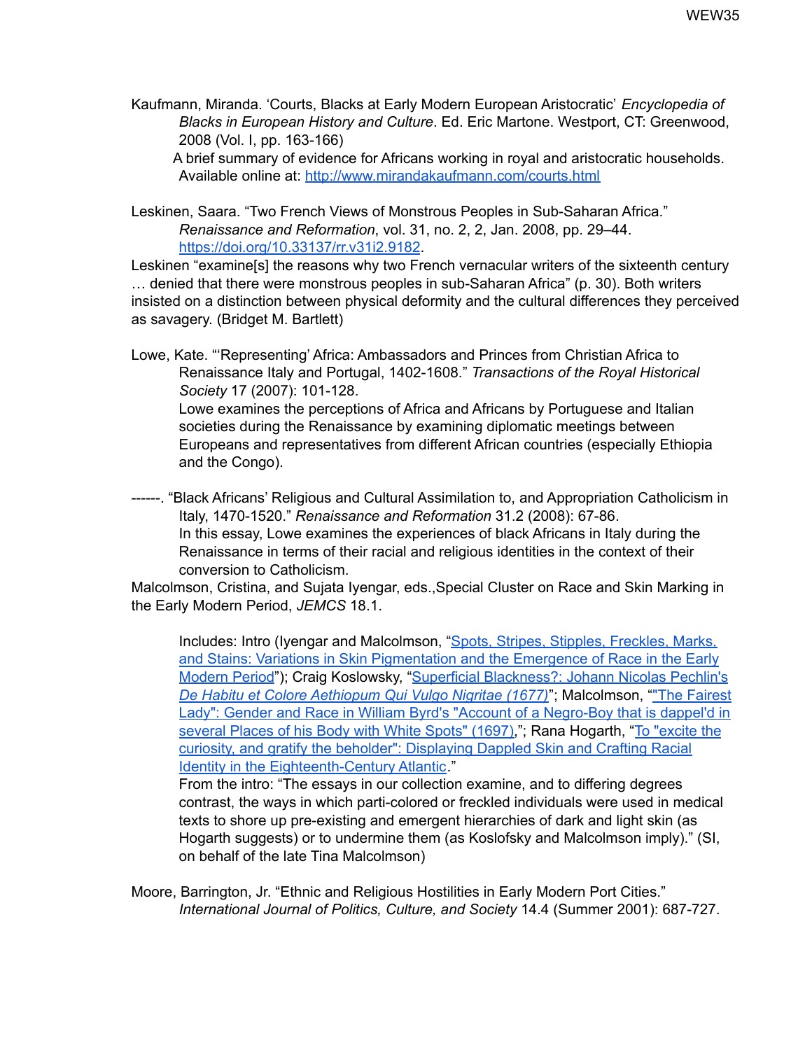Kaufmann, Miranda. 'Courts, Blacks at Early Modern European Aristocratic' *Encyclopedia of Blacks in European History and Culture*. Ed. Eric Martone. Westport, CT: Greenwood, 2008 (Vol. I, pp. 163-166)

A brief summary of evidence for Africans working in royal and aristocratic households. Available online at: [http://www.mirandakaufmann.com/courts.html](http://www.mirandakaufmann.com/courts.html)

Leskinen, Saara. "Two French Views of Monstrous Peoples in Sub-Saharan Africa." *Renaissance and Reformation*, vol. 31, no. 2, 2, Jan. 2008, pp. 29–44. [https://doi.org/10.33137/rr.v31i2.9182](https://doi.org/10.33137/rr.v31i2.9182).

Leskinen "examine[s] the reasons why two French vernacular writers of the sixteenth century … denied that there were monstrous peoples in sub-Saharan Africa" (p. 30). Both writers insisted on a distinction between physical deformity and the cultural differences they perceived as savagery. (Bridget M. Bartlett)

Lowe, Kate. "'Representing' Africa: Ambassadors and Princes from Christian Africa to Renaissance Italy and Portugal, 1402-1608." *Transactions of the Royal Historical Society* 17 (2007): 101-128.

Lowe examines the perceptions of Africa and Africans by Portuguese and Italian societies during the Renaissance by examining diplomatic meetings between Europeans and representatives from different African countries (especially Ethiopia and the Congo).

------. "Black Africans' Religious and Cultural Assimilation to, and Appropriation Catholicism in Italy, 1470-1520." *Renaissance and Reformation* 31.2 (2008): 67-86.

In this essay, Lowe examines the experiences of black Africans in Italy during the Renaissance in terms of their racial and religious identities in the context of their conversion to Catholicism.

Malcolmson, Cristina, and Sujata Iyengar, eds.,Special Cluster on Race and Skin Marking in the Early Modern Period, *JEMCS* 18.1.

Includes: Intro (Iyengar and Malcolmson, "Spots, Stripes, Stipples, Freckles, Marks, and Stains: Variations in Skin Pigmentation and the Emergence of Race in the Early Modern Period"); Craig Koslowsky, "Superficial Blackness?: Johann Nicolas Pechlin's *De Habitu et Colore Aethiopum Qui Vulgo Nigritae (1677)*"; Malcolmson, ""The Fairest Lady": Gender and Race in William Byrd's "Account of a Negro-Boy that is dappel'd in several Places of his Body with White Spots" (1697),"; Rana Hogarth, "To "excite the curiosity, and gratify the beholder": Displaying Dappled Skin and Crafting Racial Identity in the Eighteenth-Century Atlantic."

From the intro: "The essays in our collection examine, and to differing degrees contrast, the ways in which parti-colored or freckled individuals were used in medical texts to shore up pre-existing and emergent hierarchies of dark and light skin (as Hogarth suggests) or to undermine them (as Koslofsky and Malcolmson imply)." (SI, on behalf of the late Tina Malcolmson)

Moore, Barrington, Jr. "Ethnic and Religious Hostilities in Early Modern Port Cities." *International Journal of Politics, Culture, and Society* 14.4 (Summer 2001): 687-727.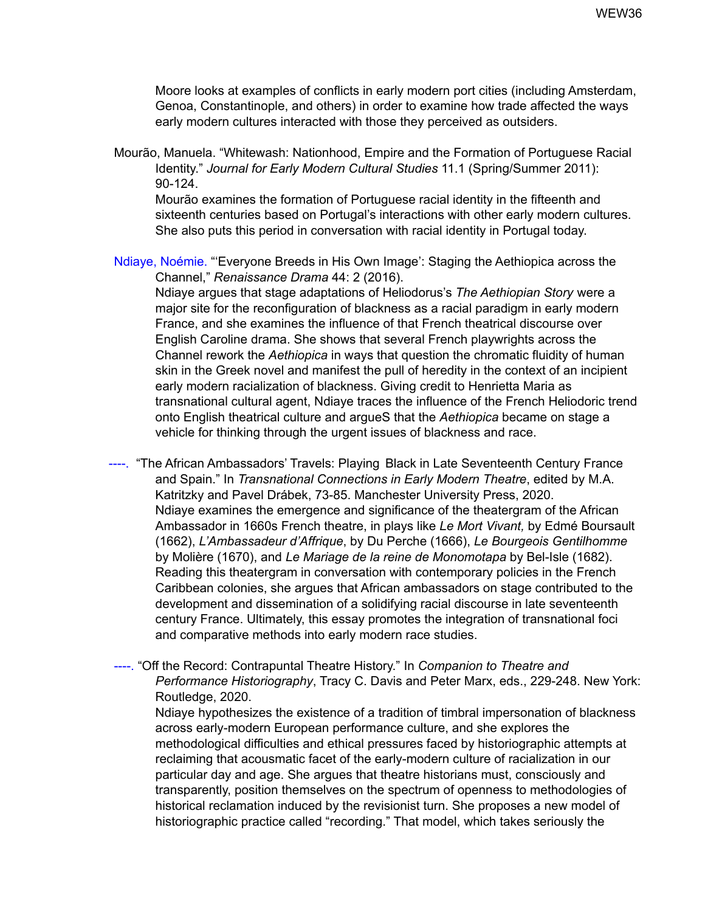Moore looks at examples of conflicts in early modern port cities (including Amsterdam, Genoa, Constantinople, and others) in order to examine how trade affected the ways early modern cultures interacted with those they perceived as outsiders.

Mourão, Manuela. "Whitewash: Nationhood, Empire and the Formation of Portuguese Racial Identity." *Journal for Early Modern Cultural Studies* 11.1 (Spring/Summer 2011): 90-124.
Mourão examines the formation of Portuguese racial identity in the fifteenth and sixteenth centuries based on Portugal's interactions with other early modern cultures. She also puts this period in conversation with racial identity in Portugal today.

Ndiaye, Noémie. "'Everyone Breeds in His Own Image': Staging the Aethiopica across the Channel," *Renaissance Drama* 44: 2 (2016).
Ndiaye argues that stage adaptations of Heliodorus's *The Aethiopian Story* were a major site for the reconfiguration of blackness as a racial paradigm in early modern France, and she examines the influence of that French theatrical discourse over English Caroline drama. She shows that several French playwrights across the Channel rework the *Aethiopica* in ways that question the chromatic fluidity of human skin in the Greek novel and manifest the pull of heredity in the context of an incipient early modern racialization of blackness. Giving credit to Henrietta Maria as transnational cultural agent, Ndiaye traces the influence of the French Heliodoric trend onto English theatrical culture and argueS that the *Aethiopica* became on stage a vehicle for thinking through the urgent issues of blackness and race.

----. "The African Ambassadors' Travels: Playing Black in Late Seventeenth Century France and Spain." In *Transnational Connections in Early Modern Theatre*, edited by M.A. Katritzky and Pavel Drábek, 73-85. Manchester University Press, 2020.
Ndiaye examines the emergence and significance of the theatergram of the African Ambassador in 1660s French theatre, in plays like *Le Mort Vivant,* by Edmé Boursault (1662), *L'Ambassadeur d'Affrique*, by Du Perche (1666), *Le Bourgeois Gentilhomme* by Molière (1670), and *Le Mariage de la reine de Monomotapa* by Bel-Isle (1682). Reading this theatergram in conversation with contemporary policies in the French Caribbean colonies, she argues that African ambassadors on stage contributed to the development and dissemination of a solidifying racial discourse in late seventeenth century France. Ultimately, this essay promotes the integration of transnational foci and comparative methods into early modern race studies.

----. "Off the Record: Contrapuntal Theatre History." In *Companion to Theatre and Performance Historiography*, Tracy C. Davis and Peter Marx, eds., 229-248. New York: Routledge, 2020.
Ndiaye hypothesizes the existence of a tradition of timbral impersonation of blackness across early-modern European performance culture, and she explores the methodological difficulties and ethical pressures faced by historiographic attempts at reclaiming that acousmatic facet of the early-modern culture of racialization in our particular day and age. She argues that theatre historians must, consciously and transparently, position themselves on the spectrum of openness to methodologies of historical reclamation induced by the revisionist turn. She proposes a new model of historiographic practice called "recording." That model, which takes seriously the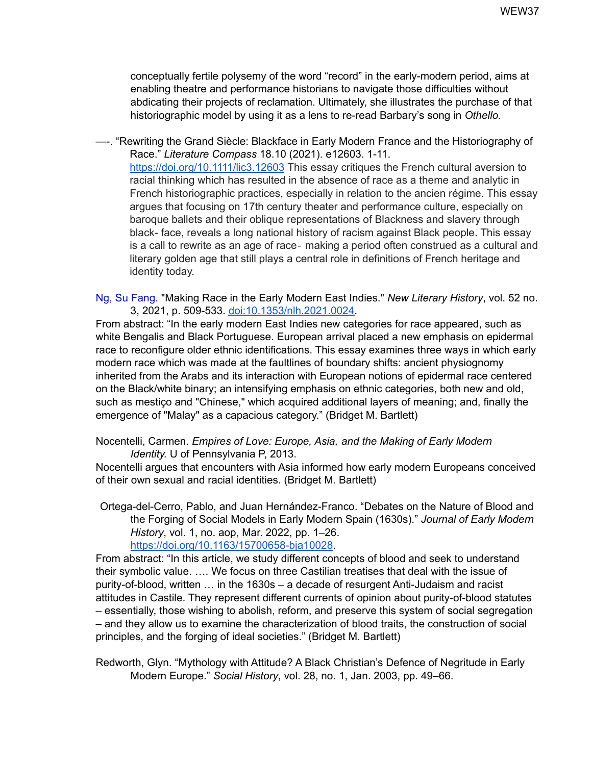conceptually fertile polysemy of the word "record" in the early-modern period, aims at enabling theatre and performance historians to navigate those difficulties without abdicating their projects of reclamation. Ultimately, she illustrates the purchase of that historiographic model by using it as a lens to re-read Barbary's song in *Othello.*

—-. "Rewriting the Grand Siècle: Blackface in Early Modern France and the Historiography of Race." *Literature Compass* 18.10 (2021). e12603. 1-11. https://doi.org/10.1111/lic3.12603 This essay critiques the French cultural aversion to racial thinking which has resulted in the absence of race as a theme and analytic in French historiographic practices, especially in relation to the ancien régime. This essay argues that focusing on 17th century theater and performance culture, especially on baroque ballets and their oblique representations of Blackness and slavery through black- face, reveals a long national history of racism against Black people. This essay is a call to rewrite as an age of race- making a period often construed as a cultural and literary golden age that still plays a central role in definitions of French heritage and identity today.

Ng, Su Fang. "Making Race in the Early Modern East Indies." *New Literary History*, vol. 52 no. 3, 2021, p. 509-533. doi:10.1353/nlh.2021.0024.
From abstract: "In the early modern East Indies new categories for race appeared, such as white Bengalis and Black Portuguese. European arrival placed a new emphasis on epidermal race to reconfigure older ethnic identifications. This essay examines three ways in which early modern race which was made at the faultlines of boundary shifts: ancient physiognomy inherited from the Arabs and its interaction with European notions of epidermal race centered on the Black/white binary; an intensifying emphasis on ethnic categories, both new and old, such as mestiço and "Chinese," which acquired additional layers of meaning; and, finally the emergence of "Malay" as a capacious category." (Bridget M. Bartlett)

Nocentelli, Carmen. *Empires of Love: Europe, Asia, and the Making of Early Modern Identity.* U of Pennsylvania P, 2013.
Nocentelli argues that encounters with Asia informed how early modern Europeans conceived of their own sexual and racial identities. (Bridget M. Bartlett)

Ortega-del-Cerro, Pablo, and Juan Hernández-Franco. "Debates on the Nature of Blood and the Forging of Social Models in Early Modern Spain (1630s)." *Journal of Early Modern History*, vol. 1, no. aop, Mar. 2022, pp. 1–26. https://doi.org/10.1163/15700658-bja10028.
From abstract: "In this article, we study different concepts of blood and seek to understand their symbolic value. …. We focus on three Castilian treatises that deal with the issue of purity-of-blood, written … in the 1630s – a decade of resurgent Anti-Judaism and racist attitudes in Castile. They represent different currents of opinion about purity-of-blood statutes – essentially, those wishing to abolish, reform, and preserve this system of social segregation – and they allow us to examine the characterization of blood traits, the construction of social principles, and the forging of ideal societies." (Bridget M. Bartlett)

Redworth, Glyn. "Mythology with Attitude? A Black Christian's Defence of Negritude in Early Modern Europe." *Social History*, vol. 28, no. 1, Jan. 2003, pp. 49–66.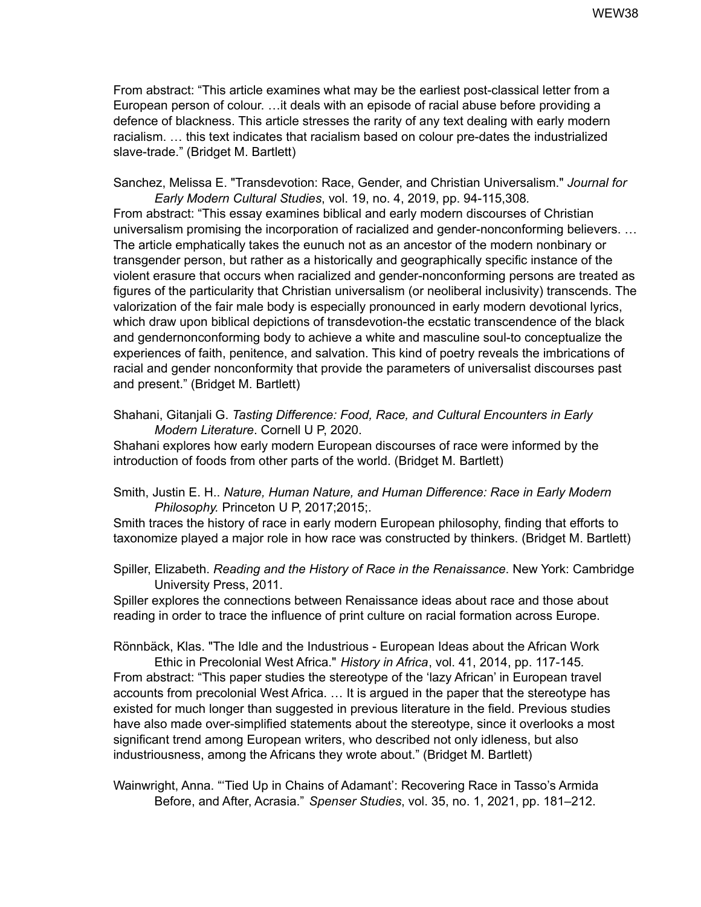From abstract: “This article examines what may be the earliest post-classical letter from a European person of colour. …it deals with an episode of racial abuse before providing a defence of blackness. This article stresses the rarity of any text dealing with early modern racialism. … this text indicates that racialism based on colour pre-dates the industrialized slave-trade.” (Bridget M. Bartlett)

Sanchez, Melissa E. "Transdevotion: Race, Gender, and Christian Universalism." *Journal for Early Modern Cultural Studies*, vol. 19, no. 4, 2019, pp. 94-115,308.

From abstract: “This essay examines biblical and early modern discourses of Christian universalism promising the incorporation of racialized and gender-nonconforming believers. … The article emphatically takes the eunuch not as an ancestor of the modern nonbinary or transgender person, but rather as a historically and geographically specific instance of the violent erasure that occurs when racialized and gender-nonconforming persons are treated as figures of the particularity that Christian universalism (or neoliberal inclusivity) transcends. The valorization of the fair male body is especially pronounced in early modern devotional lyrics, which draw upon biblical depictions of transdevotion-the ecstatic transcendence of the black and gendernonconforming body to achieve a white and masculine soul-to conceptualize the experiences of faith, penitence, and salvation. This kind of poetry reveals the imbrications of racial and gender nonconformity that provide the parameters of universalist discourses past and present.” (Bridget M. Bartlett)

Shahani, Gitanjali G. *Tasting Difference: Food, Race, and Cultural Encounters in Early Modern Literature*. Cornell U P, 2020.

Shahani explores how early modern European discourses of race were informed by the introduction of foods from other parts of the world. (Bridget M. Bartlett)

Smith, Justin E. H.. *Nature, Human Nature, and Human Difference: Race in Early Modern Philosophy.* Princeton U P, 2017;2015;.

Smith traces the history of race in early modern European philosophy, finding that efforts to taxonomize played a major role in how race was constructed by thinkers. (Bridget M. Bartlett)

Spiller, Elizabeth. *Reading and the History of Race in the Renaissance*. New York: Cambridge University Press, 2011.

Spiller explores the connections between Renaissance ideas about race and those about reading in order to trace the influence of print culture on racial formation across Europe.

Rönnbäck, Klas. "The Idle and the Industrious - European Ideas about the African Work Ethic in Precolonial West Africa." *History in Africa*, vol. 41, 2014, pp. 117-145.

From abstract: “This paper studies the stereotype of the ‘lazy African’ in European travel accounts from precolonial West Africa. … It is argued in the paper that the stereotype has existed for much longer than suggested in previous literature in the field. Previous studies have also made over-simplified statements about the stereotype, since it overlooks a most significant trend among European writers, who described not only idleness, but also industriousness, among the Africans they wrote about.” (Bridget M. Bartlett)

Wainwright, Anna. "‘Tied Up in Chains of Adamant’: Recovering Race in Tasso’s Armida Before, and After, Acrasia." *Spenser Studies*, vol. 35, no. 1, 2021, pp. 181–212.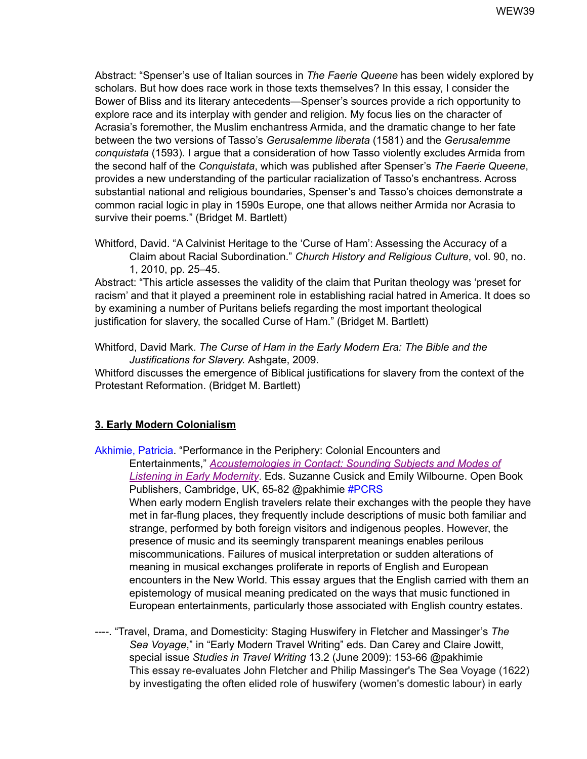Abstract: "Spenser's use of Italian sources in *The Faerie Queene* has been widely explored by scholars. But how does race work in those texts themselves? In this essay, I consider the Bower of Bliss and its literary antecedents—Spenser's sources provide a rich opportunity to explore race and its interplay with gender and religion. My focus lies on the character of Acrasia's foremother, the Muslim enchantress Armida, and the dramatic change to her fate between the two versions of Tasso's *Gerusalemme liberata* (1581) and the *Gerusalemme conquistata* (1593). I argue that a consideration of how Tasso violently excludes Armida from the second half of the *Conquistata*, which was published after Spenser's *The Faerie Queene*, provides a new understanding of the particular racialization of Tasso's enchantress. Across substantial national and religious boundaries, Spenser's and Tasso's choices demonstrate a common racial logic in play in 1590s Europe, one that allows neither Armida nor Acrasia to survive their poems." (Bridget M. Bartlett)

Whitford, David. "A Calvinist Heritage to the 'Curse of Ham': Assessing the Accuracy of a Claim about Racial Subordination." *Church History and Religious Culture*, vol. 90, no. 1, 2010, pp. 25–45.
Abstract: "This article assesses the validity of the claim that Puritan theology was 'preset for racism' and that it played a preeminent role in establishing racial hatred in America. It does so by examining a number of Puritans beliefs regarding the most important theological justification for slavery, the socalled Curse of Ham." (Bridget M. Bartlett)

Whitford, David Mark. *The Curse of Ham in the Early Modern Era: The Bible and the Justifications for Slavery.* Ashgate, 2009.
Whitford discusses the emergence of Biblical justifications for slavery from the context of the Protestant Reformation. (Bridget M. Bartlett)

## 3. Early Modern Colonialism

Akhimie, Patricia. "Performance in the Periphery: Colonial Encounters and Entertainments," *Acoustemologies in Contact: Sounding Subjects and Modes of Listening in Early Modernity*. Eds. Suzanne Cusick and Emily Wilbourne. Open Book Publishers, Cambridge, UK, 65-82 @pakhimie #PCRS
When early modern English travelers relate their exchanges with the people they have met in far-flung places, they frequently include descriptions of music both familiar and strange, performed by both foreign visitors and indigenous peoples. However, the presence of music and its seemingly transparent meanings enables perilous miscommunications. Failures of musical interpretation or sudden alterations of meaning in musical exchanges proliferate in reports of English and European encounters in the New World. This essay argues that the English carried with them an epistemology of musical meaning predicated on the ways that music functioned in European entertainments, particularly those associated with English country estates.

----. "Travel, Drama, and Domesticity: Staging Huswifery in Fletcher and Massinger's *The Sea Voyage*," in "Early Modern Travel Writing" eds. Dan Carey and Claire Jowitt, special issue *Studies in Travel Writing* 13.2 (June 2009): 153-66 @pakhimie
This essay re-evaluates John Fletcher and Philip Massinger's The Sea Voyage (1622) by investigating the often elided role of huswifery (women's domestic labour) in early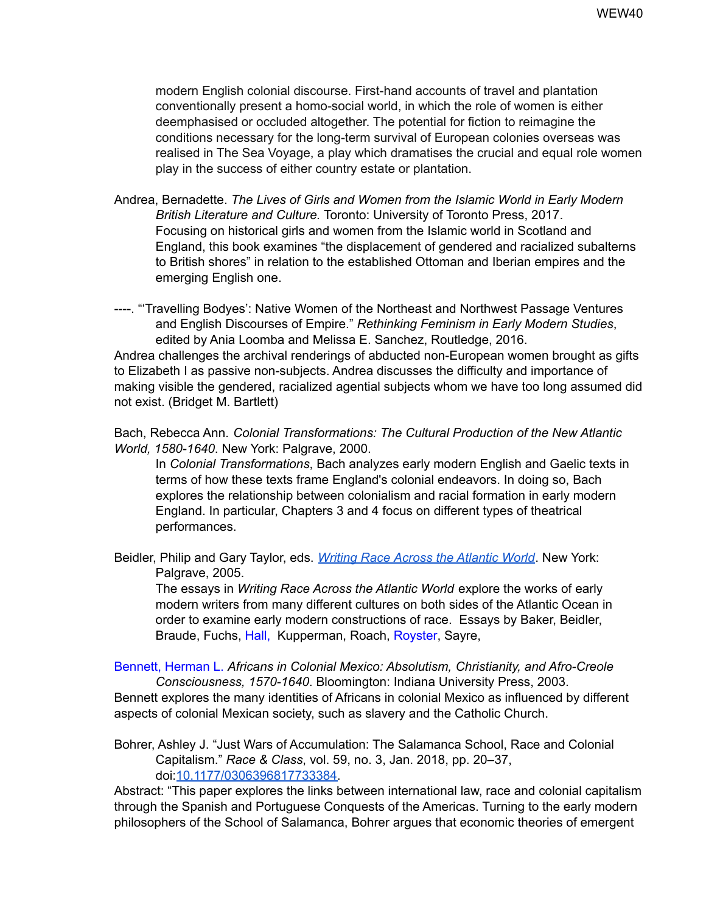modern English colonial discourse. First-hand accounts of travel and plantation conventionally present a homo-social world, in which the role of women is either deemphasised or occluded altogether. The potential for fiction to reimagine the conditions necessary for the long-term survival of European colonies overseas was realised in The Sea Voyage, a play which dramatises the crucial and equal role women play in the success of either country estate or plantation.

Andrea, Bernadette. *The Lives of Girls and Women from the Islamic World in Early Modern British Literature and Culture.* Toronto: University of Toronto Press, 2017.
Focusing on historical girls and women from the Islamic world in Scotland and England, this book examines "the displacement of gendered and racialized subalterns to British shores" in relation to the established Ottoman and Iberian empires and the emerging English one.

----. "'Travelling Bodyes': Native Women of the Northeast and Northwest Passage Ventures and English Discourses of Empire." *Rethinking Feminism in Early Modern Studies*, edited by Ania Loomba and Melissa E. Sanchez, Routledge, 2016.
Andrea challenges the archival renderings of abducted non-European women brought as gifts to Elizabeth I as passive non-subjects. Andrea discusses the difficulty and importance of making visible the gendered, racialized agential subjects whom we have too long assumed did not exist. (Bridget M. Bartlett)

Bach, Rebecca Ann. *Colonial Transformations: The Cultural Production of the New Atlantic World, 1580-1640*. New York: Palgrave, 2000.
In *Colonial Transformations*, Bach analyzes early modern English and Gaelic texts in terms of how these texts frame England's colonial endeavors. In doing so, Bach explores the relationship between colonialism and racial formation in early modern England. In particular, Chapters 3 and 4 focus on different types of theatrical performances.

Beidler, Philip and Gary Taylor, eds. *Writing Race Across the Atlantic World*. New York: Palgrave, 2005.
The essays in *Writing Race Across the Atlantic World* explore the works of early modern writers from many different cultures on both sides of the Atlantic Ocean in order to examine early modern constructions of race. Essays by Baker, Beidler, Braude, Fuchs, Hall, Kupperman, Roach, Royster, Sayre,

Bennett, Herman L. *Africans in Colonial Mexico: Absolutism, Christianity, and Afro-Creole Consciousness, 1570-1640*. Bloomington: Indiana University Press, 2003.
Bennett explores the many identities of Africans in colonial Mexico as influenced by different aspects of colonial Mexican society, such as slavery and the Catholic Church.

Bohrer, Ashley J. "Just Wars of Accumulation: The Salamanca School, Race and Colonial Capitalism." *Race & Class*, vol. 59, no. 3, Jan. 2018, pp. 20–37, doi:10.1177/0306396817733384.
Abstract: "This paper explores the links between international law, race and colonial capitalism through the Spanish and Portuguese Conquests of the Americas. Turning to the early modern philosophers of the School of Salamanca, Bohrer argues that economic theories of emergent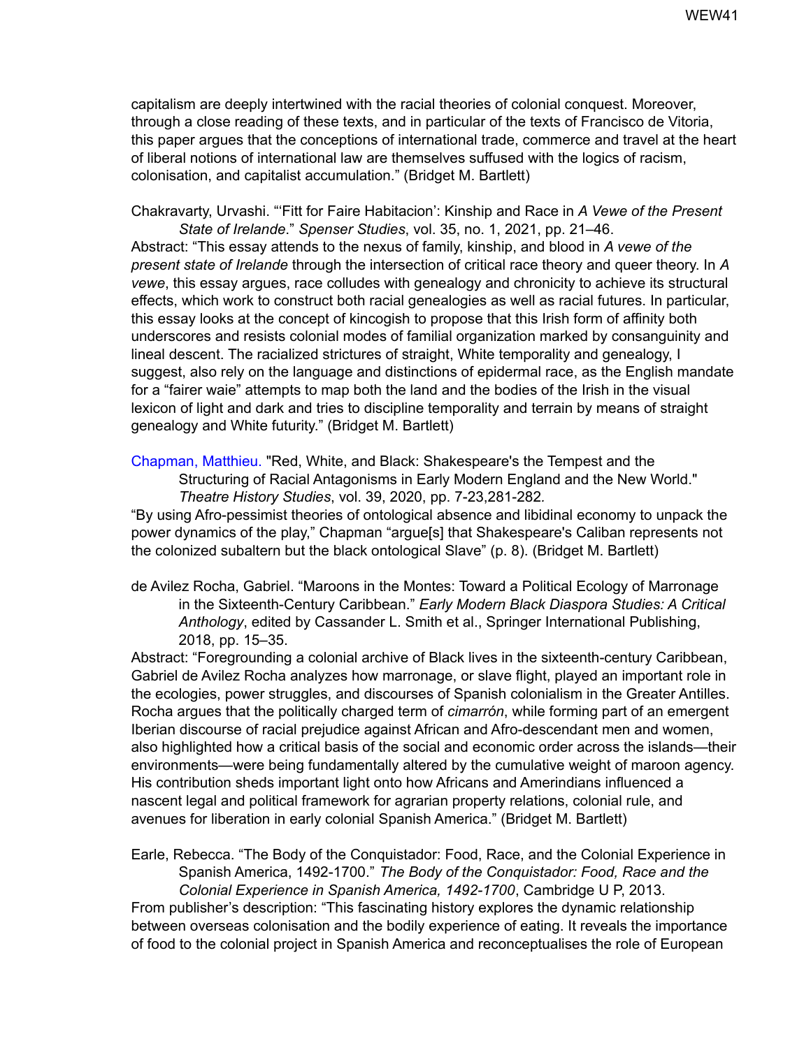capitalism are deeply intertwined with the racial theories of colonial conquest. Moreover, through a close reading of these texts, and in particular of the texts of Francisco de Vitoria, this paper argues that the conceptions of international trade, commerce and travel at the heart of liberal notions of international law are themselves suffused with the logics of racism, colonisation, and capitalist accumulation." (Bridget M. Bartlett)

Chakravarty, Urvashi. "'Fitt for Faire Habitacion': Kinship and Race in *A Vewe of the Present State of Irelande*." *Spenser Studies*, vol. 35, no. 1, 2021, pp. 21–46.
Abstract: "This essay attends to the nexus of family, kinship, and blood in *A vewe of the present state of Irelande* through the intersection of critical race theory and queer theory. In *A vewe*, this essay argues, race colludes with genealogy and chronicity to achieve its structural effects, which work to construct both racial genealogies as well as racial futures. In particular, this essay looks at the concept of kincogish to propose that this Irish form of affinity both underscores and resists colonial modes of familial organization marked by consanguinity and lineal descent. The racialized strictures of straight, White temporality and genealogy, I suggest, also rely on the language and distinctions of epidermal race, as the English mandate for a "fairer waie" attempts to map both the land and the bodies of the Irish in the visual lexicon of light and dark and tries to discipline temporality and terrain by means of straight genealogy and White futurity." (Bridget M. Bartlett)

Chapman, Matthieu. "Red, White, and Black: Shakespeare's the Tempest and the Structuring of Racial Antagonisms in Early Modern England and the New World." *Theatre History Studies*, vol. 39, 2020, pp. 7-23,281-282.
"By using Afro-pessimist theories of ontological absence and libidinal economy to unpack the power dynamics of the play," Chapman "argue[s] that Shakespeare's Caliban represents not the colonized subaltern but the black ontological Slave" (p. 8). (Bridget M. Bartlett)

de Avilez Rocha, Gabriel. "Maroons in the Montes: Toward a Political Ecology of Marronage in the Sixteenth-Century Caribbean." *Early Modern Black Diaspora Studies: A Critical Anthology*, edited by Cassander L. Smith et al., Springer International Publishing, 2018, pp. 15–35.
Abstract: "Foregrounding a colonial archive of Black lives in the sixteenth-century Caribbean, Gabriel de Avilez Rocha analyzes how marronage, or slave flight, played an important role in the ecologies, power struggles, and discourses of Spanish colonialism in the Greater Antilles. Rocha argues that the politically charged term of *cimarrón*, while forming part of an emergent Iberian discourse of racial prejudice against African and Afro-descendant men and women, also highlighted how a critical basis of the social and economic order across the islands—their environments—were being fundamentally altered by the cumulative weight of maroon agency. His contribution sheds important light onto how Africans and Amerindians influenced a nascent legal and political framework for agrarian property relations, colonial rule, and avenues for liberation in early colonial Spanish America." (Bridget M. Bartlett)

Earle, Rebecca. "The Body of the Conquistador: Food, Race, and the Colonial Experience in Spanish America, 1492-1700." *The Body of the Conquistador: Food, Race and the Colonial Experience in Spanish America, 1492-1700*, Cambridge U P, 2013.
From publisher's description: "This fascinating history explores the dynamic relationship between overseas colonisation and the bodily experience of eating. It reveals the importance of food to the colonial project in Spanish America and reconceptualises the role of European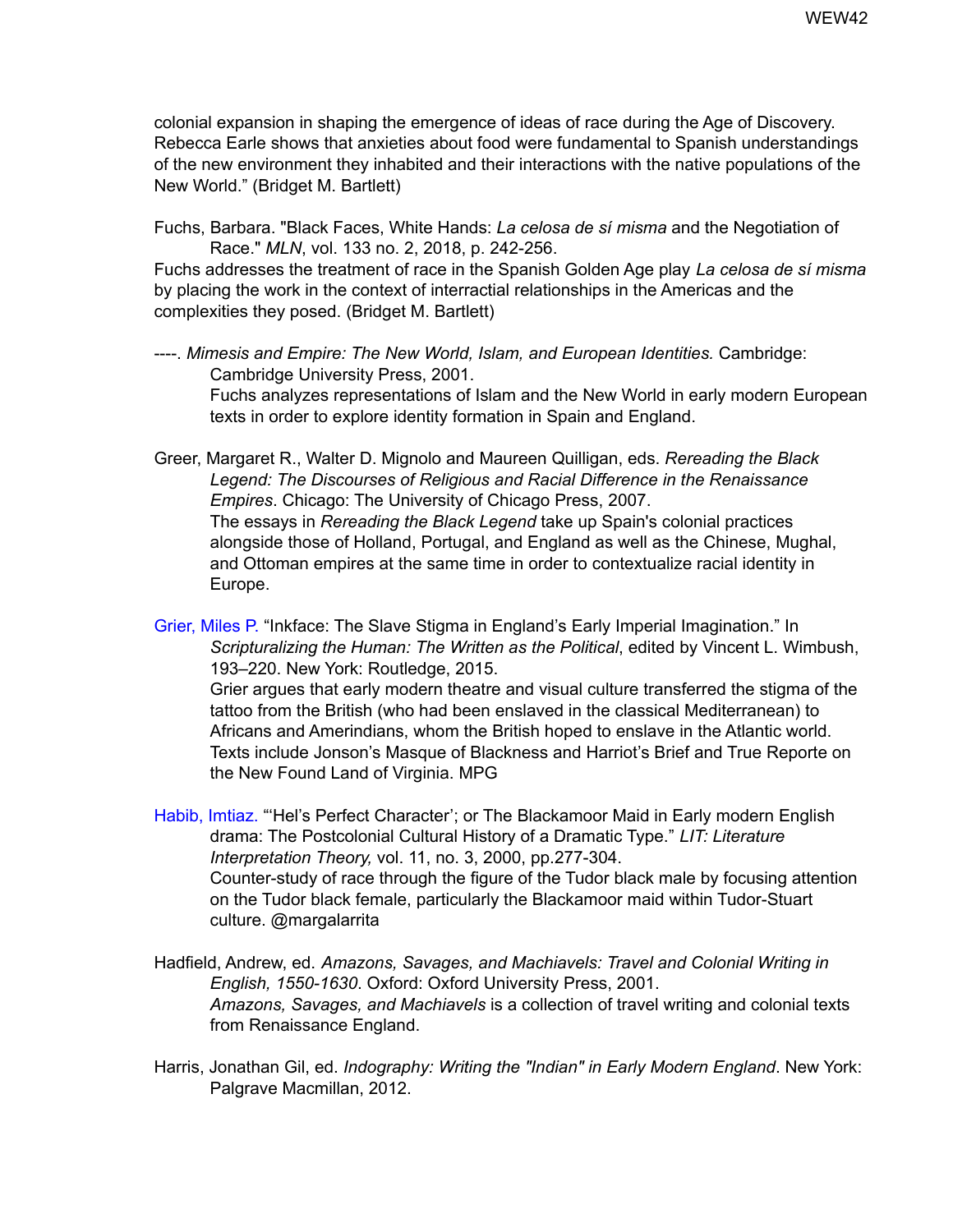colonial expansion in shaping the emergence of ideas of race during the Age of Discovery. Rebecca Earle shows that anxieties about food were fundamental to Spanish understandings of the new environment they inhabited and their interactions with the native populations of the New World." (Bridget M. Bartlett)

Fuchs, Barbara. "Black Faces, White Hands: *La celosa de sí misma* and the Negotiation of Race." *MLN*, vol. 133 no. 2, 2018, p. 242-256.
Fuchs addresses the treatment of race in the Spanish Golden Age play *La celosa de sí misma* by placing the work in the context of interractial relationships in the Americas and the complexities they posed. (Bridget M. Bartlett)

----. *Mimesis and Empire: The New World, Islam, and European Identities.* Cambridge: Cambridge University Press, 2001.
Fuchs analyzes representations of Islam and the New World in early modern European texts in order to explore identity formation in Spain and England.

Greer, Margaret R., Walter D. Mignolo and Maureen Quilligan, eds. *Rereading the Black Legend: The Discourses of Religious and Racial Difference in the Renaissance Empires*. Chicago: The University of Chicago Press, 2007.
The essays in *Rereading the Black Legend* take up Spain's colonial practices alongside those of Holland, Portugal, and England as well as the Chinese, Mughal, and Ottoman empires at the same time in order to contextualize racial identity in Europe.

Grier, Miles P. "Inkface: The Slave Stigma in England's Early Imperial Imagination." In *Scripturalizing the Human: The Written as the Political*, edited by Vincent L. Wimbush, 193–220. New York: Routledge, 2015.
Grier argues that early modern theatre and visual culture transferred the stigma of the tattoo from the British (who had been enslaved in the classical Mediterranean) to Africans and Amerindians, whom the British hoped to enslave in the Atlantic world. Texts include Jonson's Masque of Blackness and Harriot's Brief and True Reporte on the New Found Land of Virginia. MPG

Habib, Imtiaz. "'Hel's Perfect Character'; or The Blackamoor Maid in Early modern English drama: The Postcolonial Cultural History of a Dramatic Type." *LIT: Literature Interpretation Theory,* vol. 11, no. 3, 2000, pp.277-304.
Counter-study of race through the figure of the Tudor black male by focusing attention on the Tudor black female, particularly the Blackamoor maid within Tudor-Stuart culture. @margalarrita

Hadfield, Andrew, ed. *Amazons, Savages, and Machiavels: Travel and Colonial Writing in English, 1550-1630*. Oxford: Oxford University Press, 2001.
*Amazons, Savages, and Machiavels* is a collection of travel writing and colonial texts from Renaissance England.

Harris, Jonathan Gil, ed. *Indography: Writing the "Indian" in Early Modern England*. New York: Palgrave Macmillan, 2012.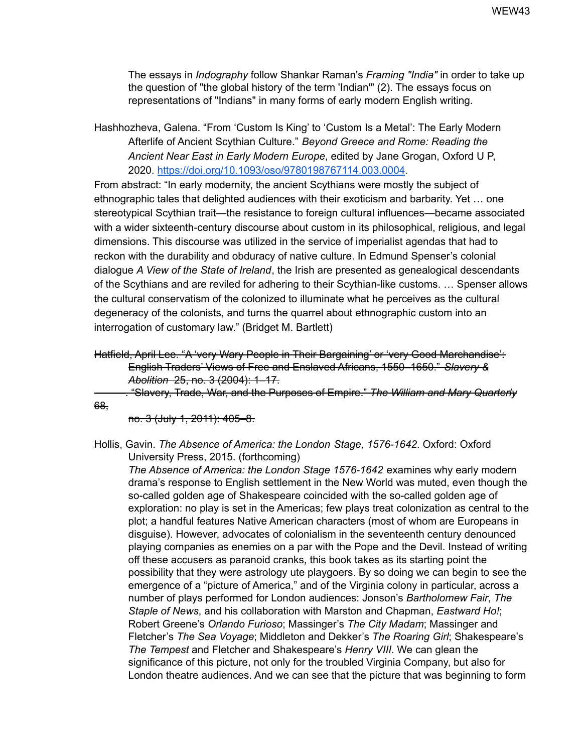The essays in *Indography* follow Shankar Raman's *Framing "India"* in order to take up the question of "the global history of the term 'Indian'" (2). The essays focus on representations of "Indians" in many forms of early modern English writing.

Hashhozheva, Galena. "From 'Custom Is King' to 'Custom Is a Metal': The Early Modern Afterlife of Ancient Scythian Culture." *Beyond Greece and Rome: Reading the Ancient Near East in Early Modern Europe*, edited by Jane Grogan, Oxford U P, 2020. https://doi.org/10.1093/oso/9780198767114.003.0004.

From abstract: "In early modernity, the ancient Scythians were mostly the subject of ethnographic tales that delighted audiences with their exoticism and barbarity. Yet … one stereotypical Scythian trait—the resistance to foreign cultural influences—became associated with a wider sixteenth-century discourse about custom in its philosophical, religious, and legal dimensions. This discourse was utilized in the service of imperialist agendas that had to reckon with the durability and obduracy of native culture. In Edmund Spenser's colonial dialogue *A View of the State of Ireland*, the Irish are presented as genealogical descendants of the Scythians and are reviled for adhering to their Scythian-like customs. … Spenser allows the cultural conservatism of the colonized to illuminate what he perceives as the cultural degeneracy of the colonists, and turns the quarrel about ethnographic custom into an interrogation of customary law." (Bridget M. Bartlett)

~~Hatfield, April Lee. "A 'very Wary People in Their Bargaining' or 'very Good Marchandise': English Traders' Views of Free and Enslaved Africans, 1550–1650." *Slavery & Abolition* 25, no. 3 (2004): 1–17.~~

~~———. "Slavery, Trade, War, and the Purposes of Empire." *The William and Mary Quarterly* 68, no. 3 (July 1, 2011): 405–8.~~

Hollis, Gavin. *The Absence of America: the London Stage, 1576-1642*. Oxford: Oxford University Press, 2015. (forthcoming)

*The Absence of America: the London Stage 1576-1642* examines why early modern drama's response to English settlement in the New World was muted, even though the so-called golden age of Shakespeare coincided with the so-called golden age of exploration: no play is set in the Americas; few plays treat colonization as central to the plot; a handful features Native American characters (most of whom are Europeans in disguise). However, advocates of colonialism in the seventeenth century denounced playing companies as enemies on a par with the Pope and the Devil. Instead of writing off these accusers as paranoid cranks, this book takes as its starting point the possibility that they were astrology ute playgoers. By so doing we can begin to see the emergence of a "picture of America," and of the Virginia colony in particular, across a number of plays performed for London audiences: Jonson's *Bartholomew Fair*, *The Staple of News*, and his collaboration with Marston and Chapman, *Eastward Ho!*; Robert Greene's *Orlando Furioso*; Massinger's *The City Madam*; Massinger and Fletcher's *The Sea Voyage*; Middleton and Dekker's *The Roaring Girl*; Shakespeare's *The Tempest* and Fletcher and Shakespeare's *Henry VIII*. We can glean the significance of this picture, not only for the troubled Virginia Company, but also for London theatre audiences. And we can see that the picture that was beginning to form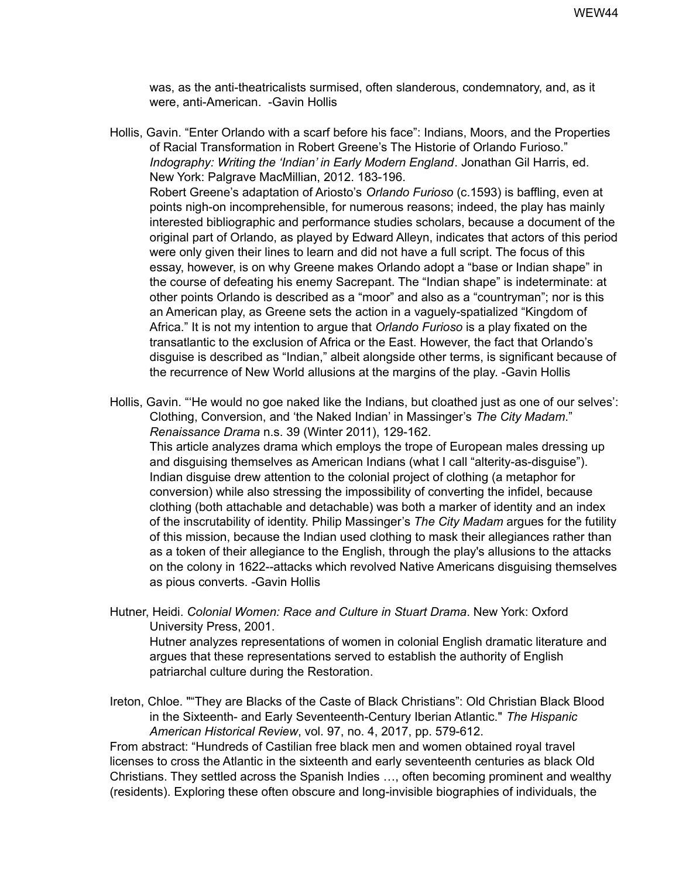was, as the anti-theatricalists surmised, often slanderous, condemnatory, and, as it were, anti-American. -Gavin Hollis

Hollis, Gavin. "Enter Orlando with a scarf before his face": Indians, Moors, and the Properties of Racial Transformation in Robert Greene's The Historie of Orlando Furioso." *Indography: Writing the 'Indian' in Early Modern England*. Jonathan Gil Harris, ed. New York: Palgrave MacMillian, 2012. 183-196.

Robert Greene's adaptation of Ariosto's *Orlando Furioso* (c.1593) is baffling, even at points nigh-on incomprehensible, for numerous reasons; indeed, the play has mainly interested bibliographic and performance studies scholars, because a document of the original part of Orlando, as played by Edward Alleyn, indicates that actors of this period were only given their lines to learn and did not have a full script. The focus of this essay, however, is on why Greene makes Orlando adopt a "base or Indian shape" in the course of defeating his enemy Sacrepant. The "Indian shape" is indeterminate: at other points Orlando is described as a "moor" and also as a "countryman"; nor is this an American play, as Greene sets the action in a vaguely-spatialized "Kingdom of Africa." It is not my intention to argue that *Orlando Furioso* is a play fixated on the transatlantic to the exclusion of Africa or the East. However, the fact that Orlando's disguise is described as "Indian," albeit alongside other terms, is significant because of the recurrence of New World allusions at the margins of the play. -Gavin Hollis

Hollis, Gavin. "'He would no goe naked like the Indians, but cloathed just as one of our selves': Clothing, Conversion, and 'the Naked Indian' in Massinger's *The City Madam*." *Renaissance Drama* n.s. 39 (Winter 2011), 129-162.

This article analyzes drama which employs the trope of European males dressing up and disguising themselves as American Indians (what I call "alterity-as-disguise"). Indian disguise drew attention to the colonial project of clothing (a metaphor for conversion) while also stressing the impossibility of converting the infidel, because clothing (both attachable and detachable) was both a marker of identity and an index of the inscrutability of identity. Philip Massinger's *The City Madam* argues for the futility of this mission, because the Indian used clothing to mask their allegiances rather than as a token of their allegiance to the English, through the play's allusions to the attacks on the colony in 1622--attacks which revolved Native Americans disguising themselves as pious converts. -Gavin Hollis

Hutner, Heidi. *Colonial Women: Race and Culture in Stuart Drama*. New York: Oxford University Press, 2001.

Hutner analyzes representations of women in colonial English dramatic literature and argues that these representations served to establish the authority of English patriarchal culture during the Restoration.

Ireton, Chloe. ""They are Blacks of the Caste of Black Christians": Old Christian Black Blood in the Sixteenth- and Early Seventeenth-Century Iberian Atlantic." *The Hispanic American Historical Review*, vol. 97, no. 4, 2017, pp. 579-612.

From abstract: "Hundreds of Castilian free black men and women obtained royal travel licenses to cross the Atlantic in the sixteenth and early seventeenth centuries as black Old Christians. They settled across the Spanish Indies …, often becoming prominent and wealthy (residents). Exploring these often obscure and long-invisible biographies of individuals, the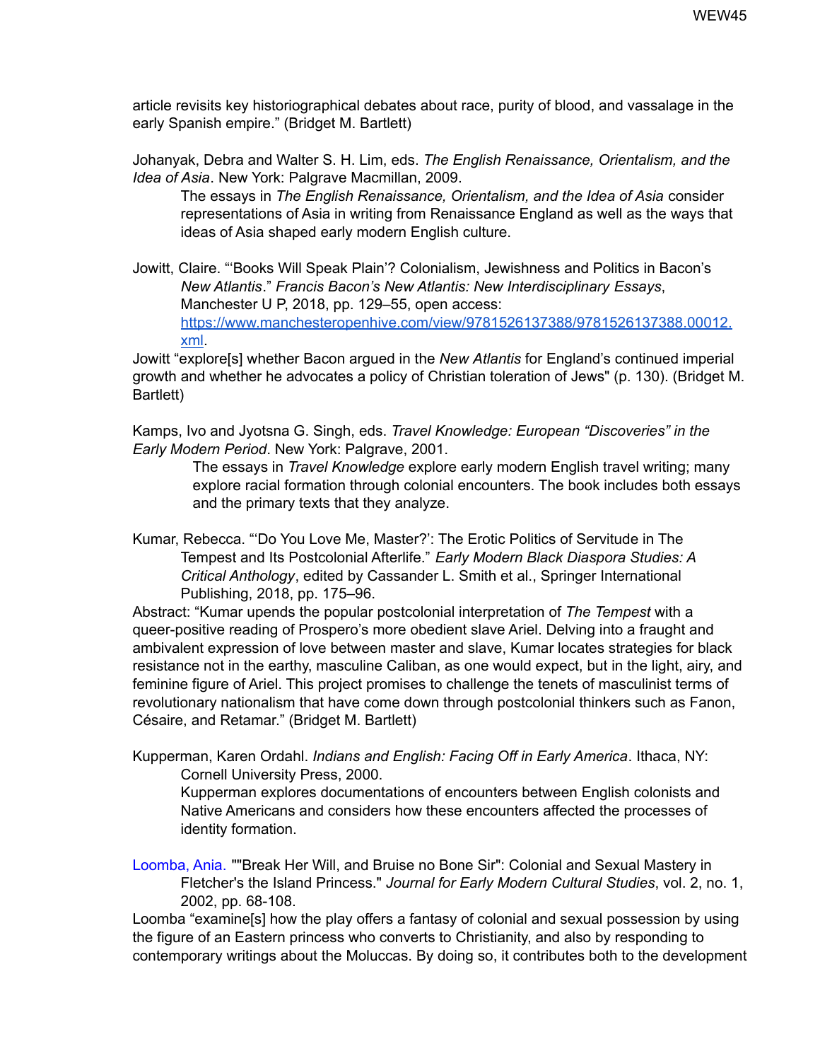article revisits key historiographical debates about race, purity of blood, and vassalage in the early Spanish empire." (Bridget M. Bartlett)

Johanyak, Debra and Walter S. H. Lim, eds. *The English Renaissance, Orientalism, and the Idea of Asia*. New York: Palgrave Macmillan, 2009.

The essays in *The English Renaissance, Orientalism, and the Idea of Asia* consider representations of Asia in writing from Renaissance England as well as the ways that ideas of Asia shaped early modern English culture.

Jowitt, Claire. "'Books Will Speak Plain'? Colonialism, Jewishness and Politics in Bacon's *New Atlantis*." *Francis Bacon's New Atlantis: New Interdisciplinary Essays*, Manchester U P, 2018, pp. 129–55, open access: [https://www.manchesteropenhive.com/view/9781526137388/9781526137388.00012.xml](https://www.manchesteropenhive.com/view/9781526137388/9781526137388.00012.xml).

Jowitt "explore[s] whether Bacon argued in the *New Atlantis* for England's continued imperial growth and whether he advocates a policy of Christian toleration of Jews" (p. 130). (Bridget M. Bartlett)

Kamps, Ivo and Jyotsna G. Singh, eds. *Travel Knowledge: European "Discoveries" in the Early Modern Period*. New York: Palgrave, 2001.

The essays in *Travel Knowledge* explore early modern English travel writing; many explore racial formation through colonial encounters. The book includes both essays and the primary texts that they analyze.

Kumar, Rebecca. "'Do You Love Me, Master?': The Erotic Politics of Servitude in The Tempest and Its Postcolonial Afterlife." *Early Modern Black Diaspora Studies: A Critical Anthology*, edited by Cassander L. Smith et al., Springer International Publishing, 2018, pp. 175–96.

Abstract: "Kumar upends the popular postcolonial interpretation of *The Tempest* with a queer-positive reading of Prospero's more obedient slave Ariel. Delving into a fraught and ambivalent expression of love between master and slave, Kumar locates strategies for black resistance not in the earthy, masculine Caliban, as one would expect, but in the light, airy, and feminine figure of Ariel. This project promises to challenge the tenets of masculinist terms of revolutionary nationalism that have come down through postcolonial thinkers such as Fanon, Césaire, and Retamar." (Bridget M. Bartlett)

Kupperman, Karen Ordahl. *Indians and English: Facing Off in Early America*. Ithaca, NY: Cornell University Press, 2000.

Kupperman explores documentations of encounters between English colonists and Native Americans and considers how these encounters affected the processes of identity formation.

Loomba, Ania. ""Break Her Will, and Bruise no Bone Sir": Colonial and Sexual Mastery in Fletcher's the Island Princess." *Journal for Early Modern Cultural Studies*, vol. 2, no. 1, 2002, pp. 68-108.

Loomba "examine[s] how the play offers a fantasy of colonial and sexual possession by using the figure of an Eastern princess who converts to Christianity, and also by responding to contemporary writings about the Moluccas. By doing so, it contributes both to the development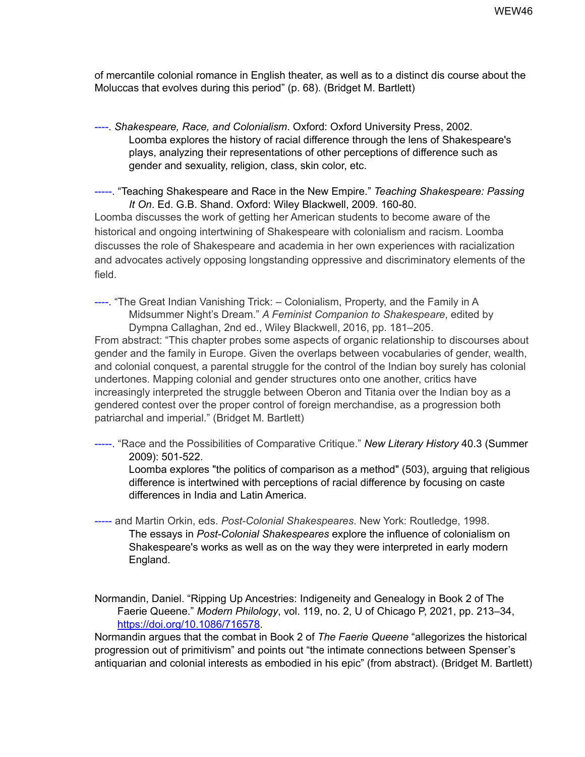of mercantile colonial romance in English theater, as well as to a distinct dis course about the Moluccas that evolves during this period" (p. 68). (Bridget M. Bartlett)

----. *Shakespeare, Race, and Colonialism*. Oxford: Oxford University Press, 2002.
Loomba explores the history of racial difference through the lens of Shakespeare's plays, analyzing their representations of other perceptions of difference such as gender and sexuality, religion, class, skin color, etc.

-----. "Teaching Shakespeare and Race in the New Empire." *Teaching Shakespeare: Passing It On*. Ed. G.B. Shand. Oxford: Wiley Blackwell, 2009. 160-80.
Loomba discusses the work of getting her American students to become aware of the historical and ongoing intertwining of Shakespeare with colonialism and racism. Loomba discusses the role of Shakespeare and academia in her own experiences with racialization and advocates actively opposing longstanding oppressive and discriminatory elements of the field.

----. "The Great Indian Vanishing Trick: – Colonialism, Property, and the Family in A Midsummer Night's Dream." *A Feminist Companion to Shakespeare*, edited by Dympna Callaghan, 2nd ed., Wiley Blackwell, 2016, pp. 181–205.
From abstract: "This chapter probes some aspects of organic relationship to discourses about gender and the family in Europe. Given the overlaps between vocabularies of gender, wealth, and colonial conquest, a parental struggle for the control of the Indian boy surely has colonial undertones. Mapping colonial and gender structures onto one another, critics have increasingly interpreted the struggle between Oberon and Titania over the Indian boy as a gendered contest over the proper control of foreign merchandise, as a progression both patriarchal and imperial." (Bridget M. Bartlett)

-----. "Race and the Possibilities of Comparative Critique." *New Literary History* 40.3 (Summer 2009): 501-522.
Loomba explores "the politics of comparison as a method" (503), arguing that religious difference is intertwined with perceptions of racial difference by focusing on caste differences in India and Latin America.

----- and Martin Orkin, eds. *Post-Colonial Shakespeares*. New York: Routledge, 1998.
The essays in *Post-Colonial Shakespeares* explore the influence of colonialism on Shakespeare's works as well as on the way they were interpreted in early modern England.

Normandin, Daniel. "Ripping Up Ancestries: Indigeneity and Genealogy in Book 2 of The Faerie Queene." *Modern Philology*, vol. 119, no. 2, U of Chicago P, 2021, pp. 213–34, https://doi.org/10.1086/716578.
Normandin argues that the combat in Book 2 of *The Faerie Queene* "allegorizes the historical progression out of primitivism" and points out "the intimate connections between Spenser's antiquarian and colonial interests as embodied in his epic" (from abstract). (Bridget M. Bartlett)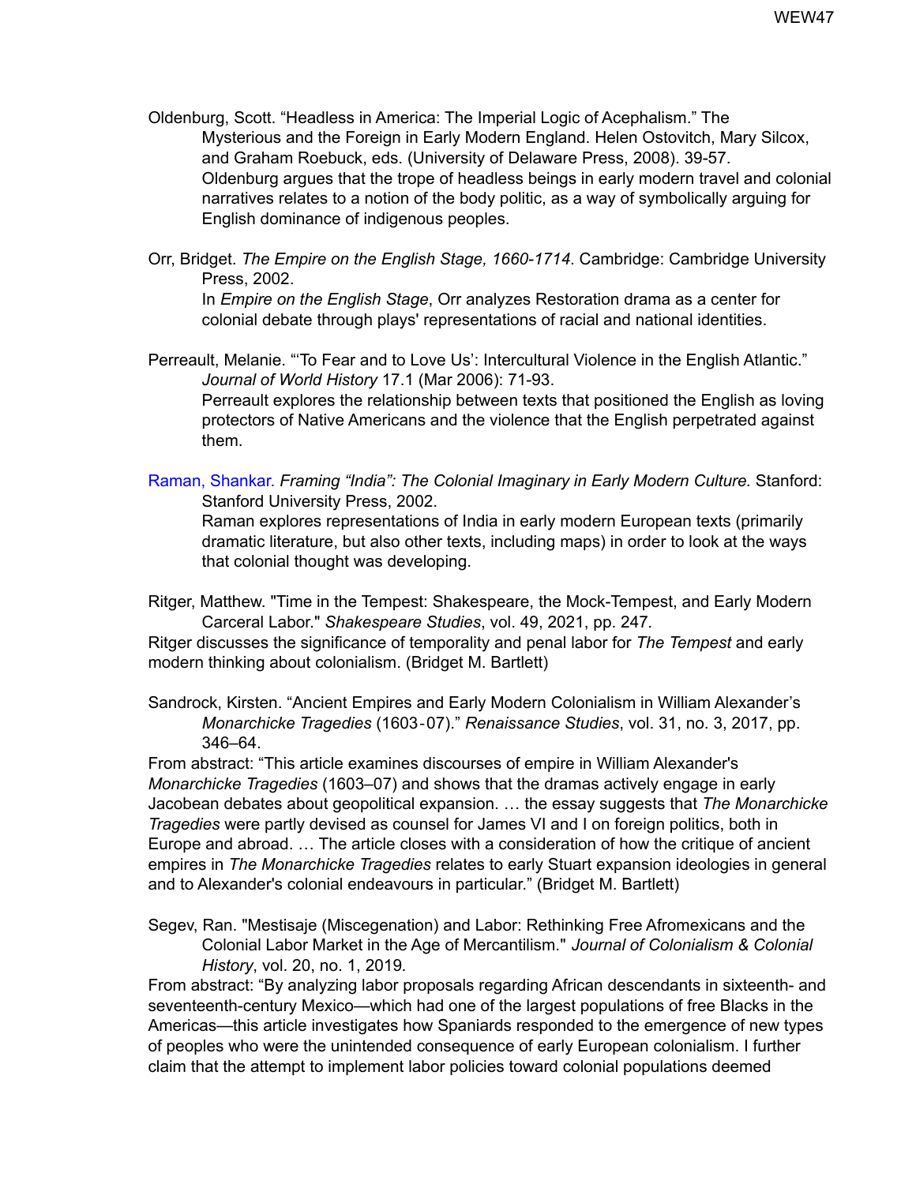Oldenburg, Scott. “Headless in America: The Imperial Logic of Acephalism.” The Mysterious and the Foreign in Early Modern England. Helen Ostovitch, Mary Silcox, and Graham Roebuck, eds. (University of Delaware Press, 2008). 39-57.
Oldenburg argues that the trope of headless beings in early modern travel and colonial narratives relates to a notion of the body politic, as a way of symbolically arguing for English dominance of indigenous peoples.

Orr, Bridget. *The Empire on the English Stage, 1660-1714*. Cambridge: Cambridge University Press, 2002.
In *Empire on the English Stage*, Orr analyzes Restoration drama as a center for colonial debate through plays' representations of racial and national identities.

Perreault, Melanie. “‘To Fear and to Love Us’: Intercultural Violence in the English Atlantic.” *Journal of World History* 17.1 (Mar 2006): 71-93.
Perreault explores the relationship between texts that positioned the English as loving protectors of Native Americans and the violence that the English perpetrated against them.

Raman, Shankar. *Framing “India”: The Colonial Imaginary in Early Modern Culture.* Stanford: Stanford University Press, 2002.
Raman explores representations of India in early modern European texts (primarily dramatic literature, but also other texts, including maps) in order to look at the ways that colonial thought was developing.

Ritger, Matthew. "Time in the Tempest: Shakespeare, the Mock-Tempest, and Early Modern Carceral Labor." *Shakespeare Studies*, vol. 49, 2021, pp. 247.
Ritger discusses the significance of temporality and penal labor for *The Tempest* and early modern thinking about colonialism. (Bridget M. Bartlett)

Sandrock, Kirsten. “Ancient Empires and Early Modern Colonialism in William Alexander’s *Monarchicke Tragedies* (1603‑07).” *Renaissance Studies*, vol. 31, no. 3, 2017, pp. 346–64.
From abstract: “This article examines discourses of empire in William Alexander's *Monarchicke Tragedies* (1603–07) and shows that the dramas actively engage in early Jacobean debates about geopolitical expansion. … the essay suggests that *The Monarchicke Tragedies* were partly devised as counsel for James VI and I on foreign politics, both in Europe and abroad. … The article closes with a consideration of how the critique of ancient empires in *The Monarchicke Tragedies* relates to early Stuart expansion ideologies in general and to Alexander's colonial endeavours in particular.” (Bridget M. Bartlett)

Segev, Ran. "Mestisaje (Miscegenation) and Labor: Rethinking Free Afromexicans and the Colonial Labor Market in the Age of Mercantilism." *Journal of Colonialism & Colonial History*, vol. 20, no. 1, 2019.
From abstract: “By analyzing labor proposals regarding African descendants in sixteenth- and seventeenth-century Mexico—which had one of the largest populations of free Blacks in the Americas—this article investigates how Spaniards responded to the emergence of new types of peoples who were the unintended consequence of early European colonialism. I further claim that the attempt to implement labor policies toward colonial populations deemed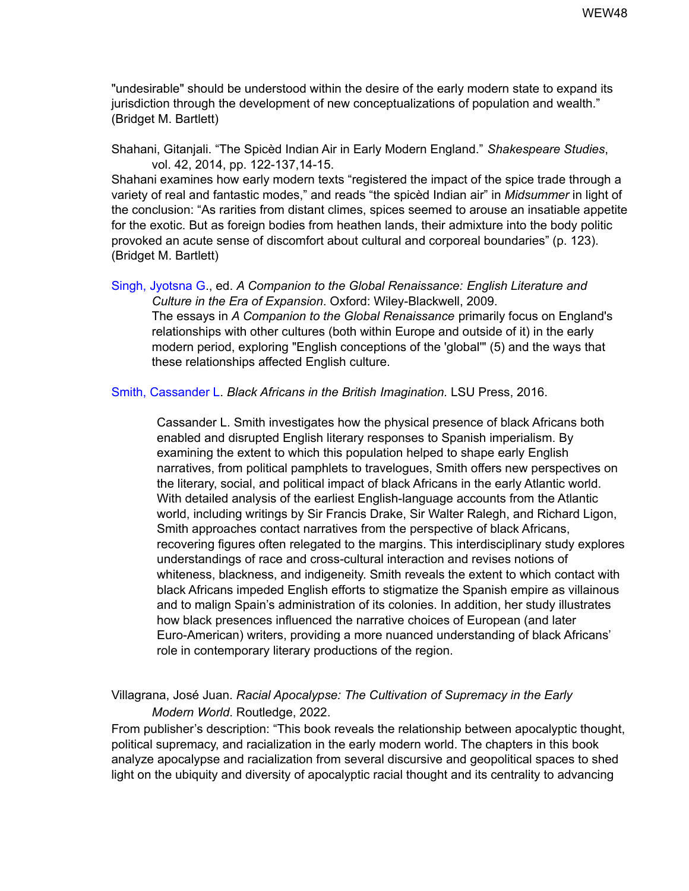"undesirable" should be understood within the desire of the early modern state to expand its jurisdiction through the development of new conceptualizations of population and wealth." (Bridget M. Bartlett)

Shahani, Gitanjali. "The Spicèd Indian Air in Early Modern England." *Shakespeare Studies*, vol. 42, 2014, pp. 122-137,14-15.
Shahani examines how early modern texts "registered the impact of the spice trade through a variety of real and fantastic modes," and reads "the spicèd Indian air" in *Midsummer* in light of the conclusion: "As rarities from distant climes, spices seemed to arouse an insatiable appetite for the exotic. But as foreign bodies from heathen lands, their admixture into the body politic provoked an acute sense of discomfort about cultural and corporeal boundaries" (p. 123). (Bridget M. Bartlett)

Singh, Jyotsna G., ed. *A Companion to the Global Renaissance: English Literature and Culture in the Era of Expansion*. Oxford: Wiley-Blackwell, 2009.
The essays in *A Companion to the Global Renaissance* primarily focus on England's relationships with other cultures (both within Europe and outside of it) in the early modern period, exploring "English conceptions of the 'global'" (5) and the ways that these relationships affected English culture.

Smith, Cassander L. *Black Africans in the British Imagination.* LSU Press, 2016.

Cassander L. Smith investigates how the physical presence of black Africans both enabled and disrupted English literary responses to Spanish imperialism. By examining the extent to which this population helped to shape early English narratives, from political pamphlets to travelogues, Smith offers new perspectives on the literary, social, and political impact of black Africans in the early Atlantic world. With detailed analysis of the earliest English-language accounts from the Atlantic world, including writings by Sir Francis Drake, Sir Walter Ralegh, and Richard Ligon, Smith approaches contact narratives from the perspective of black Africans, recovering figures often relegated to the margins. This interdisciplinary study explores understandings of race and cross-cultural interaction and revises notions of whiteness, blackness, and indigeneity. Smith reveals the extent to which contact with black Africans impeded English efforts to stigmatize the Spanish empire as villainous and to malign Spain's administration of its colonies. In addition, her study illustrates how black presences influenced the narrative choices of European (and later Euro-American) writers, providing a more nuanced understanding of black Africans' role in contemporary literary productions of the region.

Villagrana, José Juan. *Racial Apocalypse: The Cultivation of Supremacy in the Early Modern World*. Routledge, 2022.
From publisher's description: "This book reveals the relationship between apocalyptic thought, political supremacy, and racialization in the early modern world. The chapters in this book analyze apocalypse and racialization from several discursive and geopolitical spaces to shed light on the ubiquity and diversity of apocalyptic racial thought and its centrality to advancing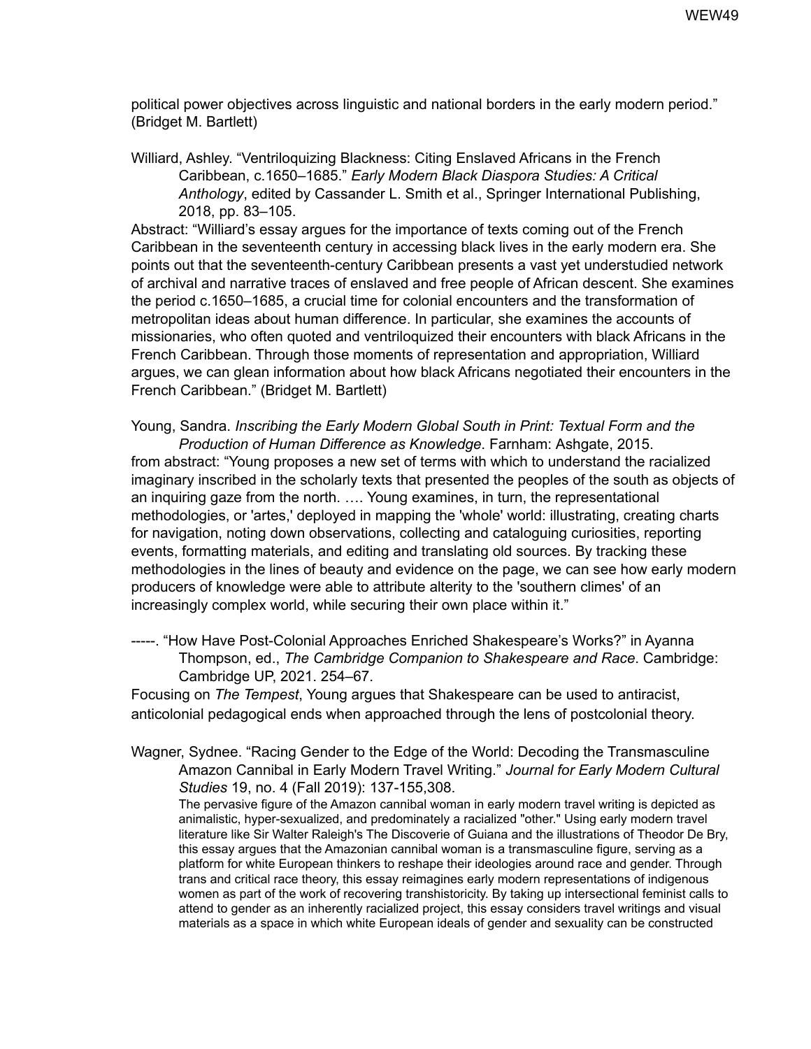political power objectives across linguistic and national borders in the early modern period." (Bridget M. Bartlett)

Williard, Ashley. "Ventriloquizing Blackness: Citing Enslaved Africans in the French Caribbean, c.1650–1685." *Early Modern Black Diaspora Studies: A Critical Anthology*, edited by Cassander L. Smith et al., Springer International Publishing, 2018, pp. 83–105.

Abstract: "Williard's essay argues for the importance of texts coming out of the French Caribbean in the seventeenth century in accessing black lives in the early modern era. She points out that the seventeenth-century Caribbean presents a vast yet understudied network of archival and narrative traces of enslaved and free people of African descent. She examines the period c.1650–1685, a crucial time for colonial encounters and the transformation of metropolitan ideas about human difference. In particular, she examines the accounts of missionaries, who often quoted and ventriloquized their encounters with black Africans in the French Caribbean. Through those moments of representation and appropriation, Williard argues, we can glean information about how black Africans negotiated their encounters in the French Caribbean." (Bridget M. Bartlett)

Young, Sandra. *Inscribing the Early Modern Global South in Print: Textual Form and the Production of Human Difference as Knowledge*. Farnham: Ashgate, 2015.

from abstract: "Young proposes a new set of terms with which to understand the racialized imaginary inscribed in the scholarly texts that presented the peoples of the south as objects of an inquiring gaze from the north. …. Young examines, in turn, the representational methodologies, or 'artes,' deployed in mapping the 'whole' world: illustrating, creating charts for navigation, noting down observations, collecting and cataloguing curiosities, reporting events, formatting materials, and editing and translating old sources. By tracking these methodologies in the lines of beauty and evidence on the page, we can see how early modern producers of knowledge were able to attribute alterity to the 'southern climes' of an increasingly complex world, while securing their own place within it."

-----. "How Have Post-Colonial Approaches Enriched Shakespeare's Works?" in Ayanna Thompson, ed., *The Cambridge Companion to Shakespeare and Race*. Cambridge: Cambridge UP, 2021. 254–67.

Focusing on *The Tempest*, Young argues that Shakespeare can be used to antiracist, anticolonial pedagogical ends when approached through the lens of postcolonial theory.

Wagner, Sydnee. "Racing Gender to the Edge of the World: Decoding the Transmasculine Amazon Cannibal in Early Modern Travel Writing." *Journal for Early Modern Cultural Studies* 19, no. 4 (Fall 2019): 137-155,308.

The pervasive figure of the Amazon cannibal woman in early modern travel writing is depicted as animalistic, hyper-sexualized, and predominately a racialized "other." Using early modern travel literature like Sir Walter Raleigh's The Discoverie of Guiana and the illustrations of Theodor De Bry, this essay argues that the Amazonian cannibal woman is a transmasculine figure, serving as a platform for white European thinkers to reshape their ideologies around race and gender. Through trans and critical race theory, this essay reimagines early modern representations of indigenous women as part of the work of recovering transhistoricity. By taking up intersectional feminist calls to attend to gender as an inherently racialized project, this essay considers travel writings and visual materials as a space in which white European ideals of gender and sexuality can be constructed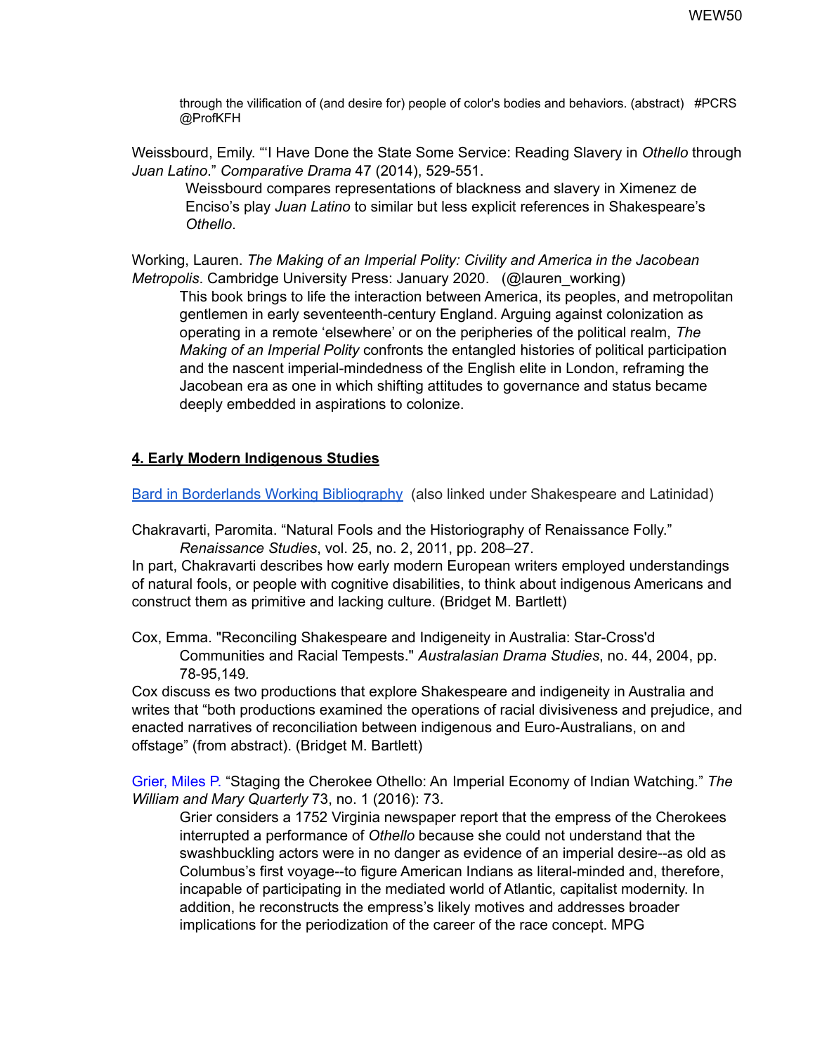through the vilification of (and desire for) people of color's bodies and behaviors. (abstract) #PCRS @ProfKFH

Weissbourd, Emily. "'I Have Done the State Some Service: Reading Slavery in *Othello* through *Juan Latino*." *Comparative Drama* 47 (2014), 529-551.

Weissbourd compares representations of blackness and slavery in Ximenez de Enciso's play *Juan Latino* to similar but less explicit references in Shakespeare's *Othello*.

Working, Lauren. *The Making of an Imperial Polity: Civility and America in the Jacobean Metropolis*. Cambridge University Press: January 2020. (@lauren_working)

This book brings to life the interaction between America, its peoples, and metropolitan gentlemen in early seventeenth-century England. Arguing against colonization as operating in a remote 'elsewhere' or on the peripheries of the political realm, *The Making of an Imperial Polity* confronts the entangled histories of political participation and the nascent imperial-mindedness of the English elite in London, reframing the Jacobean era as one in which shifting attitudes to governance and status became deeply embedded in aspirations to colonize.

## **4. Early Modern Indigenous Studies**

Bard in Borderlands Working Bibliography (also linked under Shakespeare and Latinidad)

Chakravarti, Paromita. "Natural Fools and the Historiography of Renaissance Folly." *Renaissance Studies*, vol. 25, no. 2, 2011, pp. 208–27.

In part, Chakravarti describes how early modern European writers employed understandings of natural fools, or people with cognitive disabilities, to think about indigenous Americans and construct them as primitive and lacking culture. (Bridget M. Bartlett)

Cox, Emma. "Reconciling Shakespeare and Indigeneity in Australia: Star-Cross'd Communities and Racial Tempests." *Australasian Drama Studies*, no. 44, 2004, pp. 78-95,149.

Cox discuss es two productions that explore Shakespeare and indigeneity in Australia and writes that "both productions examined the operations of racial divisiveness and prejudice, and enacted narratives of reconciliation between indigenous and Euro-Australians, on and offstage" (from abstract). (Bridget M. Bartlett)

Grier, Miles P. "Staging the Cherokee Othello: An Imperial Economy of Indian Watching." *The William and Mary Quarterly* 73, no. 1 (2016): 73.

Grier considers a 1752 Virginia newspaper report that the empress of the Cherokees interrupted a performance of *Othello* because she could not understand that the swashbuckling actors were in no danger as evidence of an imperial desire--as old as Columbus's first voyage--to figure American Indians as literal-minded and, therefore, incapable of participating in the mediated world of Atlantic, capitalist modernity. In addition, he reconstructs the empress's likely motives and addresses broader implications for the periodization of the career of the race concept. MPG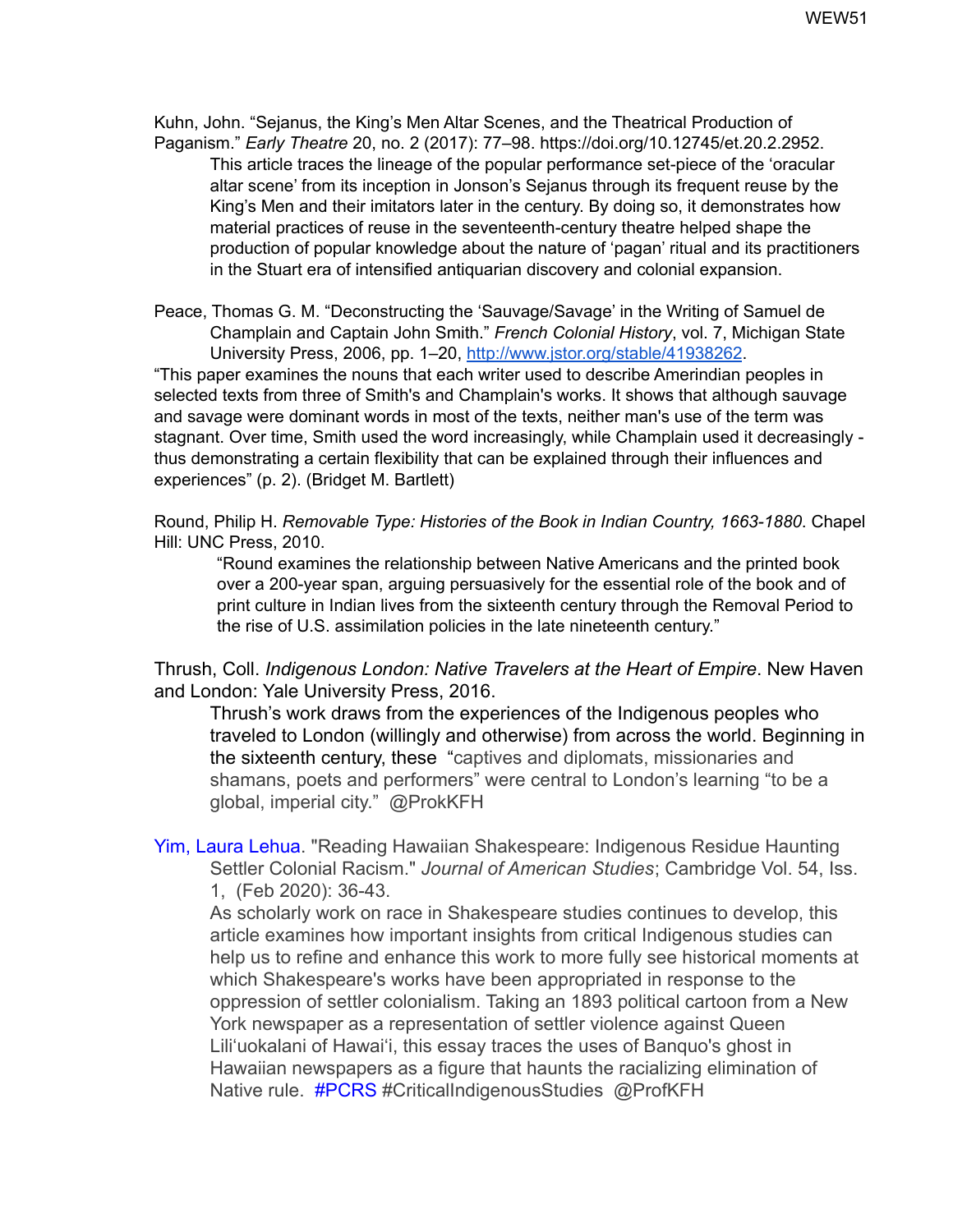Kuhn, John. “Sejanus, the King’s Men Altar Scenes, and the Theatrical Production of Paganism.” *Early Theatre* 20, no. 2 (2017): 77–98. https://doi.org/10.12745/et.20.2.2952.

> This article traces the lineage of the popular performance set-piece of the ‘oracular altar scene’ from its inception in Jonson’s Sejanus through its frequent reuse by the King’s Men and their imitators later in the century. By doing so, it demonstrates how material practices of reuse in the seventeenth-century theatre helped shape the production of popular knowledge about the nature of ‘pagan’ ritual and its practitioners in the Stuart era of intensified antiquarian discovery and colonial expansion.

Peace, Thomas G. M. “Deconstructing the ‘Sauvage/Savage’ in the Writing of Samuel de Champlain and Captain John Smith.” *French Colonial History*, vol. 7, Michigan State University Press, 2006, pp. 1–20, http://www.jstor.org/stable/41938262.

“This paper examines the nouns that each writer used to describe Amerindian peoples in selected texts from three of Smith's and Champlain's works. It shows that although sauvage and savage were dominant words in most of the texts, neither man's use of the term was stagnant. Over time, Smith used the word increasingly, while Champlain used it decreasingly - thus demonstrating a certain flexibility that can be explained through their influences and experiences” (p. 2). (Bridget M. Bartlett)

Round, Philip H. *Removable Type: Histories of the Book in Indian Country, 1663-1880*. Chapel Hill: UNC Press, 2010.

> “Round examines the relationship between Native Americans and the printed book over a 200-year span, arguing persuasively for the essential role of the book and of print culture in Indian lives from the sixteenth century through the Removal Period to the rise of U.S. assimilation policies in the late nineteenth century.”

Thrush, Coll. *Indigenous London: Native Travelers at the Heart of Empire*. New Haven and London: Yale University Press, 2016.

> Thrush’s work draws from the experiences of the Indigenous peoples who traveled to London (willingly and otherwise) from across the world. Beginning in the sixteenth century, these “captives and diplomats, missionaries and shamans, poets and performers” were central to London’s learning “to be a global, imperial city.” @ProkKFH

Yim, Laura Lehua. "Reading Hawaiian Shakespeare: Indigenous Residue Haunting Settler Colonial Racism." *Journal of American Studies*; Cambridge Vol. 54, Iss. 1, (Feb 2020): 36-43.

> As scholarly work on race in Shakespeare studies continues to develop, this article examines how important insights from critical Indigenous studies can help us to refine and enhance this work to more fully see historical moments at which Shakespeare's works have been appropriated in response to the oppression of settler colonialism. Taking an 1893 political cartoon from a New York newspaper as a representation of settler violence against Queen Lili‘uokalani of Hawai‘i, this essay traces the uses of Banquo's ghost in Hawaiian newspapers as a figure that haunts the racializing elimination of Native rule. #PCRS #CriticalIndigenousStudies @ProfKFH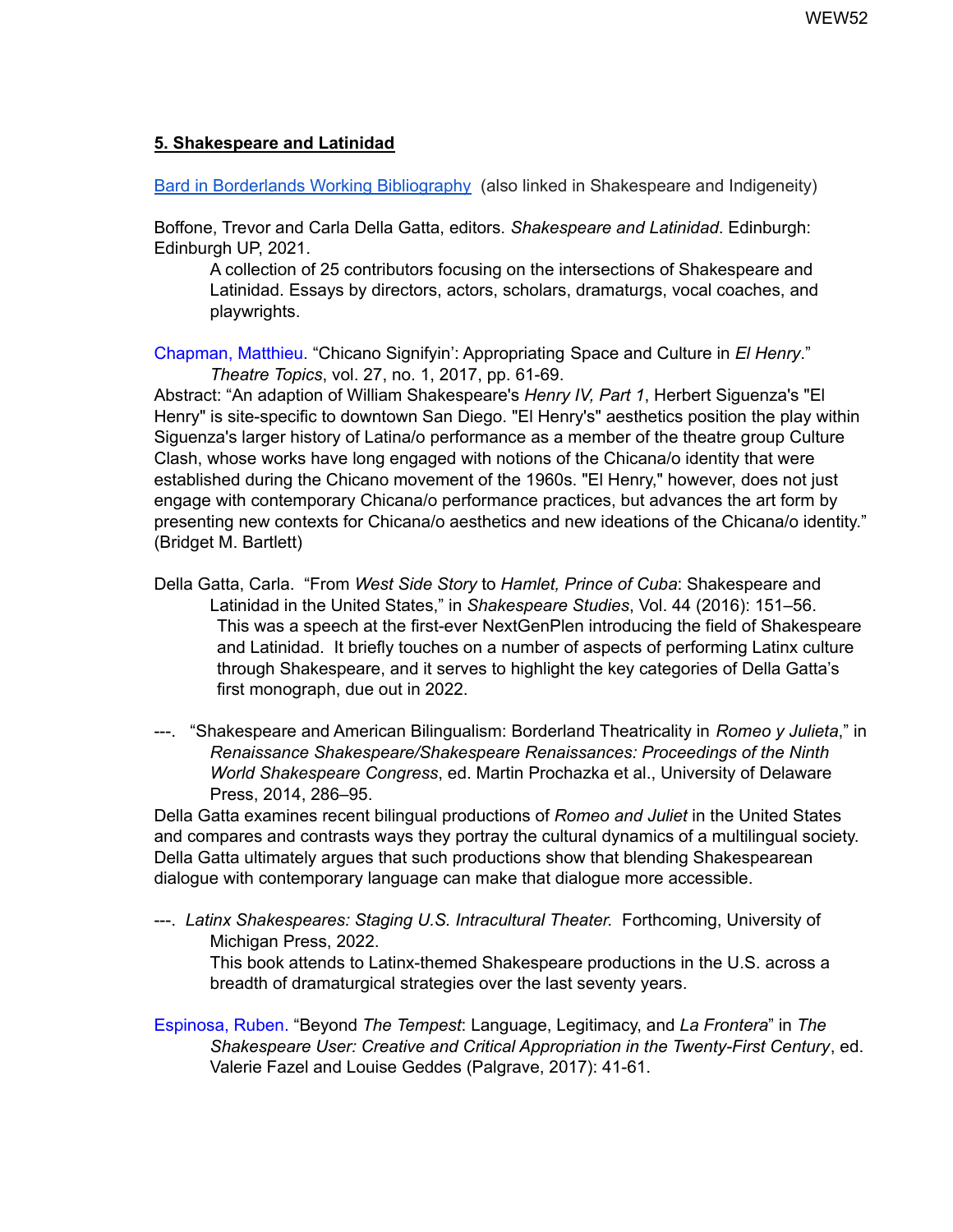**5. Shakespeare and Latinidad**

Bard in Borderlands Working Bibliography (also linked in Shakespeare and Indigeneity)

Boffone, Trevor and Carla Della Gatta, editors. *Shakespeare and Latinidad*. Edinburgh: Edinburgh UP, 2021.

> A collection of 25 contributors focusing on the intersections of Shakespeare and Latinidad. Essays by directors, actors, scholars, dramaturgs, vocal coaches, and playwrights.

Chapman, Matthieu. "Chicano Signifyin': Appropriating Space and Culture in *El Henry*." *Theatre Topics*, vol. 27, no. 1, 2017, pp. 61-69.

Abstract: "An adaption of William Shakespeare's *Henry IV, Part 1*, Herbert Siguenza's "El Henry" is site-specific to downtown San Diego. "El Henry's" aesthetics position the play within Siguenza's larger history of Latina/o performance as a member of the theatre group Culture Clash, whose works have long engaged with notions of the Chicana/o identity that were established during the Chicano movement of the 1960s. "El Henry," however, does not just engage with contemporary Chicana/o performance practices, but advances the art form by presenting new contexts for Chicana/o aesthetics and new ideations of the Chicana/o identity." (Bridget M. Bartlett)

Della Gatta, Carla. "From *West Side Story* to *Hamlet, Prince of Cuba*: Shakespeare and Latinidad in the United States," in *Shakespeare Studies*, Vol. 44 (2016): 151–56.

> This was a speech at the first-ever NextGenPlen introducing the field of Shakespeare and Latinidad. It briefly touches on a number of aspects of performing Latinx culture through Shakespeare, and it serves to highlight the key categories of Della Gatta's first monograph, due out in 2022.

---. "Shakespeare and American Bilingualism: Borderland Theatricality in *Romeo y Julieta*," in *Renaissance Shakespeare/Shakespeare Renaissances: Proceedings of the Ninth World Shakespeare Congress*, ed. Martin Prochazka et al., University of Delaware Press, 2014, 286–95.

Della Gatta examines recent bilingual productions of *Romeo and Juliet* in the United States and compares and contrasts ways they portray the cultural dynamics of a multilingual society. Della Gatta ultimately argues that such productions show that blending Shakespearean dialogue with contemporary language can make that dialogue more accessible.

---. *Latinx Shakespeares: Staging U.S. Intracultural Theater.* Forthcoming, University of Michigan Press, 2022.

> This book attends to Latinx-themed Shakespeare productions in the U.S. across a breadth of dramaturgical strategies over the last seventy years.

Espinosa, Ruben. "Beyond *The Tempest*: Language, Legitimacy, and *La Frontera*" in *The Shakespeare User: Creative and Critical Appropriation in the Twenty-First Century*, ed. Valerie Fazel and Louise Geddes (Palgrave, 2017): 41-61.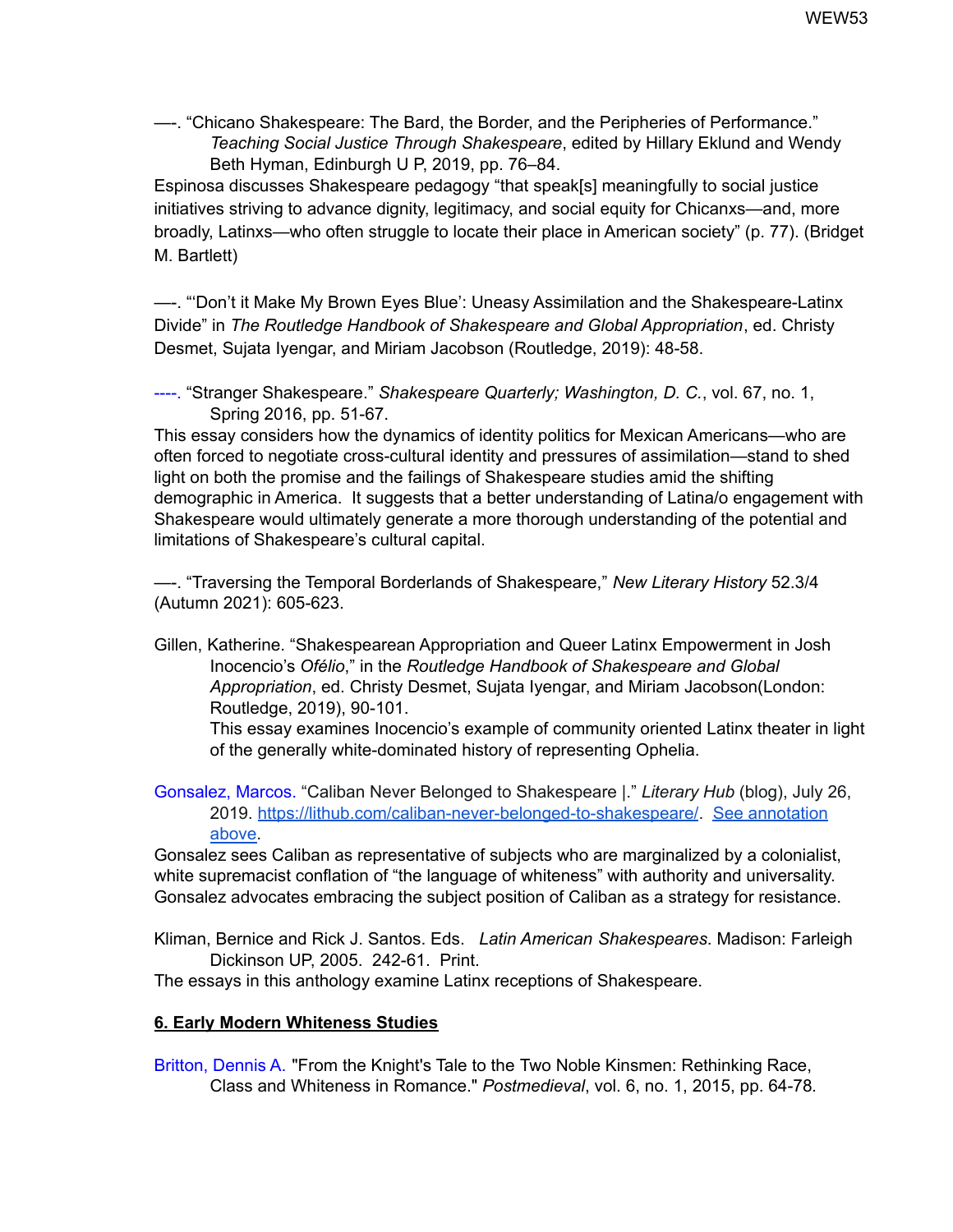—-. “Chicano Shakespeare: The Bard, the Border, and the Peripheries of Performance.” *Teaching Social Justice Through Shakespeare*, edited by Hillary Eklund and Wendy Beth Hyman, Edinburgh U P, 2019, pp. 76–84.

Espinosa discusses Shakespeare pedagogy “that speak[s] meaningfully to social justice initiatives striving to advance dignity, legitimacy, and social equity for Chicanxs—and, more broadly, Latinxs—who often struggle to locate their place in American society” (p. 77). (Bridget M. Bartlett)

—-. “‘Don’t it Make My Brown Eyes Blue’: Uneasy Assimilation and the Shakespeare-Latinx Divide” in *The Routledge Handbook of Shakespeare and Global Appropriation*, ed. Christy Desmet, Sujata Iyengar, and Miriam Jacobson (Routledge, 2019): 48-58.

----. “Stranger Shakespeare.” *Shakespeare Quarterly; Washington, D. C.*, vol. 67, no. 1, Spring 2016, pp. 51-67.

This essay considers how the dynamics of identity politics for Mexican Americans—who are often forced to negotiate cross-cultural identity and pressures of assimilation—stand to shed light on both the promise and the failings of Shakespeare studies amid the shifting demographic in America. It suggests that a better understanding of Latina/o engagement with Shakespeare would ultimately generate a more thorough understanding of the potential and limitations of Shakespeare’s cultural capital.

—-. “Traversing the Temporal Borderlands of Shakespeare,” *New Literary History* 52.3/4 (Autumn 2021): 605-623.

Gillen, Katherine. “Shakespearean Appropriation and Queer Latinx Empowerment in Josh Inocencio’s *Ofélio*,” in the *Routledge Handbook of Shakespeare and Global Appropriation*, ed. Christy Desmet, Sujata Iyengar, and Miriam Jacobson(London: Routledge, 2019), 90-101.

This essay examines Inocencio’s example of community oriented Latinx theater in light of the generally white-dominated history of representing Ophelia.

Gonsalez, Marcos. “Caliban Never Belonged to Shakespeare |.” *Literary Hub* (blog), July 26, 2019. https://lithub.com/caliban-never-belonged-to-shakespeare/. See annotation above.

Gonsalez sees Caliban as representative of subjects who are marginalized by a colonialist, white supremacist conflation of “the language of whiteness” with authority and universality. Gonsalez advocates embracing the subject position of Caliban as a strategy for resistance.

Kliman, Bernice and Rick J. Santos. Eds. *Latin American Shakespeares*. Madison: Farleigh Dickinson UP, 2005. 242-61. Print.

The essays in this anthology examine Latinx receptions of Shakespeare.

## 6. Early Modern Whiteness Studies

Britton, Dennis A. "From the Knight's Tale to the Two Noble Kinsmen: Rethinking Race, Class and Whiteness in Romance." *Postmedieval*, vol. 6, no. 1, 2015, pp. 64-78.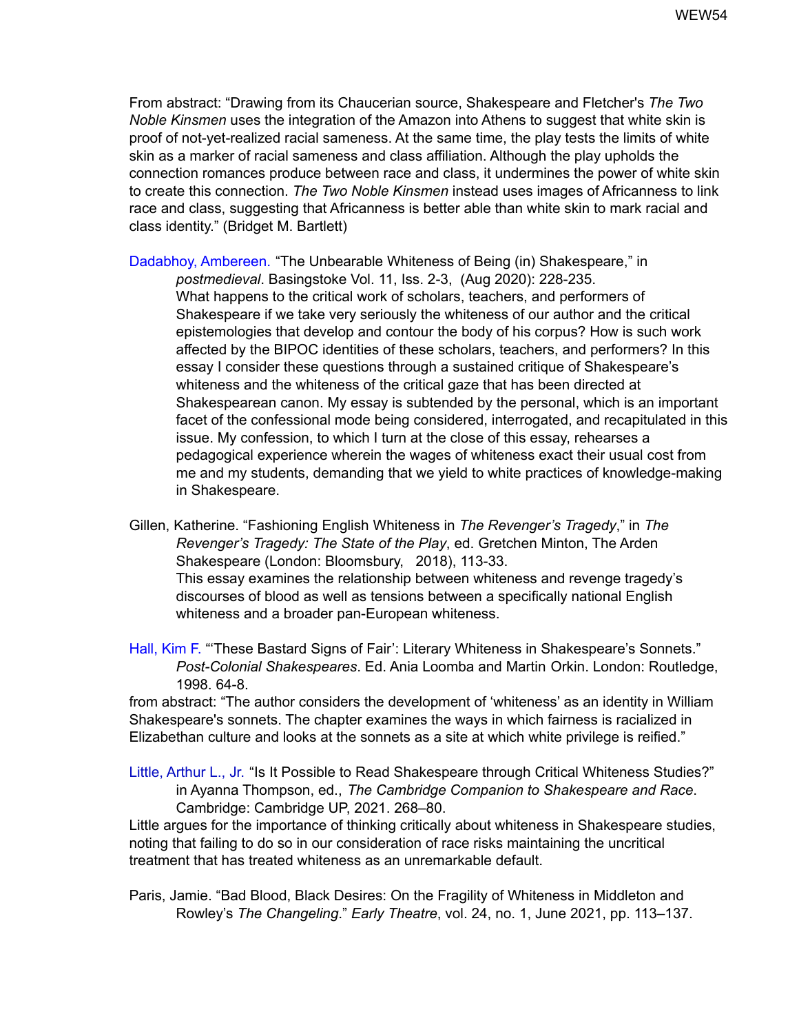From abstract: “Drawing from its Chaucerian source, Shakespeare and Fletcher's *The Two Noble Kinsmen* uses the integration of the Amazon into Athens to suggest that white skin is proof of not-yet-realized racial sameness. At the same time, the play tests the limits of white skin as a marker of racial sameness and class affiliation. Although the play upholds the connection romances produce between race and class, it undermines the power of white skin to create this connection. *The Two Noble Kinsmen* instead uses images of Africanness to link race and class, suggesting that Africanness is better able than white skin to mark racial and class identity.” (Bridget M. Bartlett)

Dadabhoy, Ambereen. “The Unbearable Whiteness of Being (in) Shakespeare,” in *postmedieval*. Basingstoke Vol. 11, Iss. 2-3, (Aug 2020): 228-235.
What happens to the critical work of scholars, teachers, and performers of Shakespeare if we take very seriously the whiteness of our author and the critical epistemologies that develop and contour the body of his corpus? How is such work affected by the BIPOC identities of these scholars, teachers, and performers? In this essay I consider these questions through a sustained critique of Shakespeare's whiteness and the whiteness of the critical gaze that has been directed at Shakespearean canon. My essay is subtended by the personal, which is an important facet of the confessional mode being considered, interrogated, and recapitulated in this issue. My confession, to which I turn at the close of this essay, rehearses a pedagogical experience wherein the wages of whiteness exact their usual cost from me and my students, demanding that we yield to white practices of knowledge-making in Shakespeare.

Gillen, Katherine. “Fashioning English Whiteness in *The Revenger's Tragedy*,” in *The Revenger's Tragedy: The State of the Play*, ed. Gretchen Minton, The Arden Shakespeare (London: Bloomsbury, 2018), 113-33.
This essay examines the relationship between whiteness and revenge tragedy's discourses of blood as well as tensions between a specifically national English whiteness and a broader pan-European whiteness.

Hall, Kim F. "'These Bastard Signs of Fair': Literary Whiteness in Shakespeare's Sonnets." *Post-Colonial Shakespeares*. Ed. Ania Loomba and Martin Orkin. London: Routledge, 1998. 64-8.
from abstract: “The author considers the development of ‘whiteness’ as an identity in William Shakespeare's sonnets. The chapter examines the ways in which fairness is racialized in Elizabethan culture and looks at the sonnets as a site at which white privilege is reified.”

Little, Arthur L., Jr. “Is It Possible to Read Shakespeare through Critical Whiteness Studies?” in Ayanna Thompson, ed., *The Cambridge Companion to Shakespeare and Race*. Cambridge: Cambridge UP, 2021. 268–80.
Little argues for the importance of thinking critically about whiteness in Shakespeare studies, noting that failing to do so in our consideration of race risks maintaining the uncritical treatment that has treated whiteness as an unremarkable default.

Paris, Jamie. “Bad Blood, Black Desires: On the Fragility of Whiteness in Middleton and Rowley's *The Changeling*.” *Early Theatre*, vol. 24, no. 1, June 2021, pp. 113–137.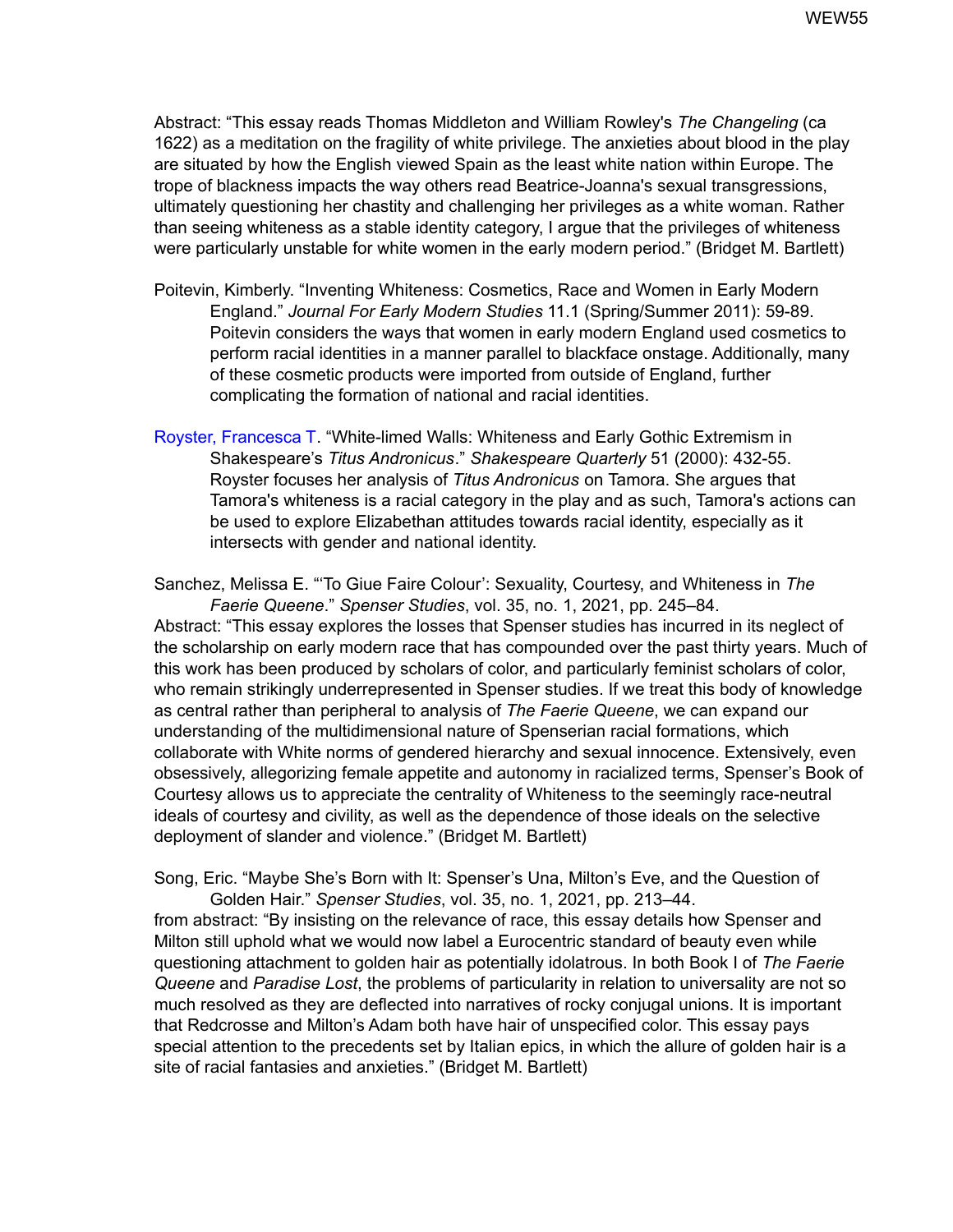Abstract: “This essay reads Thomas Middleton and William Rowley's *The Changeling* (ca 1622) as a meditation on the fragility of white privilege. The anxieties about blood in the play are situated by how the English viewed Spain as the least white nation within Europe. The trope of blackness impacts the way others read Beatrice-Joanna's sexual transgressions, ultimately questioning her chastity and challenging her privileges as a white woman. Rather than seeing whiteness as a stable identity category, I argue that the privileges of whiteness were particularly unstable for white women in the early modern period.” (Bridget M. Bartlett)

Poitevin, Kimberly. “Inventing Whiteness: Cosmetics, Race and Women in Early Modern England.” *Journal For Early Modern Studies* 11.1 (Spring/Summer 2011): 59-89.
Poitevin considers the ways that women in early modern England used cosmetics to perform racial identities in a manner parallel to blackface onstage. Additionally, many of these cosmetic products were imported from outside of England, further complicating the formation of national and racial identities.

Royster, Francesca T. “White-limed Walls: Whiteness and Early Gothic Extremism in Shakespeare’s *Titus Andronicus*.” *Shakespeare Quarterly* 51 (2000): 432-55.
Royster focuses her analysis of *Titus Andronicus* on Tamora. She argues that Tamora's whiteness is a racial category in the play and as such, Tamora's actions can be used to explore Elizabethan attitudes towards racial identity, especially as it intersects with gender and national identity.

Sanchez, Melissa E. “‘To Giue Faire Colour’: Sexuality, Courtesy, and Whiteness in *The Faerie Queene*.” *Spenser Studies*, vol. 35, no. 1, 2021, pp. 245–84.
Abstract: “This essay explores the losses that Spenser studies has incurred in its neglect of the scholarship on early modern race that has compounded over the past thirty years. Much of this work has been produced by scholars of color, and particularly feminist scholars of color, who remain strikingly underrepresented in Spenser studies. If we treat this body of knowledge as central rather than peripheral to analysis of *The Faerie Queene*, we can expand our understanding of the multidimensional nature of Spenserian racial formations, which collaborate with White norms of gendered hierarchy and sexual innocence. Extensively, even obsessively, allegorizing female appetite and autonomy in racialized terms, Spenser’s Book of Courtesy allows us to appreciate the centrality of Whiteness to the seemingly race-neutral ideals of courtesy and civility, as well as the dependence of those ideals on the selective deployment of slander and violence.” (Bridget M. Bartlett)

Song, Eric. “Maybe She’s Born with It: Spenser’s Una, Milton’s Eve, and the Question of Golden Hair.” *Spenser Studies*, vol. 35, no. 1, 2021, pp. 213–44.
from abstract: “By insisting on the relevance of race, this essay details how Spenser and Milton still uphold what we would now label a Eurocentric standard of beauty even while questioning attachment to golden hair as potentially idolatrous. In both Book I of *The Faerie Queene* and *Paradise Lost*, the problems of particularity in relation to universality are not so much resolved as they are deflected into narratives of rocky conjugal unions. It is important that Redcrosse and Milton’s Adam both have hair of unspecified color. This essay pays special attention to the precedents set by Italian epics, in which the allure of golden hair is a site of racial fantasies and anxieties.” (Bridget M. Bartlett)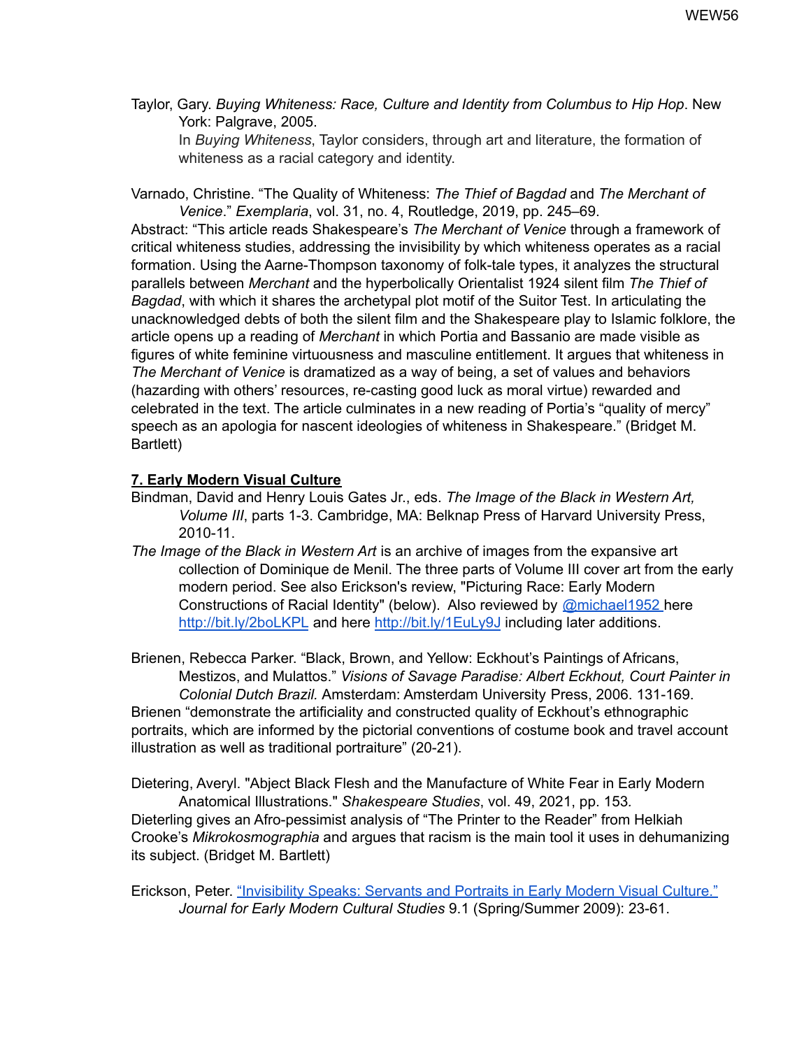Taylor, Gary. *Buying Whiteness: Race, Culture and Identity from Columbus to Hip Hop*. New York: Palgrave, 2005.
In *Buying Whiteness*, Taylor considers, through art and literature, the formation of whiteness as a racial category and identity.

Varnado, Christine. "The Quality of Whiteness: *The Thief of Bagdad* and *The Merchant of Venice*." *Exemplaria*, vol. 31, no. 4, Routledge, 2019, pp. 245–69.
Abstract: "This article reads Shakespeare's *The Merchant of Venice* through a framework of critical whiteness studies, addressing the invisibility by which whiteness operates as a racial formation. Using the Aarne-Thompson taxonomy of folk-tale types, it analyzes the structural parallels between *Merchant* and the hyperbolically Orientalist 1924 silent film *The Thief of Bagdad*, with which it shares the archetypal plot motif of the Suitor Test. In articulating the unacknowledged debts of both the silent film and the Shakespeare play to Islamic folklore, the article opens up a reading of *Merchant* in which Portia and Bassanio are made visible as figures of white feminine virtuousness and masculine entitlement. It argues that whiteness in *The Merchant of Venice* is dramatized as a way of being, a set of values and behaviors (hazarding with others' resources, re-casting good luck as moral virtue) rewarded and celebrated in the text. The article culminates in a new reading of Portia's "quality of mercy" speech as an apologia for nascent ideologies of whiteness in Shakespeare." (Bridget M. Bartlett)

## 7. Early Modern Visual Culture

Bindman, David and Henry Louis Gates Jr., eds. *The Image of the Black in Western Art, Volume III*, parts 1-3. Cambridge, MA: Belknap Press of Harvard University Press, 2010-11.
*The Image of the Black in Western Art* is an archive of images from the expansive art collection of Dominique de Menil. The three parts of Volume III cover art from the early modern period. See also Erickson's review, "Picturing Race: Early Modern Constructions of Racial Identity" (below). Also reviewed by @michael1952 here http://bit.ly/2boLKPL and here http://bit.ly/1EuLy9J including later additions.

Brienen, Rebecca Parker. "Black, Brown, and Yellow: Eckhout's Paintings of Africans, Mestizos, and Mulattos." *Visions of Savage Paradise: Albert Eckhout, Court Painter in Colonial Dutch Brazil.* Amsterdam: Amsterdam University Press, 2006. 131-169.
Brienen "demonstrate the artificiality and constructed quality of Eckhout's ethnographic portraits, which are informed by the pictorial conventions of costume book and travel account illustration as well as traditional portraiture" (20-21).

Dietering, Averyl. "Abject Black Flesh and the Manufacture of White Fear in Early Modern Anatomical Illustrations." *Shakespeare Studies*, vol. 49, 2021, pp. 153*.*
Dieterling gives an Afro-pessimist analysis of "The Printer to the Reader" from Helkiah Crooke's *Mikrokosmographia* and argues that racism is the main tool it uses in dehumanizing its subject. (Bridget M. Bartlett)

Erickson, Peter. "Invisibility Speaks: Servants and Portraits in Early Modern Visual Culture." *Journal for Early Modern Cultural Studies* 9.1 (Spring/Summer 2009): 23-61.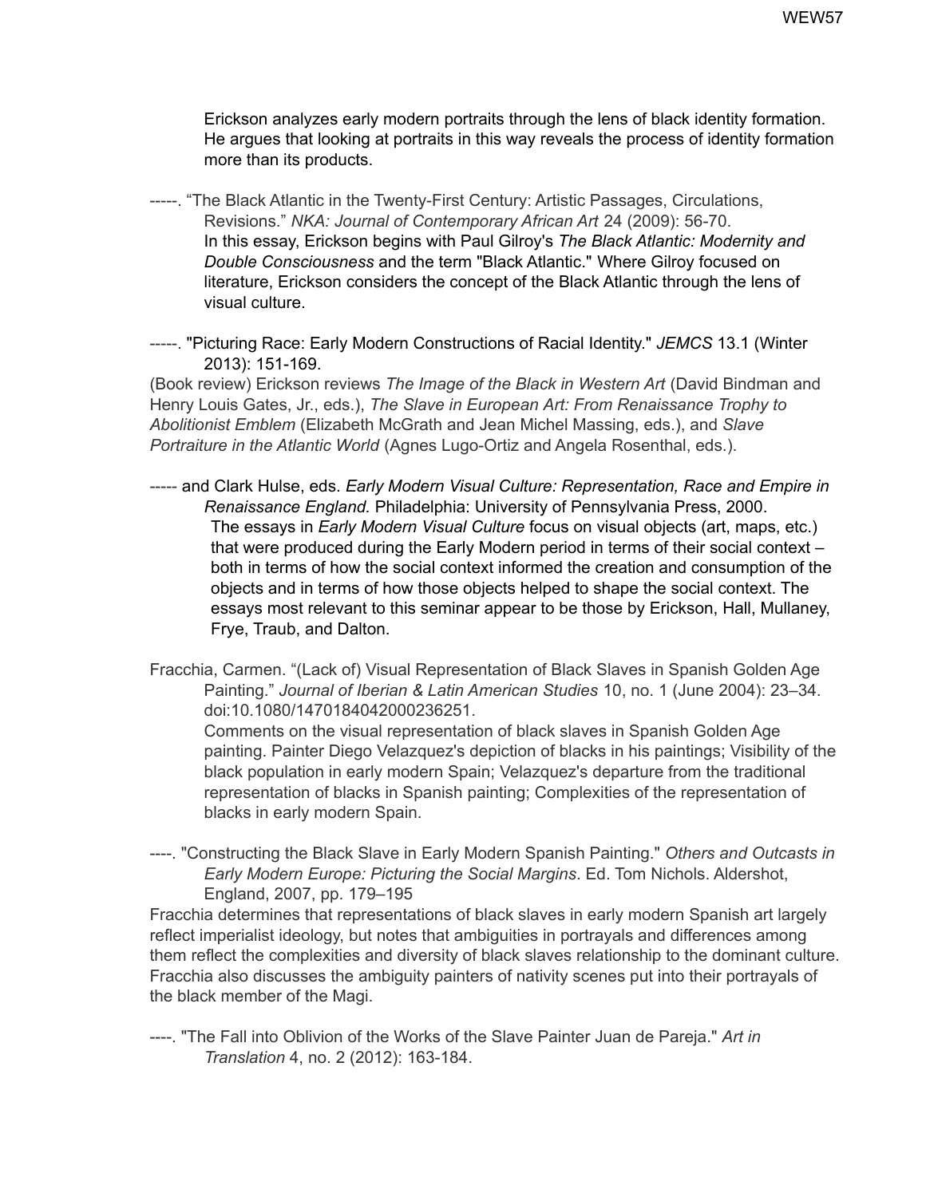Erickson analyzes early modern portraits through the lens of black identity formation. He argues that looking at portraits in this way reveals the process of identity formation more than its products.

-----. "The Black Atlantic in the Twenty-First Century: Artistic Passages, Circulations, Revisions." *NKA: Journal of Contemporary African Art* 24 (2009): 56-70.
In this essay, Erickson begins with Paul Gilroy's *The Black Atlantic: Modernity and Double Consciousness* and the term "Black Atlantic." Where Gilroy focused on literature, Erickson considers the concept of the Black Atlantic through the lens of visual culture.

-----. "Picturing Race: Early Modern Constructions of Racial Identity." *JEMCS* 13.1 (Winter 2013): 151-169.
(Book review) Erickson reviews *The Image of the Black in Western Art* (David Bindman and Henry Louis Gates, Jr., eds.), *The Slave in European Art: From Renaissance Trophy to Abolitionist Emblem* (Elizabeth McGrath and Jean Michel Massing, eds.), and *Slave Portraiture in the Atlantic World* (Agnes Lugo-Ortiz and Angela Rosenthal, eds.).

----- and Clark Hulse, eds. *Early Modern Visual Culture: Representation, Race and Empire in Renaissance England.* Philadelphia: University of Pennsylvania Press, 2000.
The essays in *Early Modern Visual Culture* focus on visual objects (art, maps, etc.) that were produced during the Early Modern period in terms of their social context – both in terms of how the social context informed the creation and consumption of the objects and in terms of how those objects helped to shape the social context. The essays most relevant to this seminar appear to be those by Erickson, Hall, Mullaney, Frye, Traub, and Dalton.

Fracchia, Carmen. "(Lack of) Visual Representation of Black Slaves in Spanish Golden Age Painting." *Journal of Iberian & Latin American Studies* 10, no. 1 (June 2004): 23–34. doi:10.1080/1470184042000236251.
Comments on the visual representation of black slaves in Spanish Golden Age painting. Painter Diego Velazquez's depiction of blacks in his paintings; Visibility of the black population in early modern Spain; Velazquez's departure from the traditional representation of blacks in Spanish painting; Complexities of the representation of blacks in early modern Spain.

----. "Constructing the Black Slave in Early Modern Spanish Painting." *Others and Outcasts in Early Modern Europe: Picturing the Social Margins*. Ed. Tom Nichols. Aldershot, England, 2007, pp. 179–195
Fracchia determines that representations of black slaves in early modern Spanish art largely reflect imperialist ideology, but notes that ambiguities in portrayals and differences among them reflect the complexities and diversity of black slaves relationship to the dominant culture. Fracchia also discusses the ambiguity painters of nativity scenes put into their portrayals of the black member of the Magi.

----. "The Fall into Oblivion of the Works of the Slave Painter Juan de Pareja." *Art in Translation* 4, no. 2 (2012): 163-184.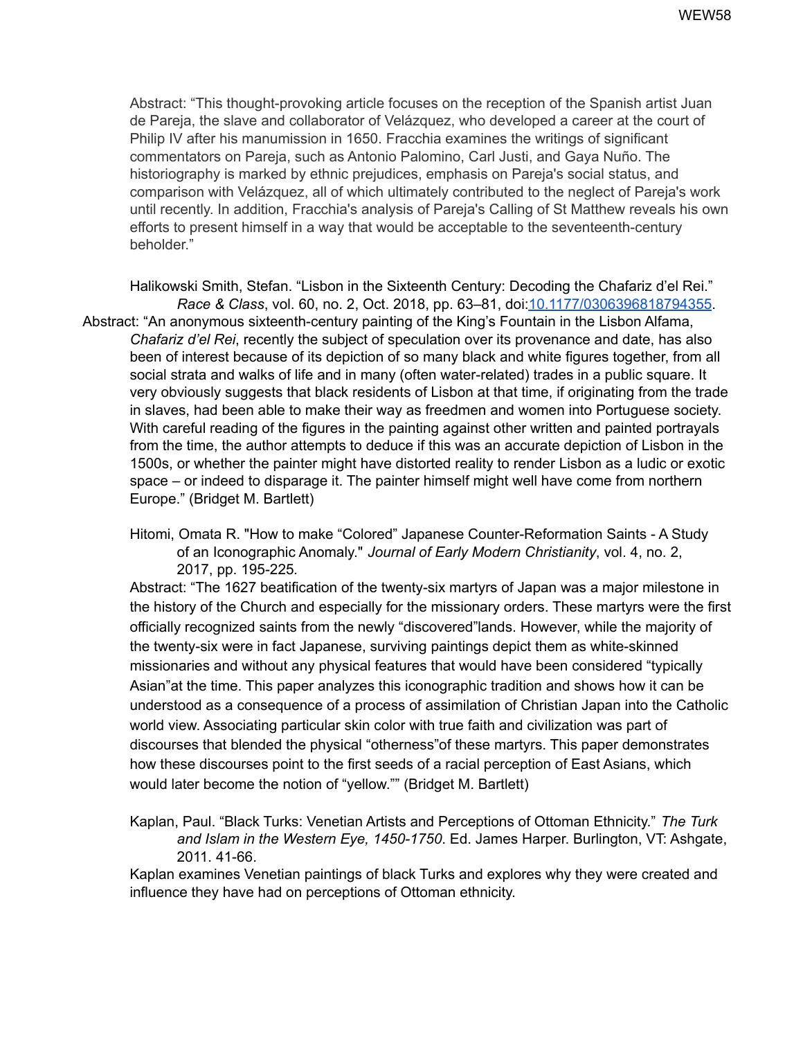Abstract: "This thought-provoking article focuses on the reception of the Spanish artist Juan de Pareja, the slave and collaborator of Velázquez, who developed a career at the court of Philip IV after his manumission in 1650. Fracchia examines the writings of significant commentators on Pareja, such as Antonio Palomino, Carl Justi, and Gaya Nuño. The historiography is marked by ethnic prejudices, emphasis on Pareja's social status, and comparison with Velázquez, all of which ultimately contributed to the neglect of Pareja's work until recently. In addition, Fracchia's analysis of Pareja's Calling of St Matthew reveals his own efforts to present himself in a way that would be acceptable to the seventeenth-century beholder."

Halikowski Smith, Stefan. "Lisbon in the Sixteenth Century: Decoding the Chafariz d'el Rei." *Race & Class*, vol. 60, no. 2, Oct. 2018, pp. 63–81, doi:10.1177/0306396818794355.

Abstract: "An anonymous sixteenth-century painting of the King's Fountain in the Lisbon Alfama, *Chafariz d'el Rei*, recently the subject of speculation over its provenance and date, has also been of interest because of its depiction of so many black and white figures together, from all social strata and walks of life and in many (often water-related) trades in a public square. It very obviously suggests that black residents of Lisbon at that time, if originating from the trade in slaves, had been able to make their way as freedmen and women into Portuguese society. With careful reading of the figures in the painting against other written and painted portrayals from the time, the author attempts to deduce if this was an accurate depiction of Lisbon in the 1500s, or whether the painter might have distorted reality to render Lisbon as a ludic or exotic space – or indeed to disparage it. The painter himself might well have come from northern Europe." (Bridget M. Bartlett)

Hitomi, Omata R. "How to make "Colored" Japanese Counter-Reformation Saints - A Study of an Iconographic Anomaly." *Journal of Early Modern Christianity*, vol. 4, no. 2, 2017, pp. 195-225.

Abstract: "The 1627 beatification of the twenty-six martyrs of Japan was a major milestone in the history of the Church and especially for the missionary orders. These martyrs were the first officially recognized saints from the newly "discovered"lands. However, while the majority of the twenty-six were in fact Japanese, surviving paintings depict them as white-skinned missionaries and without any physical features that would have been considered "typically Asian"at the time. This paper analyzes this iconographic tradition and shows how it can be understood as a consequence of a process of assimilation of Christian Japan into the Catholic world view. Associating particular skin color with true faith and civilization was part of discourses that blended the physical "otherness"of these martyrs. This paper demonstrates how these discourses point to the first seeds of a racial perception of East Asians, which would later become the notion of "yellow."" (Bridget M. Bartlett)

Kaplan, Paul. "Black Turks: Venetian Artists and Perceptions of Ottoman Ethnicity." *The Turk and Islam in the Western Eye, 1450-1750*. Ed. James Harper. Burlington, VT: Ashgate, 2011. 41-66.

Kaplan examines Venetian paintings of black Turks and explores why they were created and influence they have had on perceptions of Ottoman ethnicity.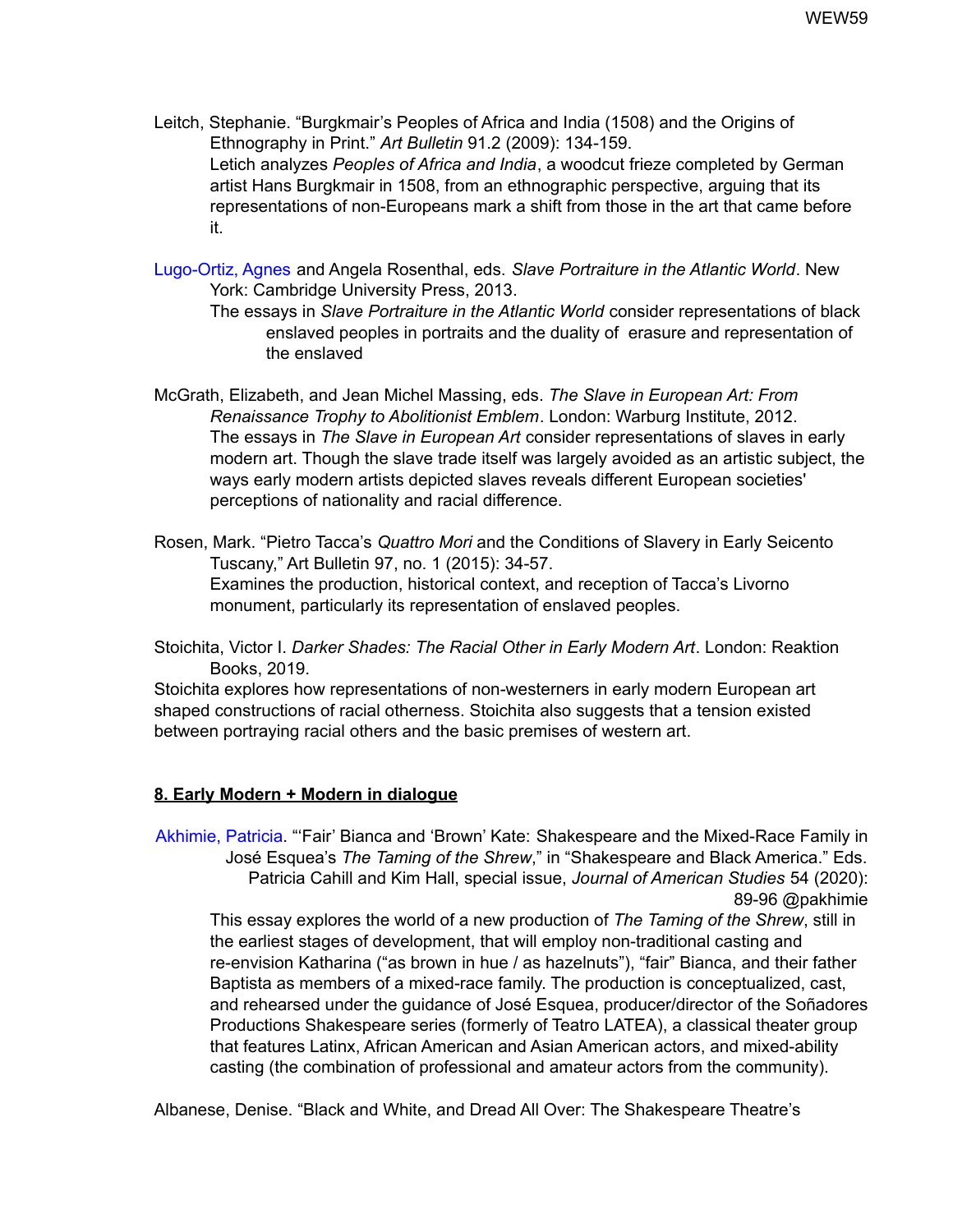Leitch, Stephanie. "Burgkmair's Peoples of Africa and India (1508) and the Origins of Ethnography in Print." *Art Bulletin* 91.2 (2009): 134-159.

Letich analyzes *Peoples of Africa and India*, a woodcut frieze completed by German artist Hans Burgkmair in 1508, from an ethnographic perspective, arguing that its representations of non-Europeans mark a shift from those in the art that came before it.

Lugo-Ortiz, Agnes and Angela Rosenthal, eds. *Slave Portraiture in the Atlantic World*. New York: Cambridge University Press, 2013.

The essays in *Slave Portraiture in the Atlantic World* consider representations of black enslaved peoples in portraits and the duality of erasure and representation of the enslaved

McGrath, Elizabeth, and Jean Michel Massing, eds. *The Slave in European Art: From Renaissance Trophy to Abolitionist Emblem*. London: Warburg Institute, 2012.

The essays in *The Slave in European Art* consider representations of slaves in early modern art. Though the slave trade itself was largely avoided as an artistic subject, the ways early modern artists depicted slaves reveals different European societies' perceptions of nationality and racial difference.

Rosen, Mark. "Pietro Tacca's *Quattro Mori* and the Conditions of Slavery in Early Seicento Tuscany," Art Bulletin 97, no. 1 (2015): 34-57.

Examines the production, historical context, and reception of Tacca's Livorno monument, particularly its representation of enslaved peoples.

Stoichita, Victor I. *Darker Shades: The Racial Other in Early Modern Art*. London: Reaktion Books, 2019.

Stoichita explores how representations of non-westerners in early modern European art shaped constructions of racial otherness. Stoichita also suggests that a tension existed between portraying racial others and the basic premises of western art.

## 8. Early Modern + Modern in dialogue

Akhimie, Patricia. "'Fair' Bianca and 'Brown' Kate: Shakespeare and the Mixed-Race Family in José Esquea's *The Taming of the Shrew*," in "Shakespeare and Black America." Eds. Patricia Cahill and Kim Hall, special issue, *Journal of American Studies* 54 (2020): 89-96 @pakhimie

This essay explores the world of a new production of *The Taming of the Shrew*, still in the earliest stages of development, that will employ non-traditional casting and re-envision Katharina ("as brown in hue / as hazelnuts"), "fair" Bianca, and their father Baptista as members of a mixed-race family. The production is conceptualized, cast, and rehearsed under the guidance of José Esquea, producer/director of the Soñadores Productions Shakespeare series (formerly of Teatro LATEA), a classical theater group that features Latinx, African American and Asian American actors, and mixed-ability casting (the combination of professional and amateur actors from the community).

Albanese, Denise. "Black and White, and Dread All Over: The Shakespeare Theatre's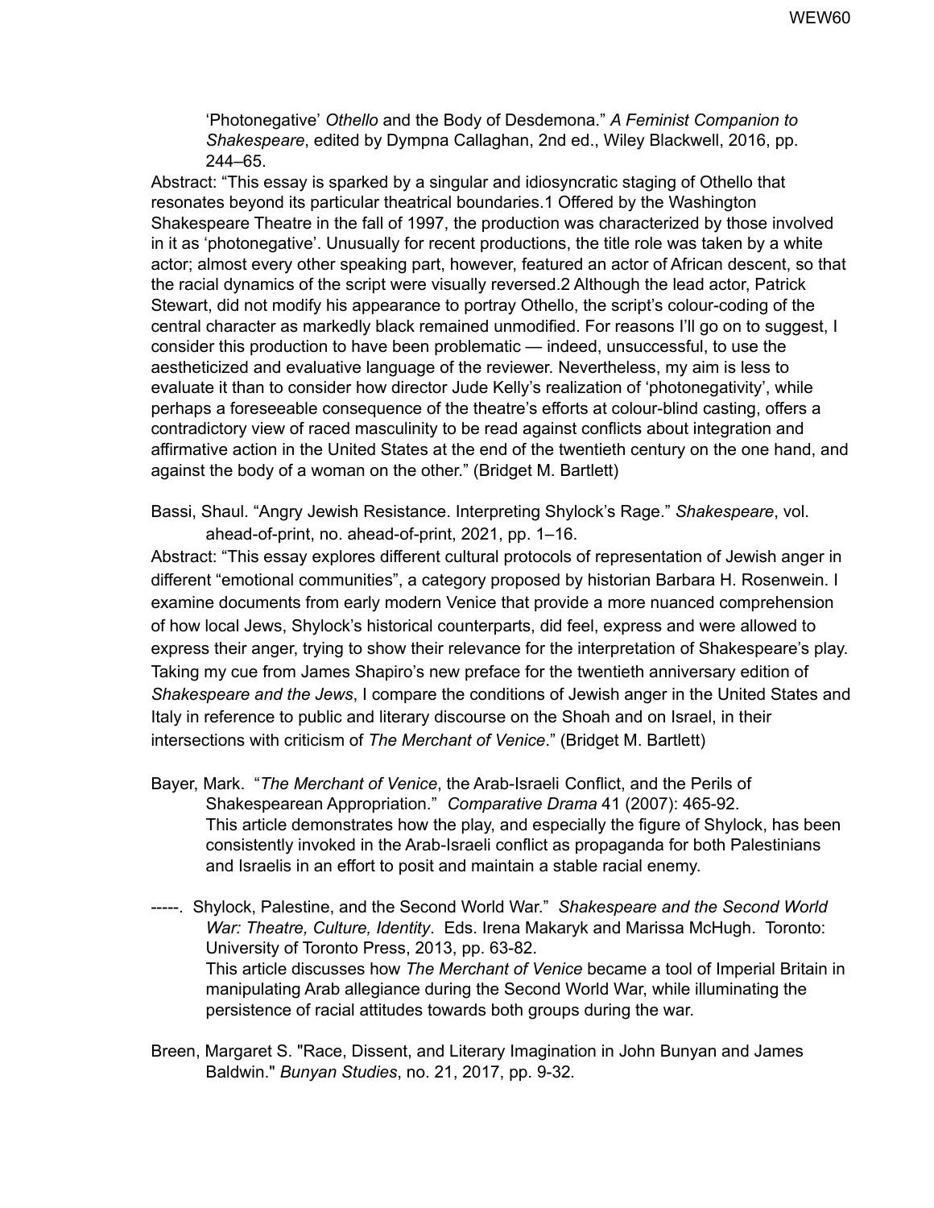‘Photonegative’ *Othello* and the Body of Desdemona.” *A Feminist Companion to Shakespeare*, edited by Dympna Callaghan, 2nd ed., Wiley Blackwell, 2016, pp. 244–65.

Abstract: “This essay is sparked by a singular and idiosyncratic staging of Othello that resonates beyond its particular theatrical boundaries.1 Offered by the Washington Shakespeare Theatre in the fall of 1997, the production was characterized by those involved in it as ‘photonegative’. Unusually for recent productions, the title role was taken by a white actor; almost every other speaking part, however, featured an actor of African descent, so that the racial dynamics of the script were visually reversed.2 Although the lead actor, Patrick Stewart, did not modify his appearance to portray Othello, the script’s colour-coding of the central character as markedly black remained unmodified. For reasons I’ll go on to suggest, I consider this production to have been problematic — indeed, unsuccessful, to use the aestheticized and evaluative language of the reviewer. Nevertheless, my aim is less to evaluate it than to consider how director Jude Kelly’s realization of ‘photonegativity’, while perhaps a foreseeable consequence of the theatre’s efforts at colour-blind casting, offers a contradictory view of raced masculinity to be read against conflicts about integration and affirmative action in the United States at the end of the twentieth century on the one hand, and against the body of a woman on the other.” (Bridget M. Bartlett)

Bassi, Shaul. “Angry Jewish Resistance. Interpreting Shylock’s Rage.” *Shakespeare*, vol. ahead-of-print, no. ahead-of-print, 2021, pp. 1–16.

Abstract: “This essay explores different cultural protocols of representation of Jewish anger in different “emotional communities”, a category proposed by historian Barbara H. Rosenwein. I examine documents from early modern Venice that provide a more nuanced comprehension of how local Jews, Shylock’s historical counterparts, did feel, express and were allowed to express their anger, trying to show their relevance for the interpretation of Shakespeare’s play. Taking my cue from James Shapiro’s new preface for the twentieth anniversary edition of *Shakespeare and the Jews*, I compare the conditions of Jewish anger in the United States and Italy in reference to public and literary discourse on the Shoah and on Israel, in their intersections with criticism of *The Merchant of Venice*.” (Bridget M. Bartlett)

Bayer, Mark. “*The Merchant of Venice*, the Arab-Israeli Conflict, and the Perils of Shakespearean Appropriation.” *Comparative Drama* 41 (2007): 465-92.
This article demonstrates how the play, and especially the figure of Shylock, has been consistently invoked in the Arab-Israeli conflict as propaganda for both Palestinians and Israelis in an effort to posit and maintain a stable racial enemy.

-----. Shylock, Palestine, and the Second World War.” *Shakespeare and the Second World War: Theatre, Culture, Identity*. Eds. Irena Makaryk and Marissa McHugh. Toronto: University of Toronto Press, 2013, pp. 63-82.
This article discusses how *The Merchant of Venice* became a tool of Imperial Britain in manipulating Arab allegiance during the Second World War, while illuminating the persistence of racial attitudes towards both groups during the war.

Breen, Margaret S. "Race, Dissent, and Literary Imagination in John Bunyan and James Baldwin." *Bunyan Studies*, no. 21, 2017, pp. 9-32.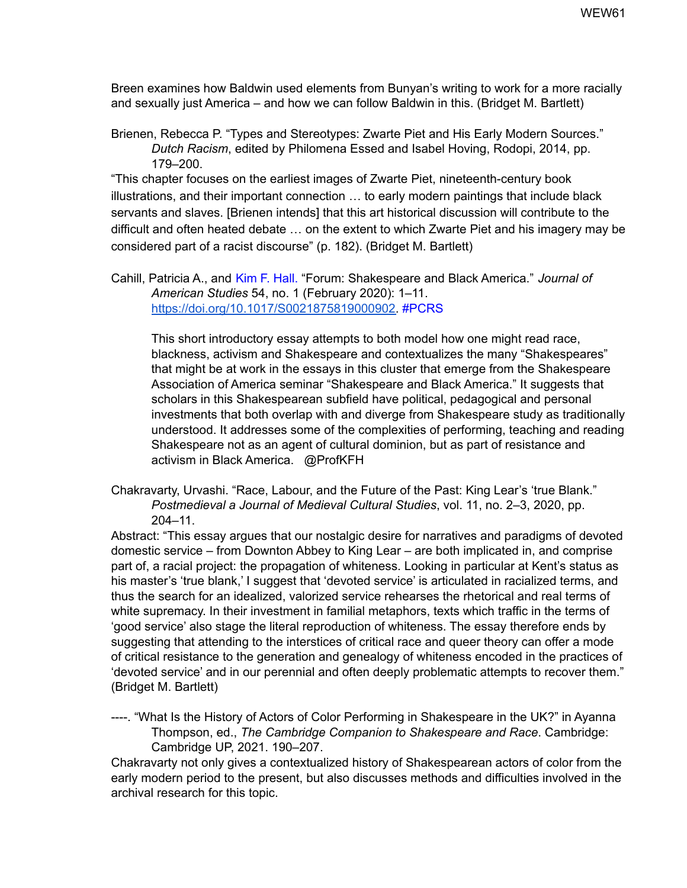Breen examines how Baldwin used elements from Bunyan's writing to work for a more racially and sexually just America – and how we can follow Baldwin in this. (Bridget M. Bartlett)

Brienen, Rebecca P. "Types and Stereotypes: Zwarte Piet and His Early Modern Sources." *Dutch Racism*, edited by Philomena Essed and Isabel Hoving, Rodopi, 2014, pp. 179–200.

"This chapter focuses on the earliest images of Zwarte Piet, nineteenth-century book illustrations, and their important connection … to early modern paintings that include black servants and slaves. [Brienen intends] that this art historical discussion will contribute to the difficult and often heated debate … on the extent to which Zwarte Piet and his imagery may be considered part of a racist discourse" (p. 182). (Bridget M. Bartlett)

Cahill, Patricia A., and Kim F. Hall. "Forum: Shakespeare and Black America." *Journal of American Studies* 54, no. 1 (February 2020): 1–11. https://doi.org/10.1017/S0021875819000902. #PCRS

> This short introductory essay attempts to both model how one might read race, blackness, activism and Shakespeare and contextualizes the many "Shakespeares" that might be at work in this cluster that emerge from the Shakespeare Association of America seminar "Shakespeare and Black America." It suggests that scholars in this Shakespearean subfield have political, pedagogical and personal investments that both overlap with and diverge from Shakespeare study as traditionally understood. It addresses some of the complexities of performing, teaching and reading Shakespeare not as an agent of cultural dominion, but as part of resistance and activism in Black America. @ProfKFH

Chakravarty, Urvashi. "Race, Labour, and the Future of the Past: King Lear's 'true Blank.'" *Postmedieval a Journal of Medieval Cultural Studies*, vol. 11, no. 2–3, 2020, pp. 204–11.

Abstract: "This essay argues that our nostalgic desire for narratives and paradigms of devoted domestic service – from Downton Abbey to King Lear – are both implicated in, and comprise part of, a racial project: the propagation of whiteness. Looking in particular at Kent's status as his master's 'true blank,' I suggest that 'devoted service' is articulated in racialized terms, and thus the search for an idealized, valorized service rehearses the rhetorical and real terms of white supremacy. In their investment in familial metaphors, texts which traffic in the terms of 'good service' also stage the literal reproduction of whiteness. The essay therefore ends by suggesting that attending to the interstices of critical race and queer theory can offer a mode of critical resistance to the generation and genealogy of whiteness encoded in the practices of 'devoted service' and in our perennial and often deeply problematic attempts to recover them." (Bridget M. Bartlett)

----. "What Is the History of Actors of Color Performing in Shakespeare in the UK?" in Ayanna Thompson, ed., *The Cambridge Companion to Shakespeare and Race*. Cambridge: Cambridge UP, 2021. 190–207.

Chakravarty not only gives a contextualized history of Shakespearean actors of color from the early modern period to the present, but also discusses methods and difficulties involved in the archival research for this topic.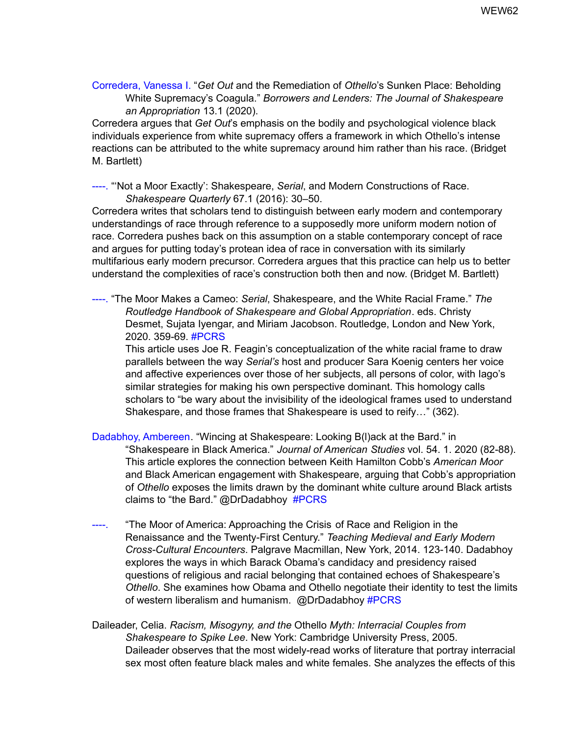Corredera, Vanessa I. "*Get Out* and the Remediation of *Othello*'s Sunken Place: Beholding White Supremacy's Coagula." *Borrowers and Lenders: The Journal of Shakespeare an Appropriation* 13.1 (2020).

Corredera argues that *Get Out*'s emphasis on the bodily and psychological violence black individuals experience from white supremacy offers a framework in which Othello's intense reactions can be attributed to the white supremacy around him rather than his race. (Bridget M. Bartlett)

----. "'Not a Moor Exactly': Shakespeare, *Serial*, and Modern Constructions of Race. *Shakespeare Quarterly* 67.1 (2016): 30–50.

Corredera writes that scholars tend to distinguish between early modern and contemporary understandings of race through reference to a supposedly more uniform modern notion of race. Corredera pushes back on this assumption on a stable contemporary concept of race and argues for putting today's protean idea of race in conversation with its similarly multifarious early modern precursor. Corredera argues that this practice can help us to better understand the complexities of race's construction both then and now. (Bridget M. Bartlett)

----. "The Moor Makes a Cameo: *Serial*, Shakespeare, and the White Racial Frame." *The Routledge Handbook of Shakespeare and Global Appropriation*. eds. Christy Desmet, Sujata Iyengar, and Miriam Jacobson. Routledge, London and New York, 2020. 359-69. #PCRS

This article uses Joe R. Feagin's conceptualization of the white racial frame to draw parallels between the way *Serial's* host and producer Sara Koenig centers her voice and affective experiences over those of her subjects, all persons of color, with Iago's similar strategies for making his own perspective dominant. This homology calls scholars to "be wary about the invisibility of the ideological frames used to understand Shakespeare, and those frames that Shakespeare is used to reify…" (362).

Dadabhoy, Ambereen. "Wincing at Shakespeare: Looking B(l)ack at the Bard." in "Shakespeare in Black America." *Journal of American Studies* vol. 54. 1. 2020 (82-88). This article explores the connection between Keith Hamilton Cobb's *American Moor* and Black American engagement with Shakespeare, arguing that Cobb's appropriation of *Othello* exposes the limits drawn by the dominant white culture around Black artists claims to "the Bard." @DrDadabhoy #PCRS

----. "The Moor of America: Approaching the Crisis of Race and Religion in the Renaissance and the Twenty-First Century." *Teaching Medieval and Early Modern Cross-Cultural Encounters*. Palgrave Macmillan, New York, 2014. 123-140. Dadabhoy explores the ways in which Barack Obama's candidacy and presidency raised questions of religious and racial belonging that contained echoes of Shakespeare's *Othello*. She examines how Obama and Othello negotiate their identity to test the limits of western liberalism and humanism. @DrDadabhoy #PCRS

Daileader, Celia. *Racism, Misogyny, and the* Othello *Myth: Interracial Couples from Shakespeare to Spike Lee*. New York: Cambridge University Press, 2005. Daileader observes that the most widely-read works of literature that portray interracial sex most often feature black males and white females. She analyzes the effects of this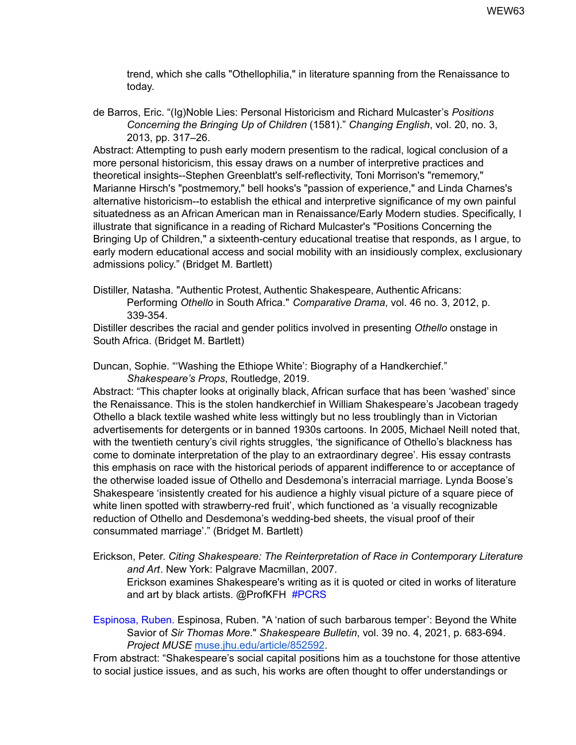trend, which she calls "Othellophilia," in literature spanning from the Renaissance to today.

de Barros, Eric. "(Ig)Noble Lies: Personal Historicism and Richard Mulcaster's *Positions Concerning the Bringing Up of Children* (1581)." *Changing English*, vol. 20, no. 3, 2013, pp. 317–26.

Abstract: Attempting to push early modern presentism to the radical, logical conclusion of a more personal historicism, this essay draws on a number of interpretive practices and theoretical insights--Stephen Greenblatt's self-reflectivity, Toni Morrison's "rememory," Marianne Hirsch's "postmemory," bell hooks's "passion of experience," and Linda Charnes's alternative historicism--to establish the ethical and interpretive significance of my own painful situatedness as an African American man in Renaissance/Early Modern studies. Specifically, I illustrate that significance in a reading of Richard Mulcaster's "Positions Concerning the Bringing Up of Children," a sixteenth-century educational treatise that responds, as I argue, to early modern educational access and social mobility with an insidiously complex, exclusionary admissions policy." (Bridget M. Bartlett)

Distiller, Natasha. "Authentic Protest, Authentic Shakespeare, Authentic Africans: Performing *Othello* in South Africa." *Comparative Drama*, vol. 46 no. 3, 2012, p. 339-354.

Distiller describes the racial and gender politics involved in presenting *Othello* onstage in South Africa. (Bridget M. Bartlett)

Duncan, Sophie. "'Washing the Ethiope White': Biography of a Handkerchief." *Shakespeare's Props*, Routledge, 2019.

Abstract: "This chapter looks at originally black, African surface that has been 'washed' since the Renaissance. This is the stolen handkerchief in William Shakespeare's Jacobean tragedy Othello a black textile washed white less wittingly but no less troublingly than in Victorian advertisements for detergents or in banned 1930s cartoons. In 2005, Michael Neill noted that, with the twentieth century's civil rights struggles, 'the significance of Othello's blackness has come to dominate interpretation of the play to an extraordinary degree'. His essay contrasts this emphasis on race with the historical periods of apparent indifference to or acceptance of the otherwise loaded issue of Othello and Desdemona's interracial marriage. Lynda Boose's Shakespeare 'insistently created for his audience a highly visual picture of a square piece of white linen spotted with strawberry-red fruit', which functioned as 'a visually recognizable reduction of Othello and Desdemona's wedding-bed sheets, the visual proof of their consummated marriage'." (Bridget M. Bartlett)

Erickson, Peter. *Citing Shakespeare: The Reinterpretation of Race in Contemporary Literature and Art*. New York: Palgrave Macmillan, 2007.

Erickson examines Shakespeare's writing as it is quoted or cited in works of literature and art by black artists. @ProfKFH #PCRS

Espinosa, Ruben. Espinosa, Ruben. "A 'nation of such barbarous temper': Beyond the White Savior of *Sir Thomas More*." *Shakespeare Bulletin*, vol. 39 no. 4, 2021, p. 683-694. *Project MUSE* muse.jhu.edu/article/852592.

From abstract: "Shakespeare's social capital positions him as a touchstone for those attentive to social justice issues, and as such, his works are often thought to offer understandings or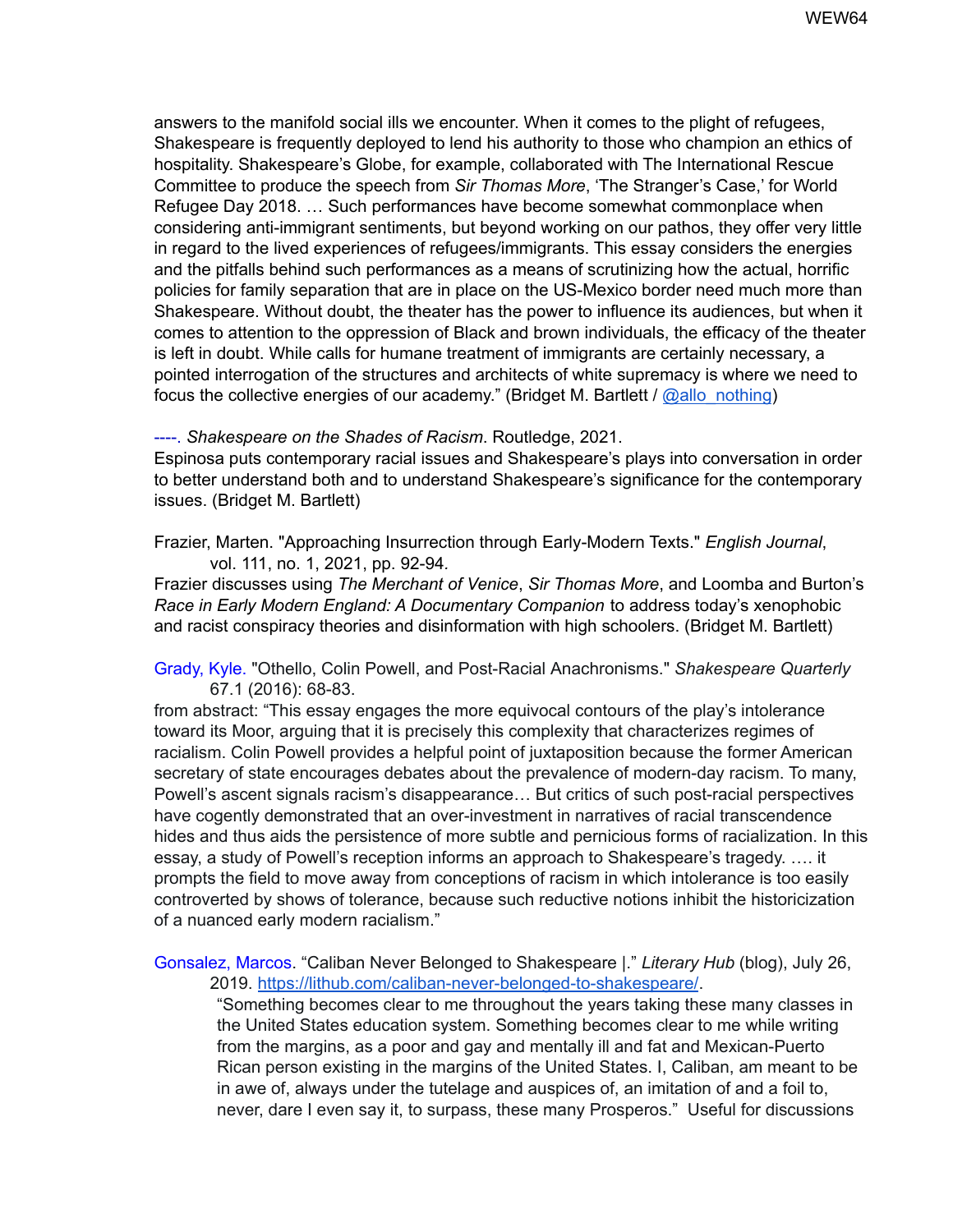answers to the manifold social ills we encounter. When it comes to the plight of refugees, Shakespeare is frequently deployed to lend his authority to those who champion an ethics of hospitality. Shakespeare's Globe, for example, collaborated with The International Rescue Committee to produce the speech from *Sir Thomas More*, 'The Stranger's Case,' for World Refugee Day 2018. … Such performances have become somewhat commonplace when considering anti-immigrant sentiments, but beyond working on our pathos, they offer very little in regard to the lived experiences of refugees/immigrants. This essay considers the energies and the pitfalls behind such performances as a means of scrutinizing how the actual, horrific policies for family separation that are in place on the US-Mexico border need much more than Shakespeare. Without doubt, the theater has the power to influence its audiences, but when it comes to attention to the oppression of Black and brown individuals, the efficacy of the theater is left in doubt. While calls for humane treatment of immigrants are certainly necessary, a pointed interrogation of the structures and architects of white supremacy is where we need to focus the collective energies of our academy." (Bridget M. Bartlett / [@allo_nothing](@allo_nothing))

----. *Shakespeare on the Shades of Racism*. Routledge, 2021.
Espinosa puts contemporary racial issues and Shakespeare's plays into conversation in order to better understand both and to understand Shakespeare's significance for the contemporary issues. (Bridget M. Bartlett)

Frazier, Marten. "Approaching Insurrection through Early-Modern Texts." *English Journal*, vol. 111, no. 1, 2021, pp. 92-94.
Frazier discusses using *The Merchant of Venice*, *Sir Thomas More*, and Loomba and Burton's *Race in Early Modern England: A Documentary Companion* to address today's xenophobic and racist conspiracy theories and disinformation with high schoolers. (Bridget M. Bartlett)

Grady, Kyle. "Othello, Colin Powell, and Post-Racial Anachronisms." *Shakespeare Quarterly* 67.1 (2016): 68-83.
from abstract: "This essay engages the more equivocal contours of the play's intolerance toward its Moor, arguing that it is precisely this complexity that characterizes regimes of racialism. Colin Powell provides a helpful point of juxtaposition because the former American secretary of state encourages debates about the prevalence of modern-day racism. To many, Powell's ascent signals racism's disappearance… But critics of such post-racial perspectives have cogently demonstrated that an over-investment in narratives of racial transcendence hides and thus aids the persistence of more subtle and pernicious forms of racialization. In this essay, a study of Powell's reception informs an approach to Shakespeare's tragedy. …. it prompts the field to move away from conceptions of racism in which intolerance is too easily controverted by shows of tolerance, because such reductive notions inhibit the historicization of a nuanced early modern racialism."

Gonsalez, Marcos. "Caliban Never Belonged to Shakespeare |." *Literary Hub* (blog), July 26, 2019. https://lithub.com/caliban-never-belonged-to-shakespeare/.

> "Something becomes clear to me throughout the years taking these many classes in the United States education system. Something becomes clear to me while writing from the margins, as a poor and gay and mentally ill and fat and Mexican-Puerto Rican person existing in the margins of the United States. I, Caliban, am meant to be in awe of, always under the tutelage and auspices of, an imitation of and a foil to, never, dare I even say it, to surpass, these many Prosperos." Useful for discussions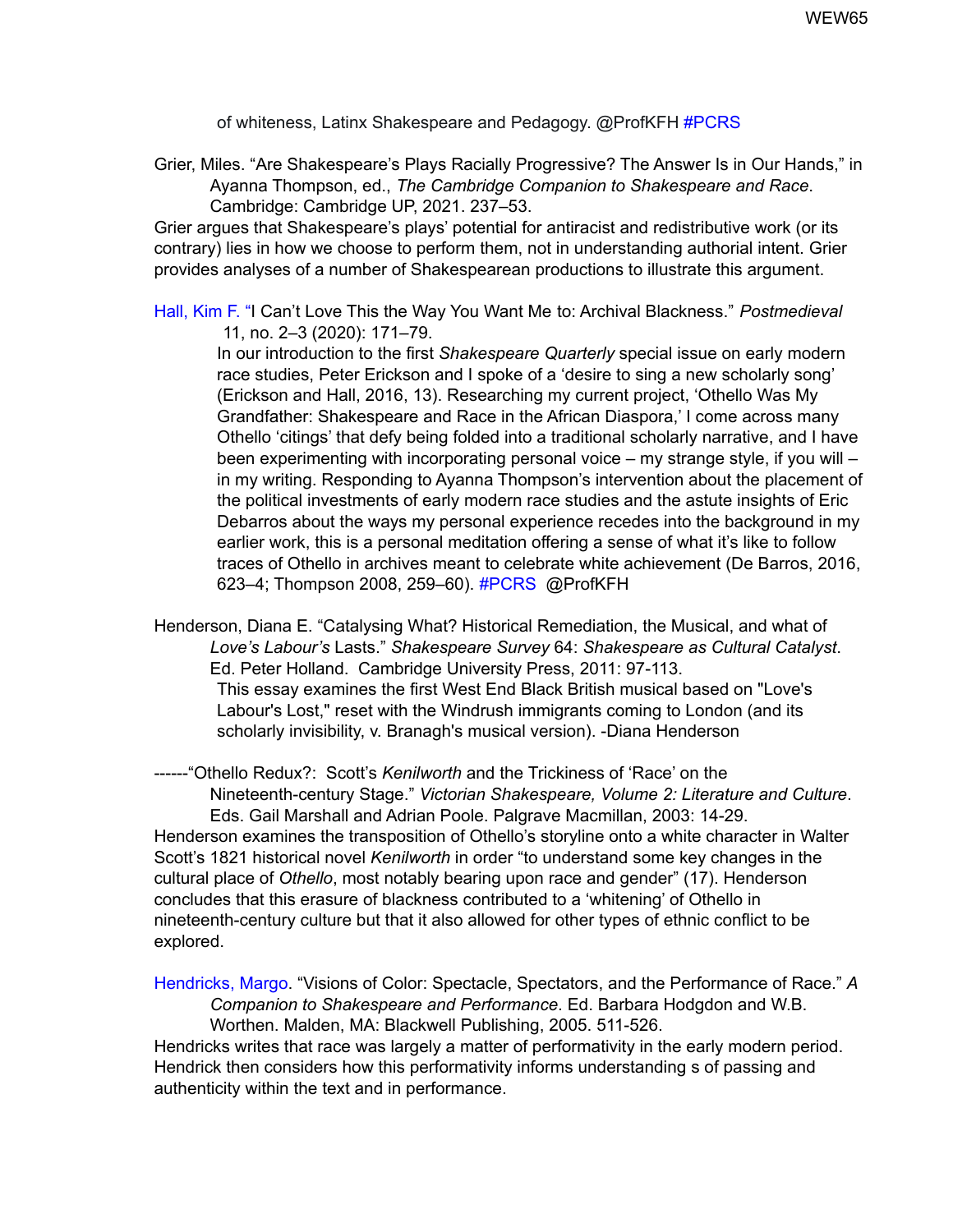of whiteness, Latinx Shakespeare and Pedagogy. @ProfKFH #PCRS

Grier, Miles. "Are Shakespeare's Plays Racially Progressive? The Answer Is in Our Hands," in Ayanna Thompson, ed., *The Cambridge Companion to Shakespeare and Race*. Cambridge: Cambridge UP, 2021. 237–53.

Grier argues that Shakespeare's plays' potential for antiracist and redistributive work (or its contrary) lies in how we choose to perform them, not in understanding authorial intent. Grier provides analyses of a number of Shakespearean productions to illustrate this argument.

Hall, Kim F. "I Can't Love This the Way You Want Me to: Archival Blackness." *Postmedieval* 11, no. 2–3 (2020): 171–79.

In our introduction to the first *Shakespeare Quarterly* special issue on early modern race studies, Peter Erickson and I spoke of a 'desire to sing a new scholarly song' (Erickson and Hall, 2016, 13). Researching my current project, 'Othello Was My Grandfather: Shakespeare and Race in the African Diaspora,' I come across many Othello 'citings' that defy being folded into a traditional scholarly narrative, and I have been experimenting with incorporating personal voice – my strange style, if you will – in my writing. Responding to Ayanna Thompson's intervention about the placement of the political investments of early modern race studies and the astute insights of Eric Debarros about the ways my personal experience recedes into the background in my earlier work, this is a personal meditation offering a sense of what it's like to follow traces of Othello in archives meant to celebrate white achievement (De Barros, 2016, 623–4; Thompson 2008, 259–60). #PCRS @ProfKFH

Henderson, Diana E. "Catalysing What? Historical Remediation, the Musical, and what of *Love's Labour's* Lasts." *Shakespeare Survey* 64: *Shakespeare as Cultural Catalyst*. Ed. Peter Holland. Cambridge University Press, 2011: 97-113.

This essay examines the first West End Black British musical based on "Love's Labour's Lost," reset with the Windrush immigrants coming to London (and its scholarly invisibility, v. Branagh's musical version). -Diana Henderson

------"Othello Redux?: Scott's *Kenilworth* and the Trickiness of 'Race' on the Nineteenth-century Stage." *Victorian Shakespeare, Volume 2: Literature and Culture*. Eds. Gail Marshall and Adrian Poole. Palgrave Macmillan, 2003: 14-29.

Henderson examines the transposition of Othello's storyline onto a white character in Walter Scott's 1821 historical novel *Kenilworth* in order "to understand some key changes in the cultural place of *Othello*, most notably bearing upon race and gender" (17). Henderson concludes that this erasure of blackness contributed to a 'whitening' of Othello in nineteenth-century culture but that it also allowed for other types of ethnic conflict to be explored.

Hendricks, Margo. "Visions of Color: Spectacle, Spectators, and the Performance of Race." *A Companion to Shakespeare and Performance*. Ed. Barbara Hodgdon and W.B. Worthen. Malden, MA: Blackwell Publishing, 2005. 511-526.

Hendricks writes that race was largely a matter of performativity in the early modern period. Hendrick then considers how this performativity informs understanding s of passing and authenticity within the text and in performance.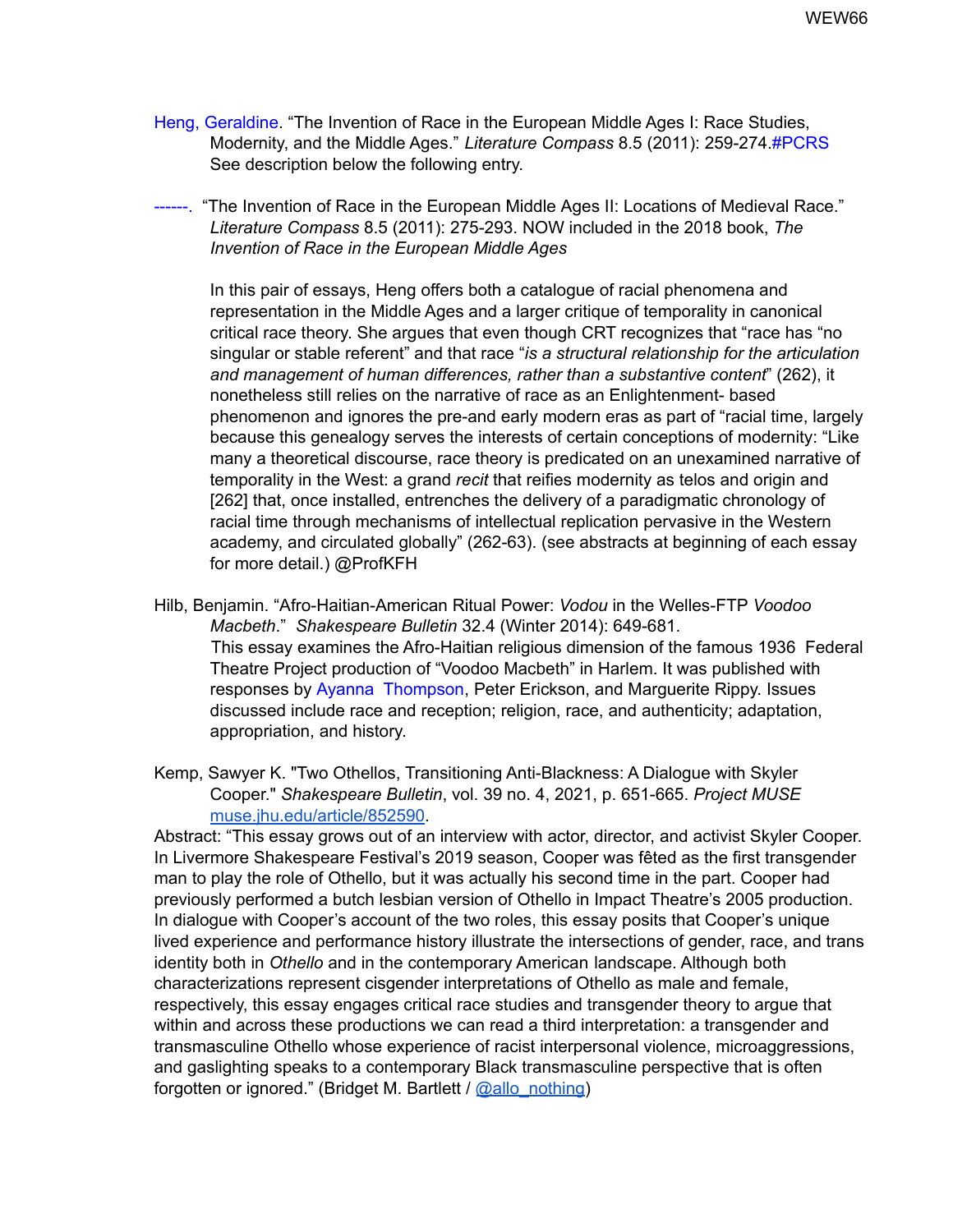Heng, Geraldine. "The Invention of Race in the European Middle Ages I: Race Studies, Modernity, and the Middle Ages." *Literature Compass* 8.5 (2011): 259-274.#PCRS See description below the following entry.

------. "The Invention of Race in the European Middle Ages II: Locations of Medieval Race." *Literature Compass* 8.5 (2011): 275-293. NOW included in the 2018 book, *The Invention of Race in the European Middle Ages*

In this pair of essays, Heng offers both a catalogue of racial phenomena and representation in the Middle Ages and a larger critique of temporality in canonical critical race theory. She argues that even though CRT recognizes that "race has "no singular or stable referent" and that race "*is a structural relationship for the articulation and management of human differences, rather than a substantive content*" (262), it nonetheless still relies on the narrative of race as an Enlightenment- based phenomenon and ignores the pre-and early modern eras as part of "racial time, largely because this genealogy serves the interests of certain conceptions of modernity: "Like many a theoretical discourse, race theory is predicated on an unexamined narrative of temporality in the West: a grand *recit* that reifies modernity as telos and origin and [262] that, once installed, entrenches the delivery of a paradigmatic chronology of racial time through mechanisms of intellectual replication pervasive in the Western academy, and circulated globally" (262-63). (see abstracts at beginning of each essay for more detail.) @ProfKFH

Hilb, Benjamin. "Afro-Haitian-American Ritual Power: *Vodou* in the Welles-FTP *Voodoo Macbeth*." *Shakespeare Bulletin* 32.4 (Winter 2014): 649-681.
This essay examines the Afro-Haitian religious dimension of the famous 1936 Federal Theatre Project production of "Voodoo Macbeth" in Harlem. It was published with responses by Ayanna Thompson, Peter Erickson, and Marguerite Rippy. Issues discussed include race and reception; religion, race, and authenticity; adaptation, appropriation, and history.

Kemp, Sawyer K. "Two Othellos, Transitioning Anti-Blackness: A Dialogue with Skyler Cooper." *Shakespeare Bulletin*, vol. 39 no. 4, 2021, p. 651-665. *Project MUSE* muse.jhu.edu/article/852590.

Abstract: "This essay grows out of an interview with actor, director, and activist Skyler Cooper. In Livermore Shakespeare Festival's 2019 season, Cooper was fêted as the first transgender man to play the role of Othello, but it was actually his second time in the part. Cooper had previously performed a butch lesbian version of Othello in Impact Theatre's 2005 production. In dialogue with Cooper's account of the two roles, this essay posits that Cooper's unique lived experience and performance history illustrate the intersections of gender, race, and trans identity both in *Othello* and in the contemporary American landscape. Although both characterizations represent cisgender interpretations of Othello as male and female, respectively, this essay engages critical race studies and transgender theory to argue that within and across these productions we can read a third interpretation: a transgender and transmasculine Othello whose experience of racist interpersonal violence, microaggressions, and gaslighting speaks to a contemporary Black transmasculine perspective that is often forgotten or ignored." (Bridget M. Bartlett / @allo_nothing)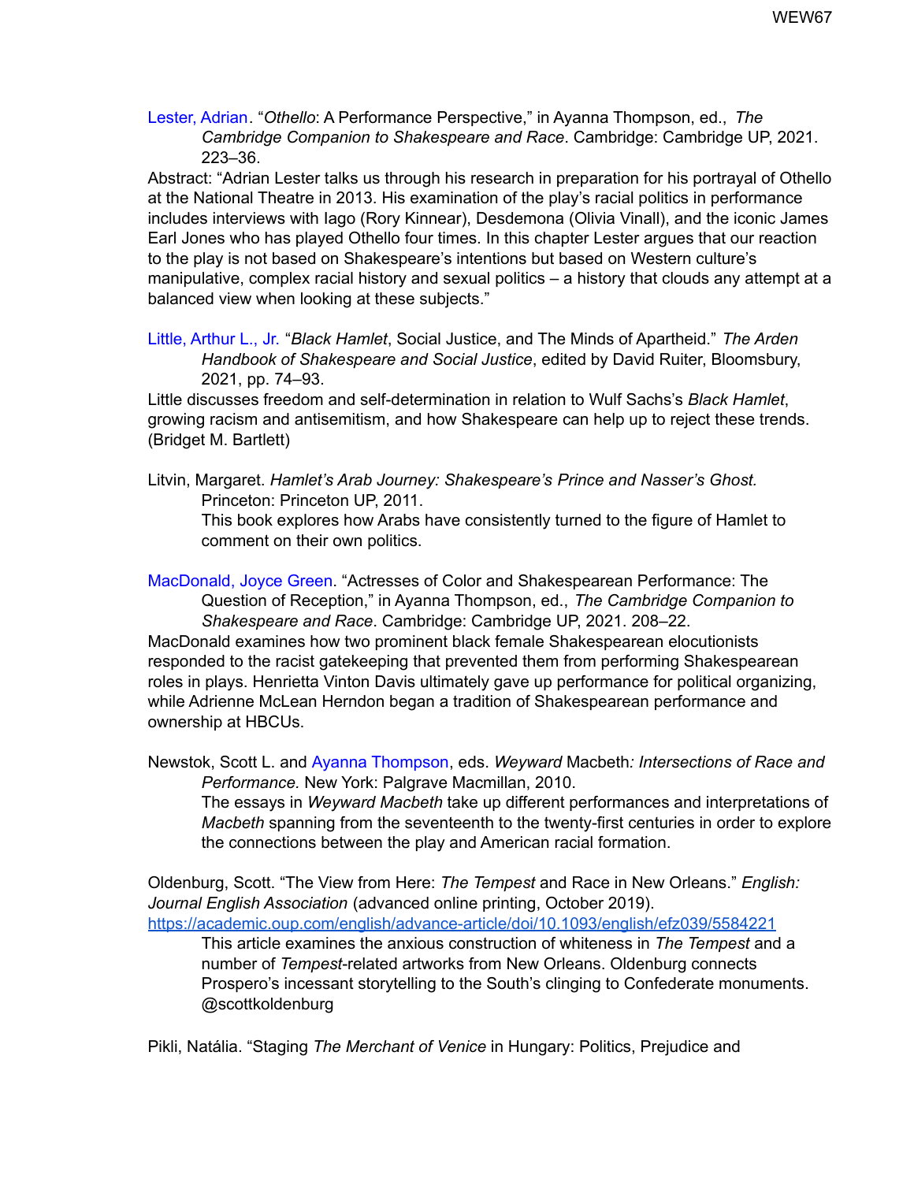Lester, Adrian. "*Othello*: A Performance Perspective," in Ayanna Thompson, ed., *The Cambridge Companion to Shakespeare and Race*. Cambridge: Cambridge UP, 2021. 223–36.

Abstract: "Adrian Lester talks us through his research in preparation for his portrayal of Othello at the National Theatre in 2013. His examination of the play's racial politics in performance includes interviews with Iago (Rory Kinnear), Desdemona (Olivia Vinall), and the iconic James Earl Jones who has played Othello four times. In this chapter Lester argues that our reaction to the play is not based on Shakespeare's intentions but based on Western culture's manipulative, complex racial history and sexual politics – a history that clouds any attempt at a balanced view when looking at these subjects."

Little, Arthur L., Jr. "*Black Hamlet*, Social Justice, and The Minds of Apartheid." *The Arden Handbook of Shakespeare and Social Justice*, edited by David Ruiter, Bloomsbury, 2021, pp. 74–93.

Little discusses freedom and self-determination in relation to Wulf Sachs's *Black Hamlet*, growing racism and antisemitism, and how Shakespeare can help up to reject these trends. (Bridget M. Bartlett)

Litvin, Margaret. *Hamlet's Arab Journey: Shakespeare's Prince and Nasser's Ghost.* Princeton: Princeton UP, 2011.

This book explores how Arabs have consistently turned to the figure of Hamlet to comment on their own politics.

MacDonald, Joyce Green. "Actresses of Color and Shakespearean Performance: The Question of Reception," in Ayanna Thompson, ed., *The Cambridge Companion to Shakespeare and Race*. Cambridge: Cambridge UP, 2021. 208–22.

MacDonald examines how two prominent black female Shakespearean elocutionists responded to the racist gatekeeping that prevented them from performing Shakespearean roles in plays. Henrietta Vinton Davis ultimately gave up performance for political organizing, while Adrienne McLean Herndon began a tradition of Shakespearean performance and ownership at HBCUs.

Newstok, Scott L. and Ayanna Thompson, eds. *Weyward* Macbeth*: Intersections of Race and Performance.* New York: Palgrave Macmillan, 2010.

The essays in *Weyward Macbeth* take up different performances and interpretations of *Macbeth* spanning from the seventeenth to the twenty-first centuries in order to explore the connections between the play and American racial formation.

Oldenburg, Scott. "The View from Here: *The Tempest* and Race in New Orleans." *English: Journal English Association* (advanced online printing, October 2019). https://academic.oup.com/english/advance-article/doi/10.1093/english/efz039/5584221

This article examines the anxious construction of whiteness in *The Tempest* and a number of *Tempest*-related artworks from New Orleans. Oldenburg connects Prospero's incessant storytelling to the South's clinging to Confederate monuments. @scottkoldenburg

Pikli, Natália. "Staging *The Merchant of Venice* in Hungary: Politics, Prejudice and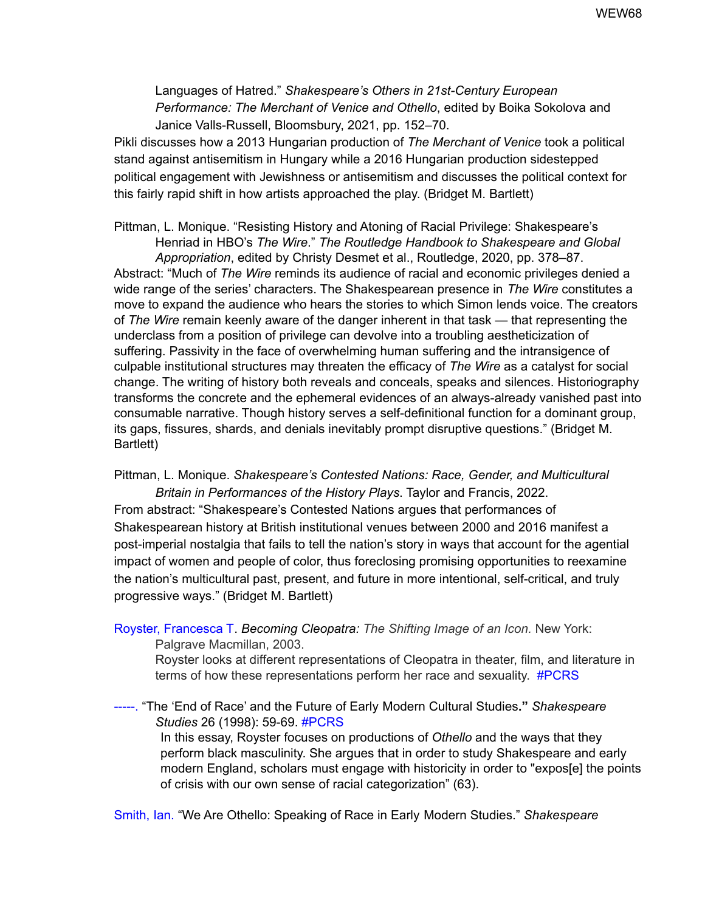Languages of Hatred." *Shakespeare's Others in 21st-Century European Performance: The Merchant of Venice and Othello*, edited by Boika Sokolova and Janice Valls-Russell, Bloomsbury, 2021, pp. 152–70.

Pikli discusses how a 2013 Hungarian production of *The Merchant of Venice* took a political stand against antisemitism in Hungary while a 2016 Hungarian production sidestepped political engagement with Jewishness or antisemitism and discusses the political context for this fairly rapid shift in how artists approached the play. (Bridget M. Bartlett)

Pittman, L. Monique. "Resisting History and Atoning of Racial Privilege: Shakespeare's Henriad in HBO's *The Wire*." *The Routledge Handbook to Shakespeare and Global Appropriation*, edited by Christy Desmet et al., Routledge, 2020, pp. 378–87.

Abstract: "Much of *The Wire* reminds its audience of racial and economic privileges denied a wide range of the series' characters. The Shakespearean presence in *The Wire* constitutes a move to expand the audience who hears the stories to which Simon lends voice. The creators of *The Wire* remain keenly aware of the danger inherent in that task — that representing the underclass from a position of privilege can devolve into a troubling aestheticization of suffering. Passivity in the face of overwhelming human suffering and the intransigence of culpable institutional structures may threaten the efficacy of *The Wire* as a catalyst for social change. The writing of history both reveals and conceals, speaks and silences. Historiography transforms the concrete and the ephemeral evidences of an always-already vanished past into consumable narrative. Though history serves a self-definitional function for a dominant group, its gaps, fissures, shards, and denials inevitably prompt disruptive questions." (Bridget M. Bartlett)

Pittman, L. Monique. *Shakespeare's Contested Nations: Race, Gender, and Multicultural Britain in Performances of the History Plays*. Taylor and Francis, 2022.

From abstract: "Shakespeare's Contested Nations argues that performances of Shakespearean history at British institutional venues between 2000 and 2016 manifest a post-imperial nostalgia that fails to tell the nation's story in ways that account for the agential impact of women and people of color, thus foreclosing promising opportunities to reexamine the nation's multicultural past, present, and future in more intentional, self-critical, and truly progressive ways." (Bridget M. Bartlett)

Royster, Francesca T. *Becoming Cleopatra: The Shifting Image of an Icon.* New York: Palgrave Macmillan, 2003.

Royster looks at different representations of Cleopatra in theater, film, and literature in terms of how these representations perform her race and sexuality. #PCRS

-----. "The 'End of Race' and the Future of Early Modern Cultural Studies**.**" *Shakespeare Studies* 26 (1998): 59-69. #PCRS

In this essay, Royster focuses on productions of *Othello* and the ways that they perform black masculinity. She argues that in order to study Shakespeare and early modern England, scholars must engage with historicity in order to "expos[e] the points of crisis with our own sense of racial categorization" (63).

Smith, Ian. "We Are Othello: Speaking of Race in Early Modern Studies." *Shakespeare*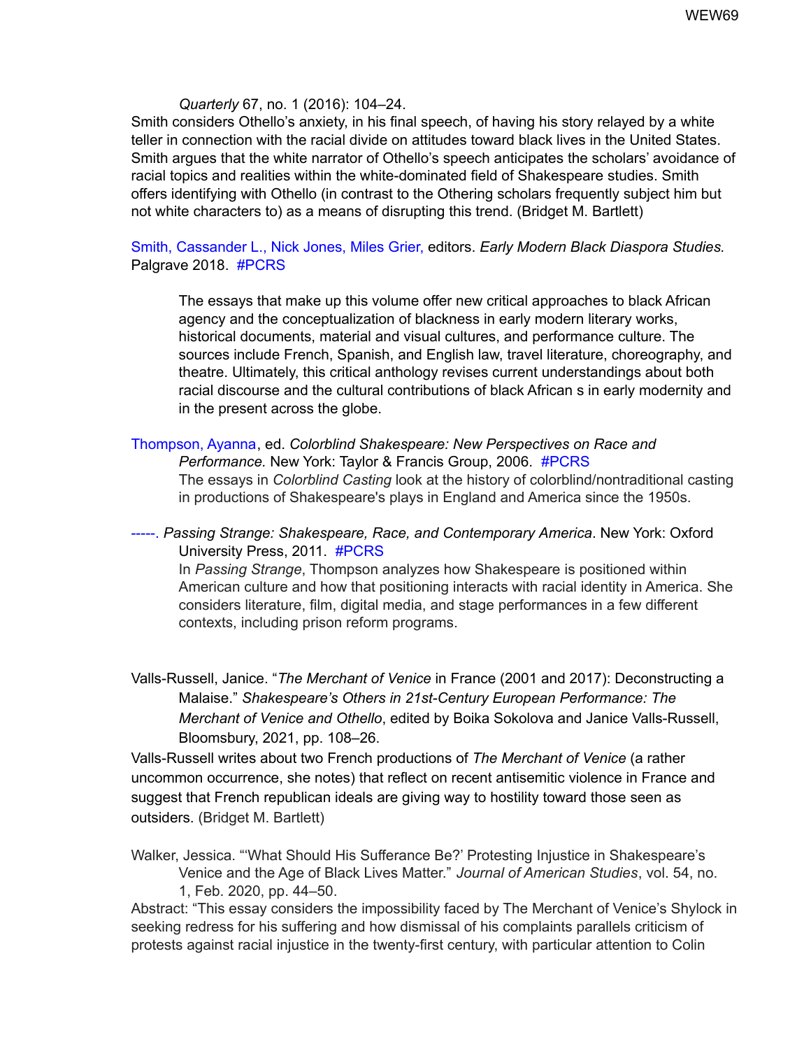*Quarterly* 67, no. 1 (2016): 104–24.

Smith considers Othello's anxiety, in his final speech, of having his story relayed by a white teller in connection with the racial divide on attitudes toward black lives in the United States. Smith argues that the white narrator of Othello's speech anticipates the scholars' avoidance of racial topics and realities within the white-dominated field of Shakespeare studies. Smith offers identifying with Othello (in contrast to the Othering scholars frequently subject him but not white characters to) as a means of disrupting this trend. (Bridget M. Bartlett)

Smith, Cassander L., Nick Jones, Miles Grier, editors. *Early Modern Black Diaspora Studies.* Palgrave 2018. #PCRS

> The essays that make up this volume offer new critical approaches to black African agency and the conceptualization of blackness in early modern literary works, historical documents, material and visual cultures, and performance culture. The sources include French, Spanish, and English law, travel literature, choreography, and theatre. Ultimately, this critical anthology revises current understandings about both racial discourse and the cultural contributions of black African s in early modernity and in the present across the globe.

Thompson, Ayanna, ed. *Colorblind Shakespeare: New Perspectives on Race and Performance.* New York: Taylor & Francis Group, 2006. #PCRS
The essays in *Colorblind Casting* look at the history of colorblind/nontraditional casting in productions of Shakespeare's plays in England and America since the 1950s.

-----. *Passing Strange: Shakespeare, Race, and Contemporary America*. New York: Oxford University Press, 2011. #PCRS
In *Passing Strange*, Thompson analyzes how Shakespeare is positioned within American culture and how that positioning interacts with racial identity in America. She considers literature, film, digital media, and stage performances in a few different contexts, including prison reform programs.

Valls-Russell, Janice. "*The Merchant of Venice* in France (2001 and 2017): Deconstructing a Malaise." *Shakespeare's Others in 21st-Century European Performance: The Merchant of Venice and Othello*, edited by Boika Sokolova and Janice Valls-Russell, Bloomsbury, 2021, pp. 108–26.

Valls-Russell writes about two French productions of *The Merchant of Venice* (a rather uncommon occurrence, she notes) that reflect on recent antisemitic violence in France and suggest that French republican ideals are giving way to hostility toward those seen as outsiders. (Bridget M. Bartlett)

Walker, Jessica. "'What Should His Sufferance Be?' Protesting Injustice in Shakespeare's Venice and the Age of Black Lives Matter." *Journal of American Studies*, vol. 54, no. 1, Feb. 2020, pp. 44–50.

Abstract: "This essay considers the impossibility faced by The Merchant of Venice's Shylock in seeking redress for his suffering and how dismissal of his complaints parallels criticism of protests against racial injustice in the twenty-first century, with particular attention to Colin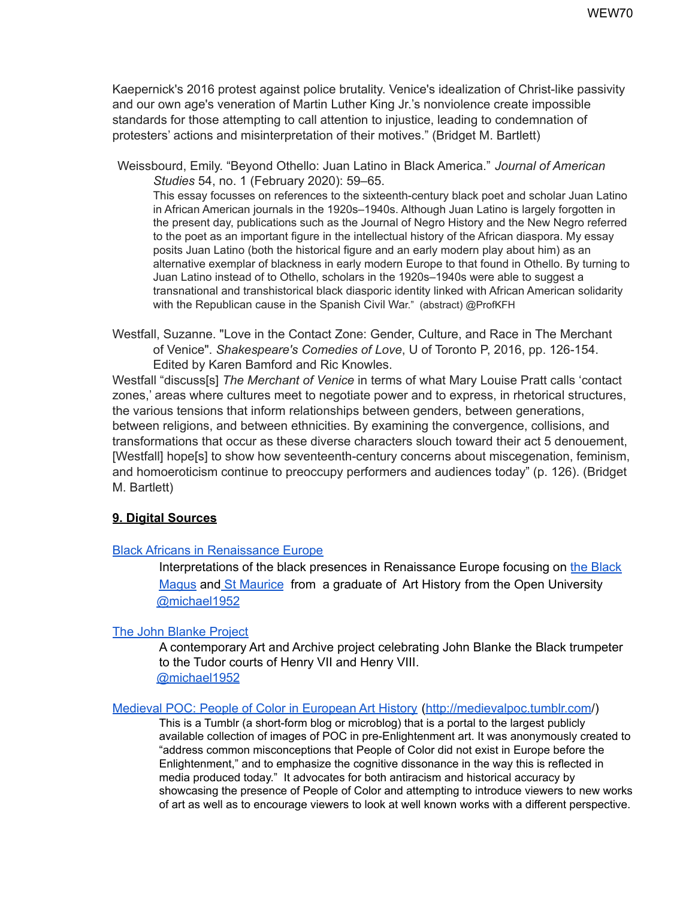Kaepernick's 2016 protest against police brutality. Venice's idealization of Christ-like passivity and our own age's veneration of Martin Luther King Jr.'s nonviolence create impossible standards for those attempting to call attention to injustice, leading to condemnation of protesters' actions and misinterpretation of their motives." (Bridget M. Bartlett)

Weissbourd, Emily. "Beyond Othello: Juan Latino in Black America." *Journal of American Studies* 54, no. 1 (February 2020): 59–65.

This essay focusses on references to the sixteenth-century black poet and scholar Juan Latino in African American journals in the 1920s–1940s. Although Juan Latino is largely forgotten in the present day, publications such as the Journal of Negro History and the New Negro referred to the poet as an important figure in the intellectual history of the African diaspora. My essay posits Juan Latino (both the historical figure and an early modern play about him) as an alternative exemplar of blackness in early modern Europe to that found in Othello. By turning to Juan Latino instead of to Othello, scholars in the 1920s–1940s were able to suggest a transnational and transhistorical black diasporic identity linked with African American solidarity with the Republican cause in the Spanish Civil War." (abstract) @ProfKFH

Westfall, Suzanne. "Love in the Contact Zone: Gender, Culture, and Race in The Merchant of Venice". *Shakespeare's Comedies of Love*, U of Toronto P, 2016, pp. 126-154. Edited by Karen Bamford and Ric Knowles.

Westfall "discuss[s] *The Merchant of Venice* in terms of what Mary Louise Pratt calls 'contact zones,' areas where cultures meet to negotiate power and to express, in rhetorical structures, the various tensions that inform relationships between genders, between generations, between religions, and between ethnicities. By examining the convergence, collisions, and transformations that occur as these diverse characters slouch toward their act 5 denouement, [Westfall] hope[s] to show how seventeenth-century concerns about miscegenation, feminism, and homoeroticism continue to preoccupy performers and audiences today" (p. 126). (Bridget M. Bartlett)

## 9. Digital Sources

Black Africans in Renaissance Europe

Interpretations of the black presences in Renaissance Europe focusing on the Black Magus and St Maurice from a graduate of Art History from the Open University @michael1952

The John Blanke Project

A contemporary Art and Archive project celebrating John Blanke the Black trumpeter to the Tudor courts of Henry VII and Henry VIII. @michael1952

Medieval POC: People of Color in European Art History (http://medievalpoc.tumblr.com/)

This is a Tumblr (a short-form blog or microblog) that is a portal to the largest publicly available collection of images of POC in pre-Enlightenment art. It was anonymously created to "address common misconceptions that People of Color did not exist in Europe before the Enlightenment," and to emphasize the cognitive dissonance in the way this is reflected in media produced today." It advocates for both antiracism and historical accuracy by showcasing the presence of People of Color and attempting to introduce viewers to new works of art as well as to encourage viewers to look at well known works with a different perspective.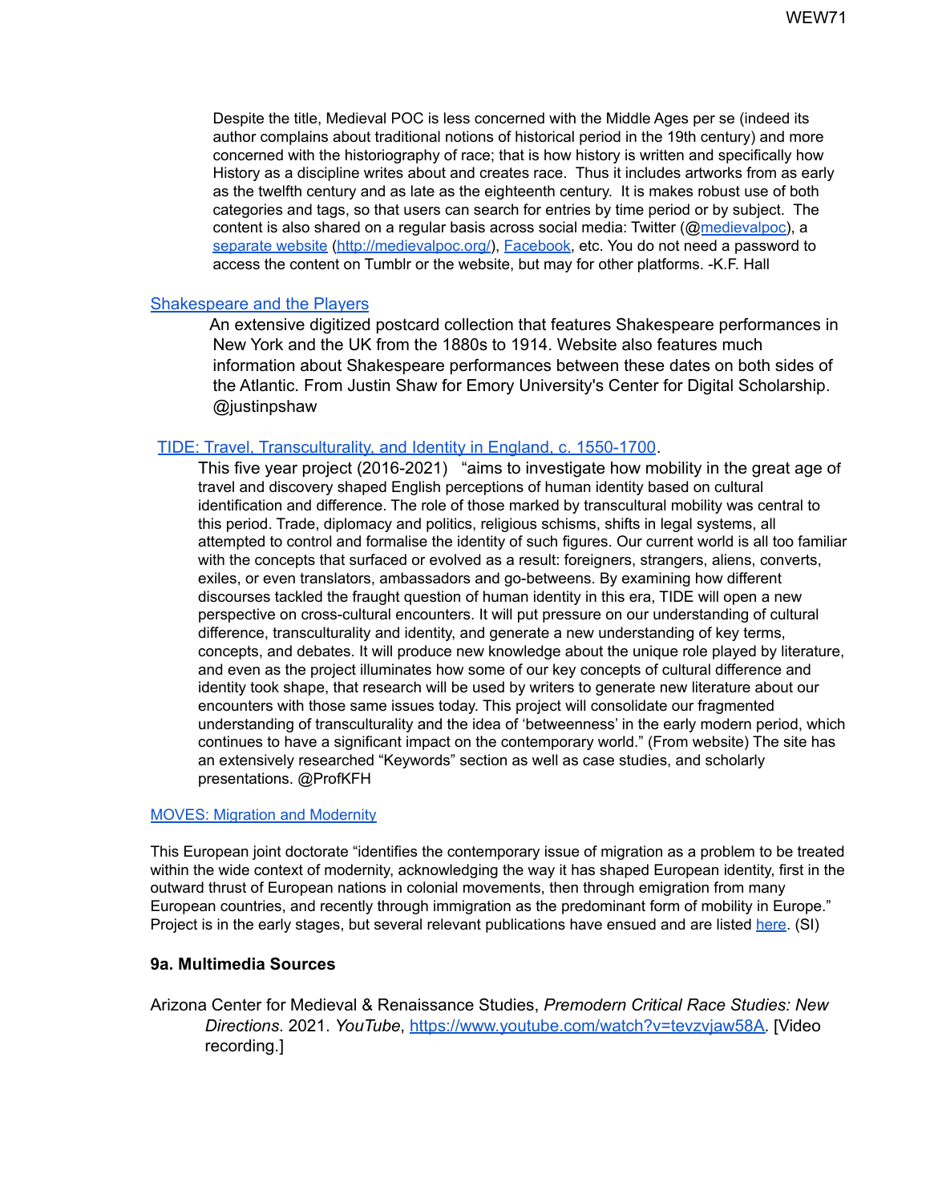Despite the title, Medieval POC is less concerned with the Middle Ages per se (indeed its author complains about traditional notions of historical period in the 19th century) and more concerned with the historiography of race; that is how history is written and specifically how History as a discipline writes about and creates race. Thus it includes artworks from as early as the twelfth century and as late as the eighteenth century. It is makes robust use of both categories and tags, so that users can search for entries by time period or by subject. The content is also shared on a regular basis across social media: Twitter (@medievalpoc), a separate website (http://medievalpoc.org/), Facebook, etc. You do not need a password to access the content on Tumblr or the website, but may for other platforms. -K.F. Hall

Shakespeare and the Players

An extensive digitized postcard collection that features Shakespeare performances in New York and the UK from the 1880s to 1914. Website also features much information about Shakespeare performances between these dates on both sides of the Atlantic. From Justin Shaw for Emory University's Center for Digital Scholarship. @justinpshaw

TIDE: Travel, Transculturality, and Identity in England, c. 1550-1700.

This five year project (2016-2021) "aims to investigate how mobility in the great age of travel and discovery shaped English perceptions of human identity based on cultural identification and difference. The role of those marked by transcultural mobility was central to this period. Trade, diplomacy and politics, religious schisms, shifts in legal systems, all attempted to control and formalise the identity of such figures. Our current world is all too familiar with the concepts that surfaced or evolved as a result: foreigners, strangers, aliens, converts, exiles, or even translators, ambassadors and go-betweens. By examining how different discourses tackled the fraught question of human identity in this era, TIDE will open a new perspective on cross-cultural encounters. It will put pressure on our understanding of cultural difference, transculturality and identity, and generate a new understanding of key terms, concepts, and debates. It will produce new knowledge about the unique role played by literature, and even as the project illuminates how some of our key concepts of cultural difference and identity took shape, that research will be used by writers to generate new literature about our encounters with those same issues today. This project will consolidate our fragmented understanding of transculturality and the idea of 'betweenness' in the early modern period, which continues to have a significant impact on the contemporary world." (From website) The site has an extensively researched "Keywords" section as well as case studies, and scholarly presentations. @ProfKFH

MOVES: Migration and Modernity

This European joint doctorate "identifies the contemporary issue of migration as a problem to be treated within the wide context of modernity, acknowledging the way it has shaped European identity, first in the outward thrust of European nations in colonial movements, then through emigration from many European countries, and recently through immigration as the predominant form of mobility in Europe." Project is in the early stages, but several relevant publications have ensued and are listed here. (SI)

**9a. Multimedia Sources**

Arizona Center for Medieval & Renaissance Studies, *Premodern Critical Race Studies: New Directions*. 2021. *YouTube*, https://www.youtube.com/watch?v=tevzvjaw58A. [Video recording.]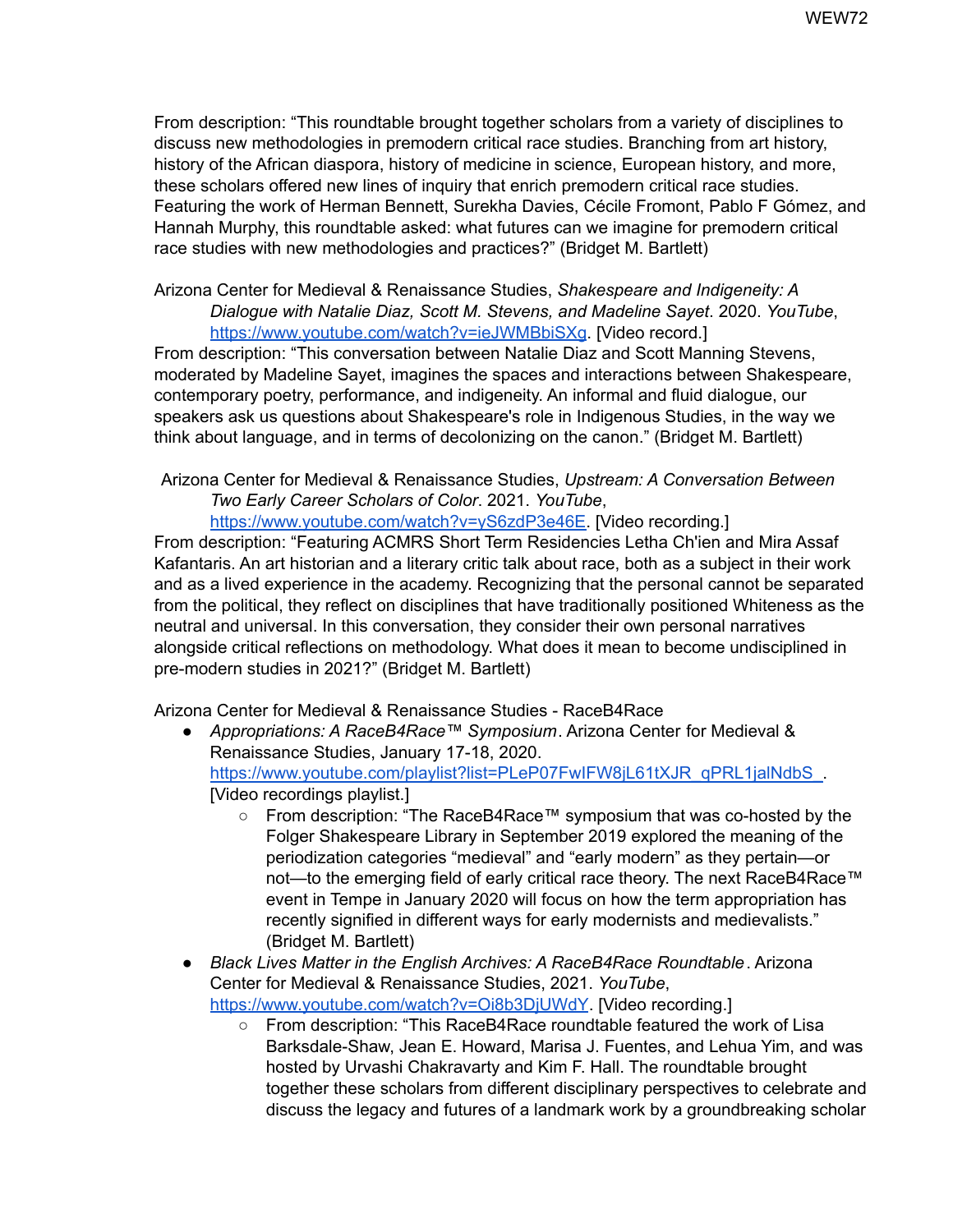From description: "This roundtable brought together scholars from a variety of disciplines to discuss new methodologies in premodern critical race studies. Branching from art history, history of the African diaspora, history of medicine in science, European history, and more, these scholars offered new lines of inquiry that enrich premodern critical race studies. Featuring the work of Herman Bennett, Surekha Davies, Cécile Fromont, Pablo F Gómez, and Hannah Murphy, this roundtable asked: what futures can we imagine for premodern critical race studies with new methodologies and practices?" (Bridget M. Bartlett)

Arizona Center for Medieval & Renaissance Studies, *Shakespeare and Indigeneity: A Dialogue with Natalie Diaz, Scott M. Stevens, and Madeline Sayet*. 2020. *YouTube*, https://www.youtube.com/watch?v=ieJWMBbiSXg. [Video record.]
From description: "This conversation between Natalie Diaz and Scott Manning Stevens, moderated by Madeline Sayet, imagines the spaces and interactions between Shakespeare, contemporary poetry, performance, and indigeneity. An informal and fluid dialogue, our speakers ask us questions about Shakespeare's role in Indigenous Studies, in the way we think about language, and in terms of decolonizing on the canon." (Bridget M. Bartlett)

Arizona Center for Medieval & Renaissance Studies, *Upstream: A Conversation Between Two Early Career Scholars of Color*. 2021. *YouTube*, https://www.youtube.com/watch?v=yS6zdP3e46E. [Video recording.]
From description: "Featuring ACMRS Short Term Residencies Letha Ch'ien and Mira Assaf Kafantaris. An art historian and a literary critic talk about race, both as a subject in their work and as a lived experience in the academy. Recognizing that the personal cannot be separated from the political, they reflect on disciplines that have traditionally positioned Whiteness as the neutral and universal. In this conversation, they consider their own personal narratives alongside critical reflections on methodology. What does it mean to become undisciplined in pre-modern studies in 2021?" (Bridget M. Bartlett)

Arizona Center for Medieval & Renaissance Studies - RaceB4Race

- *Appropriations: A RaceB4Race™ Symposium*. Arizona Center for Medieval & Renaissance Studies, January 17-18, 2020. https://www.youtube.com/playlist?list=PLeP07FwlFW8jL61tXJR_qPRL1jalNdbS_. [Video recordings playlist.]
    - From description: "The RaceB4Race™ symposium that was co-hosted by the Folger Shakespeare Library in September 2019 explored the meaning of the periodization categories "medieval" and "early modern" as they pertain—or not—to the emerging field of early critical race theory. The next RaceB4Race™ event in Tempe in January 2020 will focus on how the term appropriation has recently signified in different ways for early modernists and medievalists." (Bridget M. Bartlett)
- *Black Lives Matter in the English Archives: A RaceB4Race Roundtable*. Arizona Center for Medieval & Renaissance Studies, 2021. *YouTube*, https://www.youtube.com/watch?v=Oi8b3DjUWdY. [Video recording.]
    - From description: "This RaceB4Race roundtable featured the work of Lisa Barksdale-Shaw, Jean E. Howard, Marisa J. Fuentes, and Lehua Yim, and was hosted by Urvashi Chakravarty and Kim F. Hall. The roundtable brought together these scholars from different disciplinary perspectives to celebrate and discuss the legacy and futures of a landmark work by a groundbreaking scholar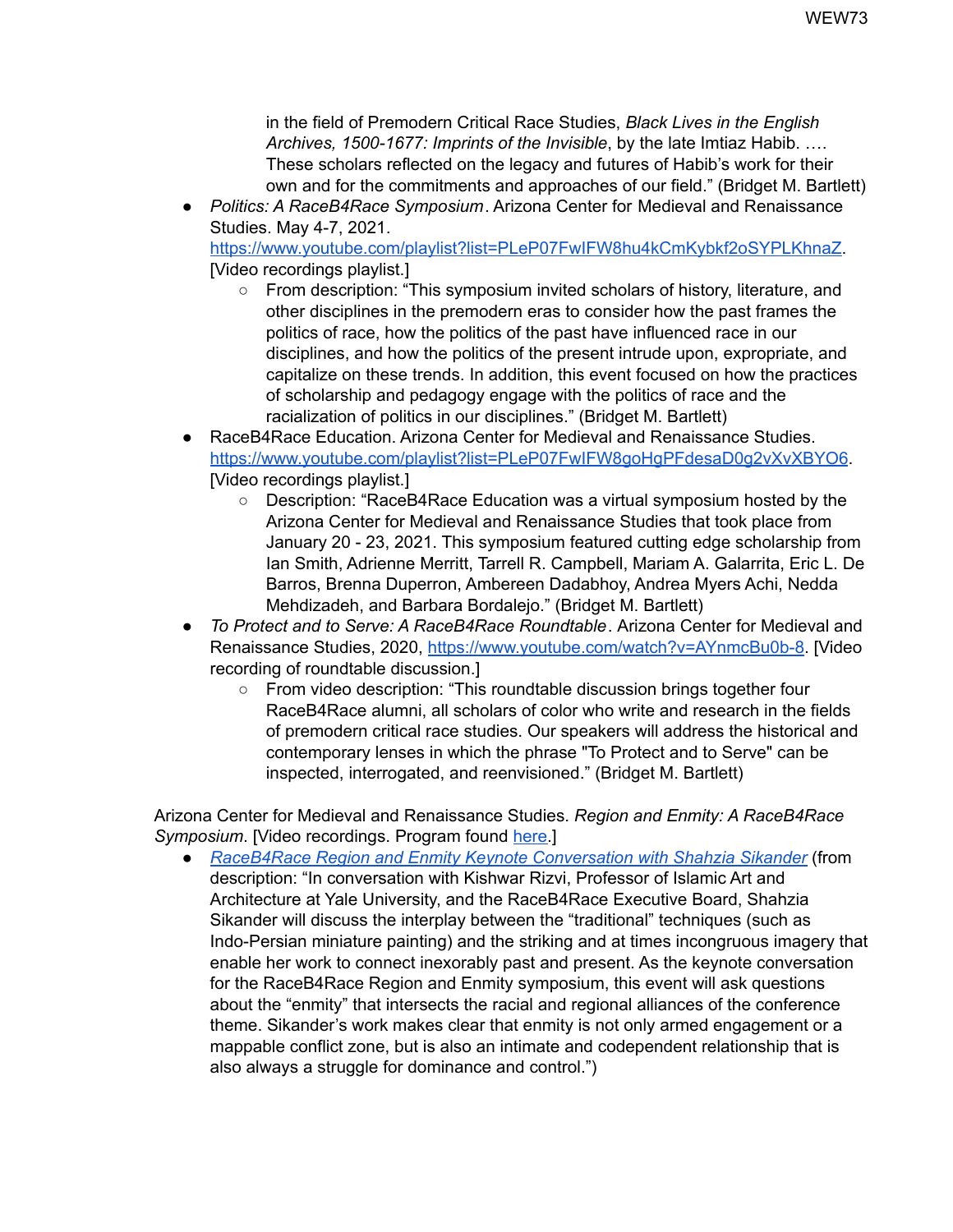in the field of Premodern Critical Race Studies, *Black Lives in the English Archives, 1500-1677: Imprints of the Invisible*, by the late Imtiaz Habib. …. These scholars reflected on the legacy and futures of Habib's work for their own and for the commitments and approaches of our field." (Bridget M. Bartlett)

- *Politics: A RaceB4Race Symposium*. Arizona Center for Medieval and Renaissance Studies. May 4-7, 2021. [https://www.youtube.com/playlist?list=PLeP07FwIFW8hu4kCmKybkf2oSYPLKhnaZ](https://www.youtube.com/playlist?list=PLeP07FwIFW8hu4kCmKybkf2oSYPLKhnaZ). [Video recordings playlist.]
    - From description: "This symposium invited scholars of history, literature, and other disciplines in the premodern eras to consider how the past frames the politics of race, how the politics of the past have influenced race in our disciplines, and how the politics of the present intrude upon, expropriate, and capitalize on these trends. In addition, this event focused on how the practices of scholarship and pedagogy engage with the politics of race and the racialization of politics in our disciplines." (Bridget M. Bartlett)
- RaceB4Race Education. Arizona Center for Medieval and Renaissance Studies. [https://www.youtube.com/playlist?list=PLeP07FwIFW8goHgPFdesaD0g2vXvXBYO6](https://www.youtube.com/playlist?list=PLeP07FwIFW8goHgPFdesaD0g2vXvXBYO6). [Video recordings playlist.]
    - Description: "RaceB4Race Education was a virtual symposium hosted by the Arizona Center for Medieval and Renaissance Studies that took place from January 20 - 23, 2021. This symposium featured cutting edge scholarship from Ian Smith, Adrienne Merritt, Tarrell R. Campbell, Mariam A. Galarrita, Eric L. De Barros, Brenna Duperron, Ambereen Dadabhoy, Andrea Myers Achi, Nedda Mehdizadeh, and Barbara Bordalejo." (Bridget M. Bartlett)
- *To Protect and to Serve: A RaceB4Race Roundtable*. Arizona Center for Medieval and Renaissance Studies, 2020, [https://www.youtube.com/watch?v=AYnmcBu0b-8](https://www.youtube.com/watch?v=AYnmcBu0b-8). [Video recording of roundtable discussion.]
    - From video description: "This roundtable discussion brings together four RaceB4Race alumni, all scholars of color who write and research in the fields of premodern critical race studies. Our speakers will address the historical and contemporary lenses in which the phrase "To Protect and to Serve" can be inspected, interrogated, and reenvisioned." (Bridget M. Bartlett)

Arizona Center for Medieval and Renaissance Studies. *Region and Enmity: A RaceB4Race Symposium*. [Video recordings. Program found here.]

- *RaceB4Race Region and Enmity Keynote Conversation with Shahzia Sikander* (from description: "In conversation with Kishwar Rizvi, Professor of Islamic Art and Architecture at Yale University, and the RaceB4Race Executive Board, Shahzia Sikander will discuss the interplay between the "traditional" techniques (such as Indo-Persian miniature painting) and the striking and at times incongruous imagery that enable her work to connect inexorably past and present. As the keynote conversation for the RaceB4Race Region and Enmity symposium, this event will ask questions about the "enmity" that intersects the racial and regional alliances of the conference theme. Sikander's work makes clear that enmity is not only armed engagement or a mappable conflict zone, but is also an intimate and codependent relationship that is also always a struggle for dominance and control.")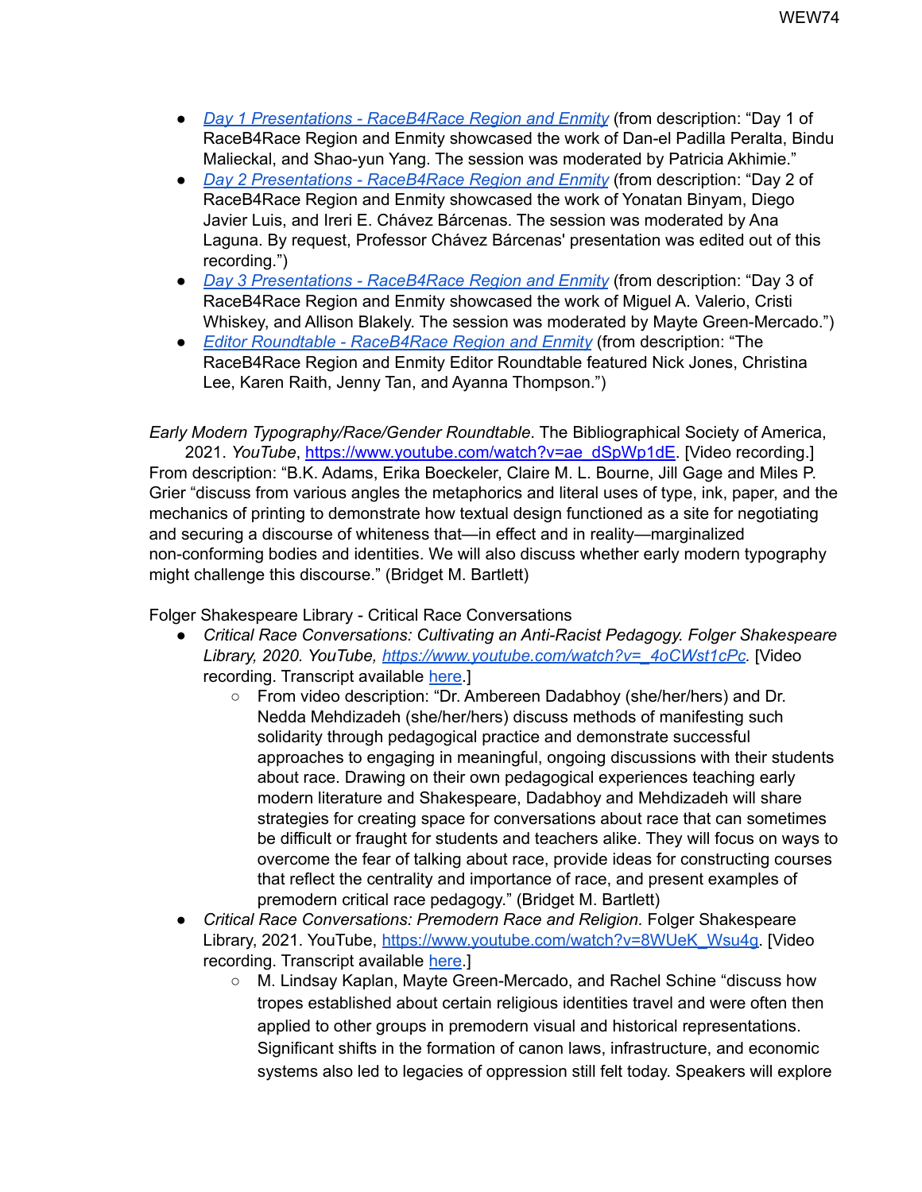- *Day 1 Presentations - RaceB4Race Region and Enmity* (from description: "Day 1 of RaceB4Race Region and Enmity showcased the work of Dan-el Padilla Peralta, Bindu Malieckal, and Shao-yun Yang. The session was moderated by Patricia Akhimie."
- *Day 2 Presentations - RaceB4Race Region and Enmity* (from description: "Day 2 of RaceB4Race Region and Enmity showcased the work of Yonatan Binyam, Diego Javier Luis, and Ireri E. Chávez Bárcenas. The session was moderated by Ana Laguna. By request, Professor Chávez Bárcenas' presentation was edited out of this recording.")
- *Day 3 Presentations - RaceB4Race Region and Enmity* (from description: "Day 3 of RaceB4Race Region and Enmity showcased the work of Miguel A. Valerio, Cristi Whiskey, and Allison Blakely. The session was moderated by Mayte Green-Mercado.")
- *Editor Roundtable - RaceB4Race Region and Enmity* (from description: "The RaceB4Race Region and Enmity Editor Roundtable featured Nick Jones, Christina Lee, Karen Raith, Jenny Tan, and Ayanna Thompson.")

*Early Modern Typography/Race/Gender Roundtable*. The Bibliographical Society of America, 2021. *YouTube*, https://www.youtube.com/watch?v=ae_dSpWp1dE. [Video recording.] From description: "B.K. Adams, Erika Boeckeler, Claire M. L. Bourne, Jill Gage and Miles P. Grier "discuss from various angles the metaphorics and literal uses of type, ink, paper, and the mechanics of printing to demonstrate how textual design functioned as a site for negotiating and securing a discourse of whiteness that—in effect and in reality—marginalized non-conforming bodies and identities. We will also discuss whether early modern typography might challenge this discourse." (Bridget M. Bartlett)

Folger Shakespeare Library - Critical Race Conversations

- *Critical Race Conversations: Cultivating an Anti-Racist Pedagogy. Folger Shakespeare Library, 2020. YouTube, https://www.youtube.com/watch?v=_4oCWst1cPc.* [Video recording. Transcript available here.]
  - From video description: "Dr. Ambereen Dadabhoy (she/her/hers) and Dr. Nedda Mehdizadeh (she/her/hers) discuss methods of manifesting such solidarity through pedagogical practice and demonstrate successful approaches to engaging in meaningful, ongoing discussions with their students about race. Drawing on their own pedagogical experiences teaching early modern literature and Shakespeare, Dadabhoy and Mehdizadeh will share strategies for creating space for conversations about race that can sometimes be difficult or fraught for students and teachers alike. They will focus on ways to overcome the fear of talking about race, provide ideas for constructing courses that reflect the centrality and importance of race, and present examples of premodern critical race pedagogy." (Bridget M. Bartlett)
- *Critical Race Conversations: Premodern Race and Religion.* Folger Shakespeare Library, 2021. YouTube, https://www.youtube.com/watch?v=8WUeK_Wsu4g. [Video recording. Transcript available here.]
  - M. Lindsay Kaplan, Mayte Green-Mercado, and Rachel Schine "discuss how tropes established about certain religious identities travel and were often then applied to other groups in premodern visual and historical representations. Significant shifts in the formation of canon laws, infrastructure, and economic systems also led to legacies of oppression still felt today. Speakers will explore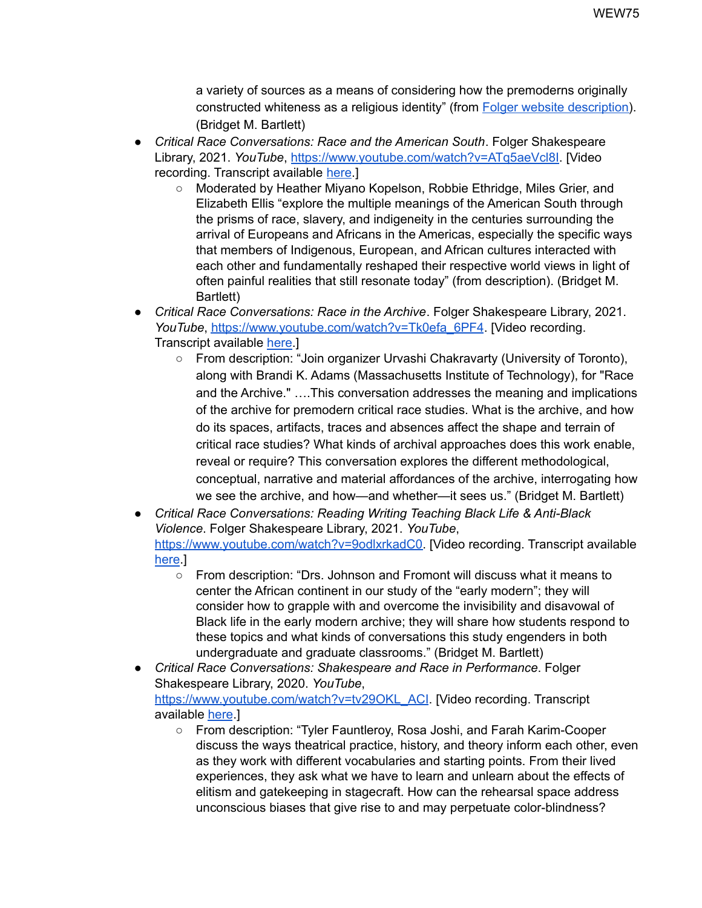a variety of sources as a means of considering how the premoderns originally constructed whiteness as a religious identity" (from [Folger website description](#)). (Bridget M. Bartlett)

- *Critical Race Conversations: Race and the American South*. Folger Shakespeare Library, 2021. *YouTube*, [https://www.youtube.com/watch?v=ATq5aeVcl8I](https://www.youtube.com/watch?v=ATq5aeVcl8I). [Video recording. Transcript available [here](#).]
  - Moderated by Heather Miyano Kopelson, Robbie Ethridge, Miles Grier, and Elizabeth Ellis "explore the multiple meanings of the American South through the prisms of race, slavery, and indigeneity in the centuries surrounding the arrival of Europeans and Africans in the Americas, especially the specific ways that members of Indigenous, European, and African cultures interacted with each other and fundamentally reshaped their respective world views in light of often painful realities that still resonate today" (from description). (Bridget M. Bartlett)
- *Critical Race Conversations: Race in the Archive*. Folger Shakespeare Library, 2021. *YouTube*, [https://www.youtube.com/watch?v=Tk0efa_6PF4](https://www.youtube.com/watch?v=Tk0efa_6PF4). [Video recording. Transcript available [here](#).]
  - From description: "Join organizer Urvashi Chakravarty (University of Toronto), along with Brandi K. Adams (Massachusetts Institute of Technology), for "Race and the Archive." ….This conversation addresses the meaning and implications of the archive for premodern critical race studies. What is the archive, and how do its spaces, artifacts, traces and absences affect the shape and terrain of critical race studies? What kinds of archival approaches does this work enable, reveal or require? This conversation explores the different methodological, conceptual, narrative and material affordances of the archive, interrogating how we see the archive, and how—and whether—it sees us." (Bridget M. Bartlett)
- *Critical Race Conversations: Reading Writing Teaching Black Life & Anti-Black Violence*. Folger Shakespeare Library, 2021. *YouTube*, [https://www.youtube.com/watch?v=9odlxrkadC0](https://www.youtube.com/watch?v=9odlxrkadC0). [Video recording. Transcript available [here](#).]
  - From description: "Drs. Johnson and Fromont will discuss what it means to center the African continent in our study of the "early modern"; they will consider how to grapple with and overcome the invisibility and disavowal of Black life in the early modern archive; they will share how students respond to these topics and what kinds of conversations this study engenders in both undergraduate and graduate classrooms." (Bridget M. Bartlett)
- *Critical Race Conversations: Shakespeare and Race in Performance*. Folger Shakespeare Library, 2020. *YouTube*, [https://www.youtube.com/watch?v=tv29OKL_ACI](https://www.youtube.com/watch?v=tv29OKL_ACI). [Video recording. Transcript available [here](#).]
  - From description: "Tyler Fauntleroy, Rosa Joshi, and Farah Karim-Cooper discuss the ways theatrical practice, history, and theory inform each other, even as they work with different vocabularies and starting points. From their lived experiences, they ask what we have to learn and unlearn about the effects of elitism and gatekeeping in stagecraft. How can the rehearsal space address unconscious biases that give rise to and may perpetuate color-blindness?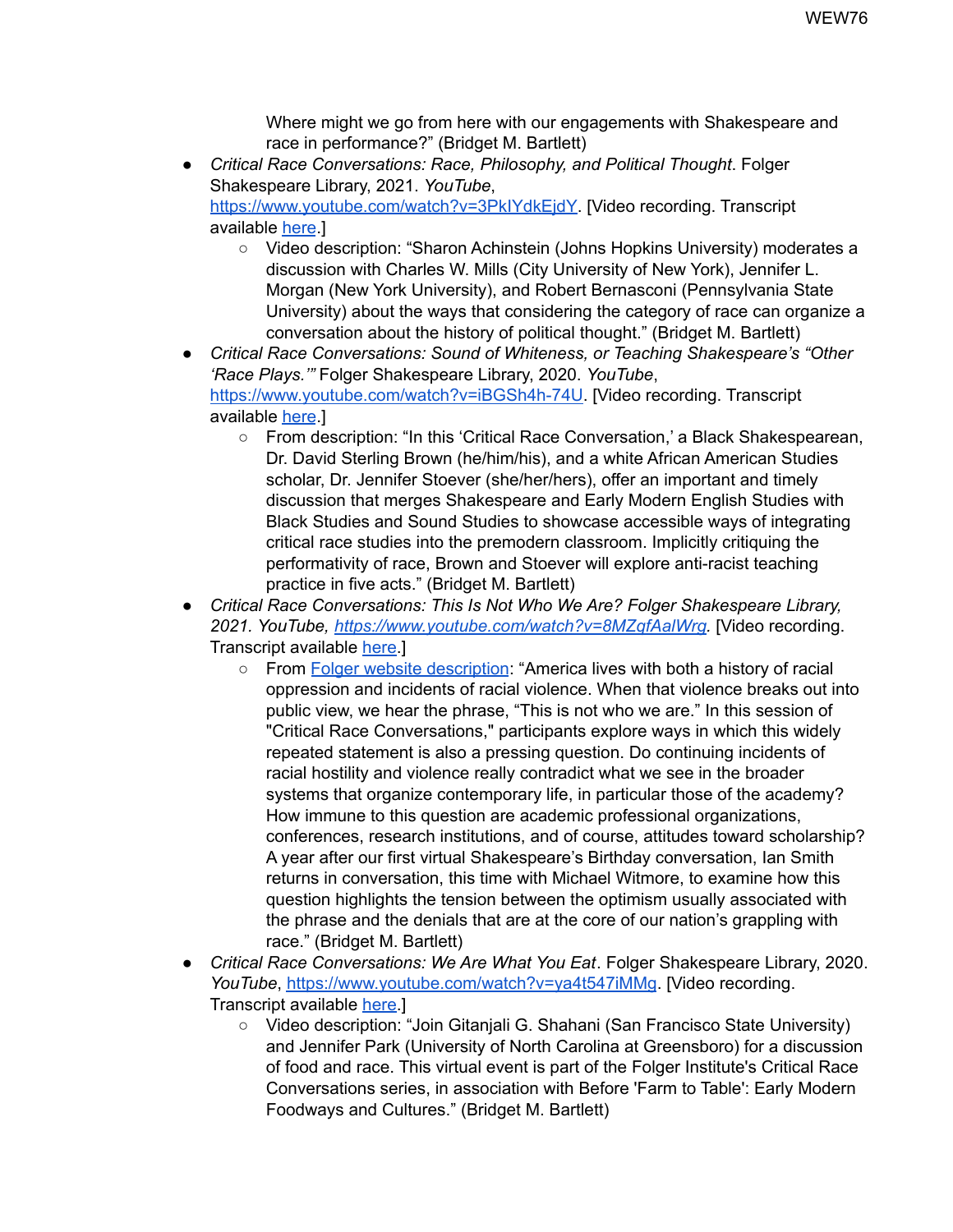Where might we go from here with our engagements with Shakespeare and race in performance?" (Bridget M. Bartlett)

- *Critical Race Conversations: Race, Philosophy, and Political Thought*. Folger Shakespeare Library, 2021. *YouTube*, https://www.youtube.com/watch?v=3PkIYdkEjdY. [Video recording. Transcript available here.]
  - Video description: "Sharon Achinstein (Johns Hopkins University) moderates a discussion with Charles W. Mills (City University of New York), Jennifer L. Morgan (New York University), and Robert Bernasconi (Pennsylvania State University) about the ways that considering the category of race can organize a conversation about the history of political thought." (Bridget M. Bartlett)
- *Critical Race Conversations: Sound of Whiteness, or Teaching Shakespeare's "Other 'Race Plays.'"* Folger Shakespeare Library, 2020. *YouTube*, https://www.youtube.com/watch?v=iBGSh4h-74U. [Video recording. Transcript available here.]
  - From description: "In this 'Critical Race Conversation,' a Black Shakespearean, Dr. David Sterling Brown (he/him/his), and a white African American Studies scholar, Dr. Jennifer Stoever (she/her/hers), offer an important and timely discussion that merges Shakespeare and Early Modern English Studies with Black Studies and Sound Studies to showcase accessible ways of integrating critical race studies into the premodern classroom. Implicitly critiquing the performativity of race, Brown and Stoever will explore anti-racist teaching practice in five acts." (Bridget M. Bartlett)
- *Critical Race Conversations: This Is Not Who We Are? Folger Shakespeare Library, 2021. YouTube, https://www.youtube.com/watch?v=8MZqfAalWrg.* [Video recording. Transcript available here.]
  - From Folger website description: "America lives with both a history of racial oppression and incidents of racial violence. When that violence breaks out into public view, we hear the phrase, "This is not who we are." In this session of "Critical Race Conversations," participants explore ways in which this widely repeated statement is also a pressing question. Do continuing incidents of racial hostility and violence really contradict what we see in the broader systems that organize contemporary life, in particular those of the academy? How immune to this question are academic professional organizations, conferences, research institutions, and of course, attitudes toward scholarship? A year after our first virtual Shakespeare's Birthday conversation, Ian Smith returns in conversation, this time with Michael Witmore, to examine how this question highlights the tension between the optimism usually associated with the phrase and the denials that are at the core of our nation's grappling with race." (Bridget M. Bartlett)
- *Critical Race Conversations: We Are What You Eat*. Folger Shakespeare Library, 2020. *YouTube*, https://www.youtube.com/watch?v=ya4t547iMMg. [Video recording. Transcript available here.]
  - Video description: "Join Gitanjali G. Shahani (San Francisco State University) and Jennifer Park (University of North Carolina at Greensboro) for a discussion of food and race. This virtual event is part of the Folger Institute's Critical Race Conversations series, in association with Before 'Farm to Table': Early Modern Foodways and Cultures." (Bridget M. Bartlett)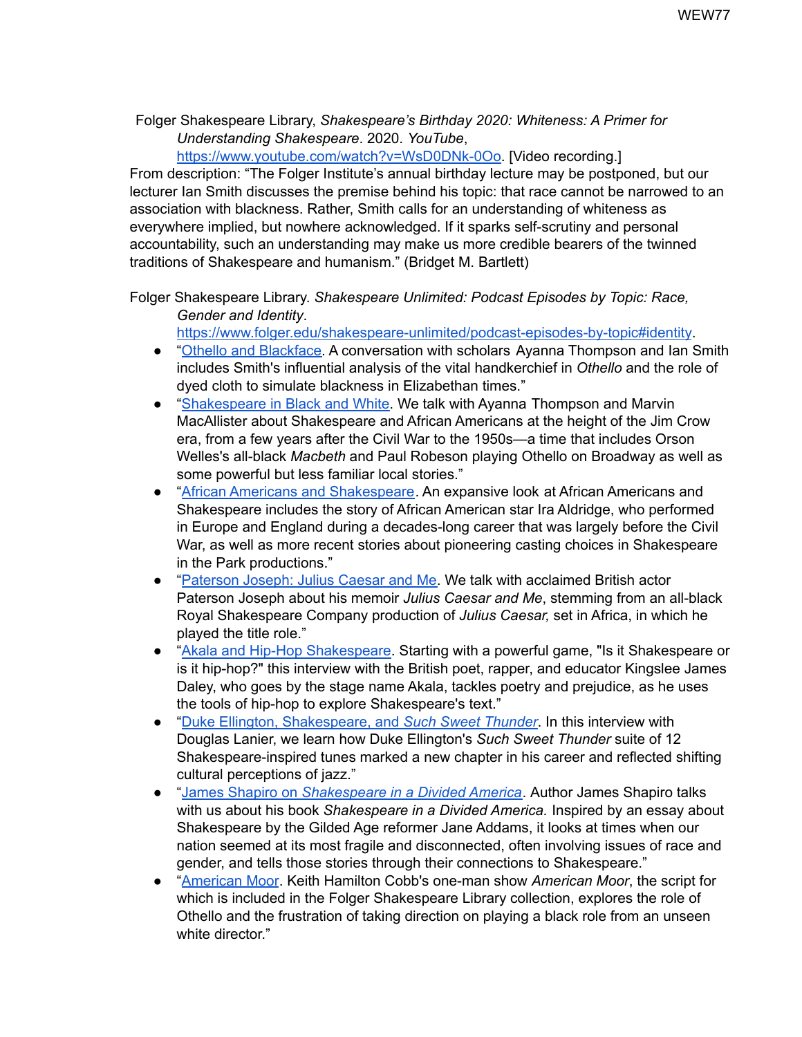Folger Shakespeare Library, *Shakespeare's Birthday 2020: Whiteness: A Primer for Understanding Shakespeare*. 2020. *YouTube*, https://www.youtube.com/watch?v=WsD0DNk-0Oo. [Video recording.]

From description: "The Folger Institute's annual birthday lecture may be postponed, but our lecturer Ian Smith discusses the premise behind his topic: that race cannot be narrowed to an association with blackness. Rather, Smith calls for an understanding of whiteness as everywhere implied, but nowhere acknowledged. If it sparks self-scrutiny and personal accountability, such an understanding may make us more credible bearers of the twinned traditions of Shakespeare and humanism." (Bridget M. Bartlett)

Folger Shakespeare Library. *Shakespeare Unlimited: Podcast Episodes by Topic: Race, Gender and Identity*. https://www.folger.edu/shakespeare-unlimited/podcast-episodes-by-topic#identity.

- "Othello and Blackface. A conversation with scholars Ayanna Thompson and Ian Smith includes Smith's influential analysis of the vital handkerchief in *Othello* and the role of dyed cloth to simulate blackness in Elizabethan times."
- "Shakespeare in Black and White. We talk with Ayanna Thompson and Marvin MacAllister about Shakespeare and African Americans at the height of the Jim Crow era, from a few years after the Civil War to the 1950s—a time that includes Orson Welles's all-black *Macbeth* and Paul Robeson playing Othello on Broadway as well as some powerful but less familiar local stories."
- "African Americans and Shakespeare. An expansive look at African Americans and Shakespeare includes the story of African American star Ira Aldridge, who performed in Europe and England during a decades-long career that was largely before the Civil War, as well as more recent stories about pioneering casting choices in Shakespeare in the Park productions."
- "Paterson Joseph: Julius Caesar and Me. We talk with acclaimed British actor Paterson Joseph about his memoir *Julius Caesar and Me*, stemming from an all-black Royal Shakespeare Company production of *Julius Caesar,* set in Africa, in which he played the title role."
- "Akala and Hip-Hop Shakespeare. Starting with a powerful game, "Is it Shakespeare or is it hip-hop?" this interview with the British poet, rapper, and educator Kingslee James Daley, who goes by the stage name Akala, tackles poetry and prejudice, as he uses the tools of hip-hop to explore Shakespeare's text."
- "Duke Ellington, Shakespeare, and *Such Sweet Thunder*. In this interview with Douglas Lanier, we learn how Duke Ellington's *Such Sweet Thunder* suite of 12 Shakespeare-inspired tunes marked a new chapter in his career and reflected shifting cultural perceptions of jazz."
- "James Shapiro on *Shakespeare in a Divided America*. Author James Shapiro talks with us about his book *Shakespeare in a Divided America.* Inspired by an essay about Shakespeare by the Gilded Age reformer Jane Addams, it looks at times when our nation seemed at its most fragile and disconnected, often involving issues of race and gender, and tells those stories through their connections to Shakespeare."
- "American Moor. Keith Hamilton Cobb's one-man show *American Moor*, the script for which is included in the Folger Shakespeare Library collection, explores the role of Othello and the frustration of taking direction on playing a black role from an unseen white director."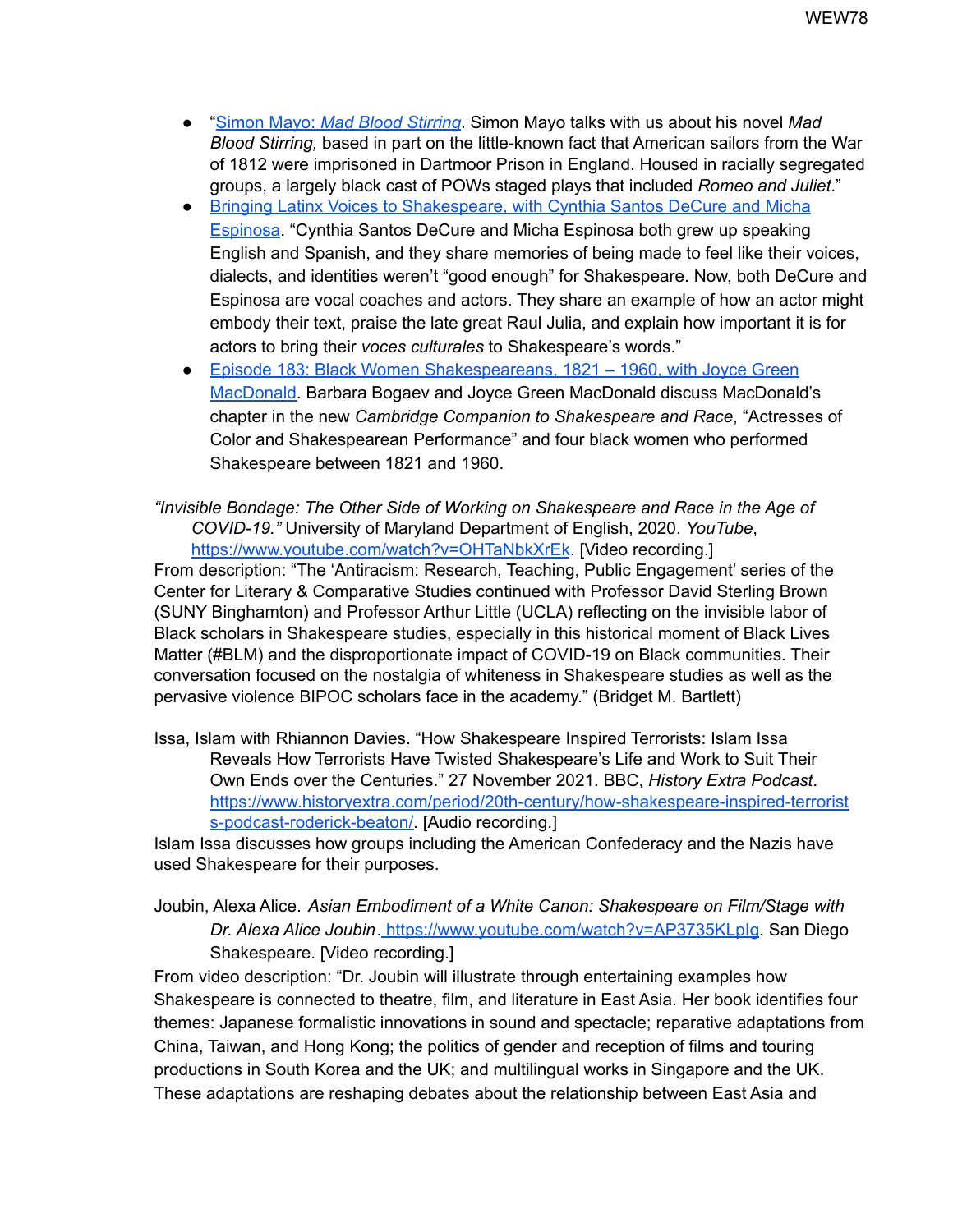- "[Simon Mayo: *Mad Blood Stirring*](). Simon Mayo talks with us about his novel *Mad Blood Stirring,* based in part on the little-known fact that American sailors from the War of 1812 were imprisoned in Dartmoor Prison in England. Housed in racially segregated groups, a largely black cast of POWs staged plays that included *Romeo and Juliet*."
- [Bringing Latinx Voices to Shakespeare, with Cynthia Santos DeCure and Micha Espinosa](). "Cynthia Santos DeCure and Micha Espinosa both grew up speaking English and Spanish, and they share memories of being made to feel like their voices, dialects, and identities weren't "good enough" for Shakespeare. Now, both DeCure and Espinosa are vocal coaches and actors. They share an example of how an actor might embody their text, praise the late great Raul Julia, and explain how important it is for actors to bring their *voces culturales* to Shakespeare's words."
- [Episode 183: Black Women Shakespeareans, 1821 – 1960, with Joyce Green MacDonald](). Barbara Bogaev and Joyce Green MacDonald discuss MacDonald's chapter in the new *Cambridge Companion to Shakespeare and Race*, "Actresses of Color and Shakespearean Performance" and four black women who performed Shakespeare between 1821 and 1960.

*"Invisible Bondage: The Other Side of Working on Shakespeare and Race in the Age of COVID-19."* University of Maryland Department of English, 2020. *YouTube*, https://www.youtube.com/watch?v=OHTaNbkXrEk. [Video recording.]

From description: "The 'Antiracism: Research, Teaching, Public Engagement' series of the Center for Literary & Comparative Studies continued with Professor David Sterling Brown (SUNY Binghamton) and Professor Arthur Little (UCLA) reflecting on the invisible labor of Black scholars in Shakespeare studies, especially in this historical moment of Black Lives Matter (#BLM) and the disproportionate impact of COVID-19 on Black communities. Their conversation focused on the nostalgia of whiteness in Shakespeare studies as well as the pervasive violence BIPOC scholars face in the academy." (Bridget M. Bartlett)

Issa, Islam with Rhiannon Davies. "How Shakespeare Inspired Terrorists: Islam Issa Reveals How Terrorists Have Twisted Shakespeare's Life and Work to Suit Their Own Ends over the Centuries." 27 November 2021. BBC, *History Extra Podcast*. https://www.historyextra.com/period/20th-century/how-shakespeare-inspired-terrorists-podcast-roderick-beaton/. [Audio recording.]

Islam Issa discusses how groups including the American Confederacy and the Nazis have used Shakespeare for their purposes.

Joubin, Alexa Alice. *Asian Embodiment of a White Canon: Shakespeare on Film/Stage with Dr. Alexa Alice Joubin*. https://www.youtube.com/watch?v=AP3735KLplg. San Diego Shakespeare. [Video recording.]

From video description: "Dr. Joubin will illustrate through entertaining examples how Shakespeare is connected to theatre, film, and literature in East Asia. Her book identifies four themes: Japanese formalistic innovations in sound and spectacle; reparative adaptations from China, Taiwan, and Hong Kong; the politics of gender and reception of films and touring productions in South Korea and the UK; and multilingual works in Singapore and the UK. These adaptations are reshaping debates about the relationship between East Asia and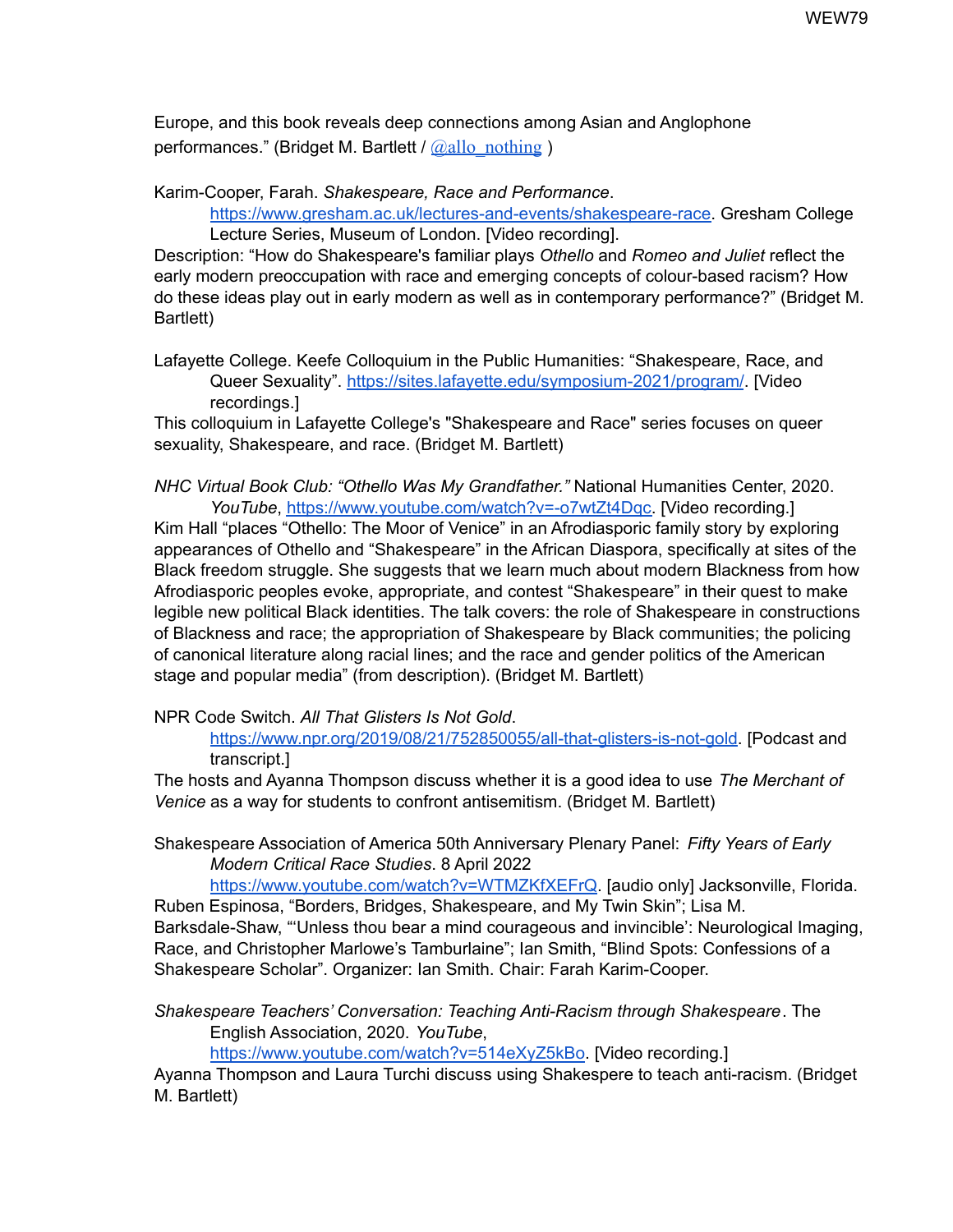Europe, and this book reveals deep connections among Asian and Anglophone performances." (Bridget M. Bartlett / [@allo_nothing](https://twitter.com/allo_nothing) )

Karim-Cooper, Farah. *Shakespeare, Race and Performance*. [https://www.gresham.ac.uk/lectures-and-events/shakespeare-race](https://www.gresham.ac.uk/lectures-and-events/shakespeare-race). Gresham College Lecture Series, Museum of London. [Video recording].

Description: "How do Shakespeare's familiar plays *Othello* and *Romeo and Juliet* reflect the early modern preoccupation with race and emerging concepts of colour-based racism? How do these ideas play out in early modern as well as in contemporary performance?" (Bridget M. Bartlett)

Lafayette College. Keefe Colloquium in the Public Humanities: "Shakespeare, Race, and Queer Sexuality". [https://sites.lafayette.edu/symposium-2021/program/](https://sites.lafayette.edu/symposium-2021/program/). [Video recordings.]

This colloquium in Lafayette College's "Shakespeare and Race" series focuses on queer sexuality, Shakespeare, and race. (Bridget M. Bartlett)

*NHC Virtual Book Club: "Othello Was My Grandfather."* National Humanities Center, 2020. *YouTube*, [https://www.youtube.com/watch?v=-o7wtZt4Dqc](https://www.youtube.com/watch?v=-o7wtZt4Dqc). [Video recording.]

Kim Hall "places "Othello: The Moor of Venice" in an Afrodiasporic family story by exploring appearances of Othello and "Shakespeare" in the African Diaspora, specifically at sites of the Black freedom struggle. She suggests that we learn much about modern Blackness from how Afrodiasporic peoples evoke, appropriate, and contest "Shakespeare" in their quest to make legible new political Black identities. The talk covers: the role of Shakespeare in constructions of Blackness and race; the appropriation of Shakespeare by Black communities; the policing of canonical literature along racial lines; and the race and gender politics of the American stage and popular media" (from description). (Bridget M. Bartlett)

NPR Code Switch. *All That Glisters Is Not Gold*. [https://www.npr.org/2019/08/21/752850055/all-that-glisters-is-not-gold](https://www.npr.org/2019/08/21/752850055/all-that-glisters-is-not-gold). [Podcast and transcript.]

The hosts and Ayanna Thompson discuss whether it is a good idea to use *The Merchant of Venice* as a way for students to confront antisemitism. (Bridget M. Bartlett)

Shakespeare Association of America 50th Anniversary Plenary Panel: *Fifty Years of Early Modern Critical Race Studies*. 8 April 2022 [https://www.youtube.com/watch?v=WTMZKfXEFrQ](https://www.youtube.com/watch?v=WTMZKfXEFrQ). [audio only] Jacksonville, Florida.

Ruben Espinosa, "Borders, Bridges, Shakespeare, and My Twin Skin"; Lisa M. Barksdale-Shaw, "'Unless thou bear a mind courageous and invincible': Neurological Imaging, Race, and Christopher Marlowe's Tamburlaine"; Ian Smith, "Blind Spots: Confessions of a Shakespeare Scholar". Organizer: Ian Smith. Chair: Farah Karim-Cooper.

*Shakespeare Teachers' Conversation: Teaching Anti-Racism through Shakespeare*. The English Association, 2020. *YouTube*, [https://www.youtube.com/watch?v=514eXyZ5kBo](https://www.youtube.com/watch?v=514eXyZ5kBo). [Video recording.]

Ayanna Thompson and Laura Turchi discuss using Shakespere to teach anti-racism. (Bridget M. Bartlett)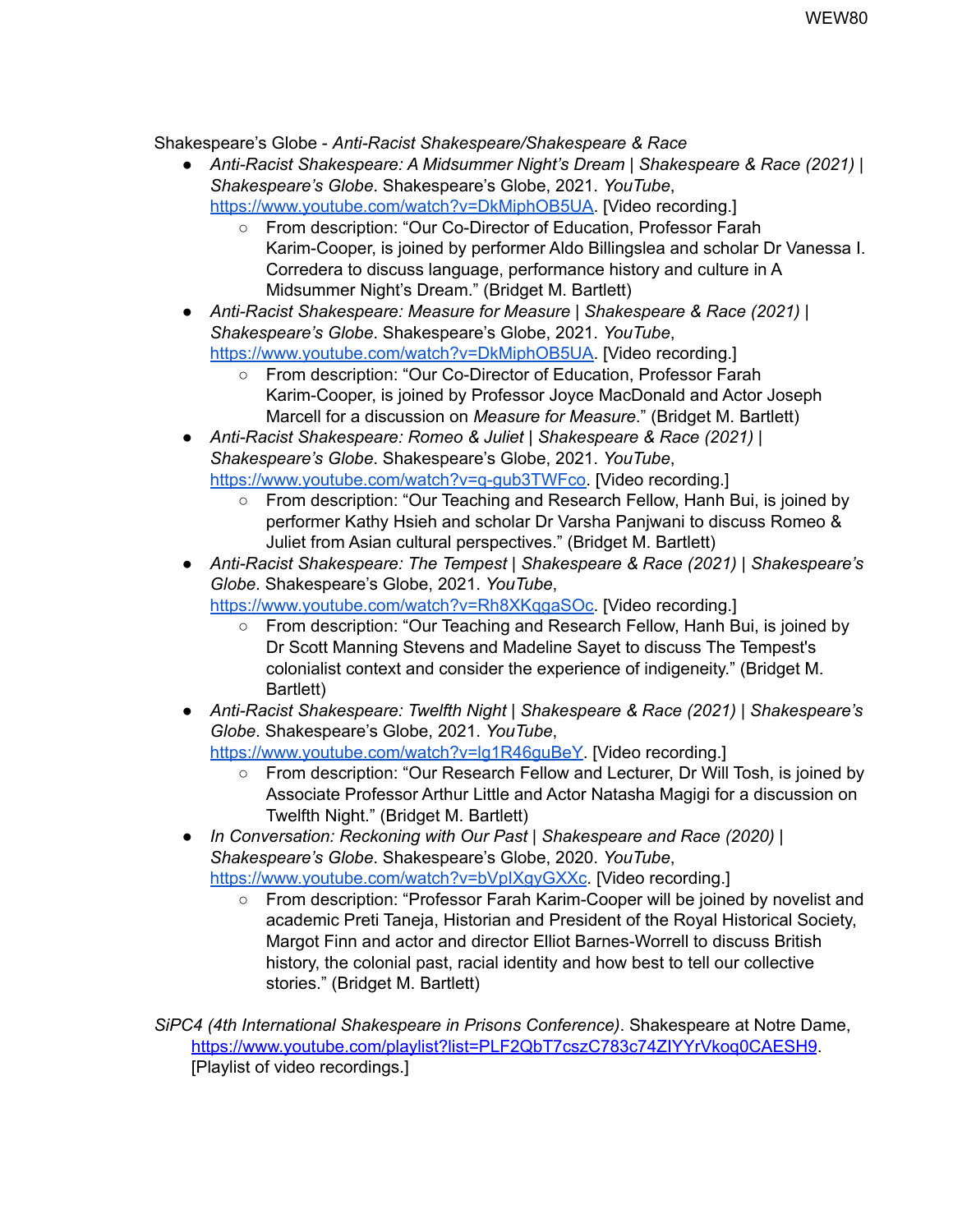Shakespeare's Globe - *Anti-Racist Shakespeare/Shakespeare & Race*

- *Anti-Racist Shakespeare: A Midsummer Night's Dream | Shakespeare & Race (2021) | Shakespeare's Globe*. Shakespeare's Globe, 2021. *YouTube*, https://www.youtube.com/watch?v=DkMiphOB5UA. [Video recording.]
    - From description: "Our Co-Director of Education, Professor Farah Karim-Cooper, is joined by performer Aldo Billingslea and scholar Dr Vanessa I. Corredera to discuss language, performance history and culture in A Midsummer Night's Dream." (Bridget M. Bartlett)
- *Anti-Racist Shakespeare: Measure for Measure | Shakespeare & Race (2021) | Shakespeare's Globe*. Shakespeare's Globe, 2021. *YouTube*, https://www.youtube.com/watch?v=DkMiphOB5UA. [Video recording.]
    - From description: "Our Co-Director of Education, Professor Farah Karim-Cooper, is joined by Professor Joyce MacDonald and Actor Joseph Marcell for a discussion on *Measure for Measure*." (Bridget M. Bartlett)
- *Anti-Racist Shakespeare: Romeo & Juliet | Shakespeare & Race (2021) | Shakespeare's Globe*. Shakespeare's Globe, 2021. *YouTube*, https://www.youtube.com/watch?v=q-gub3TWFco. [Video recording.]
    - From description: "Our Teaching and Research Fellow, Hanh Bui, is joined by performer Kathy Hsieh and scholar Dr Varsha Panjwani to discuss Romeo & Juliet from Asian cultural perspectives." (Bridget M. Bartlett)
- *Anti-Racist Shakespeare: The Tempest | Shakespeare & Race (2021) | Shakespeare's Globe*. Shakespeare's Globe, 2021. *YouTube*, https://www.youtube.com/watch?v=Rh8XKqgaSOc. [Video recording.]
    - From description: "Our Teaching and Research Fellow, Hanh Bui, is joined by Dr Scott Manning Stevens and Madeline Sayet to discuss The Tempest's colonialist context and consider the experience of indigeneity." (Bridget M. Bartlett)
- *Anti-Racist Shakespeare: Twelfth Night | Shakespeare & Race (2021) | Shakespeare's Globe*. Shakespeare's Globe, 2021. *YouTube*, https://www.youtube.com/watch?v=lg1R46guBeY. [Video recording.]
    - From description: "Our Research Fellow and Lecturer, Dr Will Tosh, is joined by Associate Professor Arthur Little and Actor Natasha Magigi for a discussion on Twelfth Night." (Bridget M. Bartlett)
- *In Conversation: Reckoning with Our Past | Shakespeare and Race (2020) | Shakespeare's Globe*. Shakespeare's Globe, 2020. *YouTube*, https://www.youtube.com/watch?v=bVpIXgyGXXc. [Video recording.]
    - From description: "Professor Farah Karim-Cooper will be joined by novelist and academic Preti Taneja, Historian and President of the Royal Historical Society, Margot Finn and actor and director Elliot Barnes-Worrell to discuss British history, the colonial past, racial identity and how best to tell our collective stories." (Bridget M. Bartlett)

*SiPC4 (4th International Shakespeare in Prisons Conference)*. Shakespeare at Notre Dame, https://www.youtube.com/playlist?list=PLF2QbT7cszC783c74ZlYYrVkoq0CAESH9. [Playlist of video recordings.]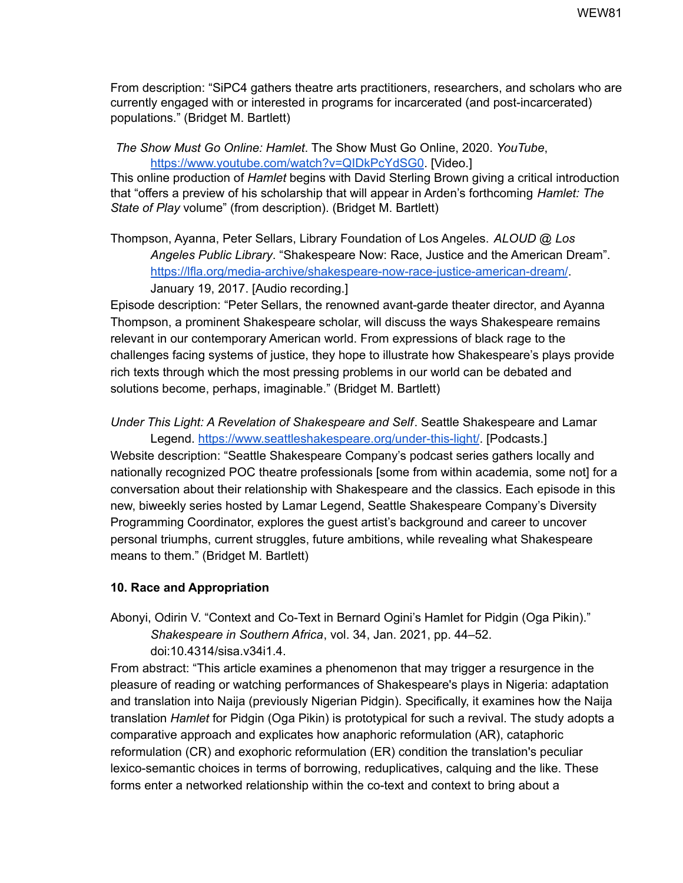From description: "SiPC4 gathers theatre arts practitioners, researchers, and scholars who are currently engaged with or interested in programs for incarcerated (and post-incarcerated) populations." (Bridget M. Bartlett)

*The Show Must Go Online: Hamlet*. The Show Must Go Online, 2020. *YouTube*, https://www.youtube.com/watch?v=QIDkPcYdSG0. [Video.]
This online production of *Hamlet* begins with David Sterling Brown giving a critical introduction that "offers a preview of his scholarship that will appear in Arden's forthcoming *Hamlet: The State of Play* volume" (from description). (Bridget M. Bartlett)

Thompson, Ayanna, Peter Sellars, Library Foundation of Los Angeles. *ALOUD @ Los Angeles Public Library*. "Shakespeare Now: Race, Justice and the American Dream". https://lfla.org/media-archive/shakespeare-now-race-justice-american-dream/. January 19, 2017. [Audio recording.]
Episode description: "Peter Sellars, the renowned avant-garde theater director, and Ayanna Thompson, a prominent Shakespeare scholar, will discuss the ways Shakespeare remains relevant in our contemporary American world. From expressions of black rage to the challenges facing systems of justice, they hope to illustrate how Shakespeare's plays provide rich texts through which the most pressing problems in our world can be debated and solutions become, perhaps, imaginable." (Bridget M. Bartlett)

*Under This Light: A Revelation of Shakespeare and Self*. Seattle Shakespeare and Lamar Legend. https://www.seattleshakespeare.org/under-this-light/. [Podcasts.]
Website description: "Seattle Shakespeare Company's podcast series gathers locally and nationally recognized POC theatre professionals [some from within academia, some not] for a conversation about their relationship with Shakespeare and the classics. Each episode in this new, biweekly series hosted by Lamar Legend, Seattle Shakespeare Company's Diversity Programming Coordinator, explores the guest artist's background and career to uncover personal triumphs, current struggles, future ambitions, while revealing what Shakespeare means to them." (Bridget M. Bartlett)

**10. Race and Appropriation**

Abonyi, Odirin V. "Context and Co-Text in Bernard Ogini's Hamlet for Pidgin (Oga Pikin)." *Shakespeare in Southern Africa*, vol. 34, Jan. 2021, pp. 44–52. doi:10.4314/sisa.v34i1.4.
From abstract: "This article examines a phenomenon that may trigger a resurgence in the pleasure of reading or watching performances of Shakespeare's plays in Nigeria: adaptation and translation into Naija (previously Nigerian Pidgin). Specifically, it examines how the Naija translation *Hamlet* for Pidgin (Oga Pikin) is prototypical for such a revival. The study adopts a comparative approach and explicates how anaphoric reformulation (AR), cataphoric reformulation (CR) and exophoric reformulation (ER) condition the translation's peculiar lexico-semantic choices in terms of borrowing, reduplicatives, calquing and the like. These forms enter a networked relationship within the co-text and context to bring about a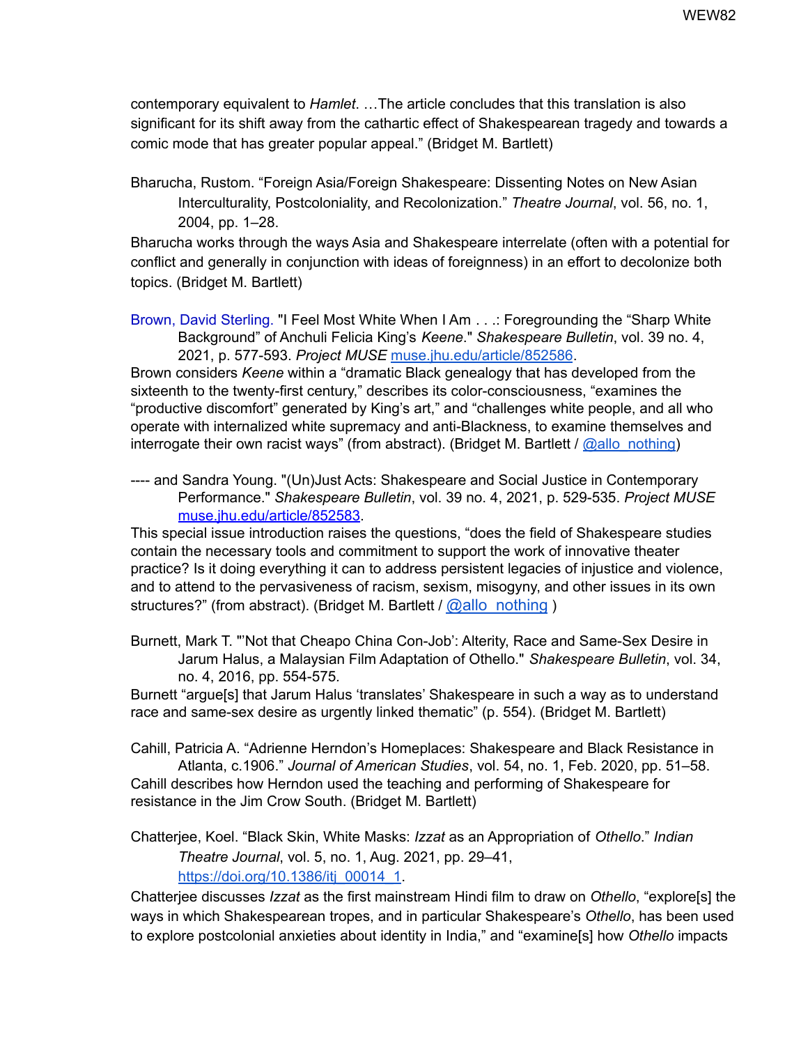contemporary equivalent to *Hamlet*. …The article concludes that this translation is also significant for its shift away from the cathartic effect of Shakespearean tragedy and towards a comic mode that has greater popular appeal." (Bridget M. Bartlett)

Bharucha, Rustom. "Foreign Asia/Foreign Shakespeare: Dissenting Notes on New Asian Interculturality, Postcoloniality, and Recolonization." *Theatre Journal*, vol. 56, no. 1, 2004, pp. 1–28.
Bharucha works through the ways Asia and Shakespeare interrelate (often with a potential for conflict and generally in conjunction with ideas of foreignness) in an effort to decolonize both topics. (Bridget M. Bartlett)

Brown, David Sterling. "I Feel Most White When I Am . . .: Foregrounding the "Sharp White Background" of Anchuli Felicia King's *Keene*." *Shakespeare Bulletin*, vol. 39 no. 4, 2021, p. 577-593. *Project MUSE* muse.jhu.edu/article/852586.
Brown considers *Keene* within a "dramatic Black genealogy that has developed from the sixteenth to the twenty-first century," describes its color-consciousness, "examines the "productive discomfort" generated by King's art," and "challenges white people, and all who operate with internalized white supremacy and anti-Blackness, to examine themselves and interrogate their own racist ways" (from abstract). (Bridget M. Bartlett / @allo_nothing)

---- and Sandra Young. "(Un)Just Acts: Shakespeare and Social Justice in Contemporary Performance." *Shakespeare Bulletin*, vol. 39 no. 4, 2021, p. 529-535. *Project MUSE* muse.jhu.edu/article/852583.
This special issue introduction raises the questions, "does the field of Shakespeare studies contain the necessary tools and commitment to support the work of innovative theater practice? Is it doing everything it can to address persistent legacies of injustice and violence, and to attend to the pervasiveness of racism, sexism, misogyny, and other issues in its own structures?" (from abstract). (Bridget M. Bartlett / @allo_nothing )

Burnett, Mark T. "'Not that Cheapo China Con-Job': Alterity, Race and Same-Sex Desire in Jarum Halus, a Malaysian Film Adaptation of Othello." *Shakespeare Bulletin*, vol. 34, no. 4, 2016, pp. 554-575.
Burnett "argue[s] that Jarum Halus 'translates' Shakespeare in such a way as to understand race and same-sex desire as urgently linked thematic" (p. 554). (Bridget M. Bartlett)

Cahill, Patricia A. "Adrienne Herndon's Homeplaces: Shakespeare and Black Resistance in Atlanta, c.1906." *Journal of American Studies*, vol. 54, no. 1, Feb. 2020, pp. 51–58.
Cahill describes how Herndon used the teaching and performing of Shakespeare for resistance in the Jim Crow South. (Bridget M. Bartlett)

Chatterjee, Koel. "Black Skin, White Masks: *Izzat* as an Appropriation of *Othello*." *Indian Theatre Journal*, vol. 5, no. 1, Aug. 2021, pp. 29–41, https://doi.org/10.1386/itj_00014_1.
Chatterjee discusses *Izzat* as the first mainstream Hindi film to draw on *Othello*, "explore[s] the ways in which Shakespearean tropes, and in particular Shakespeare's *Othello*, has been used to explore postcolonial anxieties about identity in India," and "examine[s] how *Othello* impacts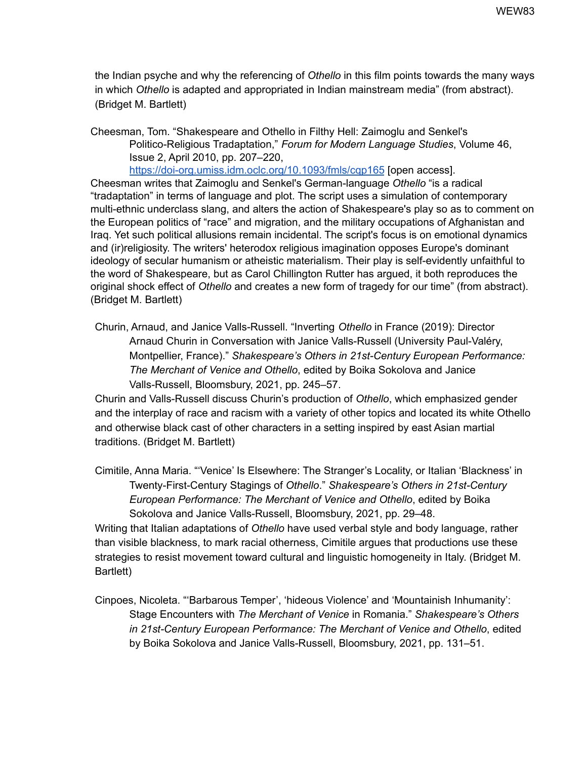the Indian psyche and why the referencing of *Othello* in this film points towards the many ways in which *Othello* is adapted and appropriated in Indian mainstream media" (from abstract). (Bridget M. Bartlett)

Cheesman, Tom. "Shakespeare and Othello in Filthy Hell: Zaimoglu and Senkel's Politico-Religious Tradaptation," *Forum for Modern Language Studies*, Volume 46, Issue 2, April 2010, pp. 207–220, https://doi-org.umiss.idm.oclc.org/10.1093/fmls/cqp165 [open access].
Cheesman writes that Zaimoglu and Senkel's German-language *Othello* "is a radical "tradaptation" in terms of language and plot. The script uses a simulation of contemporary multi-ethnic underclass slang, and alters the action of Shakespeare's play so as to comment on the European politics of "race" and migration, and the military occupations of Afghanistan and Iraq. Yet such political allusions remain incidental. The script's focus is on emotional dynamics and (ir)religiosity. The writers' heterodox religious imagination opposes Europe's dominant ideology of secular humanism or atheistic materialism. Their play is self-evidently unfaithful to the word of Shakespeare, but as Carol Chillington Rutter has argued, it both reproduces the original shock effect of *Othello* and creates a new form of tragedy for our time" (from abstract). (Bridget M. Bartlett)

Churin, Arnaud, and Janice Valls-Russell. "Inverting *Othello* in France (2019): Director Arnaud Churin in Conversation with Janice Valls-Russell (University Paul-Valéry, Montpellier, France)." *Shakespeare's Others in 21st-Century European Performance: The Merchant of Venice and Othello*, edited by Boika Sokolova and Janice Valls-Russell, Bloomsbury, 2021, pp. 245–57.
Churin and Valls-Russell discuss Churin's production of *Othello*, which emphasized gender and the interplay of race and racism with a variety of other topics and located its white Othello and otherwise black cast of other characters in a setting inspired by east Asian martial traditions. (Bridget M. Bartlett)

Cimitile, Anna Maria. "'Venice' Is Elsewhere: The Stranger's Locality, or Italian 'Blackness' in Twenty-First-Century Stagings of *Othello*." *Shakespeare's Others in 21st-Century European Performance: The Merchant of Venice and Othello*, edited by Boika Sokolova and Janice Valls-Russell, Bloomsbury, 2021, pp. 29–48.
Writing that Italian adaptations of *Othello* have used verbal style and body language, rather than visible blackness, to mark racial otherness, Cimitile argues that productions use these strategies to resist movement toward cultural and linguistic homogeneity in Italy. (Bridget M. Bartlett)

Cinpoes, Nicoleta. "'Barbarous Temper', 'hideous Violence' and 'Mountainish Inhumanity': Stage Encounters with *The Merchant of Venice* in Romania." *Shakespeare's Others in 21st-Century European Performance: The Merchant of Venice and Othello*, edited by Boika Sokolova and Janice Valls-Russell, Bloomsbury, 2021, pp. 131–51.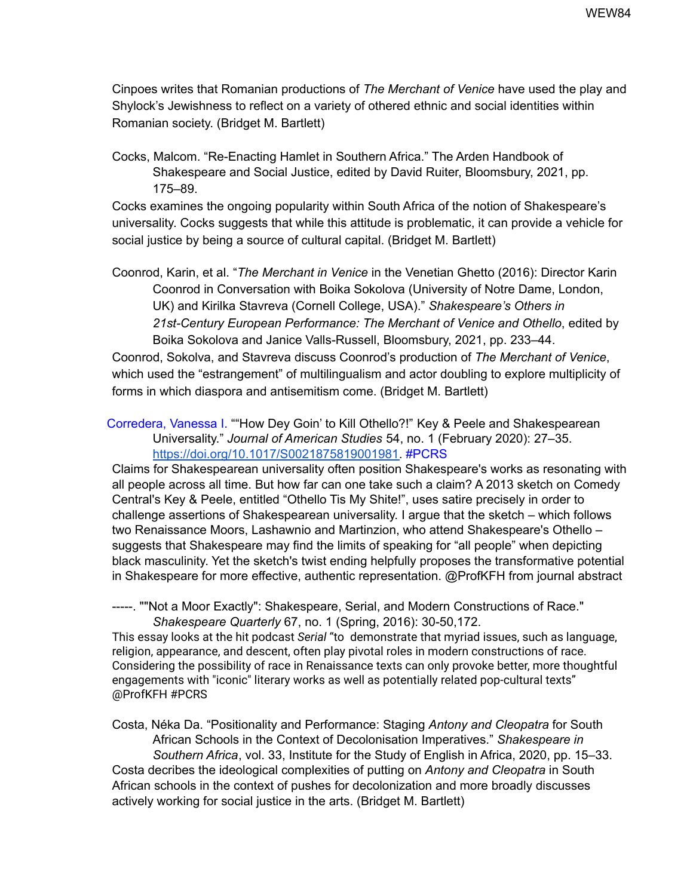Cinpoes writes that Romanian productions of *The Merchant of Venice* have used the play and Shylock's Jewishness to reflect on a variety of othered ethnic and social identities within Romanian society. (Bridget M. Bartlett)

Cocks, Malcom. "Re-Enacting Hamlet in Southern Africa." The Arden Handbook of Shakespeare and Social Justice, edited by David Ruiter, Bloomsbury, 2021, pp. 175–89.

Cocks examines the ongoing popularity within South Africa of the notion of Shakespeare's universality. Cocks suggests that while this attitude is problematic, it can provide a vehicle for social justice by being a source of cultural capital. (Bridget M. Bartlett)

Coonrod, Karin, et al. "*The Merchant in Venice* in the Venetian Ghetto (2016): Director Karin Coonrod in Conversation with Boika Sokolova (University of Notre Dame, London, UK) and Kirilka Stavreva (Cornell College, USA)." *Shakespeare's Others in 21st-Century European Performance: The Merchant of Venice and Othello*, edited by Boika Sokolova and Janice Valls-Russell, Bloomsbury, 2021, pp. 233–44.

Coonrod, Sokolva, and Stavreva discuss Coonrod's production of *The Merchant of Venice*, which used the "estrangement" of multilingualism and actor doubling to explore multiplicity of forms in which diaspora and antisemitism come. (Bridget M. Bartlett)

Corredera, Vanessa I. ""How Dey Goin' to Kill Othello?!" Key & Peele and Shakespearean Universality." *Journal of American Studies* 54, no. 1 (February 2020): 27–35. https://doi.org/10.1017/S0021875819001981. #PCRS

Claims for Shakespearean universality often position Shakespeare's works as resonating with all people across all time. But how far can one take such a claim? A 2013 sketch on Comedy Central's Key & Peele, entitled "Othello Tis My Shite!", uses satire precisely in order to challenge assertions of Shakespearean universality. I argue that the sketch – which follows two Renaissance Moors, Lashawnio and Martinzion, who attend Shakespeare's Othello – suggests that Shakespeare may find the limits of speaking for "all people" when depicting black masculinity. Yet the sketch's twist ending helpfully proposes the transformative potential in Shakespeare for more effective, authentic representation. @ProfKFH from journal abstract

-----. ""Not a Moor Exactly": Shakespeare, Serial, and Modern Constructions of Race." *Shakespeare Quarterly* 67, no. 1 (Spring, 2016): 30-50,172.

This essay looks at the hit podcast *Serial* "to demonstrate that myriad issues, such as language, religion, appearance, and descent, often play pivotal roles in modern constructions of race. Considering the possibility of race in Renaissance texts can only provoke better, more thoughtful engagements with "iconic" literary works as well as potentially related pop-cultural texts" @ProfKFH #PCRS

Costa, Néka Da. "Positionality and Performance: Staging *Antony and Cleopatra* for South African Schools in the Context of Decolonisation Imperatives." *Shakespeare in Southern Africa*, vol. 33, Institute for the Study of English in Africa, 2020, pp. 15–33.

Costa decribes the ideological complexities of putting on *Antony and Cleopatra* in South African schools in the context of pushes for decolonization and more broadly discusses actively working for social justice in the arts. (Bridget M. Bartlett)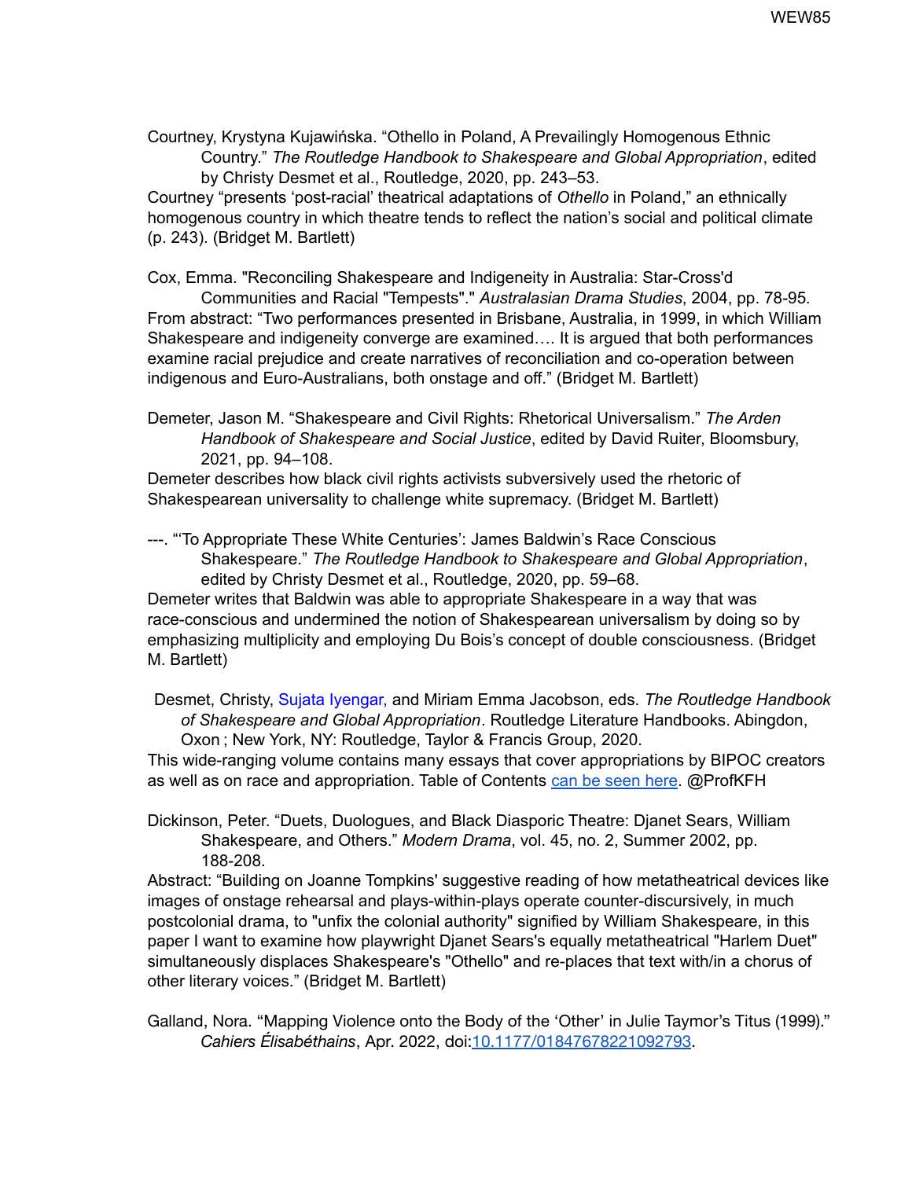Courtney, Krystyna Kujawińska. “Othello in Poland, A Prevailingly Homogenous Ethnic Country.” *The Routledge Handbook to Shakespeare and Global Appropriation*, edited by Christy Desmet et al., Routledge, 2020, pp. 243–53.
Courtney “presents ‘post-racial’ theatrical adaptations of *Othello* in Poland,” an ethnically homogenous country in which theatre tends to reflect the nation’s social and political climate (p. 243). (Bridget M. Bartlett)

Cox, Emma. "Reconciling Shakespeare and Indigeneity in Australia: Star-Cross'd Communities and Racial "Tempests"." *Australasian Drama Studies*, 2004, pp. 78-95.
From abstract: “Two performances presented in Brisbane, Australia, in 1999, in which William Shakespeare and indigeneity converge are examined…. It is argued that both performances examine racial prejudice and create narratives of reconciliation and co-operation between indigenous and Euro-Australians, both onstage and off.” (Bridget M. Bartlett)

Demeter, Jason M. “Shakespeare and Civil Rights: Rhetorical Universalism.” *The Arden Handbook of Shakespeare and Social Justice*, edited by David Ruiter, Bloomsbury, 2021, pp. 94–108.
Demeter describes how black civil rights activists subversively used the rhetoric of Shakespearean universality to challenge white supremacy. (Bridget M. Bartlett)

---. “‘To Appropriate These White Centuries’: James Baldwin’s Race Conscious Shakespeare.” *The Routledge Handbook to Shakespeare and Global Appropriation*, edited by Christy Desmet et al., Routledge, 2020, pp. 59–68.
Demeter writes that Baldwin was able to appropriate Shakespeare in a way that was race-conscious and undermined the notion of Shakespearean universalism by doing so by emphasizing multiplicity and employing Du Bois’s concept of double consciousness. (Bridget M. Bartlett)

Desmet, Christy, Sujata Iyengar, and Miriam Emma Jacobson, eds. *The Routledge Handbook of Shakespeare and Global Appropriation*. Routledge Literature Handbooks. Abingdon, Oxon ; New York, NY: Routledge, Taylor & Francis Group, 2020.
This wide-ranging volume contains many essays that cover appropriations by BIPOC creators as well as on race and appropriation. Table of Contents can be seen here. @ProfKFH

Dickinson, Peter. “Duets, Duologues, and Black Diasporic Theatre: Djanet Sears, William Shakespeare, and Others.” *Modern Drama*, vol. 45, no. 2, Summer 2002, pp. 188-208.
Abstract: “Building on Joanne Tompkins' suggestive reading of how metatheatrical devices like images of onstage rehearsal and plays-within-plays operate counter-discursively, in much postcolonial drama, to "unfix the colonial authority" signified by William Shakespeare, in this paper I want to examine how playwright Djanet Sears's equally metatheatrical "Harlem Duet" simultaneously displaces Shakespeare's "Othello" and re-places that text with/in a chorus of other literary voices.” (Bridget M. Bartlett)

Galland, Nora. “Mapping Violence onto the Body of the ‘Other’ in Julie Taymor’s Titus (1999).” *Cahiers Élisabéthains*, Apr. 2022, doi:10.1177/01847678221092793.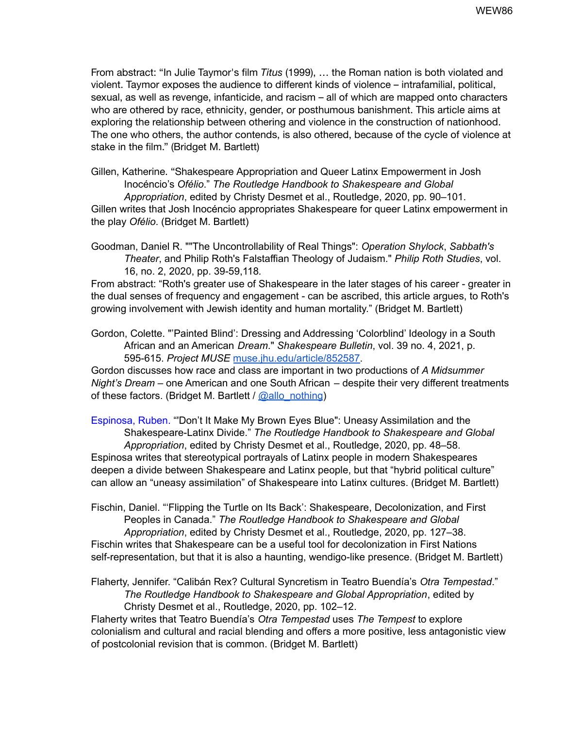From abstract: "In Julie Taymor's film *Titus* (1999), … the Roman nation is both violated and violent. Taymor exposes the audience to different kinds of violence – intrafamilial, political, sexual, as well as revenge, infanticide, and racism – all of which are mapped onto characters who are othered by race, ethnicity, gender, or posthumous banishment. This article aims at exploring the relationship between othering and violence in the construction of nationhood. The one who others, the author contends, is also othered, because of the cycle of violence at stake in the film." (Bridget M. Bartlett)

Gillen, Katherine. "Shakespeare Appropriation and Queer Latinx Empowerment in Josh Inocéncio's *Ofélio*." *The Routledge Handbook to Shakespeare and Global Appropriation*, edited by Christy Desmet et al., Routledge, 2020, pp. 90–101.
Gillen writes that Josh Inocéncio appropriates Shakespeare for queer Latinx empowerment in the play *Ofélio*. (Bridget M. Bartlett)

Goodman, Daniel R. ""The Uncontrollability of Real Things": *Operation Shylock*, *Sabbath's Theater*, and Philip Roth's Falstaffian Theology of Judaism." *Philip Roth Studies*, vol. 16, no. 2, 2020, pp. 39-59,118.
From abstract: "Roth's greater use of Shakespeare in the later stages of his career - greater in the dual senses of frequency and engagement - can be ascribed, this article argues, to Roth's growing involvement with Jewish identity and human mortality." (Bridget M. Bartlett)

Gordon, Colette. "'Painted Blind': Dressing and Addressing 'Colorblind' Ideology in a South African and an American *Dream*." *Shakespeare Bulletin*, vol. 39 no. 4, 2021, p. 595-615. *Project MUSE* muse.jhu.edu/article/852587.
Gordon discusses how race and class are important in two productions of *A Midsummer Night's Dream* – one American and one South African – despite their very different treatments of these factors. (Bridget M. Bartlett / @allo_nothing)

Espinosa, Ruben. "'Don't It Make My Brown Eyes Blue": Uneasy Assimilation and the Shakespeare-Latinx Divide." *The Routledge Handbook to Shakespeare and Global Appropriation*, edited by Christy Desmet et al., Routledge, 2020, pp. 48–58.
Espinosa writes that stereotypical portrayals of Latinx people in modern Shakespeares deepen a divide between Shakespeare and Latinx people, but that "hybrid political culture" can allow an "uneasy assimilation" of Shakespeare into Latinx cultures. (Bridget M. Bartlett)

Fischin, Daniel. "'Flipping the Turtle on Its Back': Shakespeare, Decolonization, and First Peoples in Canada." *The Routledge Handbook to Shakespeare and Global Appropriation*, edited by Christy Desmet et al., Routledge, 2020, pp. 127–38.
Fischin writes that Shakespeare can be a useful tool for decolonization in First Nations self-representation, but that it is also a haunting, wendigo-like presence. (Bridget M. Bartlett)

Flaherty, Jennifer. "Calibán Rex? Cultural Syncretism in Teatro Buendía's *Otra Tempestad*." *The Routledge Handbook to Shakespeare and Global Appropriation*, edited by Christy Desmet et al., Routledge, 2020, pp. 102–12.
Flaherty writes that Teatro Buendía's *Otra Tempestad* uses *The Tempest* to explore colonialism and cultural and racial blending and offers a more positive, less antagonistic view of postcolonial revision that is common. (Bridget M. Bartlett)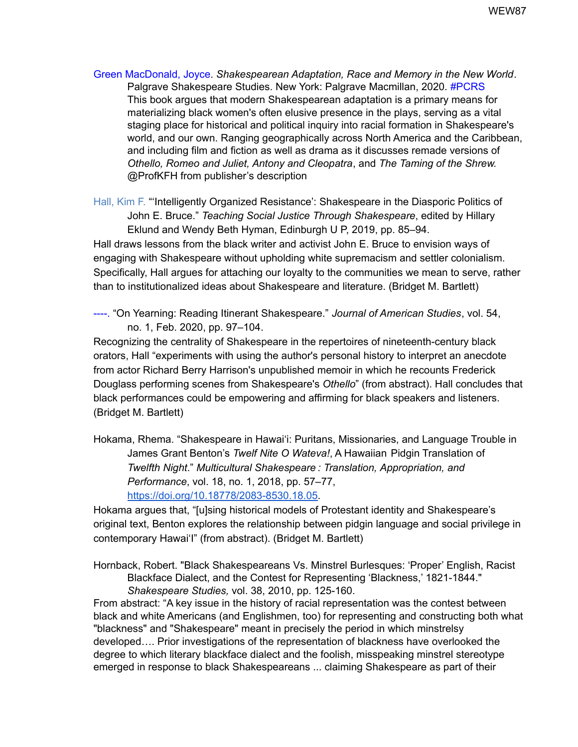Green MacDonald, Joyce. *Shakespearean Adaptation, Race and Memory in the New World*. Palgrave Shakespeare Studies. New York: Palgrave Macmillan, 2020. #PCRS
This book argues that modern Shakespearean adaptation is a primary means for materializing black women's often elusive presence in the plays, serving as a vital staging place for historical and political inquiry into racial formation in Shakespeare's world, and our own. Ranging geographically across North America and the Caribbean, and including film and fiction as well as drama as it discusses remade versions of *Othello, Romeo and Juliet, Antony and Cleopatra*, and *The Taming of the Shrew.* @ProfKFH from publisher's description

Hall, Kim F. "'Intelligently Organized Resistance': Shakespeare in the Diasporic Politics of John E. Bruce." *Teaching Social Justice Through Shakespeare*, edited by Hillary Eklund and Wendy Beth Hyman, Edinburgh U P, 2019, pp. 85–94.
Hall draws lessons from the black writer and activist John E. Bruce to envision ways of engaging with Shakespeare without upholding white supremacism and settler colonialism. Specifically, Hall argues for attaching our loyalty to the communities we mean to serve, rather than to institutionalized ideas about Shakespeare and literature. (Bridget M. Bartlett)

----. "On Yearning: Reading Itinerant Shakespeare." *Journal of American Studies*, vol. 54, no. 1, Feb. 2020, pp. 97–104.
Recognizing the centrality of Shakespeare in the repertoires of nineteenth-century black orators, Hall "experiments with using the author's personal history to interpret an anecdote from actor Richard Berry Harrison's unpublished memoir in which he recounts Frederick Douglass performing scenes from Shakespeare's *Othello*" (from abstract). Hall concludes that black performances could be empowering and affirming for black speakers and listeners. (Bridget M. Bartlett)

Hokama, Rhema. "Shakespeare in Hawaiʻi: Puritans, Missionaries, and Language Trouble in James Grant Benton's *Twelf Nite O Wateva!*, A Hawaiian Pidgin Translation of *Twelfth Night*." *Multicultural Shakespeare : Translation, Appropriation, and Performance*, vol. 18, no. 1, 2018, pp. 57–77, https://doi.org/10.18778/2083-8530.18.05.
Hokama argues that, "[u]sing historical models of Protestant identity and Shakespeare's original text, Benton explores the relationship between pidgin language and social privilege in contemporary Hawaiʻi" (from abstract). (Bridget M. Bartlett)

Hornback, Robert. "Black Shakespeareans Vs. Minstrel Burlesques: 'Proper' English, Racist Blackface Dialect, and the Contest for Representing 'Blackness,' 1821-1844." *Shakespeare Studies,* vol. 38, 2010, pp. 125-160.
From abstract: "A key issue in the history of racial representation was the contest between black and white Americans (and Englishmen, too) for representing and constructing both what "blackness" and "Shakespeare" meant in precisely the period in which minstrelsy developed…. Prior investigations of the representation of blackness have overlooked the degree to which literary blackface dialect and the foolish, misspeaking minstrel stereotype emerged in response to black Shakespeareans ... claiming Shakespeare as part of their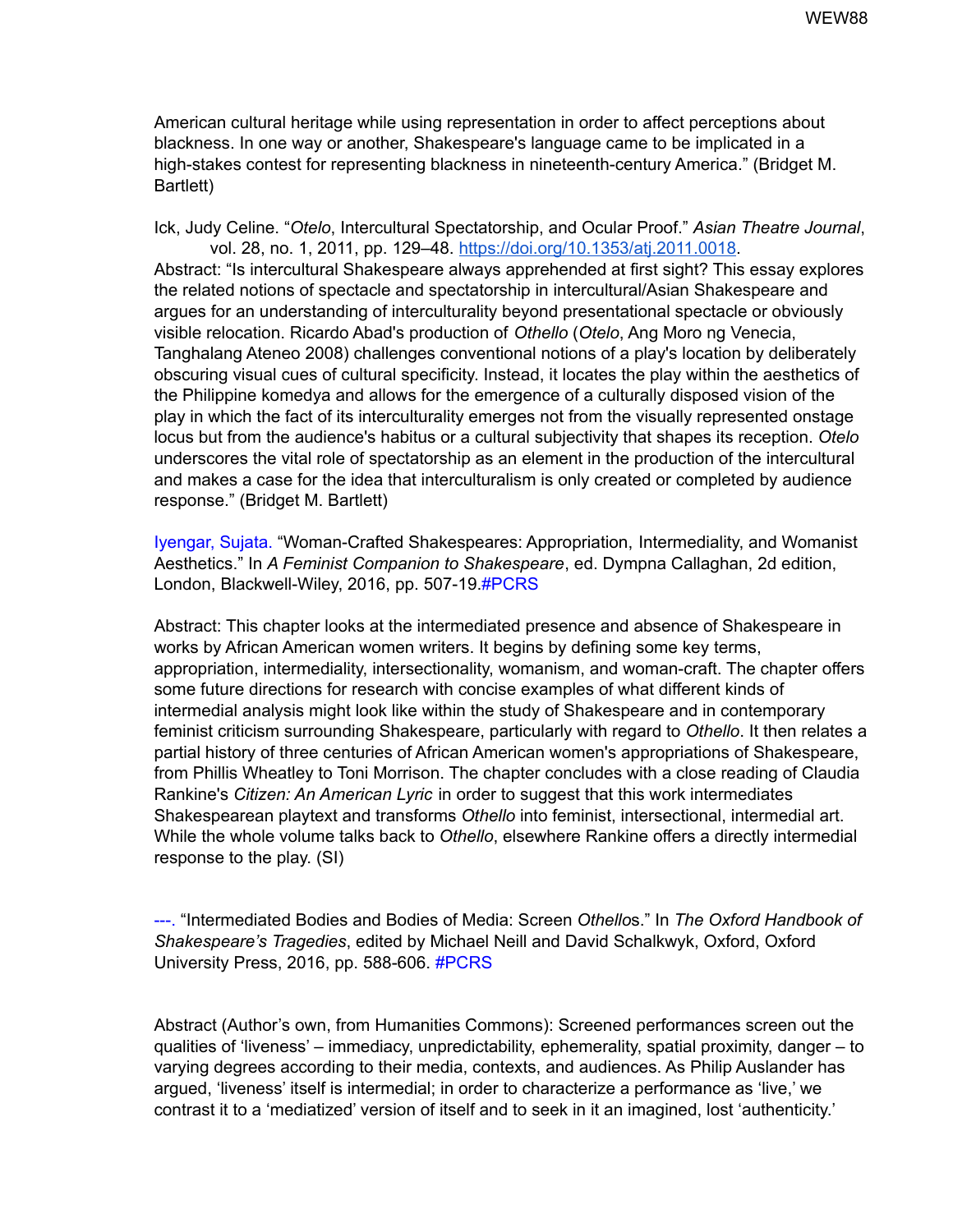American cultural heritage while using representation in order to affect perceptions about blackness. In one way or another, Shakespeare's language came to be implicated in a high-stakes contest for representing blackness in nineteenth-century America." (Bridget M. Bartlett)

Ick, Judy Celine. "*Otelo*, Intercultural Spectatorship, and Ocular Proof." *Asian Theatre Journal*, vol. 28, no. 1, 2011, pp. 129–48. https://doi.org/10.1353/atj.2011.0018.
Abstract: "Is intercultural Shakespeare always apprehended at first sight? This essay explores the related notions of spectacle and spectatorship in intercultural/Asian Shakespeare and argues for an understanding of interculturality beyond presentational spectacle or obviously visible relocation. Ricardo Abad's production of *Othello* (*Otelo*, Ang Moro ng Venecia, Tanghalang Ateneo 2008) challenges conventional notions of a play's location by deliberately obscuring visual cues of cultural specificity. Instead, it locates the play within the aesthetics of the Philippine komedya and allows for the emergence of a culturally disposed vision of the play in which the fact of its interculturality emerges not from the visually represented onstage locus but from the audience's habitus or a cultural subjectivity that shapes its reception. *Otelo* underscores the vital role of spectatorship as an element in the production of the intercultural and makes a case for the idea that interculturalism is only created or completed by audience response." (Bridget M. Bartlett)

Iyengar, Sujata. "Woman-Crafted Shakespeares: Appropriation, Intermediality, and Womanist Aesthetics." In *A Feminist Companion to Shakespeare*, ed. Dympna Callaghan, 2d edition, London, Blackwell-Wiley, 2016, pp. 507-19.#PCRS

Abstract: This chapter looks at the intermediated presence and absence of Shakespeare in works by African American women writers. It begins by defining some key terms, appropriation, intermediality, intersectionality, womanism, and woman-craft. The chapter offers some future directions for research with concise examples of what different kinds of intermedial analysis might look like within the study of Shakespeare and in contemporary feminist criticism surrounding Shakespeare, particularly with regard to *Othello*. It then relates a partial history of three centuries of African American women's appropriations of Shakespeare, from Phillis Wheatley to Toni Morrison. The chapter concludes with a close reading of Claudia Rankine's *Citizen: An American Lyric* in order to suggest that this work intermediates Shakespearean playtext and transforms *Othello* into feminist, intersectional, intermedial art. While the whole volume talks back to *Othello*, elsewhere Rankine offers a directly intermedial response to the play. (SI)

---. "Intermediated Bodies and Bodies of Media: Screen *Othello*s." In *The Oxford Handbook of Shakespeare's Tragedies*, edited by Michael Neill and David Schalkwyk, Oxford, Oxford University Press, 2016, pp. 588-606. #PCRS

Abstract (Author's own, from Humanities Commons): Screened performances screen out the qualities of 'liveness' – immediacy, unpredictability, ephemerality, spatial proximity, danger – to varying degrees according to their media, contexts, and audiences. As Philip Auslander has argued, 'liveness' itself is intermedial; in order to characterize a performance as 'live,' we contrast it to a 'mediatized' version of itself and to seek in it an imagined, lost 'authenticity.'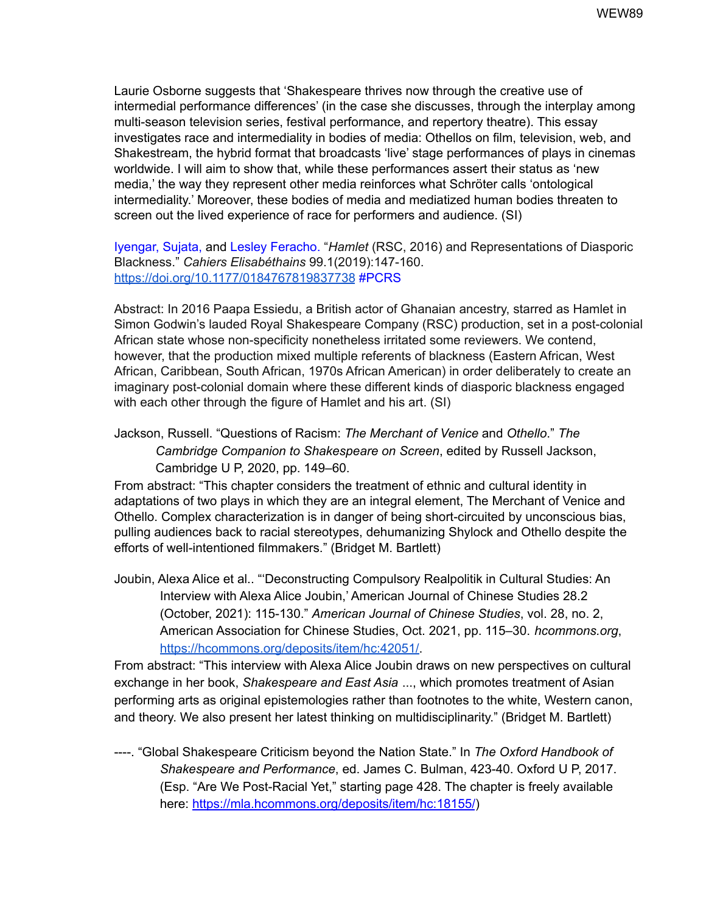Laurie Osborne suggests that 'Shakespeare thrives now through the creative use of intermedial performance differences' (in the case she discusses, through the interplay among multi-season television series, festival performance, and repertory theatre). This essay investigates race and intermediality in bodies of media: Othellos on film, television, web, and Shakestream, the hybrid format that broadcasts 'live' stage performances of plays in cinemas worldwide. I will aim to show that, while these performances assert their status as 'new media,' the way they represent other media reinforces what Schröter calls 'ontological intermediality.' Moreover, these bodies of media and mediatized human bodies threaten to screen out the lived experience of race for performers and audience. (SI)

Iyengar, Sujata, and Lesley Feracho. "*Hamlet* (RSC, 2016) and Representations of Diasporic Blackness." *Cahiers Elisabéthains* 99.1(2019):147-160. https://doi.org/10.1177/0184767819837738 #PCRS

Abstract: In 2016 Paapa Essiedu, a British actor of Ghanaian ancestry, starred as Hamlet in Simon Godwin's lauded Royal Shakespeare Company (RSC) production, set in a post-colonial African state whose non-specificity nonetheless irritated some reviewers. We contend, however, that the production mixed multiple referents of blackness (Eastern African, West African, Caribbean, South African, 1970s African American) in order deliberately to create an imaginary post-colonial domain where these different kinds of diasporic blackness engaged with each other through the figure of Hamlet and his art. (SI)

Jackson, Russell. "Questions of Racism: *The Merchant of Venice* and *Othello*." *The Cambridge Companion to Shakespeare on Screen*, edited by Russell Jackson, Cambridge U P, 2020, pp. 149–60.

From abstract: "This chapter considers the treatment of ethnic and cultural identity in adaptations of two plays in which they are an integral element, The Merchant of Venice and Othello. Complex characterization is in danger of being short-circuited by unconscious bias, pulling audiences back to racial stereotypes, dehumanizing Shylock and Othello despite the efforts of well-intentioned filmmakers." (Bridget M. Bartlett)

Joubin, Alexa Alice et al.. "'Deconstructing Compulsory Realpolitik in Cultural Studies: An Interview with Alexa Alice Joubin,' American Journal of Chinese Studies 28.2 (October, 2021): 115-130." *American Journal of Chinese Studies*, vol. 28, no. 2, American Association for Chinese Studies, Oct. 2021, pp. 115–30. *hcommons.org*, https://hcommons.org/deposits/item/hc:42051/.

From abstract: "This interview with Alexa Alice Joubin draws on new perspectives on cultural exchange in her book, *Shakespeare and East Asia* ..., which promotes treatment of Asian performing arts as original epistemologies rather than footnotes to the white, Western canon, and theory. We also present her latest thinking on multidisciplinarity." (Bridget M. Bartlett)

----. "Global Shakespeare Criticism beyond the Nation State." In *The Oxford Handbook of Shakespeare and Performance*, ed. James C. Bulman, 423-40. Oxford U P, 2017. (Esp. "Are We Post-Racial Yet," starting page 428. The chapter is freely available here: https://mla.hcommons.org/deposits/item/hc:18155/)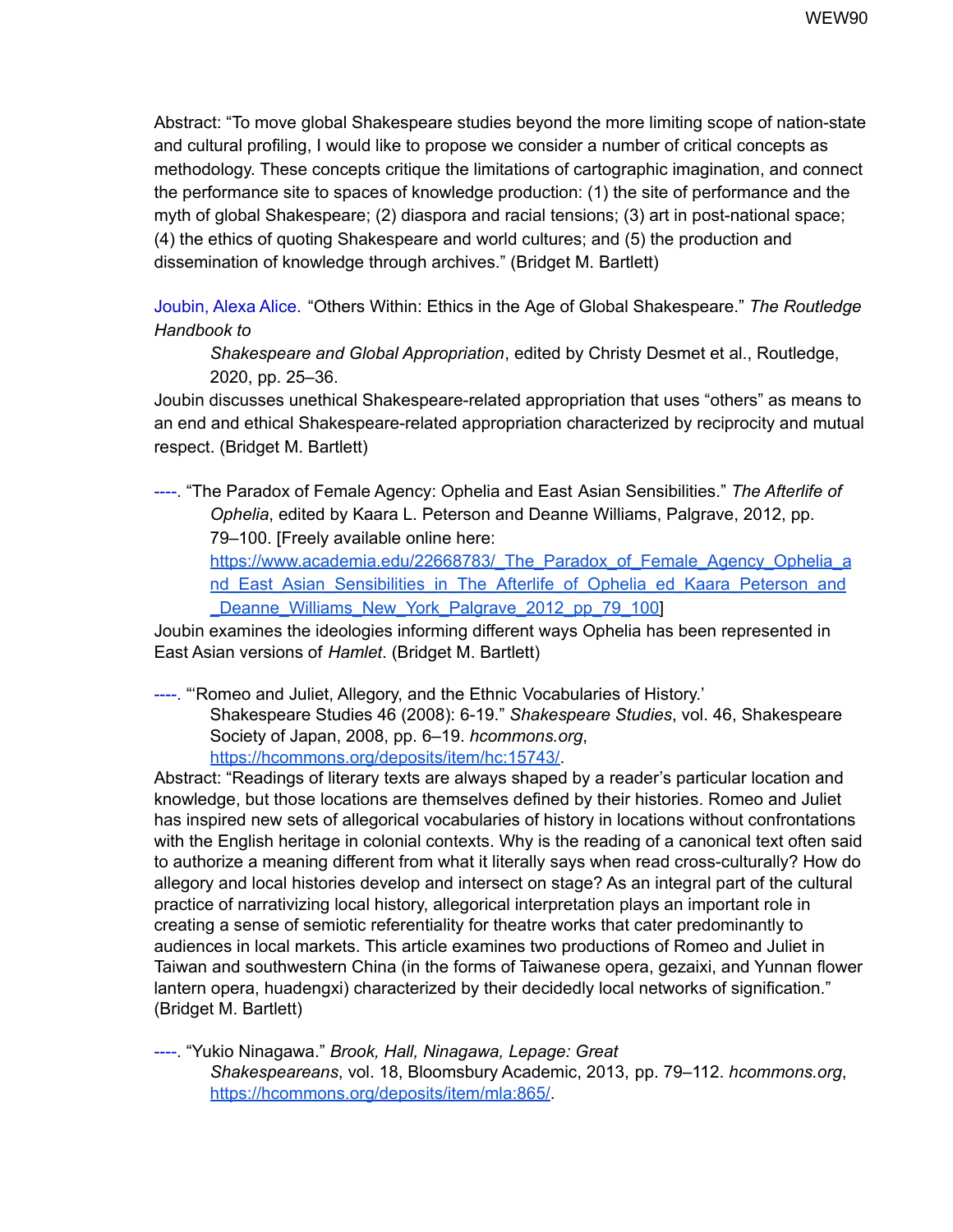Abstract: "To move global Shakespeare studies beyond the more limiting scope of nation-state and cultural profiling, I would like to propose we consider a number of critical concepts as methodology. These concepts critique the limitations of cartographic imagination, and connect the performance site to spaces of knowledge production: (1) the site of performance and the myth of global Shakespeare; (2) diaspora and racial tensions; (3) art in post-national space; (4) the ethics of quoting Shakespeare and world cultures; and (5) the production and dissemination of knowledge through archives." (Bridget M. Bartlett)

Joubin, Alexa Alice. "Others Within: Ethics in the Age of Global Shakespeare." *The Routledge Handbook to Shakespeare and Global Appropriation*, edited by Christy Desmet et al., Routledge, 2020, pp. 25–36.

Joubin discusses unethical Shakespeare-related appropriation that uses "others" as means to an end and ethical Shakespeare-related appropriation characterized by reciprocity and mutual respect. (Bridget M. Bartlett)

----. "The Paradox of Female Agency: Ophelia and East Asian Sensibilities." *The Afterlife of Ophelia*, edited by Kaara L. Peterson and Deanne Williams, Palgrave, 2012, pp. 79–100. [Freely available online here: https://www.academia.edu/22668783/_The_Paradox_of_Female_Agency_Ophelia_and_East_Asian_Sensibilities_in_The_Afterlife_of_Ophelia_ed_Kaara_Peterson_and_Deanne_Williams_New_York_Palgrave_2012_pp_79_100]

Joubin examines the ideologies informing different ways Ophelia has been represented in East Asian versions of *Hamlet*. (Bridget M. Bartlett)

----. "'Romeo and Juliet, Allegory, and the Ethnic Vocabularies of History.' Shakespeare Studies 46 (2008): 6-19." *Shakespeare Studies*, vol. 46, Shakespeare Society of Japan, 2008, pp. 6–19. *hcommons.org*, https://hcommons.org/deposits/item/hc:15743/.

Abstract: "Readings of literary texts are always shaped by a reader's particular location and knowledge, but those locations are themselves defined by their histories. Romeo and Juliet has inspired new sets of allegorical vocabularies of history in locations without confrontations with the English heritage in colonial contexts. Why is the reading of a canonical text often said to authorize a meaning different from what it literally says when read cross-culturally? How do allegory and local histories develop and intersect on stage? As an integral part of the cultural practice of narrativizing local history, allegorical interpretation plays an important role in creating a sense of semiotic referentiality for theatre works that cater predominantly to audiences in local markets. This article examines two productions of Romeo and Juliet in Taiwan and southwestern China (in the forms of Taiwanese opera, gezaixi, and Yunnan flower lantern opera, huadengxi) characterized by their decidedly local networks of signification." (Bridget M. Bartlett)

----. "Yukio Ninagawa." *Brook, Hall, Ninagawa, Lepage: Great Shakespeareans*, vol. 18, Bloomsbury Academic, 2013, pp. 79–112. *hcommons.org*, https://hcommons.org/deposits/item/mla:865/.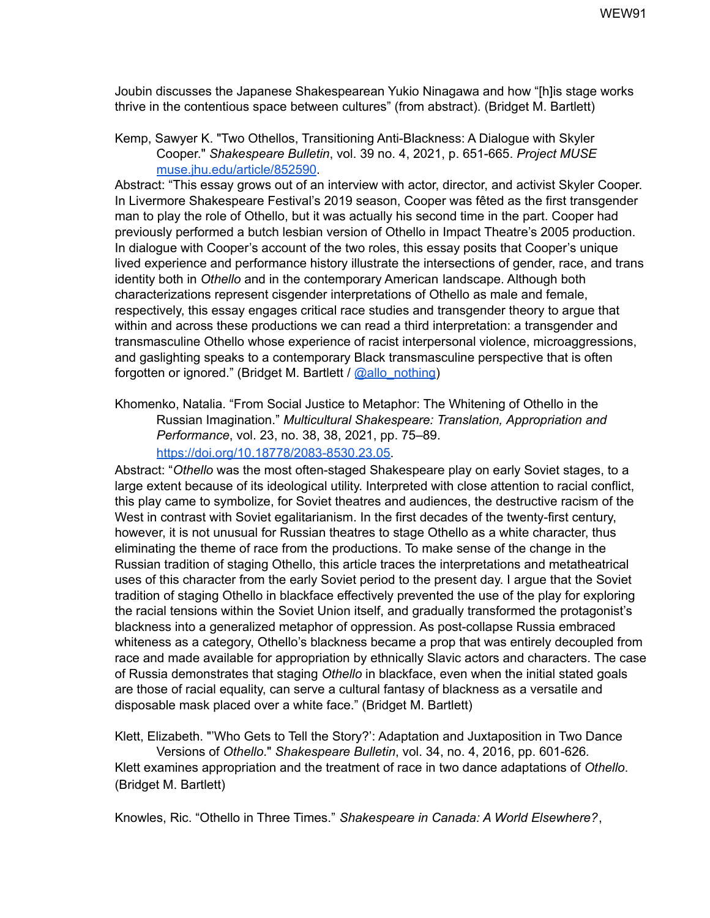Joubin discusses the Japanese Shakespearean Yukio Ninagawa and how "[h]is stage works thrive in the contentious space between cultures" (from abstract). (Bridget M. Bartlett)

Kemp, Sawyer K. "Two Othellos, Transitioning Anti-Blackness: A Dialogue with Skyler Cooper." *Shakespeare Bulletin*, vol. 39 no. 4, 2021, p. 651-665. *Project MUSE* [muse.jhu.edu/article/852590](https://muse.jhu.edu/article/852590).
Abstract: "This essay grows out of an interview with actor, director, and activist Skyler Cooper. In Livermore Shakespeare Festival's 2019 season, Cooper was fêted as the first transgender man to play the role of Othello, but it was actually his second time in the part. Cooper had previously performed a butch lesbian version of Othello in Impact Theatre's 2005 production. In dialogue with Cooper's account of the two roles, this essay posits that Cooper's unique lived experience and performance history illustrate the intersections of gender, race, and trans identity both in *Othello* and in the contemporary American landscape. Although both characterizations represent cisgender interpretations of Othello as male and female, respectively, this essay engages critical race studies and transgender theory to argue that within and across these productions we can read a third interpretation: a transgender and transmasculine Othello whose experience of racist interpersonal violence, microaggressions, and gaslighting speaks to a contemporary Black transmasculine perspective that is often forgotten or ignored." (Bridget M. Bartlett / @allo_nothing)

Khomenko, Natalia. "From Social Justice to Metaphor: The Whitening of Othello in the Russian Imagination." *Multicultural Shakespeare: Translation, Appropriation and Performance*, vol. 23, no. 38, 38, 2021, pp. 75–89. [https://doi.org/10.18778/2083-8530.23.05](https://doi.org/10.18778/2083-8530.23.05).
Abstract: "*Othello* was the most often-staged Shakespeare play on early Soviet stages, to a large extent because of its ideological utility. Interpreted with close attention to racial conflict, this play came to symbolize, for Soviet theatres and audiences, the destructive racism of the West in contrast with Soviet egalitarianism. In the first decades of the twenty-first century, however, it is not unusual for Russian theatres to stage Othello as a white character, thus eliminating the theme of race from the productions. To make sense of the change in the Russian tradition of staging Othello, this article traces the interpretations and metatheatrical uses of this character from the early Soviet period to the present day. I argue that the Soviet tradition of staging Othello in blackface effectively prevented the use of the play for exploring the racial tensions within the Soviet Union itself, and gradually transformed the protagonist's blackness into a generalized metaphor of oppression. As post-collapse Russia embraced whiteness as a category, Othello's blackness became a prop that was entirely decoupled from race and made available for appropriation by ethnically Slavic actors and characters. The case of Russia demonstrates that staging *Othello* in blackface, even when the initial stated goals are those of racial equality, can serve a cultural fantasy of blackness as a versatile and disposable mask placed over a white face." (Bridget M. Bartlett)

Klett, Elizabeth. "'Who Gets to Tell the Story?': Adaptation and Juxtaposition in Two Dance Versions of *Othello*." *Shakespeare Bulletin*, vol. 34, no. 4, 2016, pp. 601-626.
Klett examines appropriation and the treatment of race in two dance adaptations of *Othello*. (Bridget M. Bartlett)

Knowles, Ric. "Othello in Three Times." *Shakespeare in Canada: A World Elsewhere?*,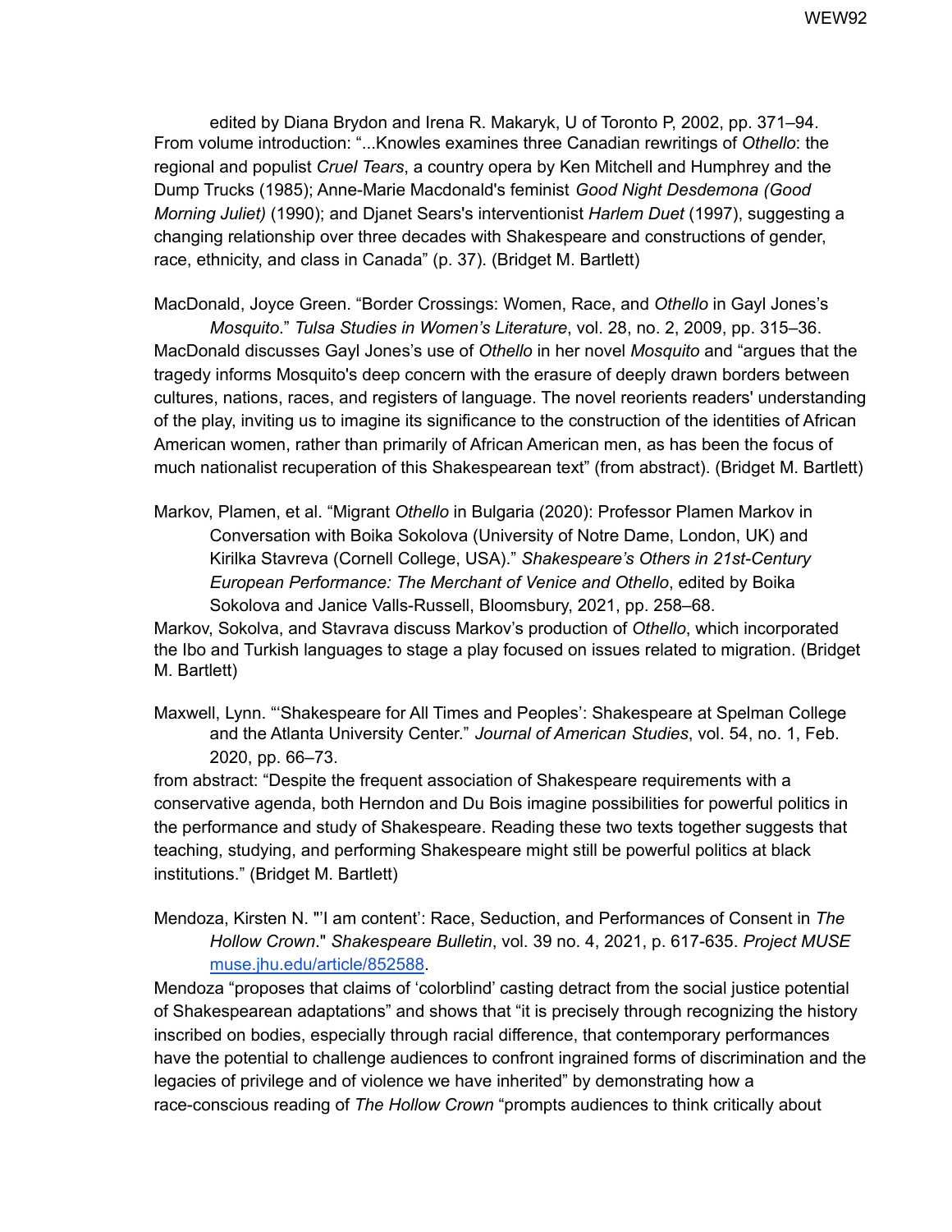edited by Diana Brydon and Irena R. Makaryk, U of Toronto P, 2002, pp. 371–94. From volume introduction: "...Knowles examines three Canadian rewritings of *Othello*: the regional and populist *Cruel Tears*, a country opera by Ken Mitchell and Humphrey and the Dump Trucks (1985); Anne-Marie Macdonald's feminist *Good Night Desdemona (Good Morning Juliet)* (1990); and Djanet Sears's interventionist *Harlem Duet* (1997), suggesting a changing relationship over three decades with Shakespeare and constructions of gender, race, ethnicity, and class in Canada" (p. 37). (Bridget M. Bartlett)

MacDonald, Joyce Green. "Border Crossings: Women, Race, and *Othello* in Gayl Jones's *Mosquito*." *Tulsa Studies in Women's Literature*, vol. 28, no. 2, 2009, pp. 315–36. MacDonald discusses Gayl Jones's use of *Othello* in her novel *Mosquito* and "argues that the tragedy informs Mosquito's deep concern with the erasure of deeply drawn borders between cultures, nations, races, and registers of language. The novel reorients readers' understanding of the play, inviting us to imagine its significance to the construction of the identities of African American women, rather than primarily of African American men, as has been the focus of much nationalist recuperation of this Shakespearean text" (from abstract). (Bridget M. Bartlett)

Markov, Plamen, et al. "Migrant *Othello* in Bulgaria (2020): Professor Plamen Markov in Conversation with Boika Sokolova (University of Notre Dame, London, UK) and Kirilka Stavreva (Cornell College, USA)." *Shakespeare's Others in 21st-Century European Performance: The Merchant of Venice and Othello*, edited by Boika Sokolova and Janice Valls-Russell, Bloomsbury, 2021, pp. 258–68. Markov, Sokolva, and Stavrava discuss Markov's production of *Othello*, which incorporated the Ibo and Turkish languages to stage a play focused on issues related to migration. (Bridget M. Bartlett)

Maxwell, Lynn. "'Shakespeare for All Times and Peoples': Shakespeare at Spelman College and the Atlanta University Center." *Journal of American Studies*, vol. 54, no. 1, Feb. 2020, pp. 66–73. from abstract: "Despite the frequent association of Shakespeare requirements with a conservative agenda, both Herndon and Du Bois imagine possibilities for powerful politics in the performance and study of Shakespeare. Reading these two texts together suggests that teaching, studying, and performing Shakespeare might still be powerful politics at black institutions." (Bridget M. Bartlett)

Mendoza, Kirsten N. "'I am content': Race, Seduction, and Performances of Consent in *The Hollow Crown*." *Shakespeare Bulletin*, vol. 39 no. 4, 2021, p. 617-635. *Project MUSE* muse.jhu.edu/article/852588. Mendoza "proposes that claims of 'colorblind' casting detract from the social justice potential of Shakespearean adaptations" and shows that "it is precisely through recognizing the history inscribed on bodies, especially through racial difference, that contemporary performances have the potential to challenge audiences to confront ingrained forms of discrimination and the legacies of privilege and of violence we have inherited" by demonstrating how a race-conscious reading of *The Hollow Crown* "prompts audiences to think critically about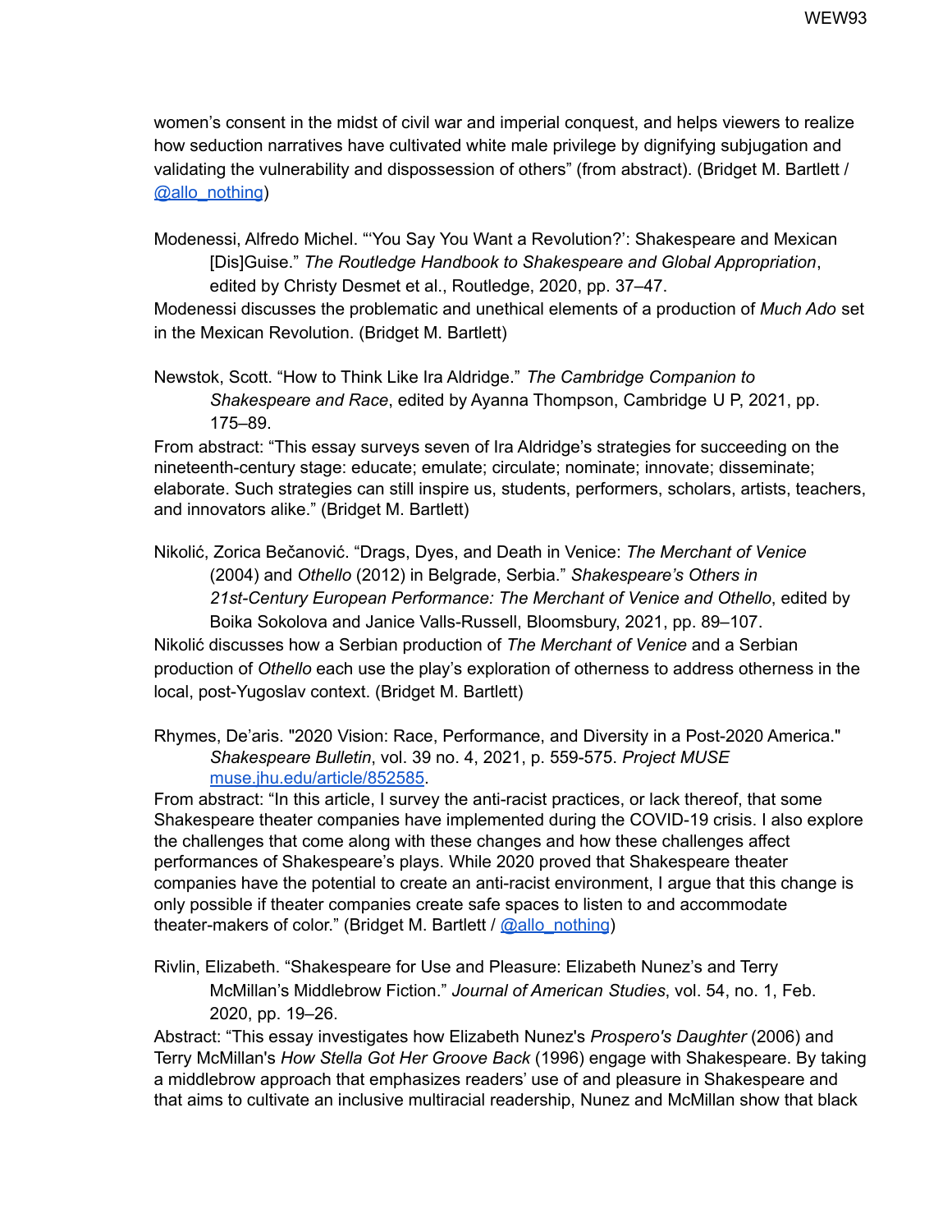women's consent in the midst of civil war and imperial conquest, and helps viewers to realize how seduction narratives have cultivated white male privilege by dignifying subjugation and validating the vulnerability and dispossession of others" (from abstract). (Bridget M. Bartlett / [@allo_nothing](https://twitter.com/allo_nothing))

Modenessi, Alfredo Michel. "'You Say You Want a Revolution?': Shakespeare and Mexican [Dis]Guise." *The Routledge Handbook to Shakespeare and Global Appropriation*, edited by Christy Desmet et al., Routledge, 2020, pp. 37–47.
Modenessi discusses the problematic and unethical elements of a production of *Much Ado* set in the Mexican Revolution. (Bridget M. Bartlett)

Newstok, Scott. "How to Think Like Ira Aldridge." *The Cambridge Companion to Shakespeare and Race*, edited by Ayanna Thompson, Cambridge U P, 2021, pp. 175–89.
From abstract: "This essay surveys seven of Ira Aldridge's strategies for succeeding on the nineteenth-century stage: educate; emulate; circulate; nominate; innovate; disseminate; elaborate. Such strategies can still inspire us, students, performers, scholars, artists, teachers, and innovators alike." (Bridget M. Bartlett)

Nikolić, Zorica Bečanović. "Drags, Dyes, and Death in Venice: *The Merchant of Venice* (2004) and *Othello* (2012) in Belgrade, Serbia." *Shakespeare's Others in 21st-Century European Performance: The Merchant of Venice and Othello*, edited by Boika Sokolova and Janice Valls-Russell, Bloomsbury, 2021, pp. 89–107.
Nikolić discusses how a Serbian production of *The Merchant of Venice* and a Serbian production of *Othello* each use the play's exploration of otherness to address otherness in the local, post-Yugoslav context. (Bridget M. Bartlett)

Rhymes, De'aris. "2020 Vision: Race, Performance, and Diversity in a Post-2020 America." *Shakespeare Bulletin*, vol. 39 no. 4, 2021, p. 559-575. *Project MUSE* [muse.jhu.edu/article/852585](https://muse.jhu.edu/article/852585).
From abstract: "In this article, I survey the anti-racist practices, or lack thereof, that some Shakespeare theater companies have implemented during the COVID-19 crisis. I also explore the challenges that come along with these changes and how these challenges affect performances of Shakespeare's plays. While 2020 proved that Shakespeare theater companies have the potential to create an anti-racist environment, I argue that this change is only possible if theater companies create safe spaces to listen to and accommodate theater-makers of color." (Bridget M. Bartlett / [@allo_nothing](https://twitter.com/allo_nothing))

Rivlin, Elizabeth. "Shakespeare for Use and Pleasure: Elizabeth Nunez's and Terry McMillan's Middlebrow Fiction." *Journal of American Studies*, vol. 54, no. 1, Feb. 2020, pp. 19–26.
Abstract: "This essay investigates how Elizabeth Nunez's *Prospero's Daughter* (2006) and Terry McMillan's *How Stella Got Her Groove Back* (1996) engage with Shakespeare. By taking a middlebrow approach that emphasizes readers' use of and pleasure in Shakespeare and that aims to cultivate an inclusive multiracial readership, Nunez and McMillan show that black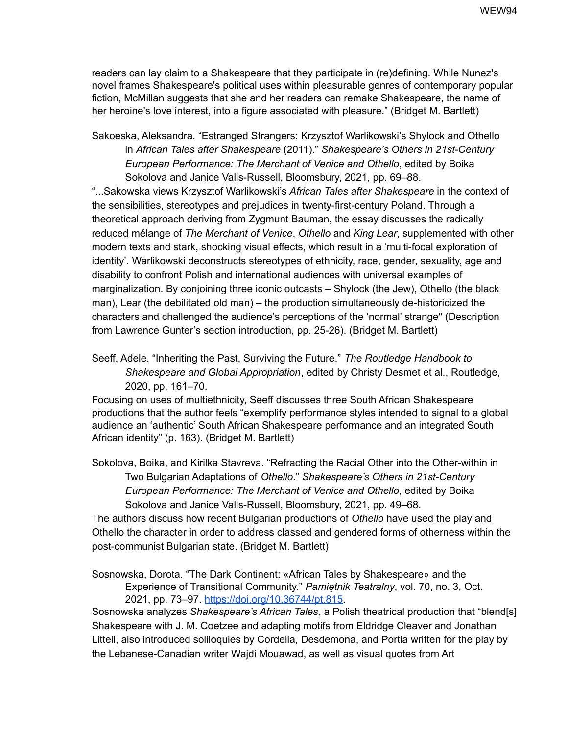readers can lay claim to a Shakespeare that they participate in (re)defining. While Nunez's novel frames Shakespeare's political uses within pleasurable genres of contemporary popular fiction, McMillan suggests that she and her readers can remake Shakespeare, the name of her heroine's love interest, into a figure associated with pleasure." (Bridget M. Bartlett)

Sakoeska, Aleksandra. "Estranged Strangers: Krzysztof Warlikowski's Shylock and Othello in *African Tales after Shakespeare* (2011)." *Shakespeare's Others in 21st-Century European Performance: The Merchant of Venice and Othello*, edited by Boika Sokolova and Janice Valls-Russell, Bloomsbury, 2021, pp. 69–88.

"...Sakowska views Krzysztof Warlikowski's *African Tales after Shakespeare* in the context of the sensibilities, stereotypes and prejudices in twenty-first-century Poland. Through a theoretical approach deriving from Zygmunt Bauman, the essay discusses the radically reduced mélange of *The Merchant of Venice*, *Othello* and *King Lear*, supplemented with other modern texts and stark, shocking visual effects, which result in a 'multi-focal exploration of identity'. Warlikowski deconstructs stereotypes of ethnicity, race, gender, sexuality, age and disability to confront Polish and international audiences with universal examples of marginalization. By conjoining three iconic outcasts – Shylock (the Jew), Othello (the black man), Lear (the debilitated old man) – the production simultaneously de-historicized the characters and challenged the audience's perceptions of the 'normal' strange" (Description from Lawrence Gunter's section introduction, pp. 25-26). (Bridget M. Bartlett)

Seeff, Adele. "Inheriting the Past, Surviving the Future." *The Routledge Handbook to Shakespeare and Global Appropriation*, edited by Christy Desmet et al., Routledge, 2020, pp. 161–70.

Focusing on uses of multiethnicity, Seeff discusses three South African Shakespeare productions that the author feels "exemplify performance styles intended to signal to a global audience an 'authentic' South African Shakespeare performance and an integrated South African identity" (p. 163). (Bridget M. Bartlett)

Sokolova, Boika, and Kirilka Stavreva. "Refracting the Racial Other into the Other-within in Two Bulgarian Adaptations of *Othello*." *Shakespeare's Others in 21st-Century European Performance: The Merchant of Venice and Othello*, edited by Boika Sokolova and Janice Valls-Russell, Bloomsbury, 2021, pp. 49–68.

The authors discuss how recent Bulgarian productions of *Othello* have used the play and Othello the character in order to address classed and gendered forms of otherness within the post-communist Bulgarian state. (Bridget M. Bartlett)

Sosnowska, Dorota. "The Dark Continent: «African Tales by Shakespeare» and the Experience of Transitional Community." *Pamiętnik Teatralny*, vol. 70, no. 3, Oct. 2021, pp. 73–97. https://doi.org/10.36744/pt.815.

Sosnowska analyzes *Shakespeare's African Tales*, a Polish theatrical production that "blend[s] Shakespeare with J. M. Coetzee and adapting motifs from Eldridge Cleaver and Jonathan Littell, also introduced soliloquies by Cordelia, Desdemona, and Portia written for the play by the Lebanese-Canadian writer Wajdi Mouawad, as well as visual quotes from Art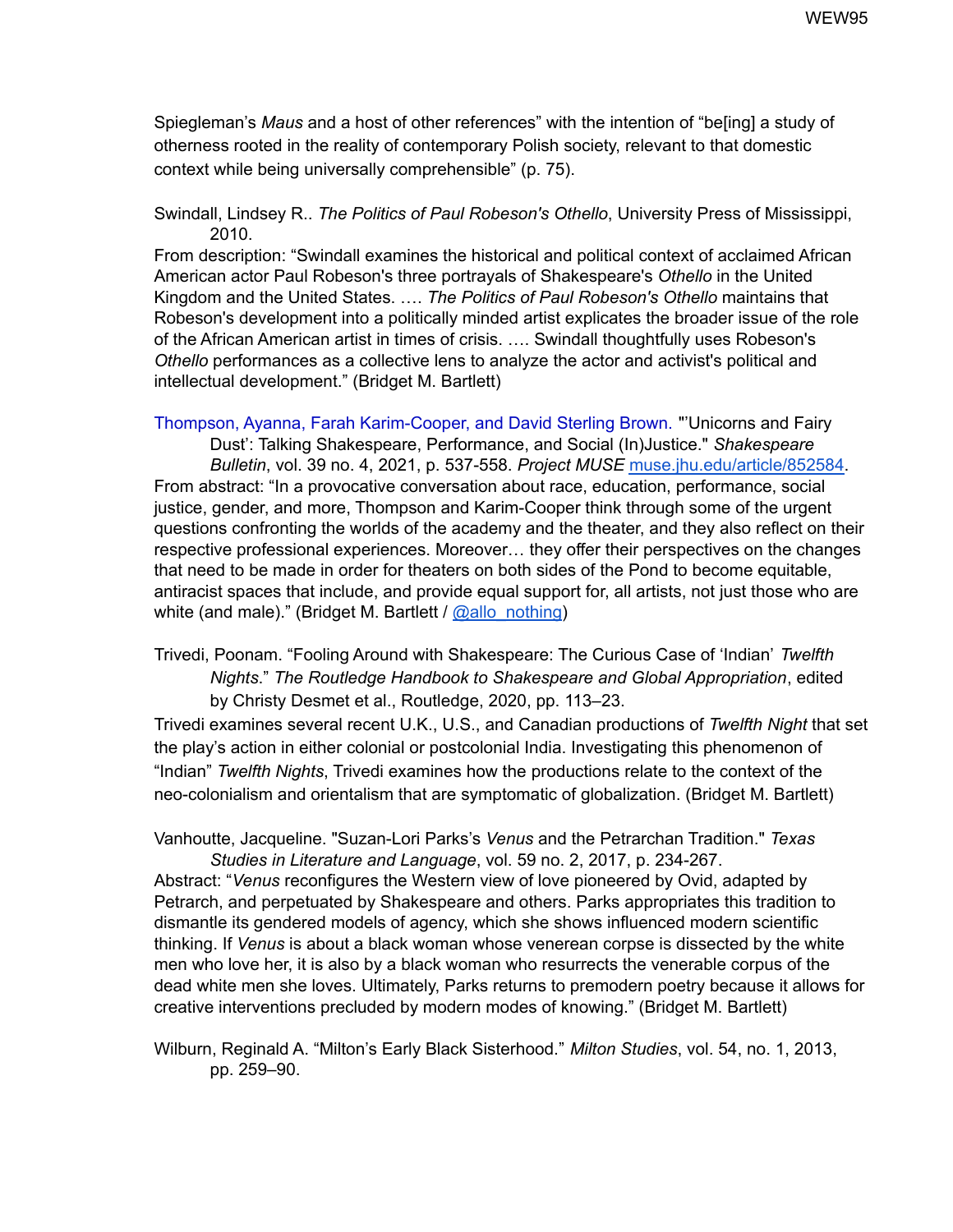Spiegleman's *Maus* and a host of other references" with the intention of "be[ing] a study of otherness rooted in the reality of contemporary Polish society, relevant to that domestic context while being universally comprehensible" (p. 75).

Swindall, Lindsey R.. *The Politics of Paul Robeson's Othello*, University Press of Mississippi, 2010.
From description: "Swindall examines the historical and political context of acclaimed African American actor Paul Robeson's three portrayals of Shakespeare's *Othello* in the United Kingdom and the United States. …. *The Politics of Paul Robeson's Othello* maintains that Robeson's development into a politically minded artist explicates the broader issue of the role of the African American artist in times of crisis. …. Swindall thoughtfully uses Robeson's *Othello* performances as a collective lens to analyze the actor and activist's political and intellectual development." (Bridget M. Bartlett)

Thompson, Ayanna, Farah Karim-Cooper, and David Sterling Brown. "'Unicorns and Fairy Dust': Talking Shakespeare, Performance, and Social (In)Justice." *Shakespeare Bulletin*, vol. 39 no. 4, 2021, p. 537-558. *Project MUSE* [muse.jhu.edu/article/852584](muse.jhu.edu/article/852584).
From abstract: "In a provocative conversation about race, education, performance, social justice, gender, and more, Thompson and Karim-Cooper think through some of the urgent questions confronting the worlds of the academy and the theater, and they also reflect on their respective professional experiences. Moreover… they offer their perspectives on the changes that need to be made in order for theaters on both sides of the Pond to become equitable, antiracist spaces that include, and provide equal support for, all artists, not just those who are white (and male)." (Bridget M. Bartlett / @allo_nothing)

Trivedi, Poonam. "Fooling Around with Shakespeare: The Curious Case of 'Indian' *Twelfth Nights*." *The Routledge Handbook to Shakespeare and Global Appropriation*, edited by Christy Desmet et al., Routledge, 2020, pp. 113–23.
Trivedi examines several recent U.K., U.S., and Canadian productions of *Twelfth Night* that set the play's action in either colonial or postcolonial India. Investigating this phenomenon of "Indian" *Twelfth Nights*, Trivedi examines how the productions relate to the context of the neo-colonialism and orientalism that are symptomatic of globalization. (Bridget M. Bartlett)

Vanhoutte, Jacqueline. "Suzan-Lori Parks's *Venus* and the Petrarchan Tradition." *Texas Studies in Literature and Language*, vol. 59 no. 2, 2017, p. 234-267.
Abstract: "*Venus* reconfigures the Western view of love pioneered by Ovid, adapted by Petrarch, and perpetuated by Shakespeare and others. Parks appropriates this tradition to dismantle its gendered models of agency, which she shows influenced modern scientific thinking. If *Venus* is about a black woman whose venerean corpse is dissected by the white men who love her, it is also by a black woman who resurrects the venerable corpus of the dead white men she loves. Ultimately, Parks returns to premodern poetry because it allows for creative interventions precluded by modern modes of knowing." (Bridget M. Bartlett)

Wilburn, Reginald A. "Milton's Early Black Sisterhood." *Milton Studies*, vol. 54, no. 1, 2013, pp. 259–90.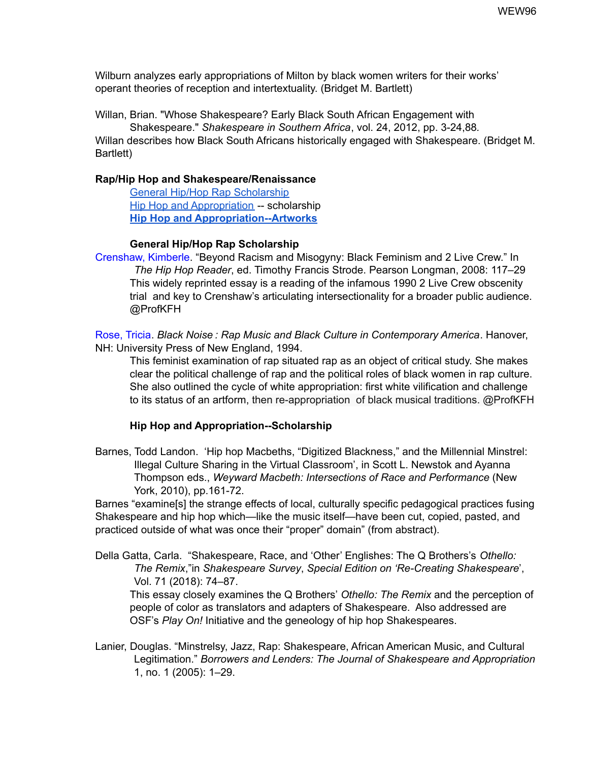Wilburn analyzes early appropriations of Milton by black women writers for their works' operant theories of reception and intertextuality. (Bridget M. Bartlett)

Willan, Brian. "Whose Shakespeare? Early Black South African Engagement with Shakespeare." *Shakespeare in Southern Africa*, vol. 24, 2012, pp. 3-24,88.
Willan describes how Black South Africans historically engaged with Shakespeare. (Bridget M. Bartlett)

**Rap/Hip Hop and Shakespeare/Renaissance**

General Hip/Hop Rap Scholarship
Hip Hop and Appropriation -- scholarship
**Hip Hop and Appropriation--Artworks**

**General Hip/Hop Scholarship**

Crenshaw, Kimberle. "Beyond Racism and Misogyny: Black Feminism and 2 Live Crew." In *The Hip Hop Reader*, ed. Timothy Francis Strode. Pearson Longman, 2008: 117–29
This widely reprinted essay is a reading of the infamous 1990 2 Live Crew obscenity trial and key to Crenshaw's articulating intersectionality for a broader public audience. @ProfKFH

Rose, Tricia. *Black Noise : Rap Music and Black Culture in Contemporary America*. Hanover, NH: University Press of New England, 1994.
This feminist examination of rap situated rap as an object of critical study. She makes clear the political challenge of rap and the political roles of black women in rap culture. She also outlined the cycle of white appropriation: first white vilification and challenge to its status of an artform, then re-appropriation of black musical traditions. @ProfKFH

**Hip Hop and Appropriation--Scholarship**

Barnes, Todd Landon. 'Hip hop Macbeths, "Digitized Blackness," and the Millennial Minstrel: Illegal Culture Sharing in the Virtual Classroom', in Scott L. Newstok and Ayanna Thompson eds., *Weyward Macbeth: Intersections of Race and Performance* (New York, 2010), pp.161-72.
Barnes "examine[s] the strange effects of local, culturally specific pedagogical practices fusing Shakespeare and hip hop which—like the music itself—have been cut, copied, pasted, and practiced outside of what was once their "proper" domain" (from abstract).

Della Gatta, Carla. "Shakespeare, Race, and 'Other' Englishes: The Q Brothers's *Othello: The Remix*,"in *Shakespeare Survey*, *Special Edition on 'Re-Creating Shakespeare*', Vol. 71 (2018): 74–87.
This essay closely examines the Q Brothers' *Othello: The Remix* and the perception of people of color as translators and adapters of Shakespeare. Also addressed are OSF's *Play On!* Initiative and the geneology of hip hop Shakespeares.

Lanier, Douglas. "Minstrelsy, Jazz, Rap: Shakespeare, African American Music, and Cultural Legitimation." *Borrowers and Lenders: The Journal of Shakespeare and Appropriation* 1, no. 1 (2005): 1–29.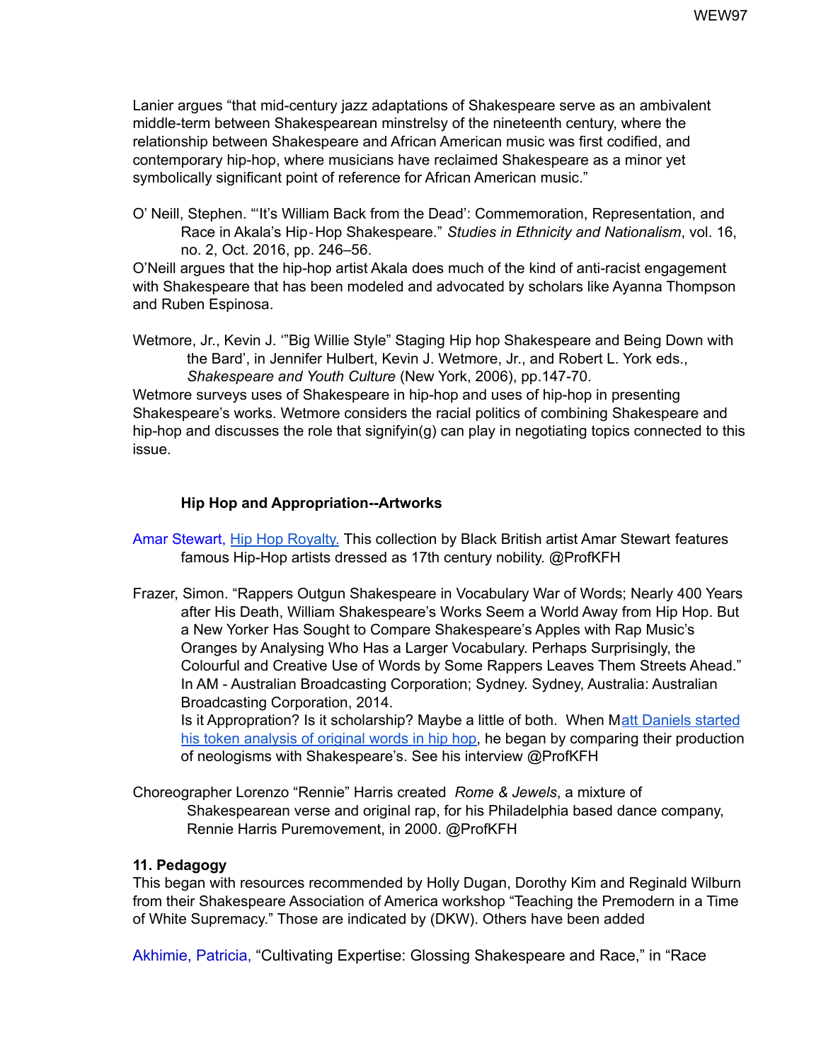Lanier argues "that mid-century jazz adaptations of Shakespeare serve as an ambivalent middle-term between Shakespearean minstrelsy of the nineteenth century, where the relationship between Shakespeare and African American music was first codified, and contemporary hip-hop, where musicians have reclaimed Shakespeare as a minor yet symbolically significant point of reference for African American music."

O' Neill, Stephen. "'It's William Back from the Dead': Commemoration, Representation, and Race in Akala's Hip-Hop Shakespeare." *Studies in Ethnicity and Nationalism*, vol. 16, no. 2, Oct. 2016, pp. 246–56.

O'Neill argues that the hip-hop artist Akala does much of the kind of anti-racist engagement with Shakespeare that has been modeled and advocated by scholars like Ayanna Thompson and Ruben Espinosa.

Wetmore, Jr., Kevin J. '"Big Willie Style" Staging Hip hop Shakespeare and Being Down with the Bard', in Jennifer Hulbert, Kevin J. Wetmore, Jr., and Robert L. York eds., *Shakespeare and Youth Culture* (New York, 2006), pp.147-70.

Wetmore surveys uses of Shakespeare in hip-hop and uses of hip-hop in presenting Shakespeare's works. Wetmore considers the racial politics of combining Shakespeare and hip-hop and discusses the role that signifyin(g) can play in negotiating topics connected to this issue.

**Hip Hop and Appropriation--Artworks**

Amar Stewart, Hip Hop Royalty. This collection by Black British artist Amar Stewart features famous Hip-Hop artists dressed as 17th century nobility. @ProfKFH

Frazer, Simon. "Rappers Outgun Shakespeare in Vocabulary War of Words; Nearly 400 Years after His Death, William Shakespeare's Works Seem a World Away from Hip Hop. But a New Yorker Has Sought to Compare Shakespeare's Apples with Rap Music's Oranges by Analysing Who Has a Larger Vocabulary. Perhaps Surprisingly, the Colourful and Creative Use of Words by Some Rappers Leaves Them Streets Ahead." In AM - Australian Broadcasting Corporation; Sydney. Sydney, Australia: Australian Broadcasting Corporation, 2014.

Is it Appropration? Is it scholarship? Maybe a little of both. When Matt Daniels started his token analysis of original words in hip hop, he began by comparing their production of neologisms with Shakespeare's. See his interview @ProfKFH

Choreographer Lorenzo "Rennie" Harris created *Rome & Jewels*, a mixture of Shakespearean verse and original rap, for his Philadelphia based dance company, Rennie Harris Puremovement, in 2000. @ProfKFH

**11. Pedagogy**

This began with resources recommended by Holly Dugan, Dorothy Kim and Reginald Wilburn from their Shakespeare Association of America workshop "Teaching the Premodern in a Time of White Supremacy." Those are indicated by (DKW). Others have been added

Akhimie, Patricia, "Cultivating Expertise: Glossing Shakespeare and Race," in "Race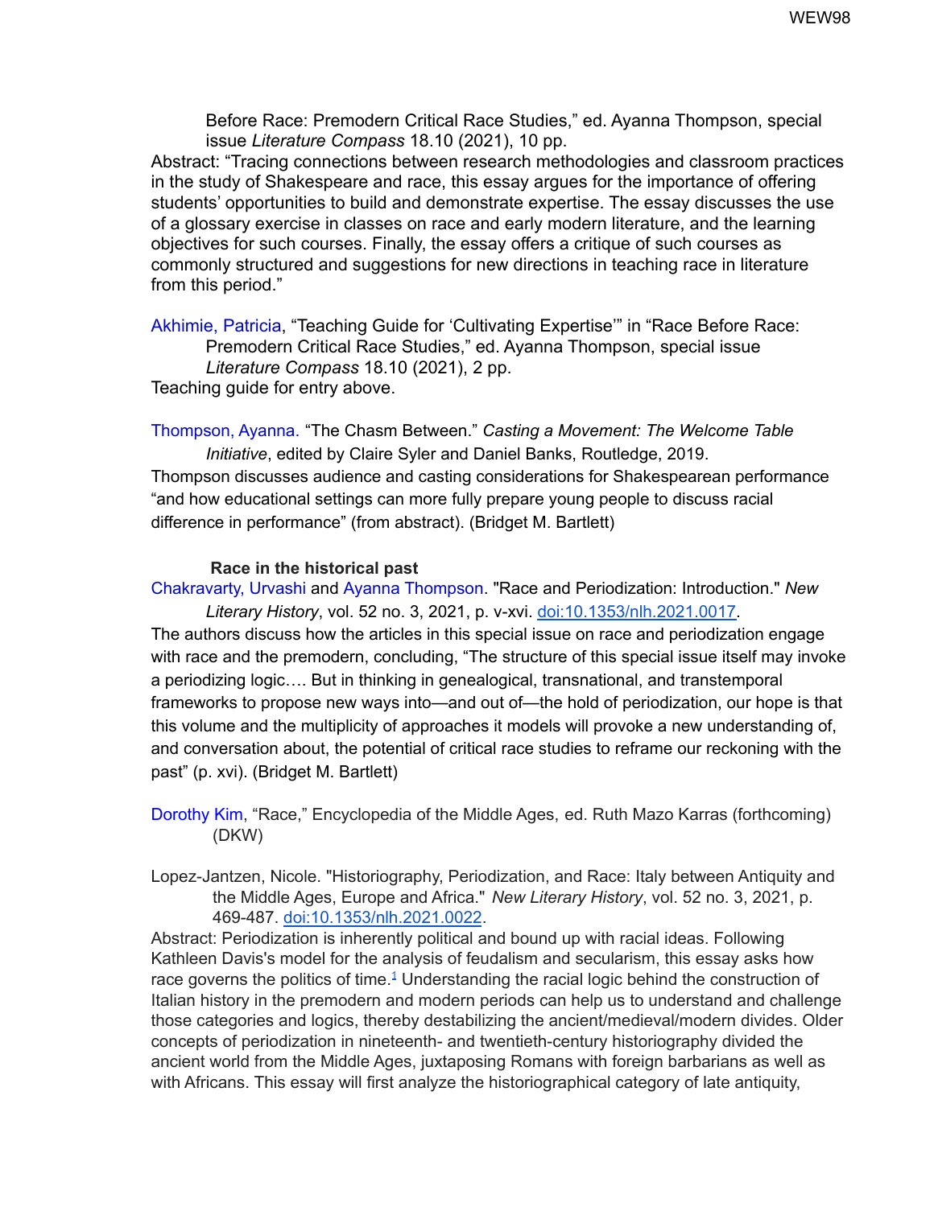Before Race: Premodern Critical Race Studies," ed. Ayanna Thompson, special issue *Literature Compass* 18.10 (2021), 10 pp.

Abstract: "Tracing connections between research methodologies and classroom practices in the study of Shakespeare and race, this essay argues for the importance of offering students' opportunities to build and demonstrate expertise. The essay discusses the use of a glossary exercise in classes on race and early modern literature, and the learning objectives for such courses. Finally, the essay offers a critique of such courses as commonly structured and suggestions for new directions in teaching race in literature from this period."

Akhimie, Patricia, "Teaching Guide for 'Cultivating Expertise'" in "Race Before Race: Premodern Critical Race Studies," ed. Ayanna Thompson, special issue *Literature Compass* 18.10 (2021), 2 pp.

Teaching guide for entry above.

Thompson, Ayanna. "The Chasm Between." *Casting a Movement: The Welcome Table Initiative*, edited by Claire Syler and Daniel Banks, Routledge, 2019.

Thompson discusses audience and casting considerations for Shakespearean performance "and how educational settings can more fully prepare young people to discuss racial difference in performance" (from abstract). (Bridget M. Bartlett)

**Race in the historical past**

Chakravarty, Urvashi and Ayanna Thompson. "Race and Periodization: Introduction." *New Literary History*, vol. 52 no. 3, 2021, p. v-xvi. doi:10.1353/nlh.2021.0017.

The authors discuss how the articles in this special issue on race and periodization engage with race and the premodern, concluding, "The structure of this special issue itself may invoke a periodizing logic…. But in thinking in genealogical, transnational, and transtemporal frameworks to propose new ways into—and out of—the hold of periodization, our hope is that this volume and the multiplicity of approaches it models will provoke a new understanding of, and conversation about, the potential of critical race studies to reframe our reckoning with the past" (p. xvi). (Bridget M. Bartlett)

Dorothy Kim, "Race," Encyclopedia of the Middle Ages, ed. Ruth Mazo Karras (forthcoming) (DKW)

Lopez-Jantzen, Nicole. "Historiography, Periodization, and Race: Italy between Antiquity and the Middle Ages, Europe and Africa." *New Literary History*, vol. 52 no. 3, 2021, p. 469-487. doi:10.1353/nlh.2021.0022.

Abstract: Periodization is inherently political and bound up with racial ideas. Following Kathleen Davis's model for the analysis of feudalism and secularism, this essay asks how race governs the politics of time.[1] Understanding the racial logic behind the construction of Italian history in the premodern and modern periods can help us to understand and challenge those categories and logics, thereby destabilizing the ancient/medieval/modern divides. Older concepts of periodization in nineteenth- and twentieth-century historiography divided the ancient world from the Middle Ages, juxtaposing Romans with foreign barbarians as well as with Africans. This essay will first analyze the historiographical category of late antiquity,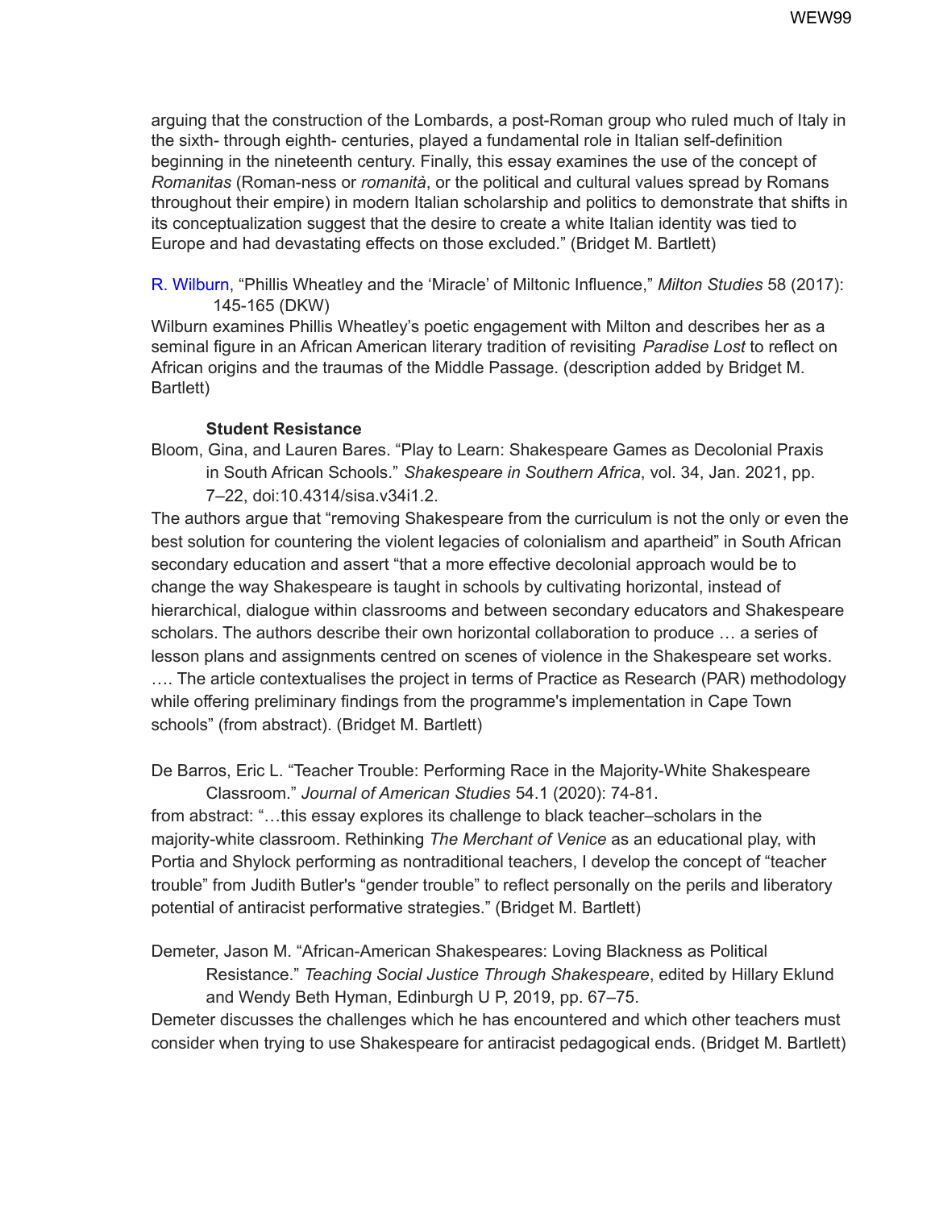arguing that the construction of the Lombards, a post-Roman group who ruled much of Italy in the sixth- through eighth- centuries, played a fundamental role in Italian self-definition beginning in the nineteenth century. Finally, this essay examines the use of the concept of *Romanitas* (Roman-ness or *romanità*, or the political and cultural values spread by Romans throughout their empire) in modern Italian scholarship and politics to demonstrate that shifts in its conceptualization suggest that the desire to create a white Italian identity was tied to Europe and had devastating effects on those excluded." (Bridget M. Bartlett)

R. Wilburn, "Phillis Wheatley and the 'Miracle' of Miltonic Influence," *Milton Studies* 58 (2017): 145-165 (DKW)

Wilburn examines Phillis Wheatley's poetic engagement with Milton and describes her as a seminal figure in an African American literary tradition of revisiting *Paradise Lost* to reflect on African origins and the traumas of the Middle Passage. (description added by Bridget M. Bartlett)

**Student Resistance**

Bloom, Gina, and Lauren Bares. "Play to Learn: Shakespeare Games as Decolonial Praxis in South African Schools." *Shakespeare in Southern Africa*, vol. 34, Jan. 2021, pp. 7–22, doi:10.4314/sisa.v34i1.2.

The authors argue that "removing Shakespeare from the curriculum is not the only or even the best solution for countering the violent legacies of colonialism and apartheid" in South African secondary education and assert "that a more effective decolonial approach would be to change the way Shakespeare is taught in schools by cultivating horizontal, instead of hierarchical, dialogue within classrooms and between secondary educators and Shakespeare scholars. The authors describe their own horizontal collaboration to produce … a series of lesson plans and assignments centred on scenes of violence in the Shakespeare set works. …. The article contextualises the project in terms of Practice as Research (PAR) methodology while offering preliminary findings from the programme's implementation in Cape Town schools" (from abstract). (Bridget M. Bartlett)

De Barros, Eric L. "Teacher Trouble: Performing Race in the Majority-White Shakespeare Classroom." *Journal of American Studies* 54.1 (2020): 74-81.

from abstract: "…this essay explores its challenge to black teacher–scholars in the majority-white classroom. Rethinking *The Merchant of Venice* as an educational play, with Portia and Shylock performing as nontraditional teachers, I develop the concept of "teacher trouble" from Judith Butler's "gender trouble" to reflect personally on the perils and liberatory potential of antiracist performative strategies." (Bridget M. Bartlett)

Demeter, Jason M. "African-American Shakespeares: Loving Blackness as Political Resistance." *Teaching Social Justice Through Shakespeare*, edited by Hillary Eklund and Wendy Beth Hyman, Edinburgh U P, 2019, pp. 67–75.

Demeter discusses the challenges which he has encountered and which other teachers must consider when trying to use Shakespeare for antiracist pedagogical ends. (Bridget M. Bartlett)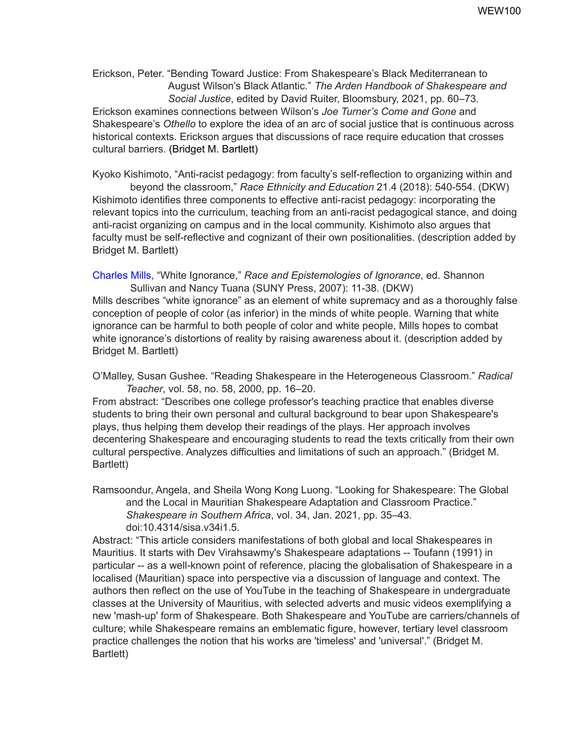Erickson, Peter. "Bending Toward Justice: From Shakespeare's Black Mediterranean to August Wilson's Black Atlantic." *The Arden Handbook of Shakespeare and Social Justice*, edited by David Ruiter, Bloomsbury, 2021, pp. 60–73.
Erickson examines connections between Wilson's *Joe Turner's Come and Gone* and Shakespeare's *Othello* to explore the idea of an arc of social justice that is continuous across historical contexts. Erickson argues that discussions of race require education that crosses cultural barriers. (Bridget M. Bartlett)

Kyoko Kishimoto, "Anti-racist pedagogy: from faculty's self-reflection to organizing within and beyond the classroom," *Race Ethnicity and Education* 21.4 (2018): 540-554. (DKW)
Kishimoto identifies three components to effective anti-racist pedagogy: incorporating the relevant topics into the curriculum, teaching from an anti-racist pedagogical stance, and doing anti-racist organizing on campus and in the local community. Kishimoto also argues that faculty must be self-reflective and cognizant of their own positionalities. (description added by Bridget M. Bartlett)

Charles Mills, "White Ignorance," *Race and Epistemologies of Ignorance*, ed. Shannon Sullivan and Nancy Tuana (SUNY Press, 2007): 11-38. (DKW)
Mills describes "white ignorance" as an element of white supremacy and as a thoroughly false conception of people of color (as inferior) in the minds of white people. Warning that white ignorance can be harmful to both people of color and white people, Mills hopes to combat white ignorance's distortions of reality by raising awareness about it. (description added by Bridget M. Bartlett)

O'Malley, Susan Gushee. "Reading Shakespeare in the Heterogeneous Classroom." *Radical Teacher*, vol. 58, no. 58, 2000, pp. 16–20.
From abstract: "Describes one college professor's teaching practice that enables diverse students to bring their own personal and cultural background to bear upon Shakespeare's plays, thus helping them develop their readings of the plays. Her approach involves decentering Shakespeare and encouraging students to read the texts critically from their own cultural perspective. Analyzes difficulties and limitations of such an approach." (Bridget M. Bartlett)

Ramsoondur, Angela, and Sheila Wong Kong Luong. "Looking for Shakespeare: The Global and the Local in Mauritian Shakespeare Adaptation and Classroom Practice." *Shakespeare in Southern Africa*, vol. 34, Jan. 2021, pp. 35–43. doi:10.4314/sisa.v34i1.5.
Abstract: "This article considers manifestations of both global and local Shakespeares in Mauritius. It starts with Dev Virahsawmy's Shakespeare adaptations -- Toufann (1991) in particular -- as a well-known point of reference, placing the globalisation of Shakespeare in a localised (Mauritian) space into perspective via a discussion of language and context. The authors then reflect on the use of YouTube in the teaching of Shakespeare in undergraduate classes at the University of Mauritius, with selected adverts and music videos exemplifying a new 'mash-up' form of Shakespeare. Both Shakespeare and YouTube are carriers/channels of culture; while Shakespeare remains an emblematic figure, however, tertiary level classroom practice challenges the notion that his works are 'timeless' and 'universal'." (Bridget M. Bartlett)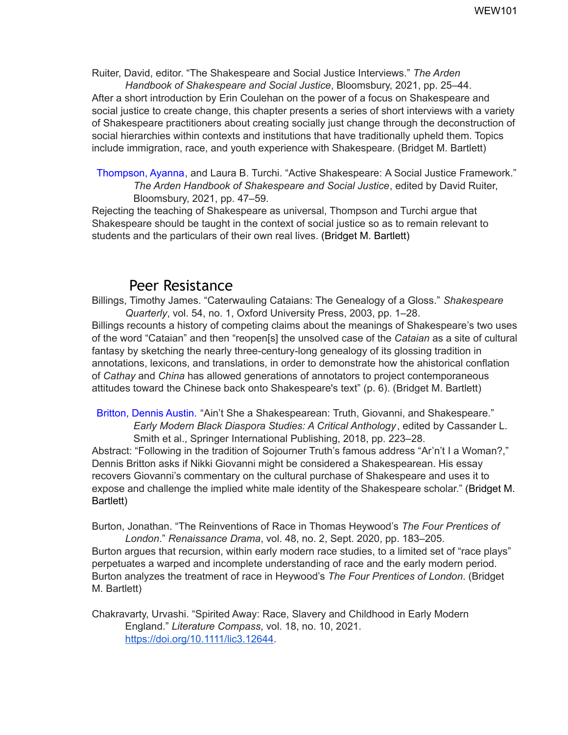Ruiter, David, editor. "The Shakespeare and Social Justice Interviews." *The Arden Handbook of Shakespeare and Social Justice*, Bloomsbury, 2021, pp. 25–44.
After a short introduction by Erin Coulehan on the power of a focus on Shakespeare and social justice to create change, this chapter presents a series of short interviews with a variety of Shakespeare practitioners about creating socially just change through the deconstruction of social hierarchies within contexts and institutions that have traditionally upheld them. Topics include immigration, race, and youth experience with Shakespeare. (Bridget M. Bartlett)

Thompson, Ayanna, and Laura B. Turchi. "Active Shakespeare: A Social Justice Framework." *The Arden Handbook of Shakespeare and Social Justice*, edited by David Ruiter, Bloomsbury, 2021, pp. 47–59.
Rejecting the teaching of Shakespeare as universal, Thompson and Turchi argue that Shakespeare should be taught in the context of social justice so as to remain relevant to students and the particulars of their own real lives. (Bridget M. Bartlett)

## Peer Resistance

Billings, Timothy James. "Caterwauling Cataians: The Genealogy of a Gloss." *Shakespeare Quarterly*, vol. 54, no. 1, Oxford University Press, 2003, pp. 1–28.
Billings recounts a history of competing claims about the meanings of Shakespeare's two uses of the word "Cataian" and then "reopen[s] the unsolved case of the *Cataian* as a site of cultural fantasy by sketching the nearly three-century-long genealogy of its glossing tradition in annotations, lexicons, and translations, in order to demonstrate how the ahistorical conflation of *Cathay* and *China* has allowed generations of annotators to project contemporaneous attitudes toward the Chinese back onto Shakespeare's text" (p. 6). (Bridget M. Bartlett)

Britton, Dennis Austin. "Ain't She a Shakespearean: Truth, Giovanni, and Shakespeare." *Early Modern Black Diaspora Studies: A Critical Anthology*, edited by Cassander L. Smith et al., Springer International Publishing, 2018, pp. 223–28.
Abstract: "Following in the tradition of Sojourner Truth's famous address "Ar'n't I a Woman?," Dennis Britton asks if Nikki Giovanni might be considered a Shakespearean. His essay recovers Giovanni's commentary on the cultural purchase of Shakespeare and uses it to expose and challenge the implied white male identity of the Shakespeare scholar." (Bridget M. Bartlett)

Burton, Jonathan. "The Reinventions of Race in Thomas Heywood's *The Four Prentices of London*." *Renaissance Drama*, vol. 48, no. 2, Sept. 2020, pp. 183–205.
Burton argues that recursion, within early modern race studies, to a limited set of "race plays" perpetuates a warped and incomplete understanding of race and the early modern period. Burton analyzes the treatment of race in Heywood's *The Four Prentices of London*. (Bridget M. Bartlett)

Chakravarty, Urvashi. "Spirited Away: Race, Slavery and Childhood in Early Modern England." *Literature Compass*, vol. 18, no. 10, 2021. https://doi.org/10.1111/lic3.12644.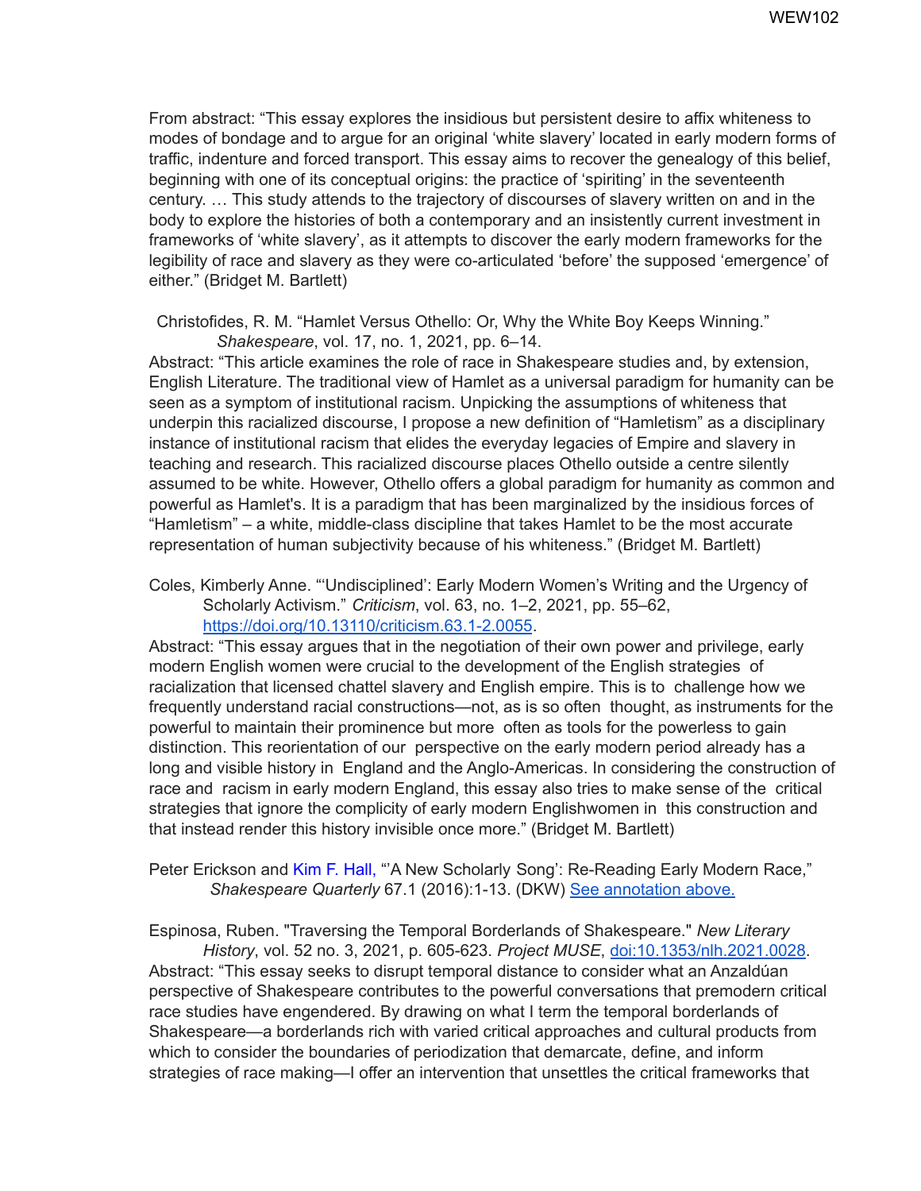From abstract: "This essay explores the insidious but persistent desire to affix whiteness to modes of bondage and to argue for an original 'white slavery' located in early modern forms of traffic, indenture and forced transport. This essay aims to recover the genealogy of this belief, beginning with one of its conceptual origins: the practice of 'spiriting' in the seventeenth century. … This study attends to the trajectory of discourses of slavery written on and in the body to explore the histories of both a contemporary and an insistently current investment in frameworks of 'white slavery', as it attempts to discover the early modern frameworks for the legibility of race and slavery as they were co-articulated 'before' the supposed 'emergence' of either." (Bridget M. Bartlett)

Christofides, R. M. "Hamlet Versus Othello: Or, Why the White Boy Keeps Winning." *Shakespeare*, vol. 17, no. 1, 2021, pp. 6–14.
Abstract: "This article examines the role of race in Shakespeare studies and, by extension, English Literature. The traditional view of Hamlet as a universal paradigm for humanity can be seen as a symptom of institutional racism. Unpicking the assumptions of whiteness that underpin this racialized discourse, I propose a new definition of "Hamletism" as a disciplinary instance of institutional racism that elides the everyday legacies of Empire and slavery in teaching and research. This racialized discourse places Othello outside a centre silently assumed to be white. However, Othello offers a global paradigm for humanity as common and powerful as Hamlet's. It is a paradigm that has been marginalized by the insidious forces of "Hamletism" – a white, middle-class discipline that takes Hamlet to be the most accurate representation of human subjectivity because of his whiteness." (Bridget M. Bartlett)

Coles, Kimberly Anne. "'Undisciplined': Early Modern Women's Writing and the Urgency of Scholarly Activism." *Criticism*, vol. 63, no. 1–2, 2021, pp. 55–62, [https://doi.org/10.13110/criticism.63.1-2.0055](https://doi.org/10.13110/criticism.63.1-2.0055).
Abstract: "This essay argues that in the negotiation of their own power and privilege, early modern English women were crucial to the development of the English strategies of racialization that licensed chattel slavery and English empire. This is to challenge how we frequently understand racial constructions—not, as is so often thought, as instruments for the powerful to maintain their prominence but more often as tools for the powerless to gain distinction. This reorientation of our perspective on the early modern period already has a long and visible history in England and the Anglo-Americas. In considering the construction of race and racism in early modern England, this essay also tries to make sense of the critical strategies that ignore the complicity of early modern Englishwomen in this construction and that instead render this history invisible once more." (Bridget M. Bartlett)

Peter Erickson and Kim F. Hall, "'A New Scholarly Song': Re-Reading Early Modern Race," *Shakespeare Quarterly* 67.1 (2016):1-13. (DKW) See annotation above.

Espinosa, Ruben. "Traversing the Temporal Borderlands of Shakespeare." *New Literary History*, vol. 52 no. 3, 2021, p. 605-623. *Project MUSE*, [doi:10.1353/nlh.2021.0028](https://doi.org/10.1353/nlh.2021.0028).
Abstract: "This essay seeks to disrupt temporal distance to consider what an Anzaldúan perspective of Shakespeare contributes to the powerful conversations that premodern critical race studies have engendered. By drawing on what I term the temporal borderlands of Shakespeare—a borderlands rich with varied critical approaches and cultural products from which to consider the boundaries of periodization that demarcate, define, and inform strategies of race making—I offer an intervention that unsettles the critical frameworks that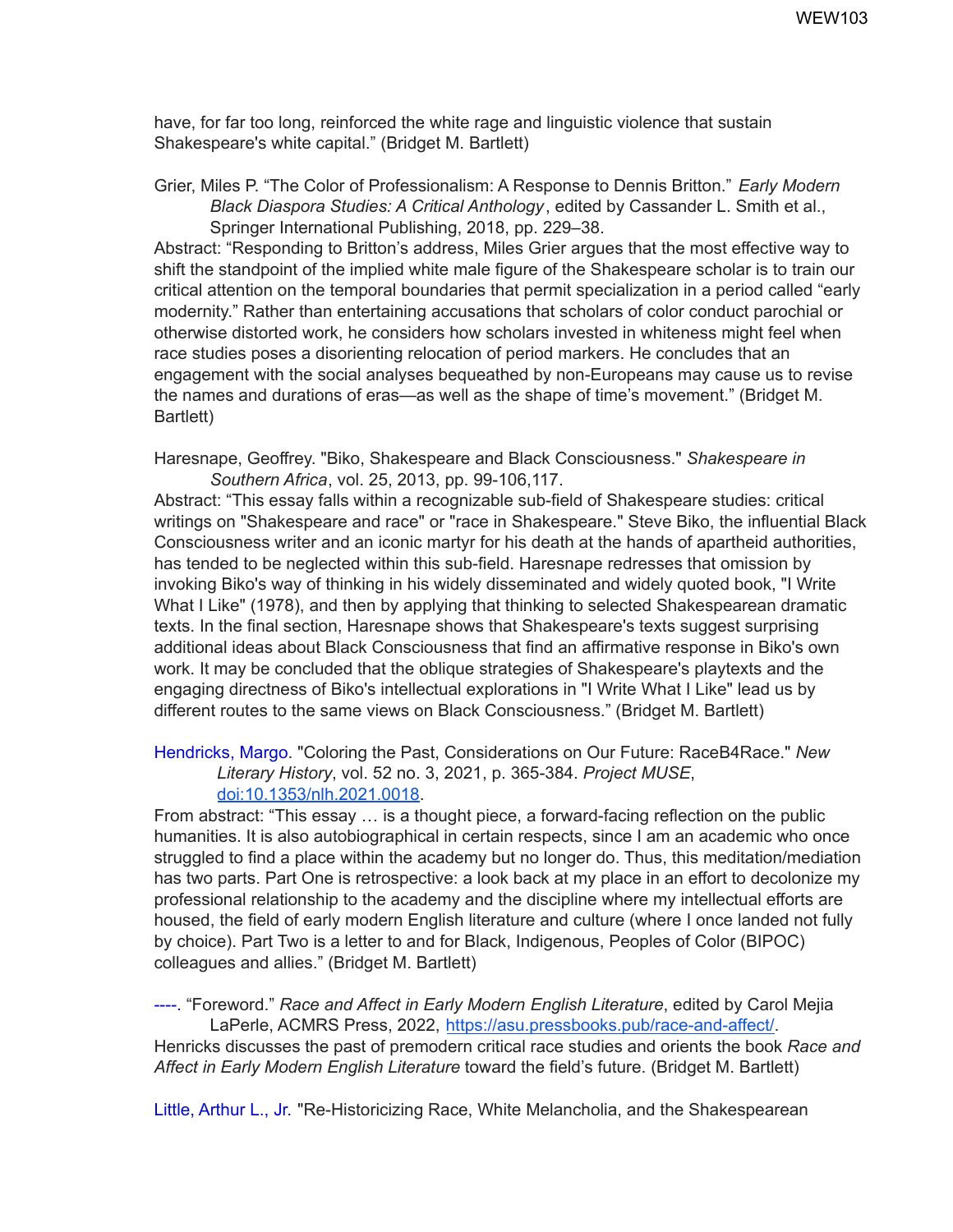have, for far too long, reinforced the white rage and linguistic violence that sustain Shakespeare's white capital." (Bridget M. Bartlett)

Grier, Miles P. "The Color of Professionalism: A Response to Dennis Britton." *Early Modern Black Diaspora Studies: A Critical Anthology*, edited by Cassander L. Smith et al., Springer International Publishing, 2018, pp. 229–38.

Abstract: "Responding to Britton's address, Miles Grier argues that the most effective way to shift the standpoint of the implied white male figure of the Shakespeare scholar is to train our critical attention on the temporal boundaries that permit specialization in a period called "early modernity." Rather than entertaining accusations that scholars of color conduct parochial or otherwise distorted work, he considers how scholars invested in whiteness might feel when race studies poses a disorienting relocation of period markers. He concludes that an engagement with the social analyses bequeathed by non-Europeans may cause us to revise the names and durations of eras—as well as the shape of time's movement." (Bridget M. Bartlett)

Haresnape, Geoffrey. "Biko, Shakespeare and Black Consciousness." *Shakespeare in Southern Africa*, vol. 25, 2013, pp. 99-106,117.

Abstract: "This essay falls within a recognizable sub-field of Shakespeare studies: critical writings on "Shakespeare and race" or "race in Shakespeare." Steve Biko, the influential Black Consciousness writer and an iconic martyr for his death at the hands of apartheid authorities, has tended to be neglected within this sub-field. Haresnape redresses that omission by invoking Biko's way of thinking in his widely disseminated and widely quoted book, "I Write What I Like" (1978), and then by applying that thinking to selected Shakespearean dramatic texts. In the final section, Haresnape shows that Shakespeare's texts suggest surprising additional ideas about Black Consciousness that find an affirmative response in Biko's own work. It may be concluded that the oblique strategies of Shakespeare's playtexts and the engaging directness of Biko's intellectual explorations in "I Write What I Like" lead us by different routes to the same views on Black Consciousness." (Bridget M. Bartlett)

Hendricks, Margo. "Coloring the Past, Considerations on Our Future: RaceB4Race." *New Literary History*, vol. 52 no. 3, 2021, p. 365-384. *Project MUSE*, [doi:10.1353/nlh.2021.0018](doi:10.1353/nlh.2021.0018).

From abstract: "This essay … is a thought piece, a forward-facing reflection on the public humanities. It is also autobiographical in certain respects, since I am an academic who once struggled to find a place within the academy but no longer do. Thus, this meditation/mediation has two parts. Part One is retrospective: a look back at my place in an effort to decolonize my professional relationship to the academy and the discipline where my intellectual efforts are housed, the field of early modern English literature and culture (where I once landed not fully by choice). Part Two is a letter to and for Black, Indigenous, Peoples of Color (BIPOC) colleagues and allies." (Bridget M. Bartlett)

----. "Foreword." *Race and Affect in Early Modern English Literature*, edited by Carol Mejia LaPerle, ACMRS Press, 2022, [https://asu.pressbooks.pub/race-and-affect/](https://asu.pressbooks.pub/race-and-affect/).

Henricks discusses the past of premodern critical race studies and orients the book *Race and Affect in Early Modern English Literature* toward the field's future. (Bridget M. Bartlett)

Little, Arthur L., Jr. "Re-Historicizing Race, White Melancholia, and the Shakespearean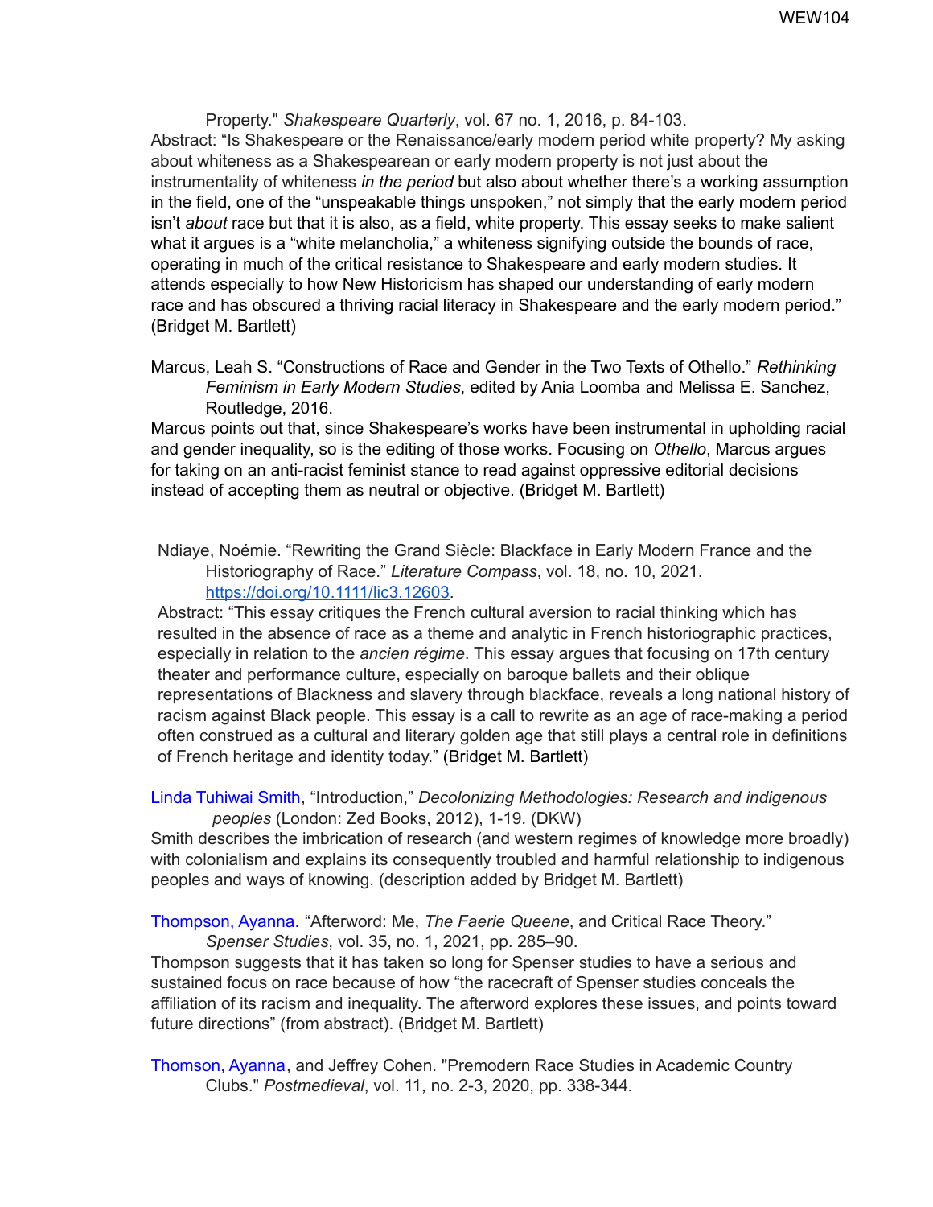Property." *Shakespeare Quarterly*, vol. 67 no. 1, 2016, p. 84-103.

Abstract: "Is Shakespeare or the Renaissance/early modern period white property? My asking about whiteness as a Shakespearean or early modern property is not just about the instrumentality of whiteness *in the period* but also about whether there's a working assumption in the field, one of the "unspeakable things unspoken," not simply that the early modern period isn't *about* race but that it is also, as a field, white property. This essay seeks to make salient what it argues is a "white melancholia," a whiteness signifying outside the bounds of race, operating in much of the critical resistance to Shakespeare and early modern studies. It attends especially to how New Historicism has shaped our understanding of early modern race and has obscured a thriving racial literacy in Shakespeare and the early modern period." (Bridget M. Bartlett)

Marcus, Leah S. "Constructions of Race and Gender in the Two Texts of Othello." *Rethinking Feminism in Early Modern Studies*, edited by Ania Loomba and Melissa E. Sanchez, Routledge, 2016.

Marcus points out that, since Shakespeare's works have been instrumental in upholding racial and gender inequality, so is the editing of those works. Focusing on *Othello*, Marcus argues for taking on an anti-racist feminist stance to read against oppressive editorial decisions instead of accepting them as neutral or objective. (Bridget M. Bartlett)

Ndiaye, Noémie. "Rewriting the Grand Siècle: Blackface in Early Modern France and the Historiography of Race." *Literature Compass*, vol. 18, no. 10, 2021. [https://doi.org/10.1111/lic3.12603](https://doi.org/10.1111/lic3.12603).

Abstract: "This essay critiques the French cultural aversion to racial thinking which has resulted in the absence of race as a theme and analytic in French historiographic practices, especially in relation to the *ancien régime*. This essay argues that focusing on 17th century theater and performance culture, especially on baroque ballets and their oblique representations of Blackness and slavery through blackface, reveals a long national history of racism against Black people. This essay is a call to rewrite as an age of race-making a period often construed as a cultural and literary golden age that still plays a central role in definitions of French heritage and identity today." (Bridget M. Bartlett)

Linda Tuhiwai Smith, "Introduction," *Decolonizing Methodologies: Research and indigenous peoples* (London: Zed Books, 2012), 1-19. (DKW)

Smith describes the imbrication of research (and western regimes of knowledge more broadly) with colonialism and explains its consequently troubled and harmful relationship to indigenous peoples and ways of knowing. (description added by Bridget M. Bartlett)

Thompson, Ayanna. "Afterword: Me, *The Faerie Queene*, and Critical Race Theory." *Spenser Studies*, vol. 35, no. 1, 2021, pp. 285–90.

Thompson suggests that it has taken so long for Spenser studies to have a serious and sustained focus on race because of how "the racecraft of Spenser studies conceals the affiliation of its racism and inequality. The afterword explores these issues, and points toward future directions" (from abstract). (Bridget M. Bartlett)

Thomson, Ayanna, and Jeffrey Cohen. "Premodern Race Studies in Academic Country Clubs." *Postmedieval*, vol. 11, no. 2-3, 2020, pp. 338-344.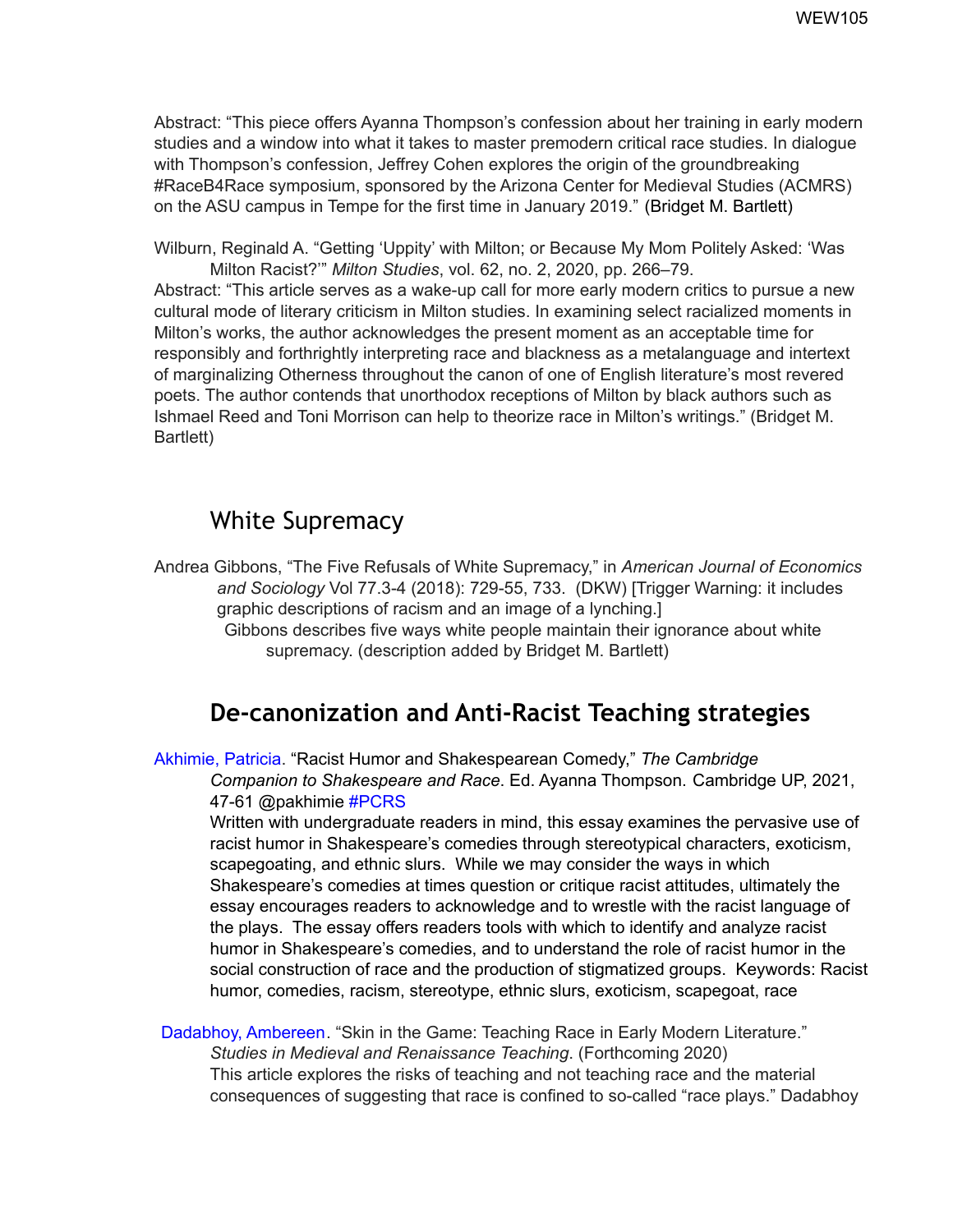Abstract: “This piece offers Ayanna Thompson’s confession about her training in early modern studies and a window into what it takes to master premodern critical race studies. In dialogue with Thompson’s confession, Jeffrey Cohen explores the origin of the groundbreaking #RaceB4Race symposium, sponsored by the Arizona Center for Medieval Studies (ACMRS) on the ASU campus in Tempe for the first time in January 2019.” (Bridget M. Bartlett)

Wilburn, Reginald A. “Getting ‘Uppity’ with Milton; or Because My Mom Politely Asked: ‘Was Milton Racist?’” *Milton Studies*, vol. 62, no. 2, 2020, pp. 266–79.
Abstract: “This article serves as a wake-up call for more early modern critics to pursue a new cultural mode of literary criticism in Milton studies. In examining select racialized moments in Milton’s works, the author acknowledges the present moment as an acceptable time for responsibly and forthrightly interpreting race and blackness as a metalanguage and intertext of marginalizing Otherness throughout the canon of one of English literature’s most revered poets. The author contends that unorthodox receptions of Milton by black authors such as Ishmael Reed and Toni Morrison can help to theorize race in Milton’s writings.” (Bridget M. Bartlett)

## White Supremacy

Andrea Gibbons, “The Five Refusals of White Supremacy,” in *American Journal of Economics and Sociology* Vol 77.3-4 (2018): 729-55, 733. (DKW) [Trigger Warning: it includes graphic descriptions of racism and an image of a lynching.]
Gibbons describes five ways white people maintain their ignorance about white supremacy. (description added by Bridget M. Bartlett)

## **De-canonization and Anti-Racist Teaching strategies**

Akhimie, Patricia. “Racist Humor and Shakespearean Comedy,” *The Cambridge Companion to Shakespeare and Race*. Ed. Ayanna Thompson. Cambridge UP, 2021, 47-61 @pakhimie #PCRS
Written with undergraduate readers in mind, this essay examines the pervasive use of racist humor in Shakespeare’s comedies through stereotypical characters, exoticism, scapegoating, and ethnic slurs. While we may consider the ways in which Shakespeare’s comedies at times question or critique racist attitudes, ultimately the essay encourages readers to acknowledge and to wrestle with the racist language of the plays. The essay offers readers tools with which to identify and analyze racist humor in Shakespeare’s comedies, and to understand the role of racist humor in the social construction of race and the production of stigmatized groups. Keywords: Racist humor, comedies, racism, stereotype, ethnic slurs, exoticism, scapegoat, race

Dadabhoy, Ambereen. “Skin in the Game: Teaching Race in Early Modern Literature.” *Studies in Medieval and Renaissance Teaching*. (Forthcoming 2020)
This article explores the risks of teaching and not teaching race and the material consequences of suggesting that race is confined to so-called “race plays.” Dadabhoy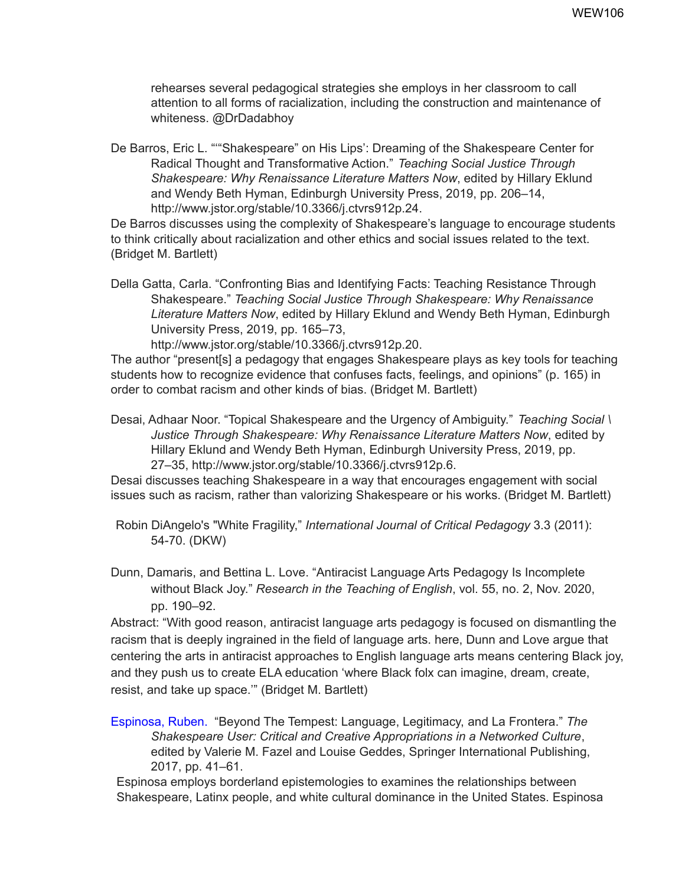rehearses several pedagogical strategies she employs in her classroom to call attention to all forms of racialization, including the construction and maintenance of whiteness. @DrDadabhoy

De Barros, Eric L. "“Shakespeare” on His Lips': Dreaming of the Shakespeare Center for Radical Thought and Transformative Action." *Teaching Social Justice Through Shakespeare: Why Renaissance Literature Matters Now*, edited by Hillary Eklund and Wendy Beth Hyman, Edinburgh University Press, 2019, pp. 206–14, http://www.jstor.org/stable/10.3366/j.ctvrs912p.24.
De Barros discusses using the complexity of Shakespeare's language to encourage students to think critically about racialization and other ethics and social issues related to the text. (Bridget M. Bartlett)

Della Gatta, Carla. "Confronting Bias and Identifying Facts: Teaching Resistance Through Shakespeare." *Teaching Social Justice Through Shakespeare: Why Renaissance Literature Matters Now*, edited by Hillary Eklund and Wendy Beth Hyman, Edinburgh University Press, 2019, pp. 165–73, http://www.jstor.org/stable/10.3366/j.ctvrs912p.20.
The author "present[s] a pedagogy that engages Shakespeare plays as key tools for teaching students how to recognize evidence that confuses facts, feelings, and opinions" (p. 165) in order to combat racism and other kinds of bias. (Bridget M. Bartlett)

Desai, Adhaar Noor. "Topical Shakespeare and the Urgency of Ambiguity." *Teaching Social \ Justice Through Shakespeare: Why Renaissance Literature Matters Now*, edited by Hillary Eklund and Wendy Beth Hyman, Edinburgh University Press, 2019, pp. 27–35, http://www.jstor.org/stable/10.3366/j.ctvrs912p.6.
Desai discusses teaching Shakespeare in a way that encourages engagement with social issues such as racism, rather than valorizing Shakespeare or his works. (Bridget M. Bartlett)

Robin DiAngelo's "White Fragility," *International Journal of Critical Pedagogy* 3.3 (2011): 54-70. (DKW)

Dunn, Damaris, and Bettina L. Love. "Antiracist Language Arts Pedagogy Is Incomplete without Black Joy." *Research in the Teaching of English*, vol. 55, no. 2, Nov. 2020, pp. 190–92.
Abstract: "With good reason, antiracist language arts pedagogy is focused on dismantling the racism that is deeply ingrained in the field of language arts. here, Dunn and Love argue that centering the arts in antiracist approaches to English language arts means centering Black joy, and they push us to create ELA education 'where Black folx can imagine, dream, create, resist, and take up space.'" (Bridget M. Bartlett)

Espinosa, Ruben. "Beyond The Tempest: Language, Legitimacy, and La Frontera." *The Shakespeare User: Critical and Creative Appropriations in a Networked Culture*, edited by Valerie M. Fazel and Louise Geddes, Springer International Publishing, 2017, pp. 41–61.
Espinosa employs borderland epistemologies to examines the relationships between Shakespeare, Latinx people, and white cultural dominance in the United States. Espinosa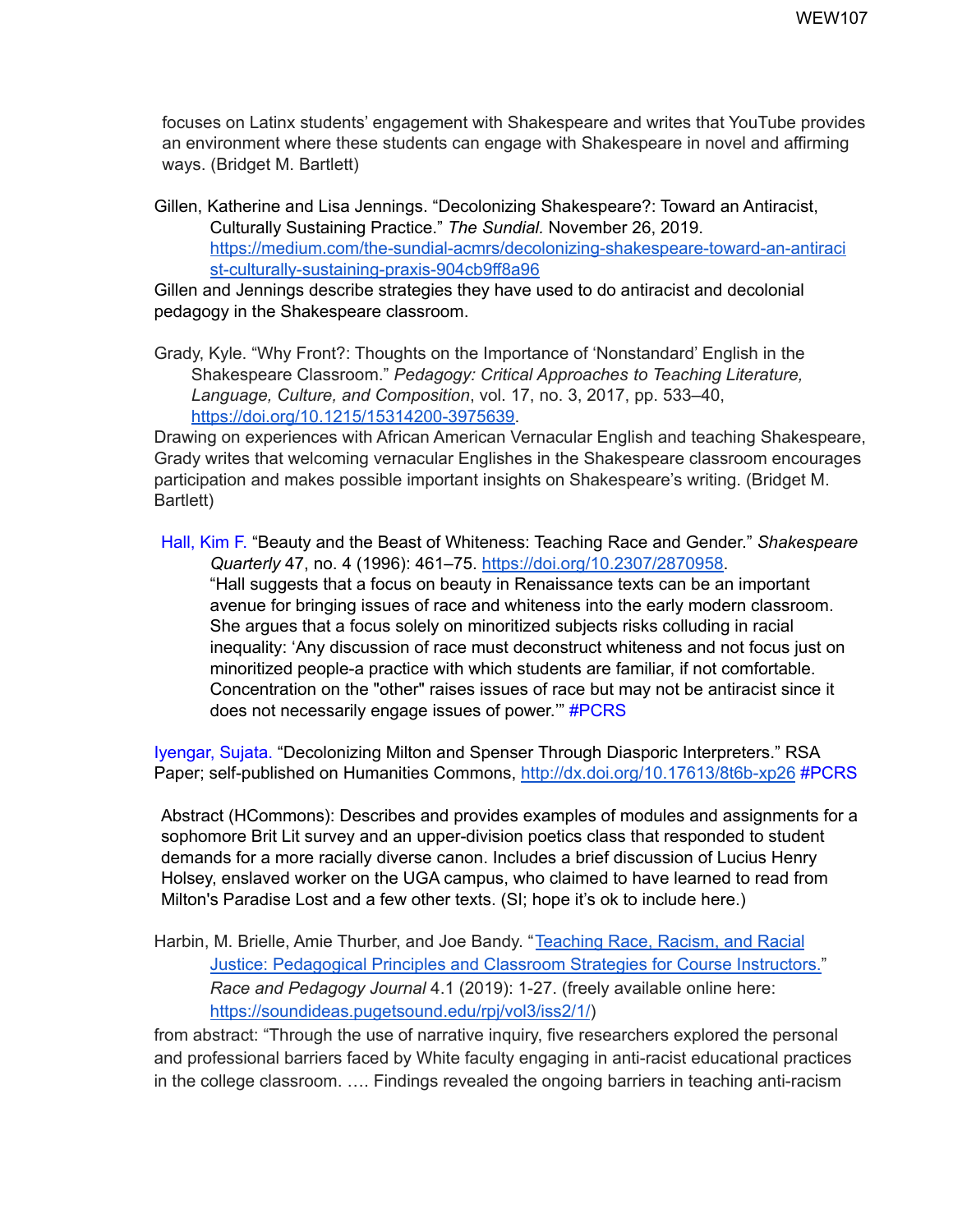focuses on Latinx students' engagement with Shakespeare and writes that YouTube provides an environment where these students can engage with Shakespeare in novel and affirming ways. (Bridget M. Bartlett)

Gillen, Katherine and Lisa Jennings. "Decolonizing Shakespeare?: Toward an Antiracist, Culturally Sustaining Practice." *The Sundial.* November 26, 2019. https://medium.com/the-sundial-acmrs/decolonizing-shakespeare-toward-an-antiracist-culturally-sustaining-praxis-904cb9ff8a96

Gillen and Jennings describe strategies they have used to do antiracist and decolonial pedagogy in the Shakespeare classroom.

Grady, Kyle. "Why Front?: Thoughts on the Importance of 'Nonstandard' English in the Shakespeare Classroom." *Pedagogy: Critical Approaches to Teaching Literature, Language, Culture, and Composition*, vol. 17, no. 3, 2017, pp. 533–40, https://doi.org/10.1215/15314200-3975639.

Drawing on experiences with African American Vernacular English and teaching Shakespeare, Grady writes that welcoming vernacular Englishes in the Shakespeare classroom encourages participation and makes possible important insights on Shakespeare's writing. (Bridget M. Bartlett)

Hall, Kim F. "Beauty and the Beast of Whiteness: Teaching Race and Gender." *Shakespeare Quarterly* 47, no. 4 (1996): 461–75. https://doi.org/10.2307/2870958.

"Hall suggests that a focus on beauty in Renaissance texts can be an important avenue for bringing issues of race and whiteness into the early modern classroom. She argues that a focus solely on minoritized subjects risks colluding in racial inequality: 'Any discussion of race must deconstruct whiteness and not focus just on minoritized people-a practice with which students are familiar, if not comfortable. Concentration on the "other" raises issues of race but may not be antiracist since it does not necessarily engage issues of power.'" #PCRS

Iyengar, Sujata. "Decolonizing Milton and Spenser Through Diasporic Interpreters." RSA Paper; self-published on Humanities Commons, http://dx.doi.org/10.17613/8t6b-xp26 #PCRS

Abstract (HCommons): Describes and provides examples of modules and assignments for a sophomore Brit Lit survey and an upper-division poetics class that responded to student demands for a more racially diverse canon. Includes a brief discussion of Lucius Henry Holsey, enslaved worker on the UGA campus, who claimed to have learned to read from Milton's Paradise Lost and a few other texts. (SI; hope it's ok to include here.)

Harbin, M. Brielle, Amie Thurber, and Joe Bandy. "Teaching Race, Racism, and Racial Justice: Pedagogical Principles and Classroom Strategies for Course Instructors." *Race and Pedagogy Journal* 4.1 (2019): 1-27. (freely available online here: https://soundideas.pugetsound.edu/rpj/vol3/iss2/1/)

from abstract: "Through the use of narrative inquiry, five researchers explored the personal and professional barriers faced by White faculty engaging in anti-racist educational practices in the college classroom. …. Findings revealed the ongoing barriers in teaching anti-racism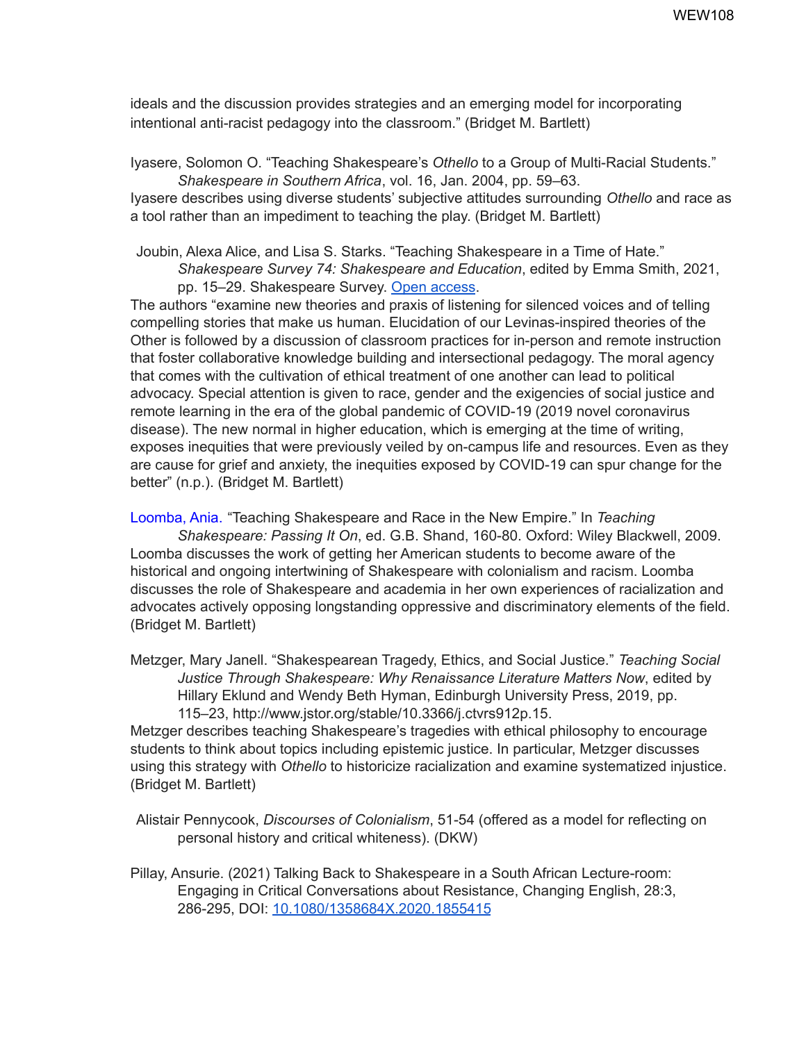ideals and the discussion provides strategies and an emerging model for incorporating intentional anti-racist pedagogy into the classroom." (Bridget M. Bartlett)

Iyasere, Solomon O. "Teaching Shakespeare's *Othello* to a Group of Multi-Racial Students." *Shakespeare in Southern Africa*, vol. 16, Jan. 2004, pp. 59–63.
Iyasere describes using diverse students' subjective attitudes surrounding *Othello* and race as a tool rather than an impediment to teaching the play. (Bridget M. Bartlett)

Joubin, Alexa Alice, and Lisa S. Starks. "Teaching Shakespeare in a Time of Hate." *Shakespeare Survey 74: Shakespeare and Education*, edited by Emma Smith, 2021, pp. 15–29. Shakespeare Survey. [Open access](Open access).
The authors "examine new theories and praxis of listening for silenced voices and of telling compelling stories that make us human. Elucidation of our Levinas-inspired theories of the Other is followed by a discussion of classroom practices for in-person and remote instruction that foster collaborative knowledge building and intersectional pedagogy. The moral agency that comes with the cultivation of ethical treatment of one another can lead to political advocacy. Special attention is given to race, gender and the exigencies of social justice and remote learning in the era of the global pandemic of COVID-19 (2019 novel coronavirus disease). The new normal in higher education, which is emerging at the time of writing, exposes inequities that were previously veiled by on-campus life and resources. Even as they are cause for grief and anxiety, the inequities exposed by COVID-19 can spur change for the better" (n.p.). (Bridget M. Bartlett)

Loomba, Ania. "Teaching Shakespeare and Race in the New Empire." In *Teaching Shakespeare: Passing It On*, ed. G.B. Shand, 160-80. Oxford: Wiley Blackwell, 2009.
Loomba discusses the work of getting her American students to become aware of the historical and ongoing intertwining of Shakespeare with colonialism and racism. Loomba discusses the role of Shakespeare and academia in her own experiences of racialization and advocates actively opposing longstanding oppressive and discriminatory elements of the field. (Bridget M. Bartlett)

Metzger, Mary Janell. "Shakespearean Tragedy, Ethics, and Social Justice." *Teaching Social Justice Through Shakespeare: Why Renaissance Literature Matters Now*, edited by Hillary Eklund and Wendy Beth Hyman, Edinburgh University Press, 2019, pp. 115–23, http://www.jstor.org/stable/10.3366/j.ctvrs912p.15.
Metzger describes teaching Shakespeare's tragedies with ethical philosophy to encourage students to think about topics including epistemic justice. In particular, Metzger discusses using this strategy with *Othello* to historicize racialization and examine systematized injustice. (Bridget M. Bartlett)

Alistair Pennycook, *Discourses of Colonialism*, 51-54 (offered as a model for reflecting on personal history and critical whiteness). (DKW)

Pillay, Ansurie. (2021) Talking Back to Shakespeare in a South African Lecture-room: Engaging in Critical Conversations about Resistance, Changing English, 28:3, 286-295, DOI: [10.1080/1358684X.2020.1855415](10.1080/1358684X.2020.1855415)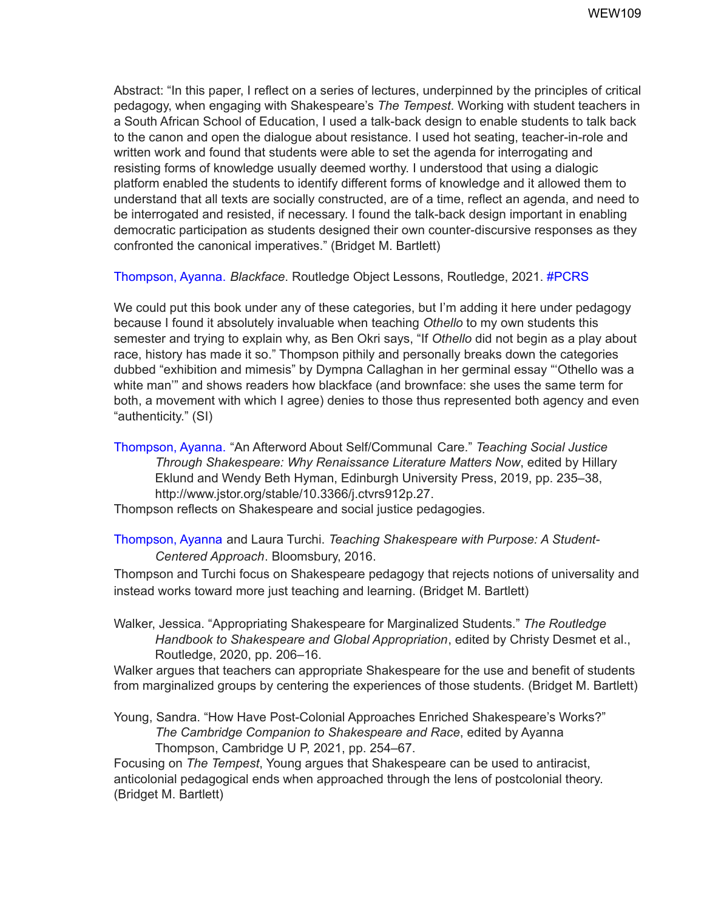Abstract: "In this paper, I reflect on a series of lectures, underpinned by the principles of critical pedagogy, when engaging with Shakespeare's *The Tempest*. Working with student teachers in a South African School of Education, I used a talk-back design to enable students to talk back to the canon and open the dialogue about resistance. I used hot seating, teacher-in-role and written work and found that students were able to set the agenda for interrogating and resisting forms of knowledge usually deemed worthy. I understood that using a dialogic platform enabled the students to identify different forms of knowledge and it allowed them to understand that all texts are socially constructed, are of a time, reflect an agenda, and need to be interrogated and resisted, if necessary. I found the talk-back design important in enabling democratic participation as students designed their own counter-discursive responses as they confronted the canonical imperatives." (Bridget M. Bartlett)

Thompson, Ayanna. *Blackface*. Routledge Object Lessons, Routledge, 2021. #PCRS

We could put this book under any of these categories, but I'm adding it here under pedagogy because I found it absolutely invaluable when teaching *Othello* to my own students this semester and trying to explain why, as Ben Okri says, "If *Othello* did not begin as a play about race, history has made it so." Thompson pithily and personally breaks down the categories dubbed "exhibition and mimesis" by Dympna Callaghan in her germinal essay "'Othello was a white man'" and shows readers how blackface (and brownface: she uses the same term for both, a movement with which I agree) denies to those thus represented both agency and even "authenticity." (SI)

Thompson, Ayanna. "An Afterword About Self/Communal Care." *Teaching Social Justice Through Shakespeare: Why Renaissance Literature Matters Now*, edited by Hillary Eklund and Wendy Beth Hyman, Edinburgh University Press, 2019, pp. 235–38, http://www.jstor.org/stable/10.3366/j.ctvrs912p.27.

Thompson reflects on Shakespeare and social justice pedagogies.

Thompson, Ayanna and Laura Turchi. *Teaching Shakespeare with Purpose: A Student-Centered Approach*. Bloomsbury, 2016.

Thompson and Turchi focus on Shakespeare pedagogy that rejects notions of universality and instead works toward more just teaching and learning. (Bridget M. Bartlett)

Walker, Jessica. "Appropriating Shakespeare for Marginalized Students." *The Routledge Handbook to Shakespeare and Global Appropriation*, edited by Christy Desmet et al., Routledge, 2020, pp. 206–16.

Walker argues that teachers can appropriate Shakespeare for the use and benefit of students from marginalized groups by centering the experiences of those students. (Bridget M. Bartlett)

Young, Sandra. "How Have Post-Colonial Approaches Enriched Shakespeare's Works?" *The Cambridge Companion to Shakespeare and Race*, edited by Ayanna Thompson, Cambridge U P, 2021, pp. 254–67.

Focusing on *The Tempest*, Young argues that Shakespeare can be used to antiracist, anticolonial pedagogical ends when approached through the lens of postcolonial theory. (Bridget M. Bartlett)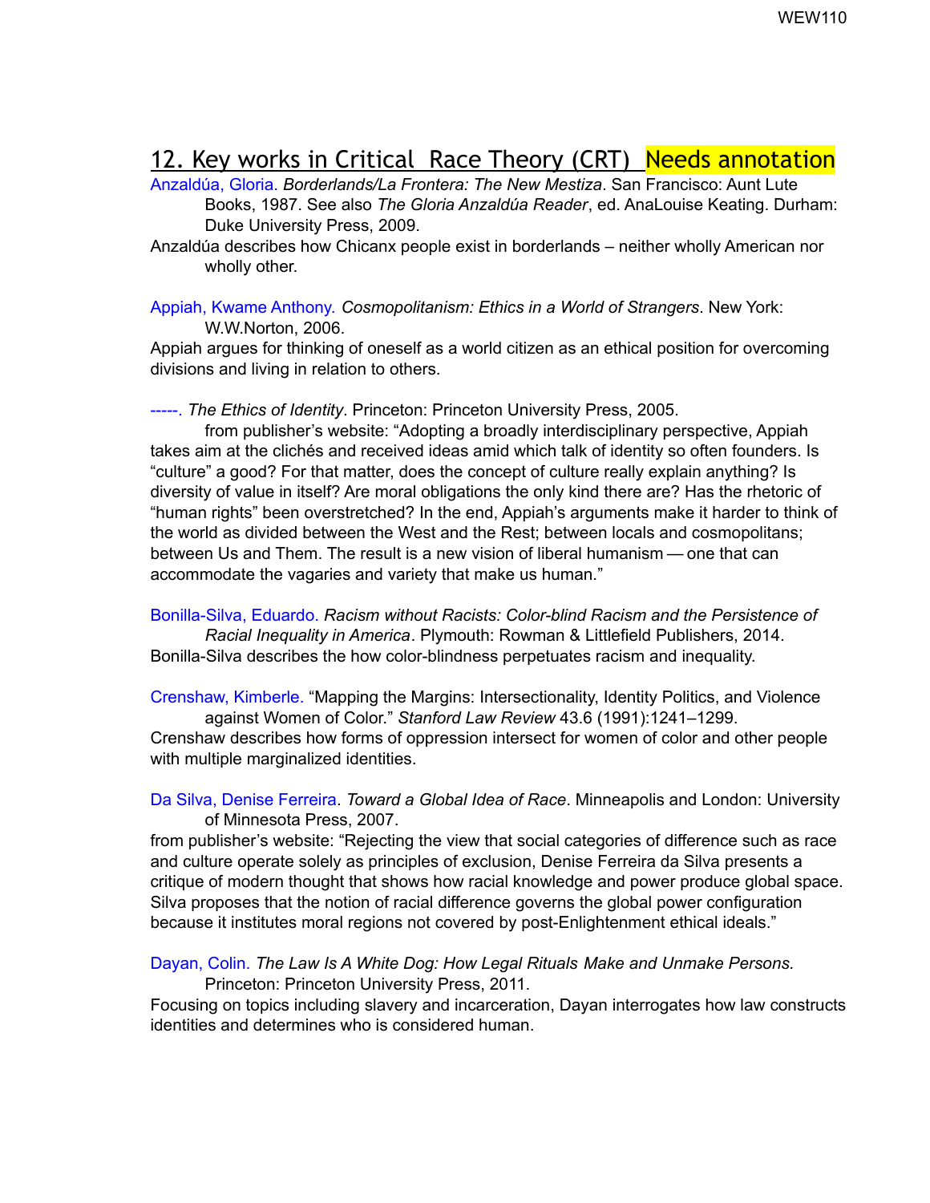## 12. Key works in Critical Race Theory (CRT) Needs annotation

Anzaldúa, Gloria. *Borderlands/La Frontera: The New Mestiza*. San Francisco: Aunt Lute Books, 1987. See also *The Gloria Anzaldúa Reader*, ed. AnaLouise Keating. Durham: Duke University Press, 2009.

Anzaldúa describes how Chicanx people exist in borderlands – neither wholly American nor wholly other.

Appiah, Kwame Anthony. *Cosmopolitanism: Ethics in a World of Strangers*. New York: W.W.Norton, 2006.

Appiah argues for thinking of oneself as a world citizen as an ethical position for overcoming divisions and living in relation to others.

-----. *The Ethics of Identity*. Princeton: Princeton University Press, 2005.

from publisher's website: "Adopting a broadly interdisciplinary perspective, Appiah takes aim at the clichés and received ideas amid which talk of identity so often founders. Is "culture" a good? For that matter, does the concept of culture really explain anything? Is diversity of value in itself? Are moral obligations the only kind there are? Has the rhetoric of "human rights" been overstretched? In the end, Appiah's arguments make it harder to think of the world as divided between the West and the Rest; between locals and cosmopolitans; between Us and Them. The result is a new vision of liberal humanism — one that can accommodate the vagaries and variety that make us human."

Bonilla-Silva, Eduardo. *Racism without Racists: Color-blind Racism and the Persistence of Racial Inequality in America*. Plymouth: Rowman & Littlefield Publishers, 2014.

Bonilla-Silva describes the how color-blindness perpetuates racism and inequality.

Crenshaw, Kimberle. "Mapping the Margins: Intersectionality, Identity Politics, and Violence against Women of Color." *Stanford Law Review* 43.6 (1991):1241–1299.

Crenshaw describes how forms of oppression intersect for women of color and other people with multiple marginalized identities.

Da Silva, Denise Ferreira. *Toward a Global Idea of Race*. Minneapolis and London: University of Minnesota Press, 2007.

from publisher's website: "Rejecting the view that social categories of difference such as race and culture operate solely as principles of exclusion, Denise Ferreira da Silva presents a critique of modern thought that shows how racial knowledge and power produce global space. Silva proposes that the notion of racial difference governs the global power configuration because it institutes moral regions not covered by post-Enlightenment ethical ideals."

Dayan, Colin. *The Law Is A White Dog: How Legal Rituals Make and Unmake Persons.* Princeton: Princeton University Press, 2011.

Focusing on topics including slavery and incarceration, Dayan interrogates how law constructs identities and determines who is considered human.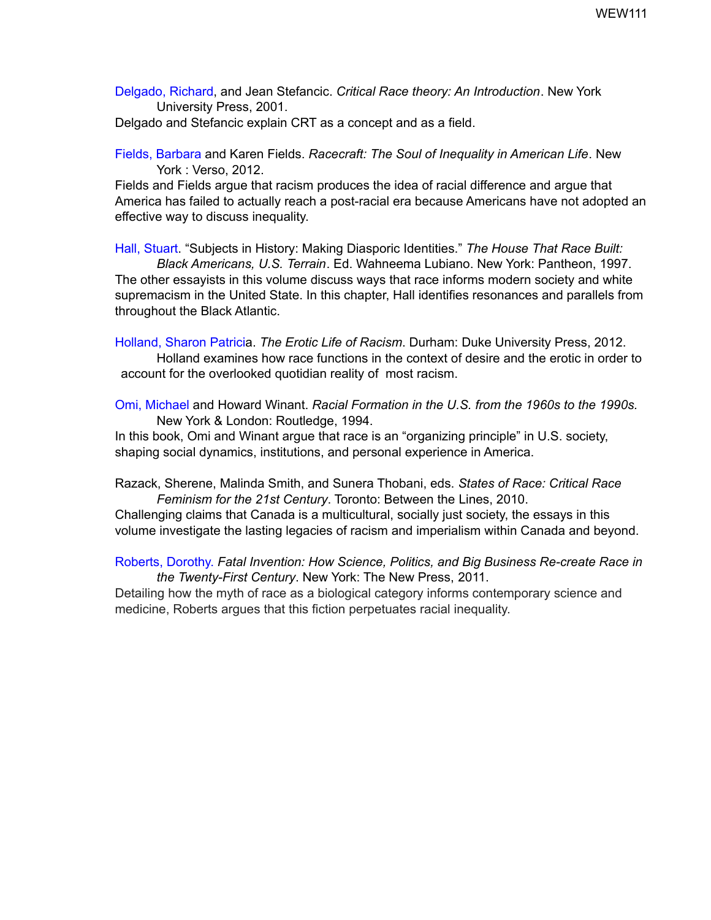Delgado, Richard, and Jean Stefancic. *Critical Race theory: An Introduction*. New York University Press, 2001.
Delgado and Stefancic explain CRT as a concept and as a field.

Fields, Barbara and Karen Fields. *Racecraft: The Soul of Inequality in American Life*. New York : Verso, 2012.
Fields and Fields argue that racism produces the idea of racial difference and argue that America has failed to actually reach a post-racial era because Americans have not adopted an effective way to discuss inequality.

Hall, Stuart. "Subjects in History: Making Diasporic Identities." *The House That Race Built: Black Americans, U.S. Terrain*. Ed. Wahneema Lubiano. New York: Pantheon, 1997.
The other essayists in this volume discuss ways that race informs modern society and white supremacism in the United State. In this chapter, Hall identifies resonances and parallels from throughout the Black Atlantic.

Holland, Sharon Patricia. *The Erotic Life of Racism*. Durham: Duke University Press, 2012.
Holland examines how race functions in the context of desire and the erotic in order to account for the overlooked quotidian reality of most racism.

Omi, Michael and Howard Winant. *Racial Formation in the U.S. from the 1960s to the 1990s.* New York & London: Routledge, 1994.
In this book, Omi and Winant argue that race is an "organizing principle" in U.S. society, shaping social dynamics, institutions, and personal experience in America.

Razack, Sherene, Malinda Smith, and Sunera Thobani, eds. *States of Race: Critical Race Feminism for the 21st Century*. Toronto: Between the Lines, 2010.
Challenging claims that Canada is a multicultural, socially just society, the essays in this volume investigate the lasting legacies of racism and imperialism within Canada and beyond.

Roberts, Dorothy. *Fatal Invention: How Science, Politics, and Big Business Re-create Race in the Twenty-First Century*. New York: The New Press, 2011.
Detailing how the myth of race as a biological category informs contemporary science and medicine, Roberts argues that this fiction perpetuates racial inequality.